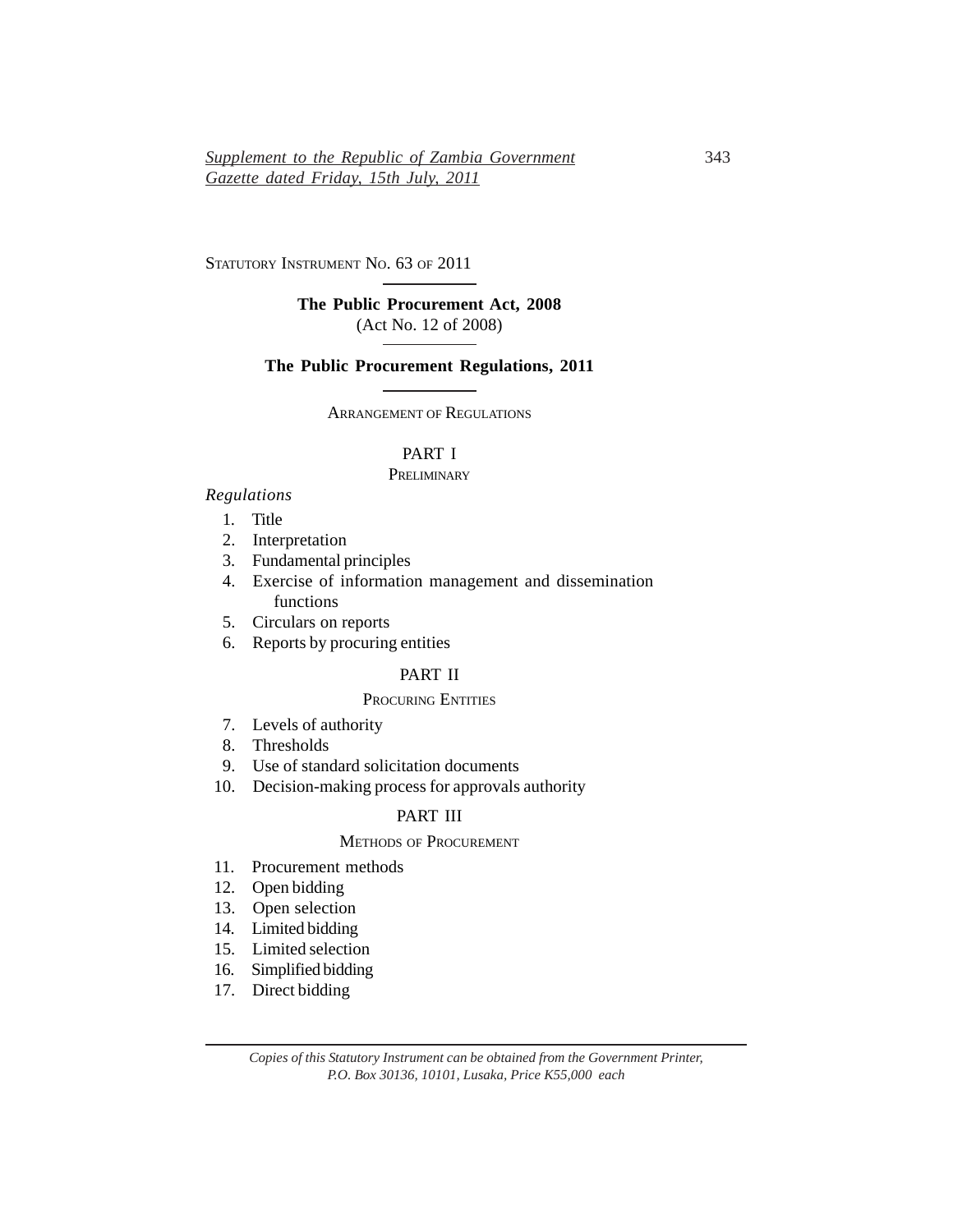*Supplement to the Republic of Zambia Government Gazette dated Friday, 15th July, 2011*

STATUTORY INSTRUMENT NO. 63 OF 2011

**The Public Procurement Act, 2008**
(Act No. 12 of 2008)

# The Public Procurement Regulations, 2011

ARRANGEMENT OF REGULATIONS

## PART I
PRELIMINARY

*Regulations*

1. Title
2. Interpretation
3. Fundamental principles
4. Exercise of information management and dissemination functions
5. Circulars on reports
6. Reports by procuring entities

## PART II
PROCURING ENTITIES

7. Levels of authority
8. Thresholds
9. Use of standard solicitation documents
10. Decision-making process for approvals authority

## PART III
METHODS OF PROCUREMENT

11. Procurement methods
12. Open bidding
13. Open selection
14. Limited bidding
15. Limited selection
16. Simplified bidding
17. Direct bidding

*Copies of this Statutory Instrument can be obtained from the Government Printer, P.O. Box 30136, 10101, Lusaka, Price K55,000 each*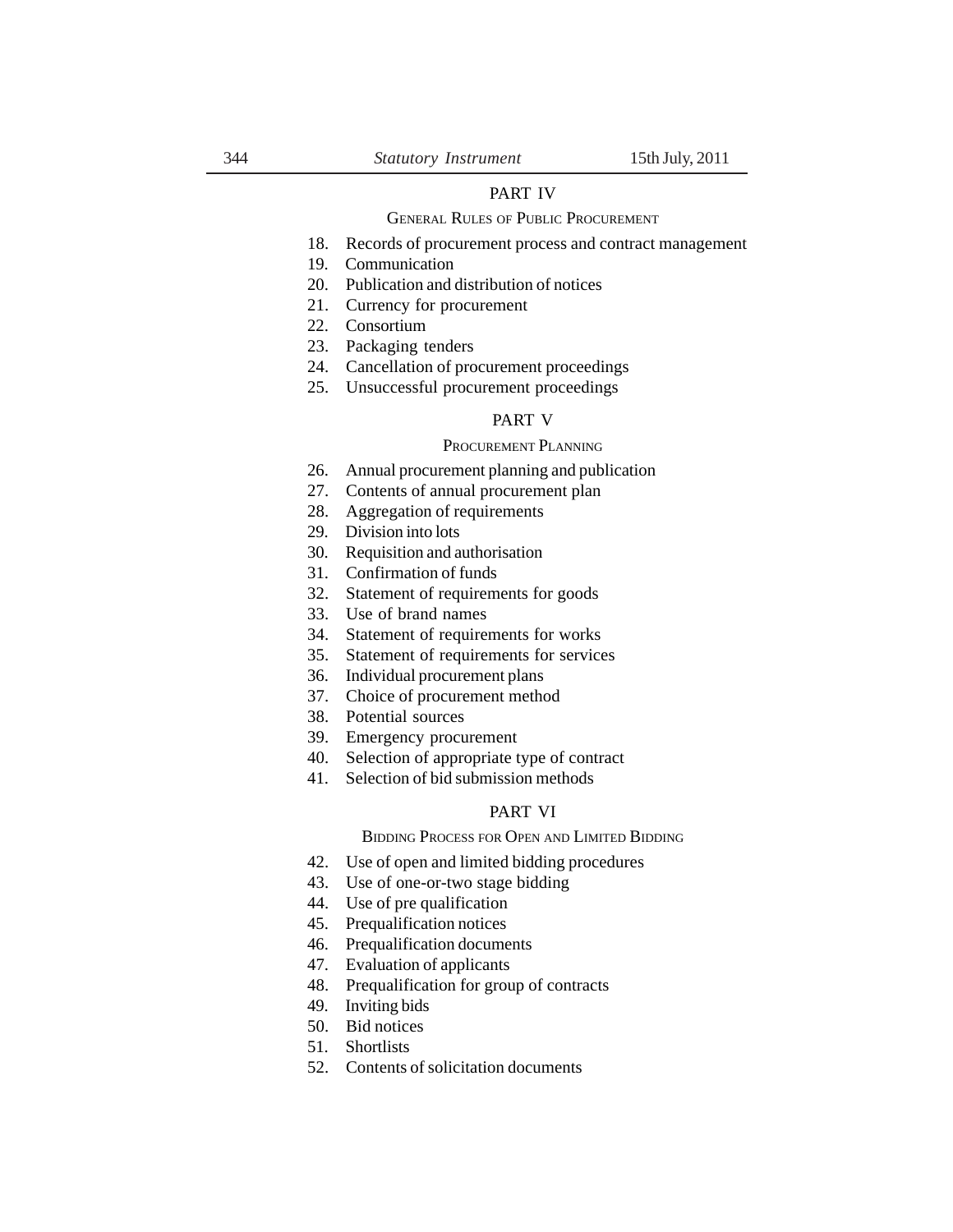## PART IV

### GENERAL RULES OF PUBLIC PROCUREMENT

18. Records of procurement process and contract management
19. Communication
20. Publication and distribution of notices
21. Currency for procurement
22. Consortium
23. Packaging tenders
24. Cancellation of procurement proceedings
25. Unsuccessful procurement proceedings

## PART V

### PROCUREMENT PLANNING

26. Annual procurement planning and publication
27. Contents of annual procurement plan
28. Aggregation of requirements
29. Division into lots
30. Requisition and authorisation
31. Confirmation of funds
32. Statement of requirements for goods
33. Use of brand names
34. Statement of requirements for works
35. Statement of requirements for services
36. Individual procurement plans
37. Choice of procurement method
38. Potential sources
39. Emergency procurement
40. Selection of appropriate type of contract
41. Selection of bid submission methods

## PART VI

### BIDDING PROCESS FOR OPEN AND LIMITED BIDDING

42. Use of open and limited bidding procedures
43. Use of one-or-two stage bidding
44. Use of pre qualification
45. Prequalification notices
46. Prequalification documents
47. Evaluation of applicants
48. Prequalification for group of contracts
49. Inviting bids
50. Bid notices
51. Shortlists
52. Contents of solicitation documents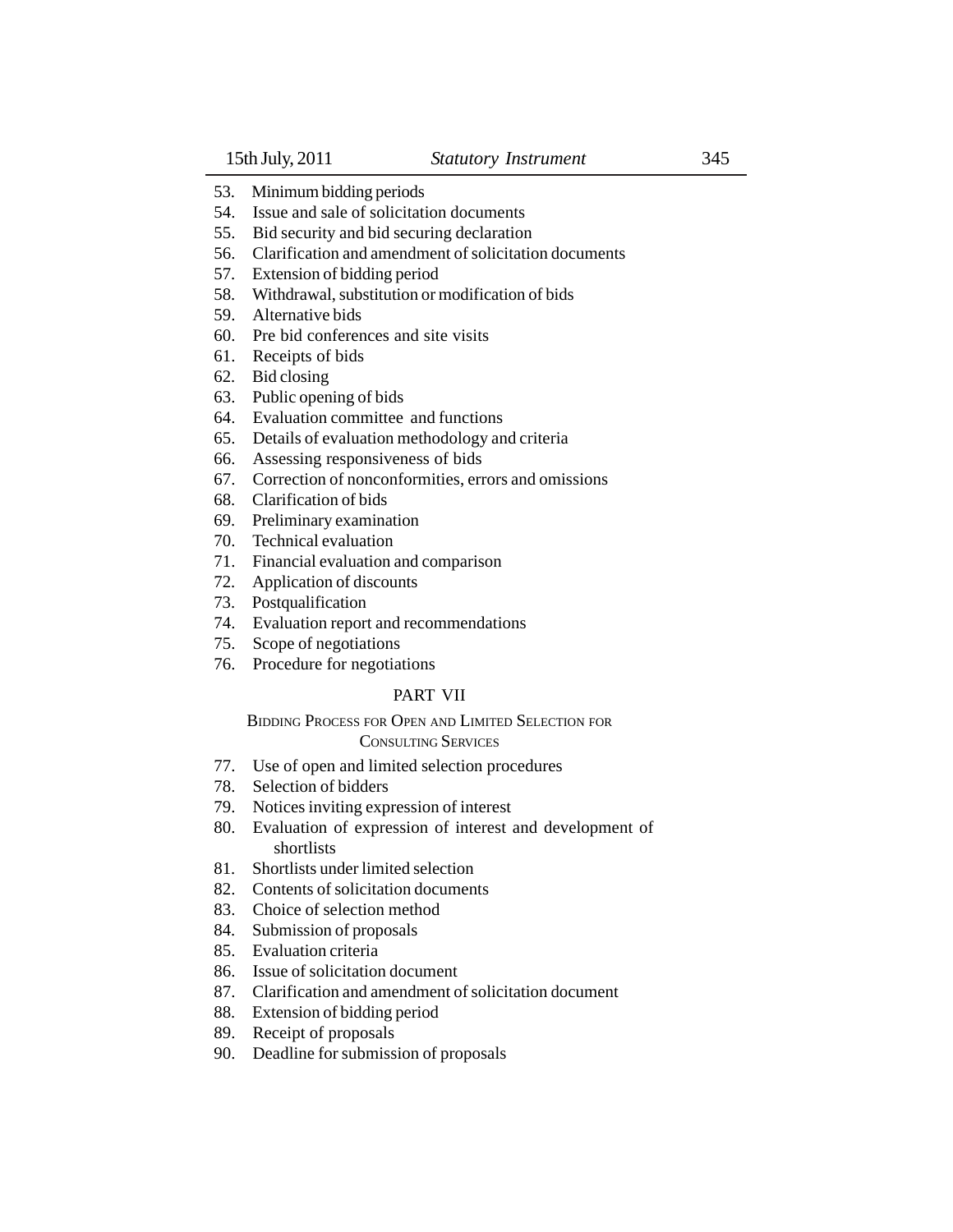53. Minimum bidding periods
54. Issue and sale of solicitation documents
55. Bid security and bid securing declaration
56. Clarification and amendment of solicitation documents
57. Extension of bidding period
58. Withdrawal, substitution or modification of bids
59. Alternative bids
60. Pre bid conferences and site visits
61. Receipts of bids
62. Bid closing
63. Public opening of bids
64. Evaluation committee and functions
65. Details of evaluation methodology and criteria
66. Assessing responsiveness of bids
67. Correction of nonconformities, errors and omissions
68. Clarification of bids
69. Preliminary examination
70. Technical evaluation
71. Financial evaluation and comparison
72. Application of discounts
73. Postqualification
74. Evaluation report and recommendations
75. Scope of negotiations
76. Procedure for negotiations

## PART VII

### BIDDING PROCESS FOR OPEN AND LIMITED SELECTION FOR CONSULTING SERVICES

77. Use of open and limited selection procedures
78. Selection of bidders
79. Notices inviting expression of interest
80. Evaluation of expression of interest and development of shortlists
81. Shortlists under limited selection
82. Contents of solicitation documents
83. Choice of selection method
84. Submission of proposals
85. Evaluation criteria
86. Issue of solicitation document
87. Clarification and amendment of solicitation document
88. Extension of bidding period
89. Receipt of proposals
90. Deadline for submission of proposals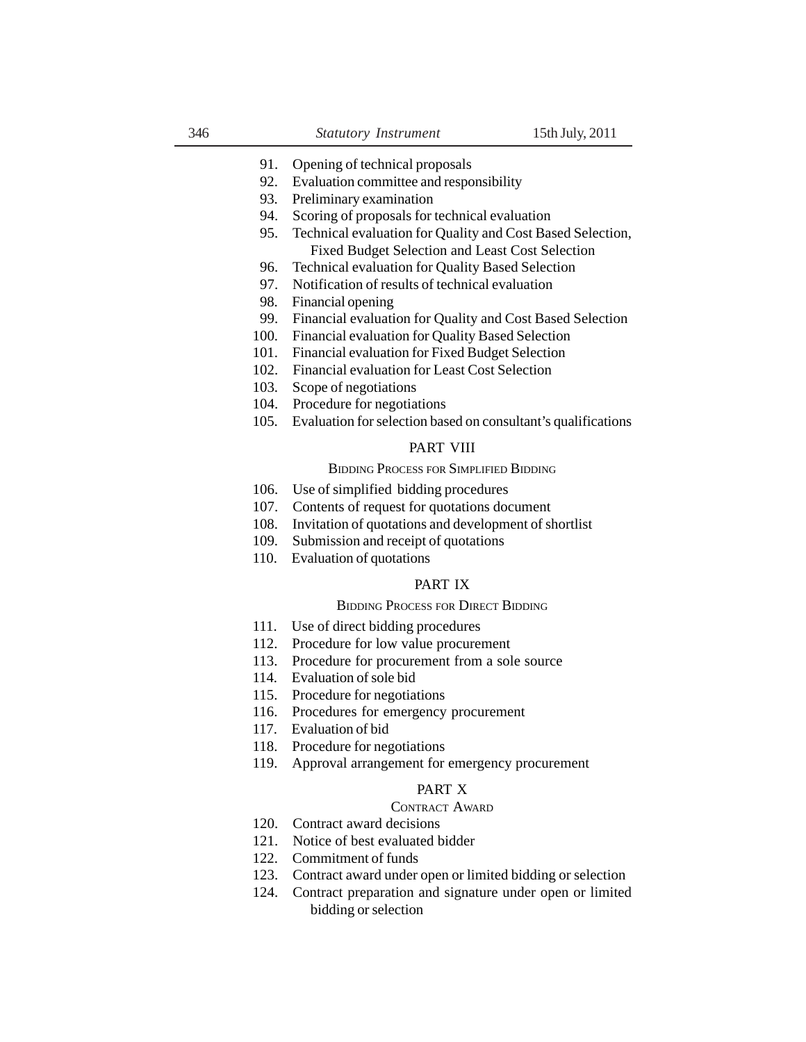91. Opening of technical proposals
92. Evaluation committee and responsibility
93. Preliminary examination
94. Scoring of proposals for technical evaluation
95. Technical evaluation for Quality and Cost Based Selection, Fixed Budget Selection and Least Cost Selection
96. Technical evaluation for Quality Based Selection
97. Notification of results of technical evaluation
98. Financial opening
99. Financial evaluation for Quality and Cost Based Selection
100. Financial evaluation for Quality Based Selection
101. Financial evaluation for Fixed Budget Selection
102. Financial evaluation for Least Cost Selection
103. Scope of negotiations
104. Procedure for negotiations
105. Evaluation for selection based on consultant's qualifications

## PART VIII

### BIDDING PROCESS FOR SIMPLIFIED BIDDING

106. Use of simplified bidding procedures
107. Contents of request for quotations document
108. Invitation of quotations and development of shortlist
109. Submission and receipt of quotations
110. Evaluation of quotations

## PART IX

### BIDDING PROCESS FOR DIRECT BIDDING

111. Use of direct bidding procedures
112. Procedure for low value procurement
113. Procedure for procurement from a sole source
114. Evaluation of sole bid
115. Procedure for negotiations
116. Procedures for emergency procurement
117. Evaluation of bid
118. Procedure for negotiations
119. Approval arrangement for emergency procurement

## PART X

### CONTRACT AWARD

120. Contract award decisions
121. Notice of best evaluated bidder
122. Commitment of funds
123. Contract award under open or limited bidding or selection
124. Contract preparation and signature under open or limited bidding or selection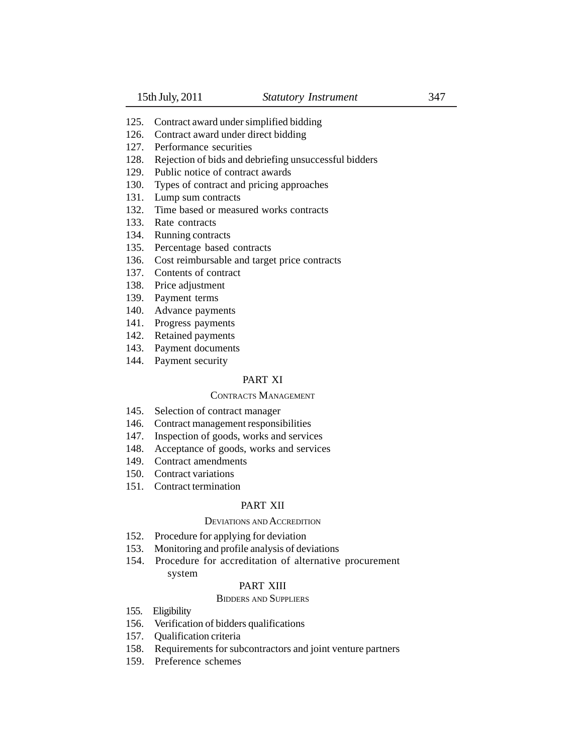125. Contract award under simplified bidding
126. Contract award under direct bidding
127. Performance securities
128. Rejection of bids and debriefing unsuccessful bidders
129. Public notice of contract awards
130. Types of contract and pricing approaches
131. Lump sum contracts
132. Time based or measured works contracts
133. Rate contracts
134. Running contracts
135. Percentage based contracts
136. Cost reimbursable and target price contracts
137. Contents of contract
138. Price adjustment
139. Payment terms
140. Advance payments
141. Progress payments
142. Retained payments
143. Payment documents
144. Payment security

## PART XI

### CONTRACTS MANAGEMENT

145. Selection of contract manager
146. Contract management responsibilities
147. Inspection of goods, works and services
148. Acceptance of goods, works and services
149. Contract amendments
150. Contract variations
151. Contract termination

## PART XII

### DEVIATIONS AND ACCREDITION

152. Procedure for applying for deviation
153. Monitoring and profile analysis of deviations
154. Procedure for accreditation of alternative procurement system

## PART XIII

### BIDDERS AND SUPPLIERS

155. Eligibility
156. Verification of bidders qualifications
157. Qualification criteria
158. Requirements for subcontractors and joint venture partners
159. Preference schemes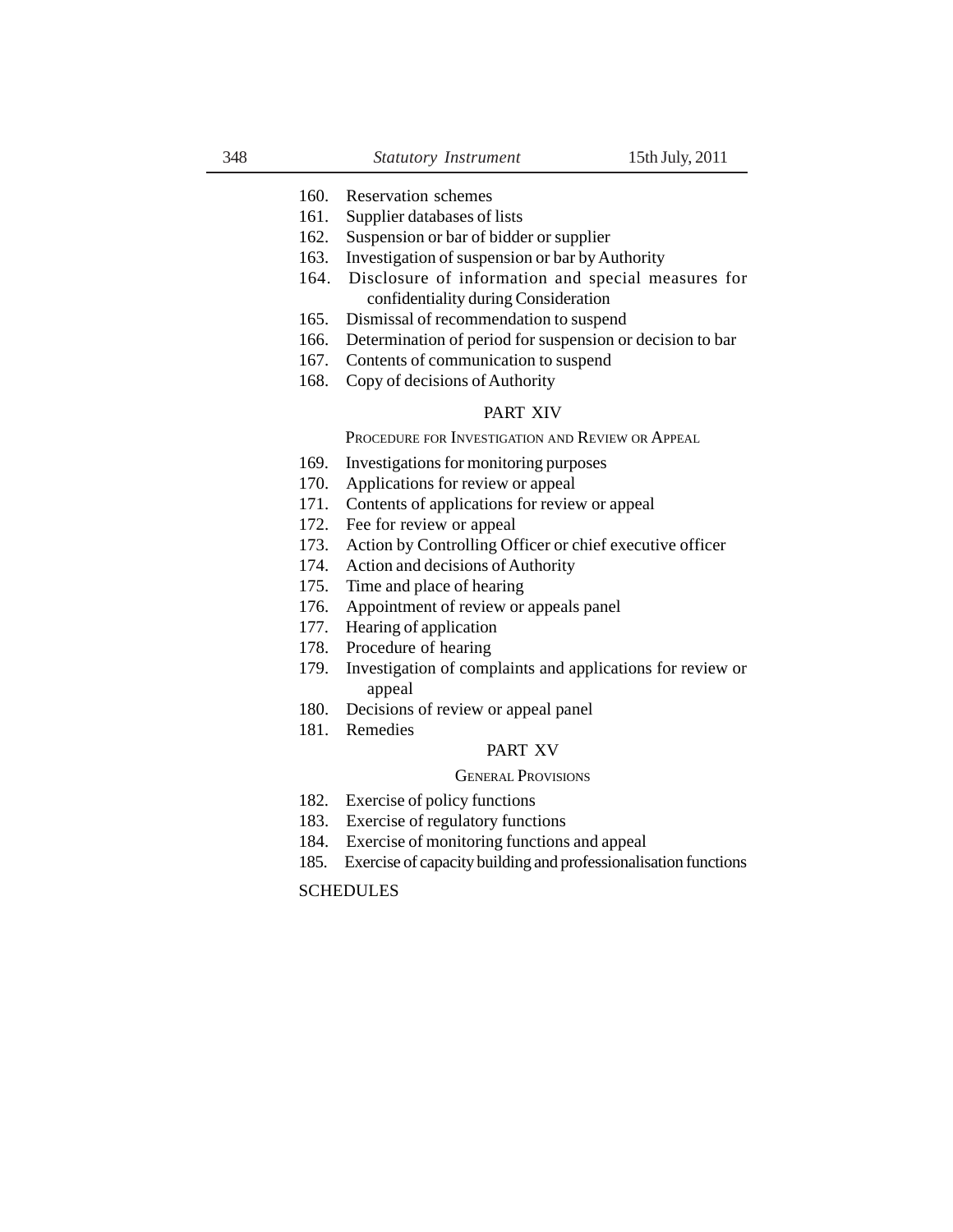160. Reservation schemes
161. Supplier databases of lists
162. Suspension or bar of bidder or supplier
163. Investigation of suspension or bar by Authority
164. Disclosure of information and special measures for confidentiality during Consideration
165. Dismissal of recommendation to suspend
166. Determination of period for suspension or decision to bar
167. Contents of communication to suspend
168. Copy of decisions of Authority

## PART XIV

### PROCEDURE FOR INVESTIGATION AND REVIEW OR APPEAL

169. Investigations for monitoring purposes
170. Applications for review or appeal
171. Contents of applications for review or appeal
172. Fee for review or appeal
173. Action by Controlling Officer or chief executive officer
174. Action and decisions of Authority
175. Time and place of hearing
176. Appointment of review or appeals panel
177. Hearing of application
178. Procedure of hearing
179. Investigation of complaints and applications for review or appeal
180. Decisions of review or appeal panel
181. Remedies

## PART XV

### GENERAL PROVISIONS

182. Exercise of policy functions
183. Exercise of regulatory functions
184. Exercise of monitoring functions and appeal
185. Exercise of capacity building and professionalisation functions

SCHEDULES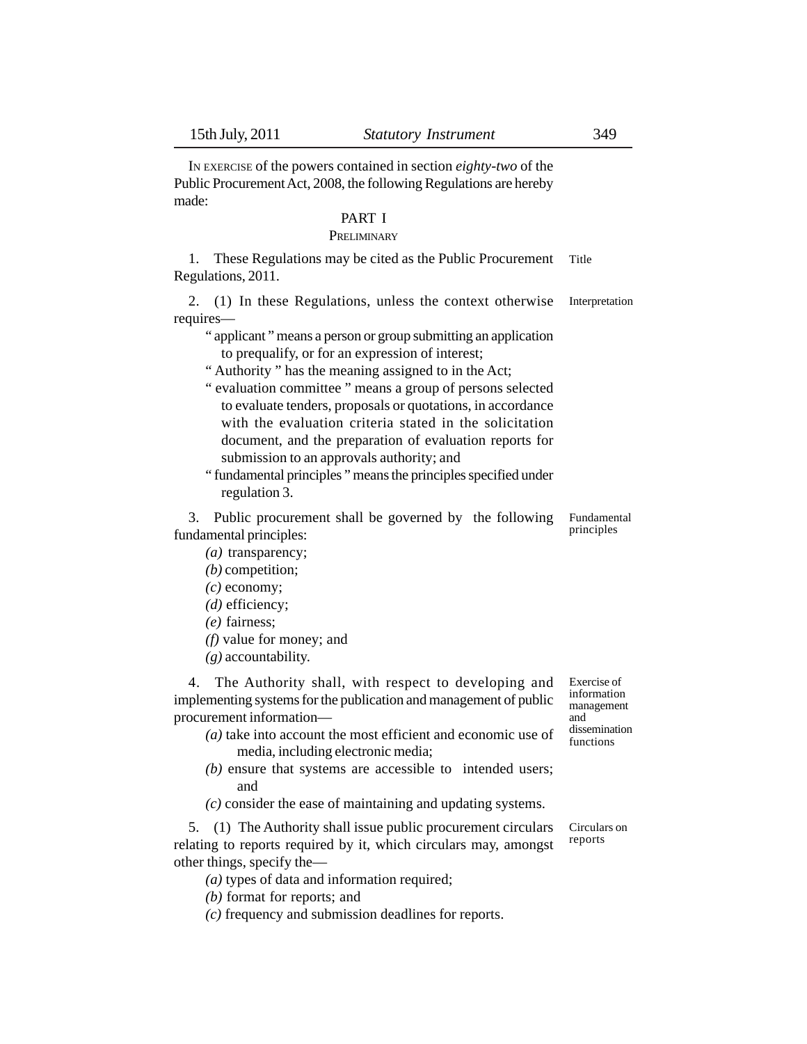IN EXERCISE of the powers contained in section *eighty-two* of the Public Procurement Act, 2008, the following Regulations are hereby made:

## PART I

### PRELIMINARY

Title

1. These Regulations may be cited as the Public Procurement Regulations, 2011.

Interpretation

2. (1) In these Regulations, unless the context otherwise requires—

" applicant " means a person or group submitting an application to prequalify, or for an expression of interest;

" Authority " has the meaning assigned to in the Act;

" evaluation committee " means a group of persons selected to evaluate tenders, proposals or quotations, in accordance with the evaluation criteria stated in the solicitation document, and the preparation of evaluation reports for submission to an approvals authority; and

" fundamental principles " means the principles specified under regulation 3.

Fundamental principles

3. Public procurement shall be governed by the following fundamental principles:

*(a)* transparency;

*(b)* competition;

*(c)* economy;

*(d)* efficiency;

*(e)* fairness;

*(f)* value for money; and

*(g)* accountability.

Exercise of information management and dissemination functions

4. The Authority shall, with respect to developing and implementing systems for the publication and management of public procurement information—

*(a)* take into account the most efficient and economic use of media, including electronic media;

*(b)* ensure that systems are accessible to intended users; and

*(c)* consider the ease of maintaining and updating systems.

Circulars on reports

5. (1) The Authority shall issue public procurement circulars relating to reports required by it, which circulars may, amongst other things, specify the—

*(a)* types of data and information required;

*(b)* format for reports; and

*(c)* frequency and submission deadlines for reports.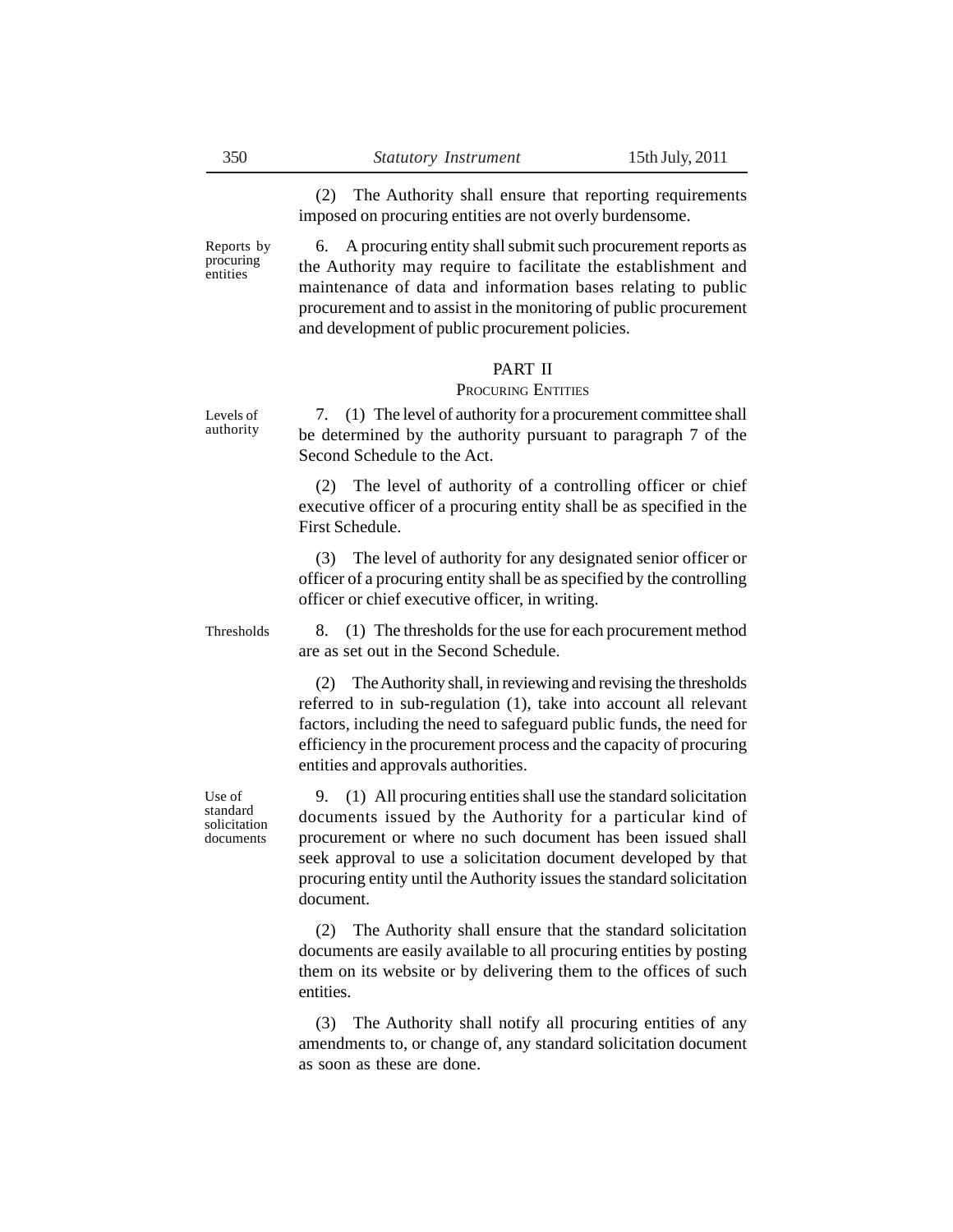(2) The Authority shall ensure that reporting requirements imposed on procuring entities are not overly burdensome.

Reports by procuring entities

6. A procuring entity shall submit such procurement reports as the Authority may require to facilitate the establishment and maintenance of data and information bases relating to public procurement and to assist in the monitoring of public procurement and development of public procurement policies.

## PART II

### PROCURING ENTITIES

Levels of authority

7. (1) The level of authority for a procurement committee shall be determined by the authority pursuant to paragraph 7 of the Second Schedule to the Act.

(2) The level of authority of a controlling officer or chief executive officer of a procuring entity shall be as specified in the First Schedule.

(3) The level of authority for any designated senior officer or officer of a procuring entity shall be as specified by the controlling officer or chief executive officer, in writing.

Thresholds

8. (1) The thresholds for the use for each procurement method are as set out in the Second Schedule.

(2) The Authority shall, in reviewing and revising the thresholds referred to in sub-regulation (1), take into account all relevant factors, including the need to safeguard public funds, the need for efficiency in the procurement process and the capacity of procuring entities and approvals authorities.

Use of standard solicitation documents

9. (1) All procuring entities shall use the standard solicitation documents issued by the Authority for a particular kind of procurement or where no such document has been issued shall seek approval to use a solicitation document developed by that procuring entity until the Authority issues the standard solicitation document.

(2) The Authority shall ensure that the standard solicitation documents are easily available to all procuring entities by posting them on its website or by delivering them to the offices of such entities.

(3) The Authority shall notify all procuring entities of any amendments to, or change of, any standard solicitation document as soon as these are done.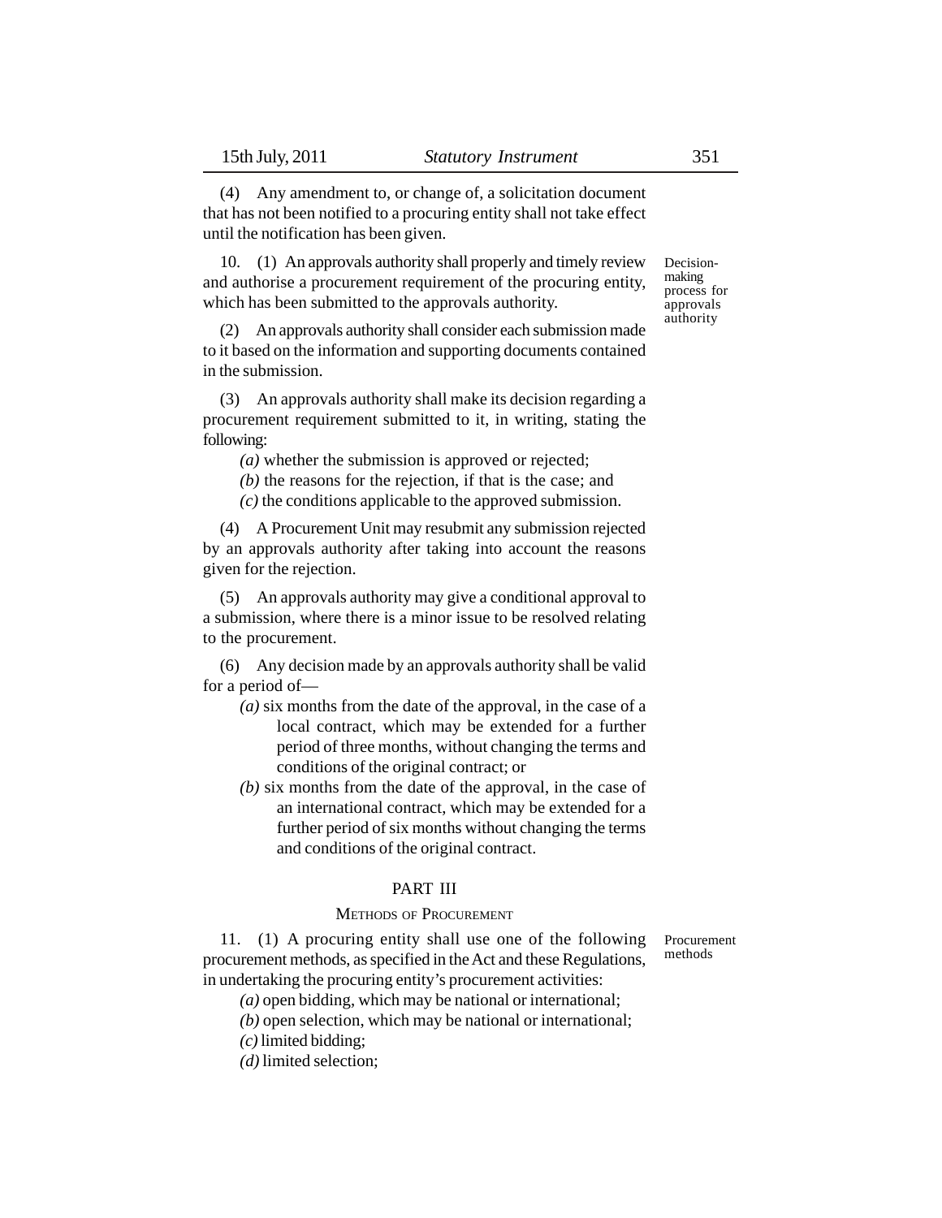(4) Any amendment to, or change of, a solicitation document that has not been notified to a procuring entity shall not take effect until the notification has been given.

Decision-making process for approvals authority

10. (1) An approvals authority shall properly and timely review and authorise a procurement requirement of the procuring entity, which has been submitted to the approvals authority.

(2) An approvals authority shall consider each submission made to it based on the information and supporting documents contained in the submission.

(3) An approvals authority shall make its decision regarding a procurement requirement submitted to it, in writing, stating the following:

*(a)* whether the submission is approved or rejected;

*(b)* the reasons for the rejection, if that is the case; and

*(c)* the conditions applicable to the approved submission.

(4) A Procurement Unit may resubmit any submission rejected by an approvals authority after taking into account the reasons given for the rejection.

(5) An approvals authority may give a conditional approval to a submission, where there is a minor issue to be resolved relating to the procurement.

(6) Any decision made by an approvals authority shall be valid for a period of—

*(a)* six months from the date of the approval, in the case of a local contract, which may be extended for a further period of three months, without changing the terms and conditions of the original contract; or

*(b)* six months from the date of the approval, in the case of an international contract, which may be extended for a further period of six months without changing the terms and conditions of the original contract.

## PART III

### METHODS OF PROCUREMENT

Procurement methods

11. (1) A procuring entity shall use one of the following procurement methods, as specified in the Act and these Regulations, in undertaking the procuring entity's procurement activities:

*(a)* open bidding, which may be national or international;

*(b)* open selection, which may be national or international;

*(c)* limited bidding;

*(d)* limited selection;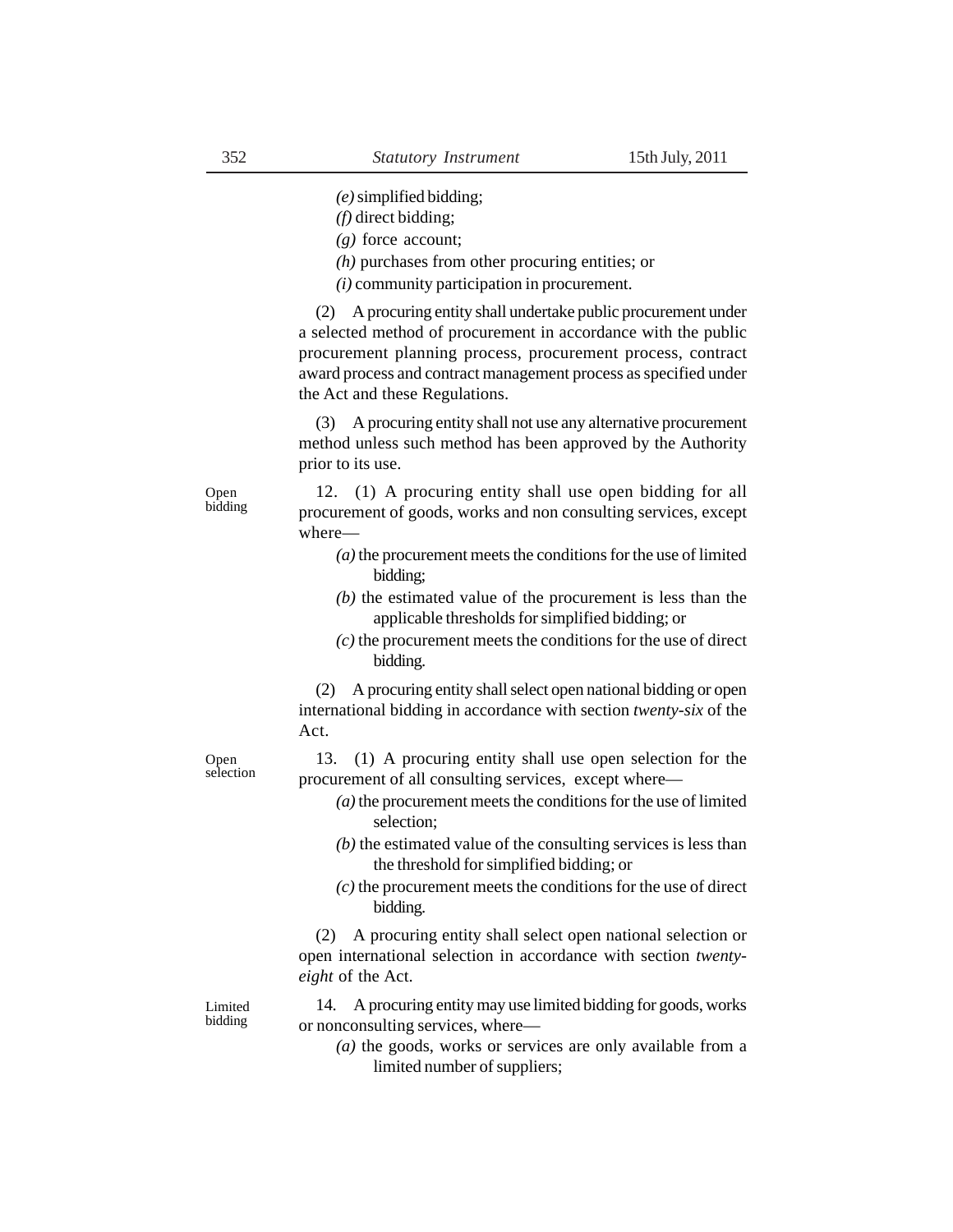*(e)* simplified bidding;

*(f)* direct bidding;

*(g)* force account;

*(h)* purchases from other procuring entities; or

*(i)* community participation in procurement.

(2) A procuring entity shall undertake public procurement under a selected method of procurement in accordance with the public procurement planning process, procurement process, contract award process and contract management process as specified under the Act and these Regulations.

(3) A procuring entity shall not use any alternative procurement method unless such method has been approved by the Authority prior to its use.

Open bidding

12. (1) A procuring entity shall use open bidding for all procurement of goods, works and non consulting services, except where—

*(a)* the procurement meets the conditions for the use of limited bidding;

*(b)* the estimated value of the procurement is less than the applicable thresholds for simplified bidding; or

*(c)* the procurement meets the conditions for the use of direct bidding.

(2) A procuring entity shall select open national bidding or open international bidding in accordance with section *twenty-six* of the Act.

Open selection

13. (1) A procuring entity shall use open selection for the procurement of all consulting services, except where—

*(a)* the procurement meets the conditions for the use of limited selection;

*(b)* the estimated value of the consulting services is less than the threshold for simplified bidding; or

*(c)* the procurement meets the conditions for the use of direct bidding.

(2) A procuring entity shall select open national selection or open international selection in accordance with section *twenty-eight* of the Act.

Limited bidding

14. A procuring entity may use limited bidding for goods, works or nonconsulting services, where—

*(a)* the goods, works or services are only available from a limited number of suppliers;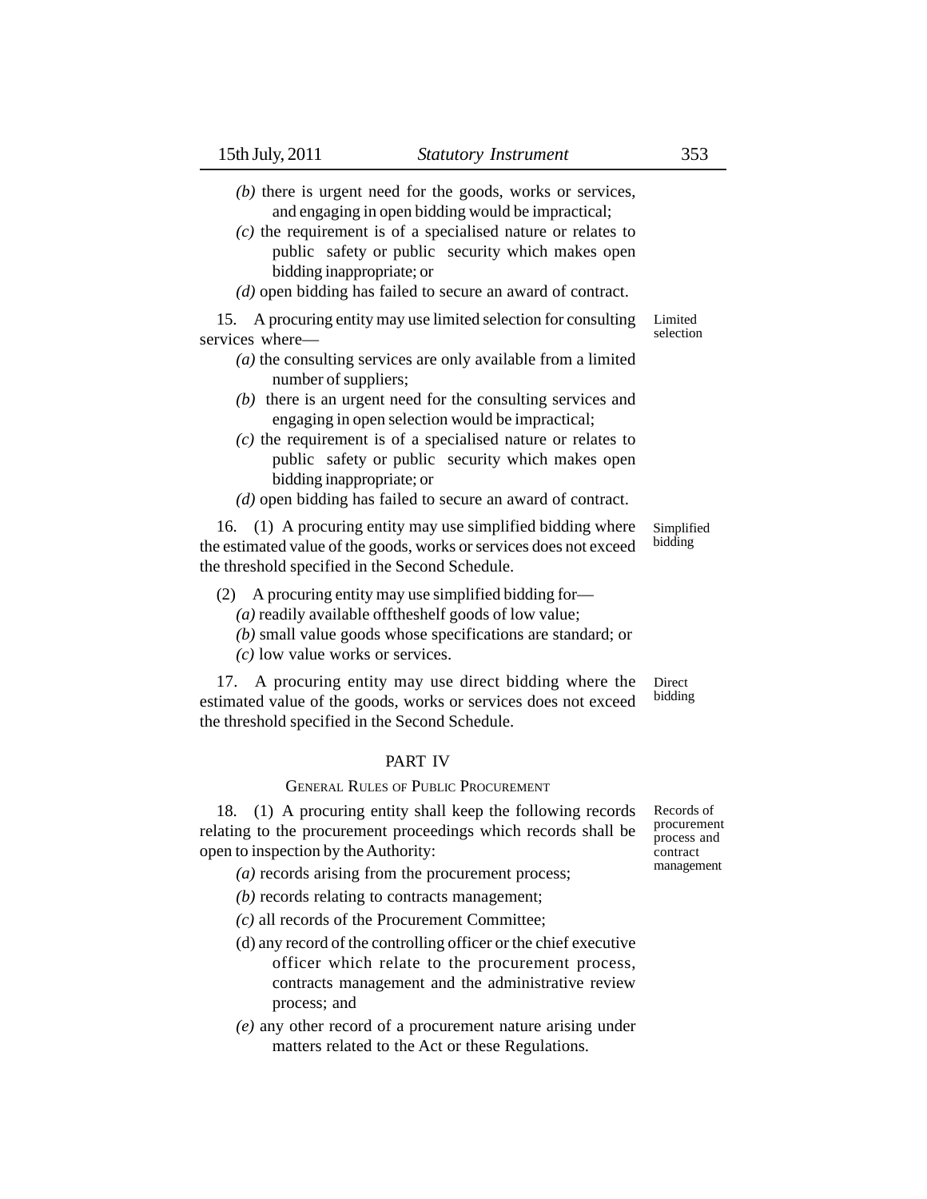*(b)* there is urgent need for the goods, works or services, and engaging in open bidding would be impractical;

*(c)* the requirement is of a specialised nature or relates to public safety or public security which makes open bidding inappropriate; or

*(d)* open bidding has failed to secure an award of contract.

**Limited selection**

15. A procuring entity may use limited selection for consulting services where—

*(a)* the consulting services are only available from a limited number of suppliers;

*(b)* there is an urgent need for the consulting services and engaging in open selection would be impractical;

*(c)* the requirement is of a specialised nature or relates to public safety or public security which makes open bidding inappropriate; or

*(d)* open bidding has failed to secure an award of contract.

**Simplified bidding**

16. (1) A procuring entity may use simplified bidding where the estimated value of the goods, works or services does not exceed the threshold specified in the Second Schedule.

(2) A procuring entity may use simplified bidding for—

*(a)* readily available offtheshelf goods of low value;

*(b)* small value goods whose specifications are standard; or

*(c)* low value works or services.

**Direct bidding**

17. A procuring entity may use direct bidding where the estimated value of the goods, works or services does not exceed the threshold specified in the Second Schedule.

## PART IV

### GENERAL RULES OF PUBLIC PROCUREMENT

**Records of procurement process and contract management**

18. (1) A procuring entity shall keep the following records relating to the procurement proceedings which records shall be open to inspection by the Authority:

*(a)* records arising from the procurement process;

*(b)* records relating to contracts management;

*(c)* all records of the Procurement Committee;

(d) any record of the controlling officer or the chief executive officer which relate to the procurement process, contracts management and the administrative review process; and

*(e)* any other record of a procurement nature arising under matters related to the Act or these Regulations.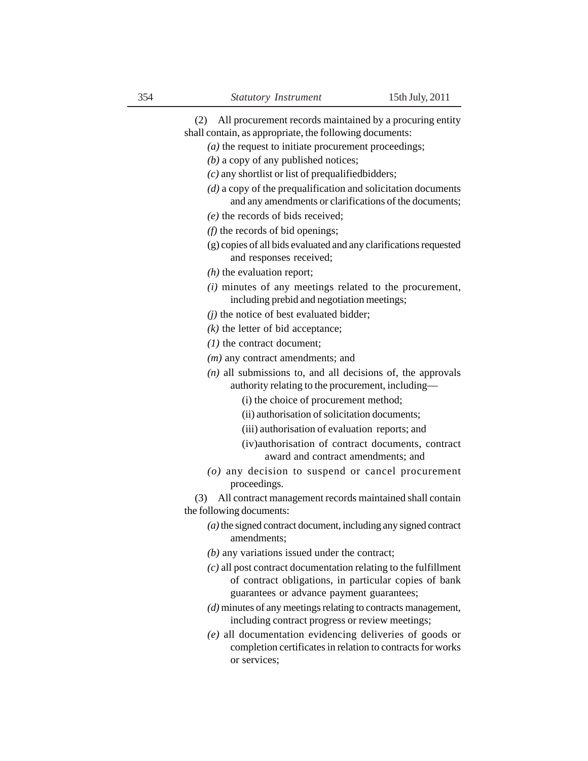(2) All procurement records maintained by a procuring entity shall contain, as appropriate, the following documents:

*(a)* the request to initiate procurement proceedings;

*(b)* a copy of any published notices;

*(c)* any shortlist or list of prequalifiedbidders;

*(d)* a copy of the prequalification and solicitation documents and any amendments or clarifications of the documents;

*(e)* the records of bids received;

*(f)* the records of bid openings;

(g) copies of all bids evaluated and any clarifications requested and responses received;

*(h)* the evaluation report;

*(i)* minutes of any meetings related to the procurement, including prebid and negotiation meetings;

*(j)* the notice of best evaluated bidder;

*(k)* the letter of bid acceptance;

*(1)* the contract document;

*(m)* any contract amendments; and

*(n)* all submissions to, and all decisions of, the approvals authority relating to the procurement, including—

(i) the choice of procurement method;

(ii) authorisation of solicitation documents;

(iii) authorisation of evaluation reports; and

(iv)authorisation of contract documents, contract award and contract amendments; and

*(o)* any decision to suspend or cancel procurement proceedings.

(3) All contract management records maintained shall contain the following documents:

*(a)* the signed contract document, including any signed contract amendments;

*(b)* any variations issued under the contract;

*(c)* all post contract documentation relating to the fulfillment of contract obligations, in particular copies of bank guarantees or advance payment guarantees;

*(d)* minutes of any meetings relating to contracts management, including contract progress or review meetings;

*(e)* all documentation evidencing deliveries of goods or completion certificates in relation to contracts for works or services;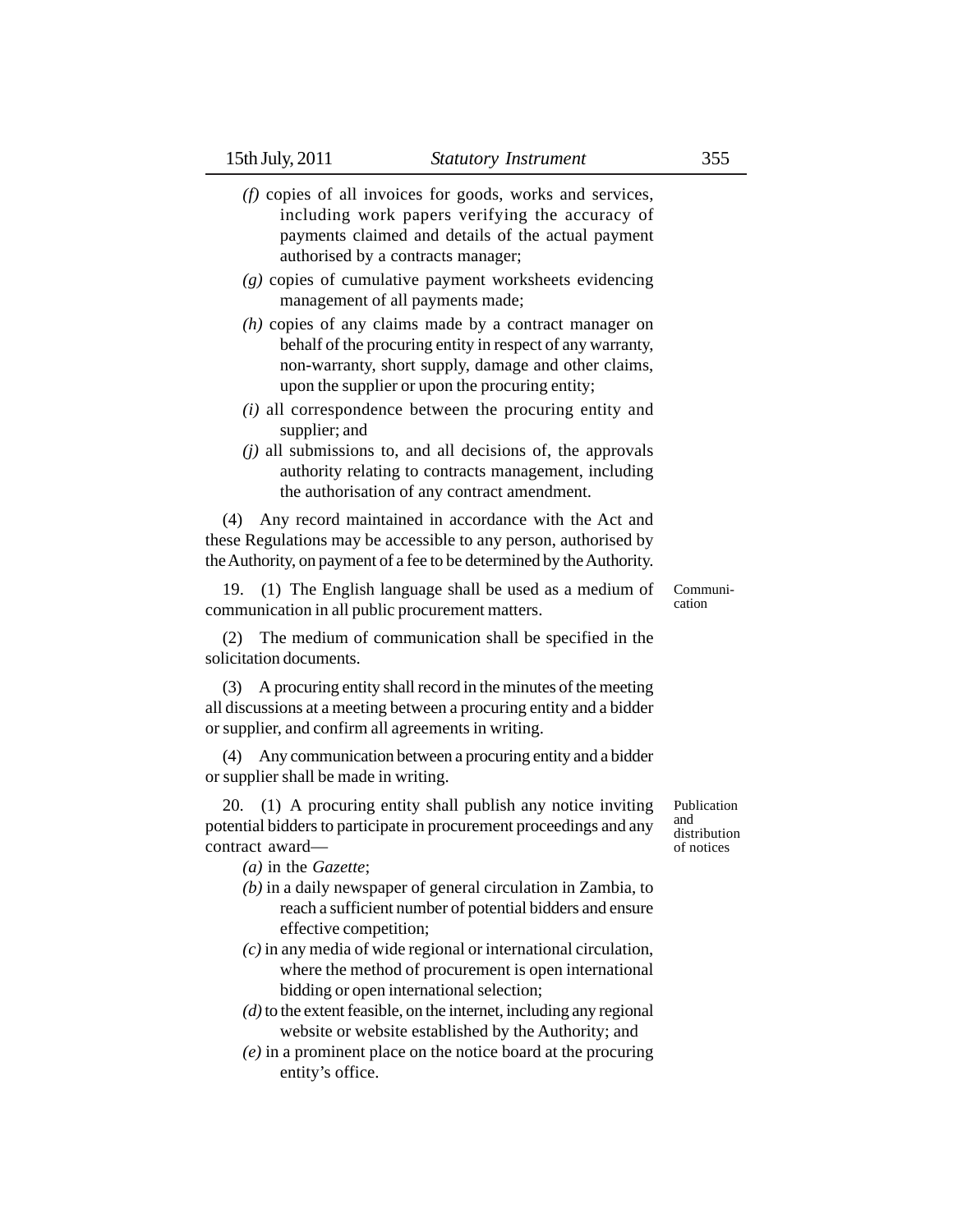*(f)* copies of all invoices for goods, works and services, including work papers verifying the accuracy of payments claimed and details of the actual payment authorised by a contracts manager;

*(g)* copies of cumulative payment worksheets evidencing management of all payments made;

*(h)* copies of any claims made by a contract manager on behalf of the procuring entity in respect of any warranty, non-warranty, short supply, damage and other claims, upon the supplier or upon the procuring entity;

*(i)* all correspondence between the procuring entity and supplier; and

*(j)* all submissions to, and all decisions of, the approvals authority relating to contracts management, including the authorisation of any contract amendment.

(4) Any record maintained in accordance with the Act and these Regulations may be accessible to any person, authorised by the Authority, on payment of a fee to be determined by the Authority.

Communication

19. (1) The English language shall be used as a medium of communication in all public procurement matters.

(2) The medium of communication shall be specified in the solicitation documents.

(3) A procuring entity shall record in the minutes of the meeting all discussions at a meeting between a procuring entity and a bidder or supplier, and confirm all agreements in writing.

(4) Any communication between a procuring entity and a bidder or supplier shall be made in writing.

Publication and distribution of notices

20. (1) A procuring entity shall publish any notice inviting potential bidders to participate in procurement proceedings and any contract award—

*(a)* in the *Gazette*;

*(b)* in a daily newspaper of general circulation in Zambia, to reach a sufficient number of potential bidders and ensure effective competition;

*(c)* in any media of wide regional or international circulation, where the method of procurement is open international bidding or open international selection;

*(d)* to the extent feasible, on the internet, including any regional website or website established by the Authority; and

*(e)* in a prominent place on the notice board at the procuring entity's office.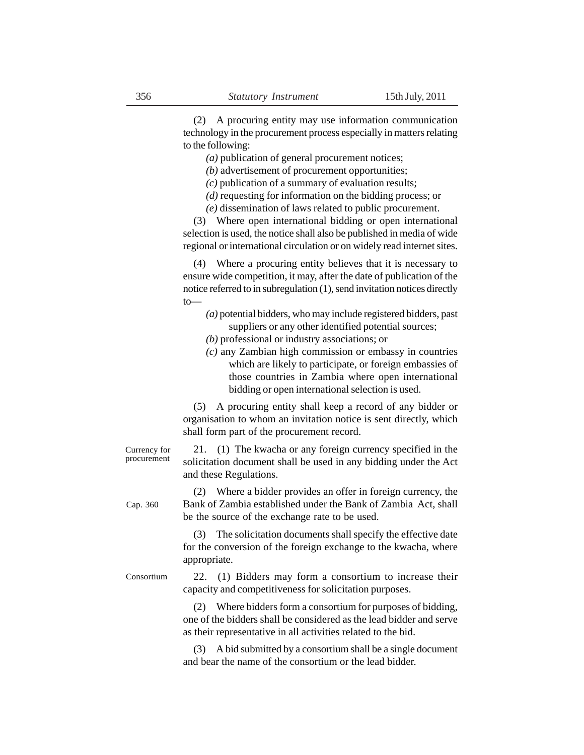(2) A procuring entity may use information communication technology in the procurement process especially in matters relating to the following:

*(a)* publication of general procurement notices;

*(b)* advertisement of procurement opportunities;

*(c)* publication of a summary of evaluation results;

*(d)* requesting for information on the bidding process; or

*(e)* dissemination of laws related to public procurement.

(3) Where open international bidding or open international selection is used, the notice shall also be published in media of wide regional or international circulation or on widely read internet sites.

(4) Where a procuring entity believes that it is necessary to ensure wide competition, it may, after the date of publication of the notice referred to in subregulation (1), send invitation notices directly to—

*(a)* potential bidders, who may include registered bidders, past suppliers or any other identified potential sources;

*(b)* professional or industry associations; or

*(c)* any Zambian high commission or embassy in countries which are likely to participate, or foreign embassies of those countries in Zambia where open international bidding or open international selection is used.

(5) A procuring entity shall keep a record of any bidder or organisation to whom an invitation notice is sent directly, which shall form part of the procurement record.

Currency for procurement

21. (1) The kwacha or any foreign currency specified in the solicitation document shall be used in any bidding under the Act and these Regulations.

Cap. 360

(2) Where a bidder provides an offer in foreign currency, the Bank of Zambia established under the Bank of Zambia Act, shall be the source of the exchange rate to be used.

(3) The solicitation documents shall specify the effective date for the conversion of the foreign exchange to the kwacha, where appropriate.

Consortium

22. (1) Bidders may form a consortium to increase their capacity and competitiveness for solicitation purposes.

(2) Where bidders form a consortium for purposes of bidding, one of the bidders shall be considered as the lead bidder and serve as their representative in all activities related to the bid.

(3) A bid submitted by a consortium shall be a single document and bear the name of the consortium or the lead bidder.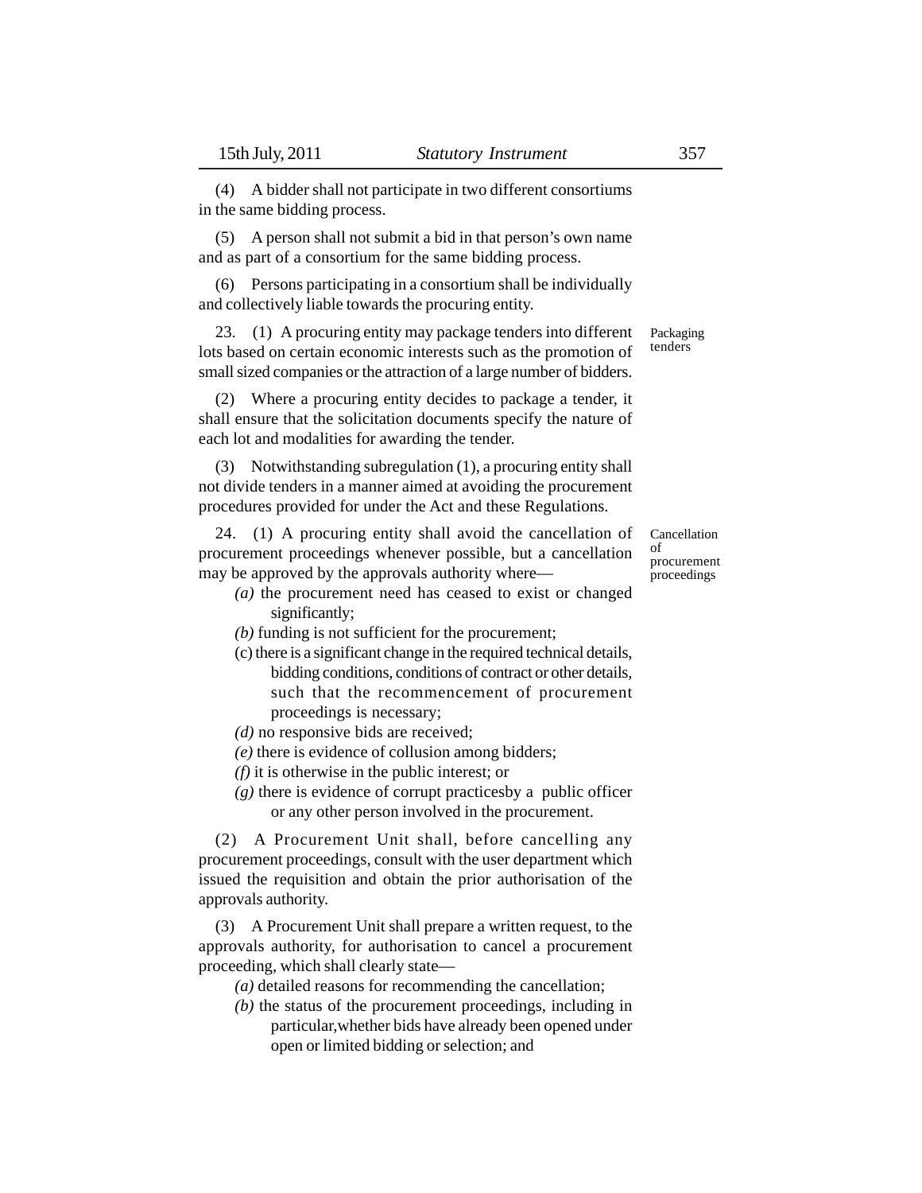(4) A bidder shall not participate in two different consortiums in the same bidding process.

(5) A person shall not submit a bid in that person's own name and as part of a consortium for the same bidding process.

(6) Persons participating in a consortium shall be individually and collectively liable towards the procuring entity.

**Packaging tenders**

23. (1) A procuring entity may package tenders into different lots based on certain economic interests such as the promotion of small sized companies or the attraction of a large number of bidders.

(2) Where a procuring entity decides to package a tender, it shall ensure that the solicitation documents specify the nature of each lot and modalities for awarding the tender.

(3) Notwithstanding subregulation (1), a procuring entity shall not divide tenders in a manner aimed at avoiding the procurement procedures provided for under the Act and these Regulations.

**Cancellation of procurement proceedings**

24. (1) A procuring entity shall avoid the cancellation of procurement proceedings whenever possible, but a cancellation may be approved by the approvals authority where—

*(a)* the procurement need has ceased to exist or changed significantly;

*(b)* funding is not sufficient for the procurement;

(c) there is a significant change in the required technical details, bidding conditions, conditions of contract or other details, such that the recommencement of procurement proceedings is necessary;

*(d)* no responsive bids are received;

*(e)* there is evidence of collusion among bidders;

*(f)* it is otherwise in the public interest; or

*(g)* there is evidence of corrupt practicesby a public officer or any other person involved in the procurement.

(2) A Procurement Unit shall, before cancelling any procurement proceedings, consult with the user department which issued the requisition and obtain the prior authorisation of the approvals authority.

(3) A Procurement Unit shall prepare a written request, to the approvals authority, for authorisation to cancel a procurement proceeding, which shall clearly state—

*(a)* detailed reasons for recommending the cancellation;

*(b)* the status of the procurement proceedings, including in particular,whether bids have already been opened under open or limited bidding or selection; and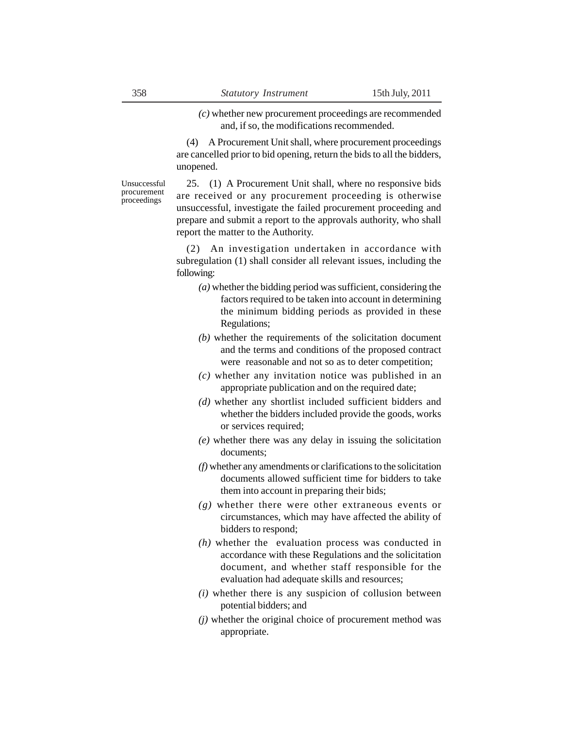*(c)* whether new procurement proceedings are recommended and, if so, the modifications recommended.

(4) A Procurement Unit shall, where procurement proceedings are cancelled prior to bid opening, return the bids to all the bidders, unopened.

Unsuccessful procurement proceedings

25. (1) A Procurement Unit shall, where no responsive bids are received or any procurement proceeding is otherwise unsuccessful, investigate the failed procurement proceeding and prepare and submit a report to the approvals authority, who shall report the matter to the Authority.

(2) An investigation undertaken in accordance with subregulation (1) shall consider all relevant issues, including the following:

*(a)* whether the bidding period was sufficient, considering the factors required to be taken into account in determining the minimum bidding periods as provided in these Regulations;

*(b)* whether the requirements of the solicitation document and the terms and conditions of the proposed contract were reasonable and not so as to deter competition;

*(c)* whether any invitation notice was published in an appropriate publication and on the required date;

*(d)* whether any shortlist included sufficient bidders and whether the bidders included provide the goods, works or services required;

*(e)* whether there was any delay in issuing the solicitation documents;

*(f)* whether any amendments or clarifications to the solicitation documents allowed sufficient time for bidders to take them into account in preparing their bids;

*(g)* whether there were other extraneous events or circumstances, which may have affected the ability of bidders to respond;

*(h)* whether the evaluation process was conducted in accordance with these Regulations and the solicitation document, and whether staff responsible for the evaluation had adequate skills and resources;

*(i)* whether there is any suspicion of collusion between potential bidders; and

*(j)* whether the original choice of procurement method was appropriate.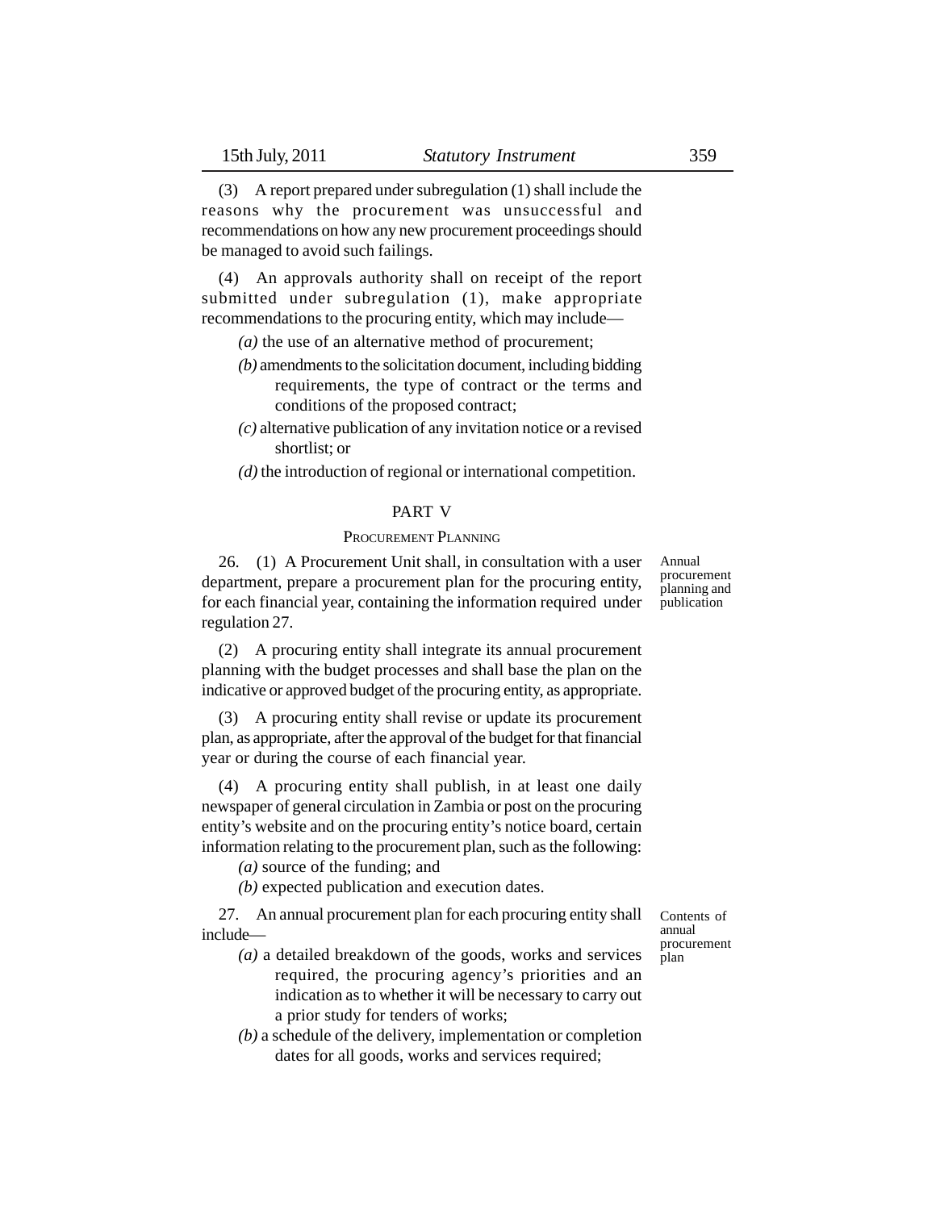(3) A report prepared under subregulation (1) shall include the reasons why the procurement was unsuccessful and recommendations on how any new procurement proceedings should be managed to avoid such failings.

(4) An approvals authority shall on receipt of the report submitted under subregulation (1), make appropriate recommendations to the procuring entity, which may include—

*(a)* the use of an alternative method of procurement;

*(b)* amendments to the solicitation document, including bidding requirements, the type of contract or the terms and conditions of the proposed contract;

*(c)* alternative publication of any invitation notice or a revised shortlist; or

*(d)* the introduction of regional or international competition.

## PART V

### PROCUREMENT PLANNING

*Annual procurement planning and publication*

26. (1) A Procurement Unit shall, in consultation with a user department, prepare a procurement plan for the procuring entity, for each financial year, containing the information required under regulation 27.

(2) A procuring entity shall integrate its annual procurement planning with the budget processes and shall base the plan on the indicative or approved budget of the procuring entity, as appropriate.

(3) A procuring entity shall revise or update its procurement plan, as appropriate, after the approval of the budget for that financial year or during the course of each financial year.

(4) A procuring entity shall publish, in at least one daily newspaper of general circulation in Zambia or post on the procuring entity's website and on the procuring entity's notice board, certain information relating to the procurement plan, such as the following:

*(a)* source of the funding; and

*(b)* expected publication and execution dates.

*Contents of annual procurement plan*

27. An annual procurement plan for each procuring entity shall include—

*(a)* a detailed breakdown of the goods, works and services required, the procuring agency's priorities and an indication as to whether it will be necessary to carry out a prior study for tenders of works;

*(b)* a schedule of the delivery, implementation or completion dates for all goods, works and services required;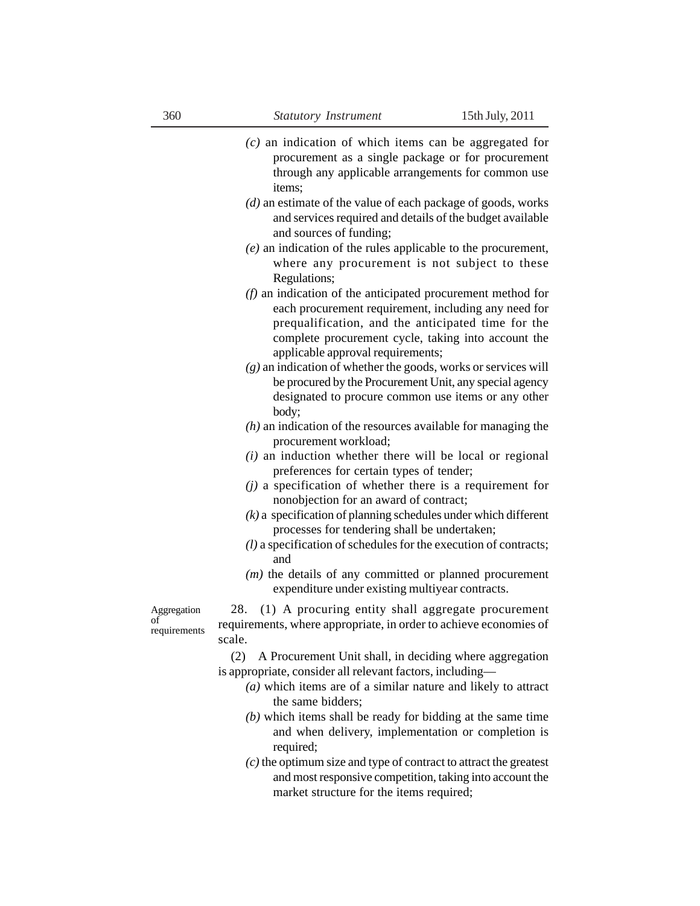*(c)* an indication of which items can be aggregated for procurement as a single package or for procurement through any applicable arrangements for common use items;

*(d)* an estimate of the value of each package of goods, works and services required and details of the budget available and sources of funding;

*(e)* an indication of the rules applicable to the procurement, where any procurement is not subject to these Regulations;

*(f)* an indication of the anticipated procurement method for each procurement requirement, including any need for prequalification, and the anticipated time for the complete procurement cycle, taking into account the applicable approval requirements;

*(g)* an indication of whether the goods, works or services will be procured by the Procurement Unit, any special agency designated to procure common use items or any other body;

*(h)* an indication of the resources available for managing the procurement workload;

*(i)* an induction whether there will be local or regional preferences for certain types of tender;

*(j)* a specification of whether there is a requirement for nonobjection for an award of contract;

*(k)* a specification of planning schedules under which different processes for tendering shall be undertaken;

*(l)* a specification of schedules for the execution of contracts; and

*(m)* the details of any committed or planned procurement expenditure under existing multiyear contracts.

Aggregation of requirements

28. (1) A procuring entity shall aggregate procurement requirements, where appropriate, in order to achieve economies of scale.

(2) A Procurement Unit shall, in deciding where aggregation is appropriate, consider all relevant factors, including—

*(a)* which items are of a similar nature and likely to attract the same bidders;

*(b)* which items shall be ready for bidding at the same time and when delivery, implementation or completion is required;

*(c)* the optimum size and type of contract to attract the greatest and most responsive competition, taking into account the market structure for the items required;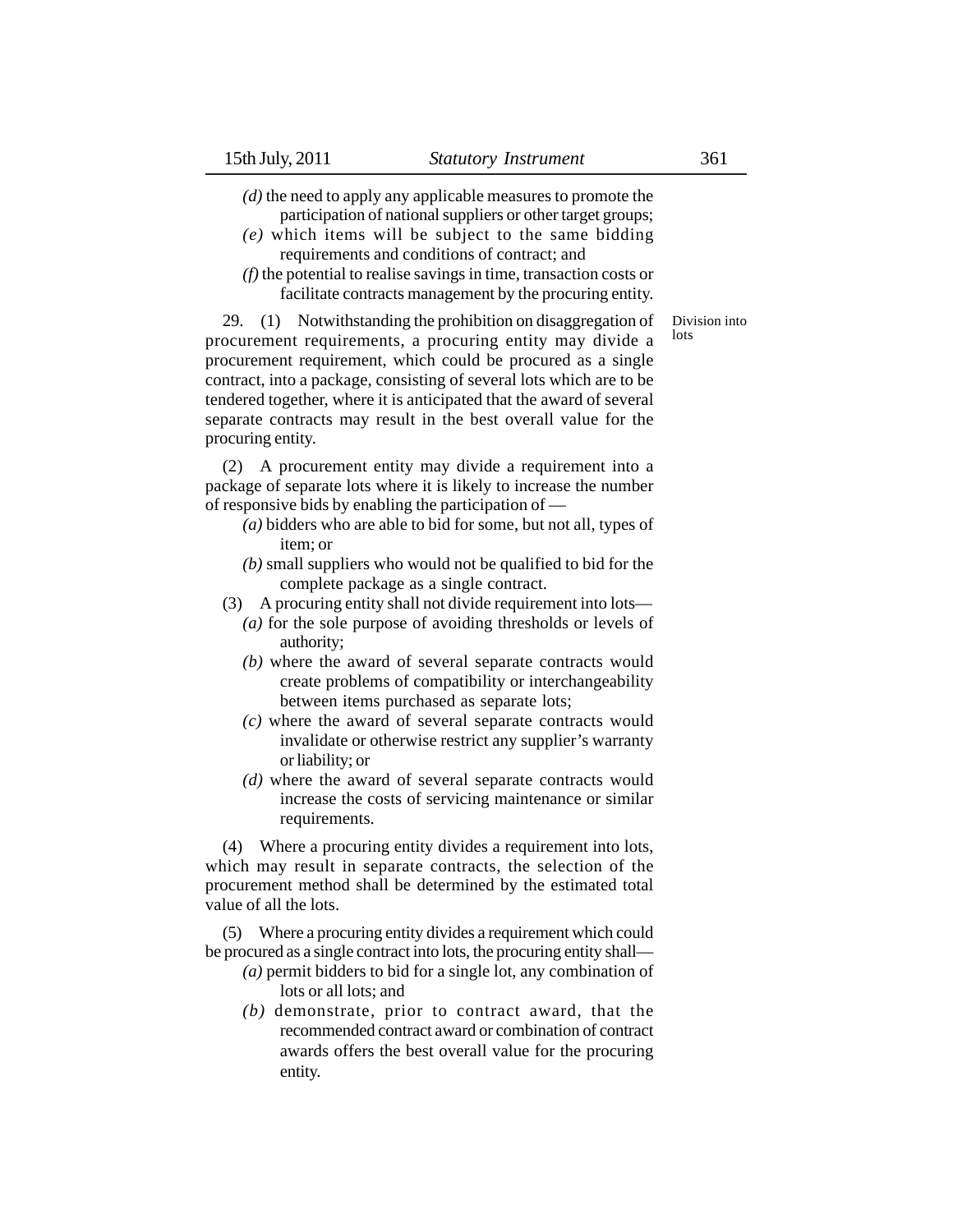*(d)* the need to apply any applicable measures to promote the participation of national suppliers or other target groups;

*(e)* which items will be subject to the same bidding requirements and conditions of contract; and

*(f)* the potential to realise savings in time, transaction costs or facilitate contracts management by the procuring entity.

Division into lots

29. (1) Notwithstanding the prohibition on disaggregation of procurement requirements, a procuring entity may divide a procurement requirement, which could be procured as a single contract, into a package, consisting of several lots which are to be tendered together, where it is anticipated that the award of several separate contracts may result in the best overall value for the procuring entity.

(2) A procurement entity may divide a requirement into a package of separate lots where it is likely to increase the number of responsive bids by enabling the participation of —

*(a)* bidders who are able to bid for some, but not all, types of item; or

*(b)* small suppliers who would not be qualified to bid for the complete package as a single contract.

(3) A procuring entity shall not divide requirement into lots—

*(a)* for the sole purpose of avoiding thresholds or levels of authority;

*(b)* where the award of several separate contracts would create problems of compatibility or interchangeability between items purchased as separate lots;

*(c)* where the award of several separate contracts would invalidate or otherwise restrict any supplier's warranty or liability; or

*(d)* where the award of several separate contracts would increase the costs of servicing maintenance or similar requirements.

(4) Where a procuring entity divides a requirement into lots, which may result in separate contracts, the selection of the procurement method shall be determined by the estimated total value of all the lots.

(5) Where a procuring entity divides a requirement which could be procured as a single contract into lots, the procuring entity shall—

*(a)* permit bidders to bid for a single lot, any combination of lots or all lots; and

*(b)* demonstrate, prior to contract award, that the recommended contract award or combination of contract awards offers the best overall value for the procuring entity.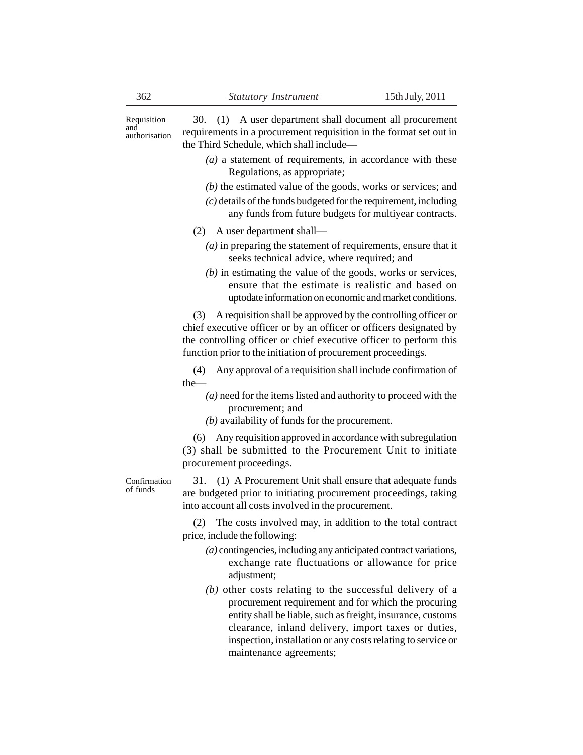**Requisition and authorisation**

30. (1) A user department shall document all procurement requirements in a procurement requisition in the format set out in the Third Schedule, which shall include—

*(a)* a statement of requirements, in accordance with these Regulations, as appropriate;

*(b)* the estimated value of the goods, works or services; and

*(c)* details of the funds budgeted for the requirement, including any funds from future budgets for multiyear contracts.

(2) A user department shall—

*(a)* in preparing the statement of requirements, ensure that it seeks technical advice, where required; and

*(b)* in estimating the value of the goods, works or services, ensure that the estimate is realistic and based on uptodate information on economic and market conditions.

(3) A requisition shall be approved by the controlling officer or chief executive officer or by an officer or officers designated by the controlling officer or chief executive officer to perform this function prior to the initiation of procurement proceedings.

(4) Any approval of a requisition shall include confirmation of the—

*(a)* need for the items listed and authority to proceed with the procurement; and

*(b)* availability of funds for the procurement.

(6) Any requisition approved in accordance with subregulation (3) shall be submitted to the Procurement Unit to initiate procurement proceedings.

**Confirmation of funds**

31. (1) A Procurement Unit shall ensure that adequate funds are budgeted prior to initiating procurement proceedings, taking into account all costs involved in the procurement.

(2) The costs involved may, in addition to the total contract price, include the following:

*(a)* contingencies, including any anticipated contract variations, exchange rate fluctuations or allowance for price adjustment;

*(b)* other costs relating to the successful delivery of a procurement requirement and for which the procuring entity shall be liable, such as freight, insurance, customs clearance, inland delivery, import taxes or duties, inspection, installation or any costs relating to service or maintenance agreements;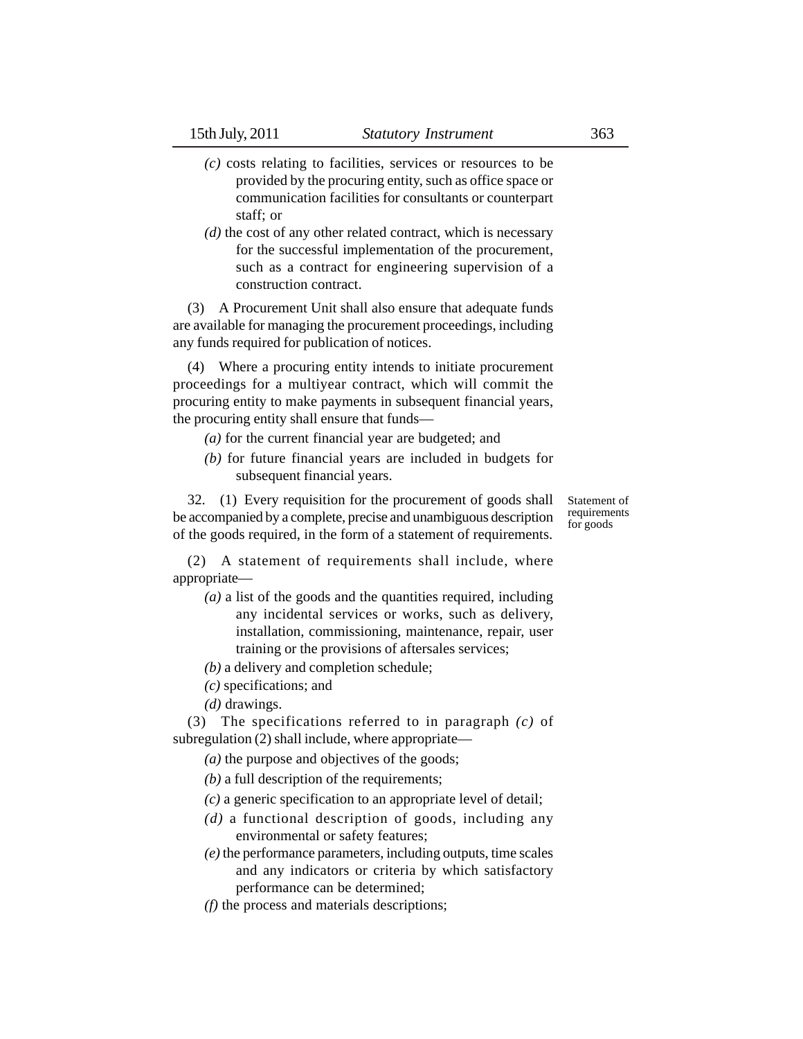*(c)* costs relating to facilities, services or resources to be provided by the procuring entity, such as office space or communication facilities for consultants or counterpart staff; or

*(d)* the cost of any other related contract, which is necessary for the successful implementation of the procurement, such as a contract for engineering supervision of a construction contract.

(3) A Procurement Unit shall also ensure that adequate funds are available for managing the procurement proceedings, including any funds required for publication of notices.

(4) Where a procuring entity intends to initiate procurement proceedings for a multiyear contract, which will commit the procuring entity to make payments in subsequent financial years, the procuring entity shall ensure that funds—

*(a)* for the current financial year are budgeted; and

*(b)* for future financial years are included in budgets for subsequent financial years.

**Statement of requirements for goods**

32. (1) Every requisition for the procurement of goods shall be accompanied by a complete, precise and unambiguous description of the goods required, in the form of a statement of requirements.

(2) A statement of requirements shall include, where appropriate—

*(a)* a list of the goods and the quantities required, including any incidental services or works, such as delivery, installation, commissioning, maintenance, repair, user training or the provisions of aftersales services;

*(b)* a delivery and completion schedule;

*(c)* specifications; and

*(d)* drawings.

(3) The specifications referred to in paragraph *(c)* of subregulation (2) shall include, where appropriate—

*(a)* the purpose and objectives of the goods;

*(b)* a full description of the requirements;

*(c)* a generic specification to an appropriate level of detail;

*(d)* a functional description of goods, including any environmental or safety features;

*(e)* the performance parameters, including outputs, time scales and any indicators or criteria by which satisfactory performance can be determined;

*(f)* the process and materials descriptions;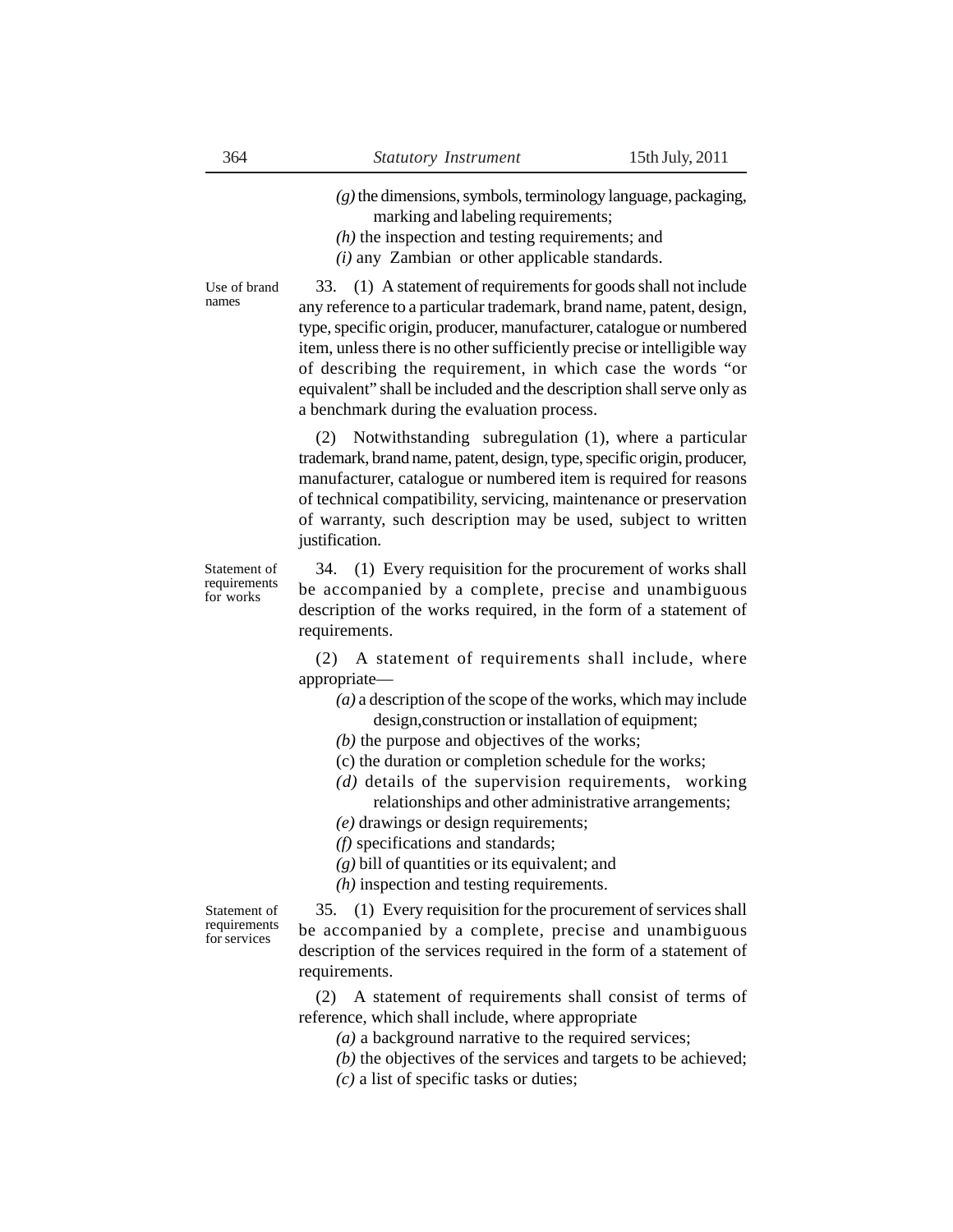*(g)* the dimensions, symbols, terminology language, packaging, marking and labeling requirements;

*(h)* the inspection and testing requirements; and

*(i)* any Zambian or other applicable standards.

Use of brand names

33. (1) A statement of requirements for goods shall not include any reference to a particular trademark, brand name, patent, design, type, specific origin, producer, manufacturer, catalogue or numbered item, unless there is no other sufficiently precise or intelligible way of describing the requirement, in which case the words "or equivalent" shall be included and the description shall serve only as a benchmark during the evaluation process.

(2) Notwithstanding subregulation (1), where a particular trademark, brand name, patent, design, type, specific origin, producer, manufacturer, catalogue or numbered item is required for reasons of technical compatibility, servicing, maintenance or preservation of warranty, such description may be used, subject to written justification.

Statement of requirements for works

34. (1) Every requisition for the procurement of works shall be accompanied by a complete, precise and unambiguous description of the works required, in the form of a statement of requirements.

(2) A statement of requirements shall include, where appropriate—

*(a)* a description of the scope of the works, which may include design,construction or installation of equipment;

*(b)* the purpose and objectives of the works;

(c) the duration or completion schedule for the works;

*(d)* details of the supervision requirements, working relationships and other administrative arrangements;

*(e)* drawings or design requirements;

*(f)* specifications and standards;

*(g)* bill of quantities or its equivalent; and

*(h)* inspection and testing requirements.

Statement of requirements for services

35. (1) Every requisition for the procurement of services shall be accompanied by a complete, precise and unambiguous description of the services required in the form of a statement of requirements.

(2) A statement of requirements shall consist of terms of reference, which shall include, where appropriate

*(a)* a background narrative to the required services;

*(b)* the objectives of the services and targets to be achieved;

*(c)* a list of specific tasks or duties;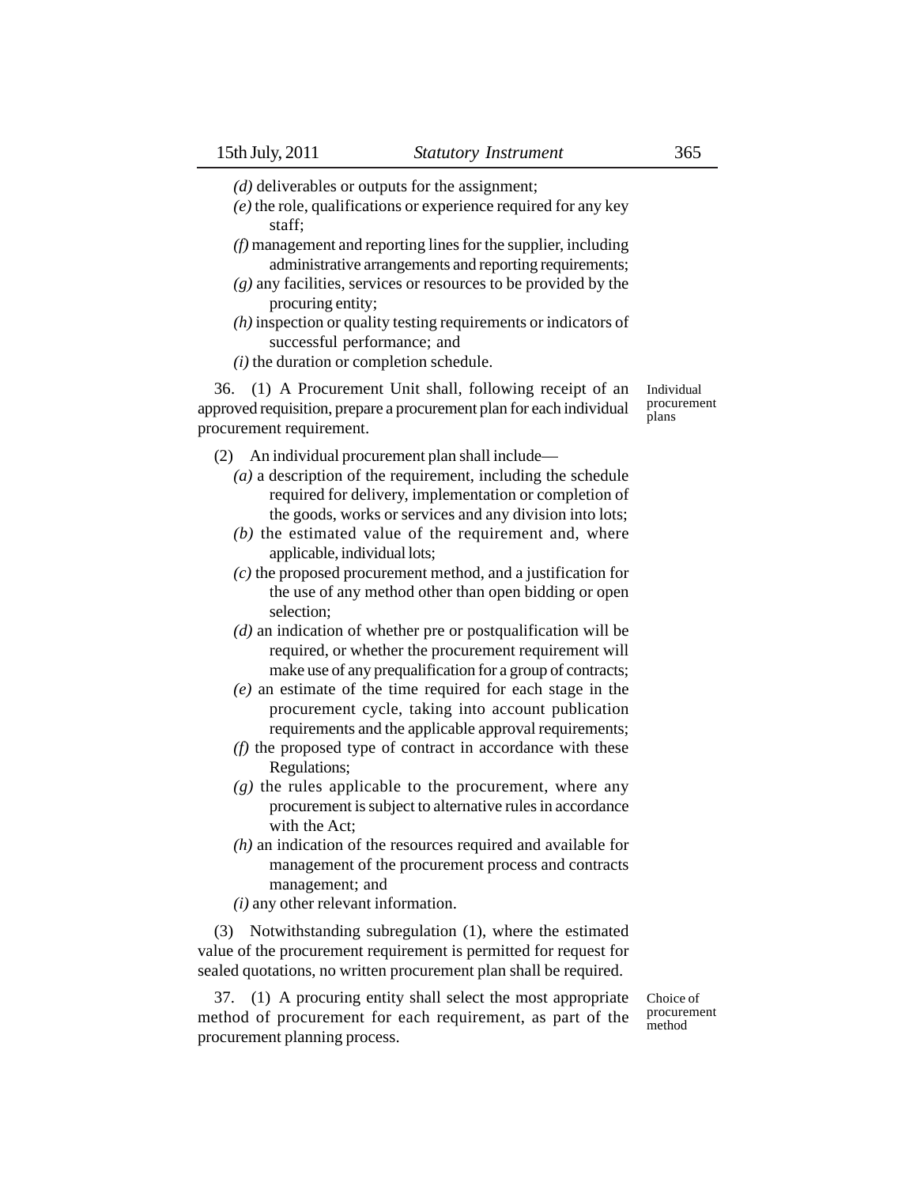*(d)* deliverables or outputs for the assignment;

*(e)* the role, qualifications or experience required for any key staff;

*(f)* management and reporting lines for the supplier, including administrative arrangements and reporting requirements;

*(g)* any facilities, services or resources to be provided by the procuring entity;

*(h)* inspection or quality testing requirements or indicators of successful performance; and

*(i)* the duration or completion schedule.

**Individual procurement plans**

36. (1) A Procurement Unit shall, following receipt of an approved requisition, prepare a procurement plan for each individual procurement requirement.

(2) An individual procurement plan shall include—

*(a)* a description of the requirement, including the schedule required for delivery, implementation or completion of the goods, works or services and any division into lots;

*(b)* the estimated value of the requirement and, where applicable, individual lots;

*(c)* the proposed procurement method, and a justification for the use of any method other than open bidding or open selection;

*(d)* an indication of whether pre or postqualification will be required, or whether the procurement requirement will make use of any prequalification for a group of contracts;

*(e)* an estimate of the time required for each stage in the procurement cycle, taking into account publication requirements and the applicable approval requirements;

*(f)* the proposed type of contract in accordance with these Regulations;

*(g)* the rules applicable to the procurement, where any procurement is subject to alternative rules in accordance with the Act;

*(h)* an indication of the resources required and available for management of the procurement process and contracts management; and

*(i)* any other relevant information.

(3) Notwithstanding subregulation (1), where the estimated value of the procurement requirement is permitted for request for sealed quotations, no written procurement plan shall be required.

**Choice of procurement method**

37. (1) A procuring entity shall select the most appropriate method of procurement for each requirement, as part of the procurement planning process.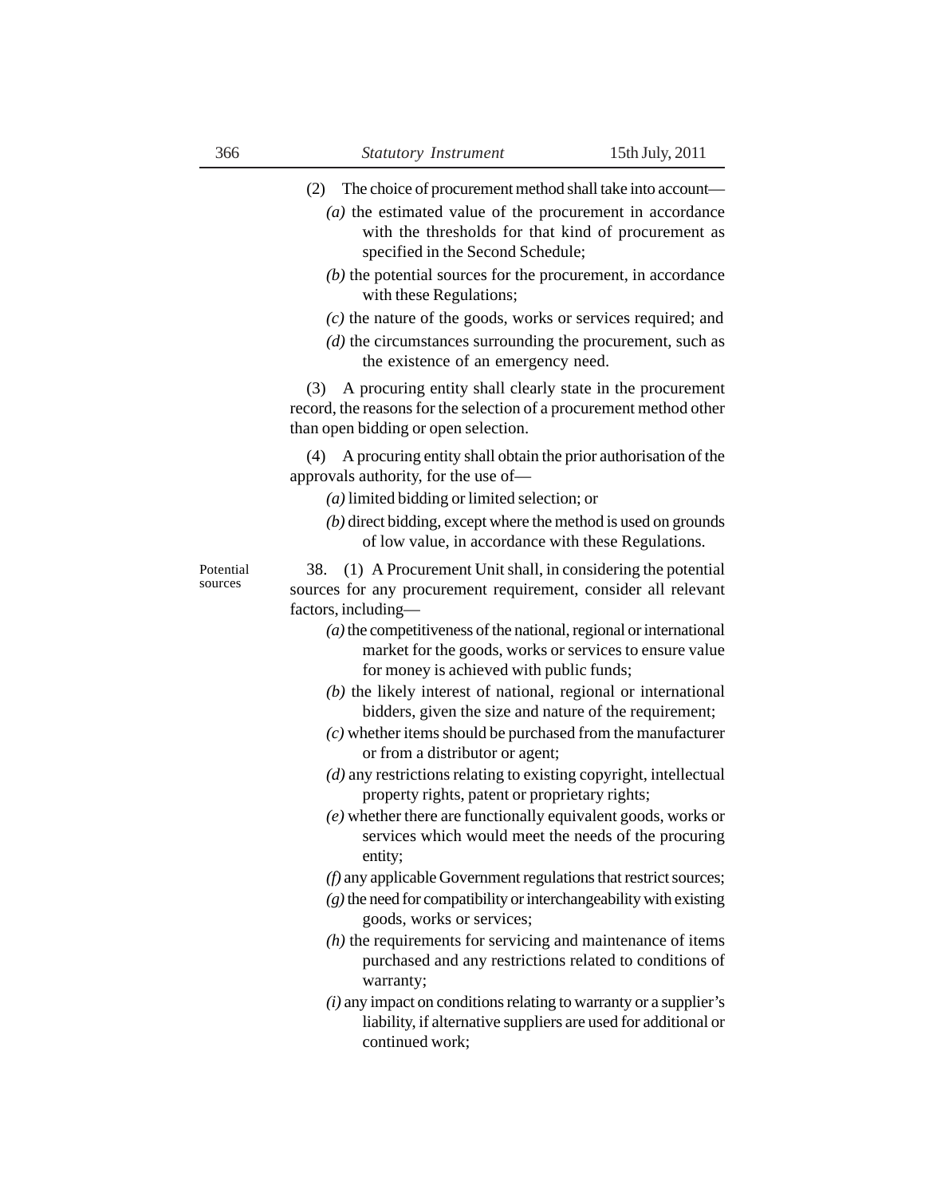(2) The choice of procurement method shall take into account—

*(a)* the estimated value of the procurement in accordance with the thresholds for that kind of procurement as specified in the Second Schedule;

*(b)* the potential sources for the procurement, in accordance with these Regulations;

*(c)* the nature of the goods, works or services required; and

*(d)* the circumstances surrounding the procurement, such as the existence of an emergency need.

(3) A procuring entity shall clearly state in the procurement record, the reasons for the selection of a procurement method other than open bidding or open selection.

(4) A procuring entity shall obtain the prior authorisation of the approvals authority, for the use of—

*(a)* limited bidding or limited selection; or

*(b)* direct bidding, except where the method is used on grounds of low value, in accordance with these Regulations.

Potential sources

38. (1) A Procurement Unit shall, in considering the potential sources for any procurement requirement, consider all relevant factors, including—

*(a)* the competitiveness of the national, regional or international market for the goods, works or services to ensure value for money is achieved with public funds;

*(b)* the likely interest of national, regional or international bidders, given the size and nature of the requirement;

*(c)* whether items should be purchased from the manufacturer or from a distributor or agent;

*(d)* any restrictions relating to existing copyright, intellectual property rights, patent or proprietary rights;

*(e)* whether there are functionally equivalent goods, works or services which would meet the needs of the procuring entity;

*(f)* any applicable Government regulations that restrict sources;

*(g)* the need for compatibility or interchangeability with existing goods, works or services;

*(h)* the requirements for servicing and maintenance of items purchased and any restrictions related to conditions of warranty;

*(i)* any impact on conditions relating to warranty or a supplier's liability, if alternative suppliers are used for additional or continued work;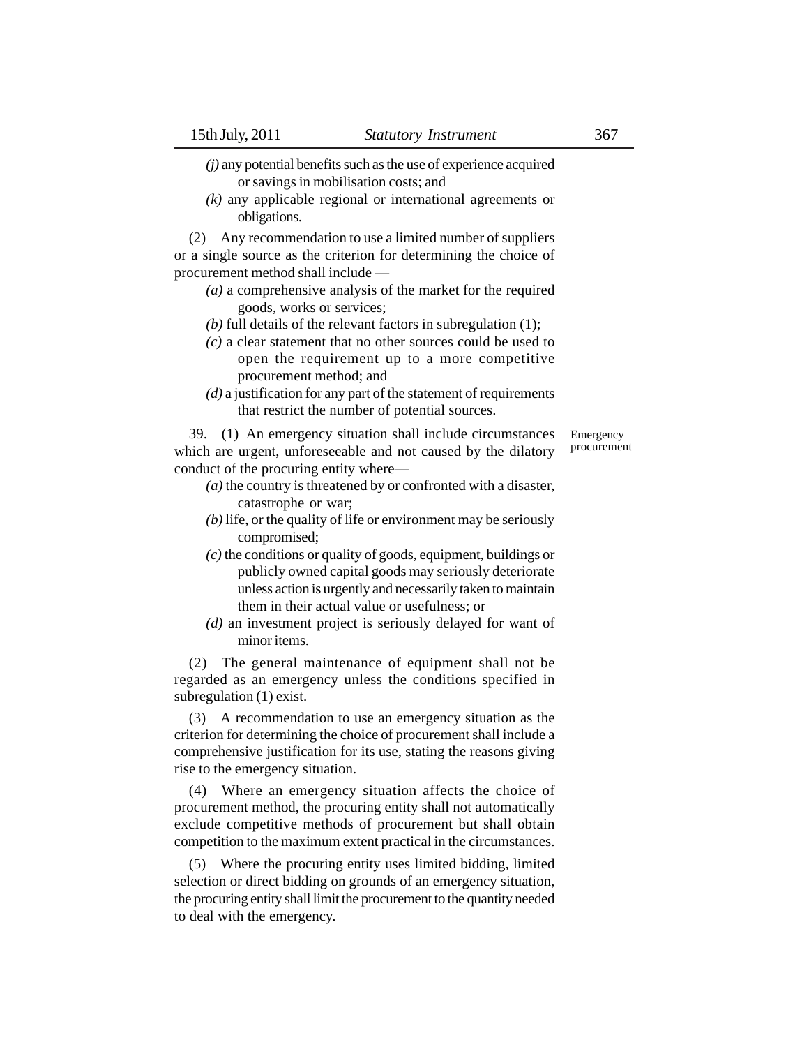*(j)* any potential benefits such as the use of experience acquired or savings in mobilisation costs; and

*(k)* any applicable regional or international agreements or obligations.

(2) Any recommendation to use a limited number of suppliers or a single source as the criterion for determining the choice of procurement method shall include —

*(a)* a comprehensive analysis of the market for the required goods, works or services;

*(b)* full details of the relevant factors in subregulation (1);

*(c)* a clear statement that no other sources could be used to open the requirement up to a more competitive procurement method; and

*(d)* a justification for any part of the statement of requirements that restrict the number of potential sources.

Emergency procurement

39. (1) An emergency situation shall include circumstances which are urgent, unforeseeable and not caused by the dilatory conduct of the procuring entity where—

*(a)* the country is threatened by or confronted with a disaster, catastrophe or war;

*(b)* life, or the quality of life or environment may be seriously compromised;

*(c)* the conditions or quality of goods, equipment, buildings or publicly owned capital goods may seriously deteriorate unless action is urgently and necessarily taken to maintain them in their actual value or usefulness; or

*(d)* an investment project is seriously delayed for want of minor items.

(2) The general maintenance of equipment shall not be regarded as an emergency unless the conditions specified in subregulation (1) exist.

(3) A recommendation to use an emergency situation as the criterion for determining the choice of procurement shall include a comprehensive justification for its use, stating the reasons giving rise to the emergency situation.

(4) Where an emergency situation affects the choice of procurement method, the procuring entity shall not automatically exclude competitive methods of procurement but shall obtain competition to the maximum extent practical in the circumstances.

(5) Where the procuring entity uses limited bidding, limited selection or direct bidding on grounds of an emergency situation, the procuring entity shall limit the procurement to the quantity needed to deal with the emergency.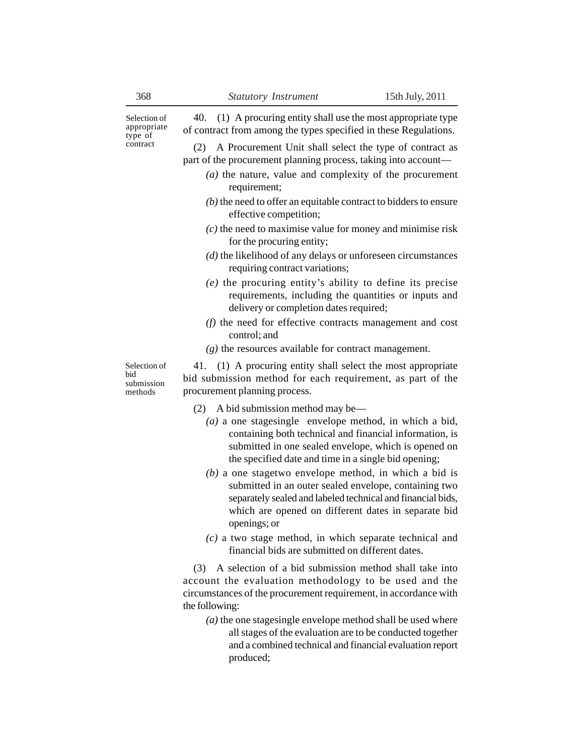**Selection of appropriate type of contract**

40. (1) A procuring entity shall use the most appropriate type of contract from among the types specified in these Regulations.

(2) A Procurement Unit shall select the type of contract as part of the procurement planning process, taking into account—

*(a)* the nature, value and complexity of the procurement requirement;

*(b)* the need to offer an equitable contract to bidders to ensure effective competition;

*(c)* the need to maximise value for money and minimise risk for the procuring entity;

*(d)* the likelihood of any delays or unforeseen circumstances requiring contract variations;

*(e)* the procuring entity's ability to define its precise requirements, including the quantities or inputs and delivery or completion dates required;

*(f)* the need for effective contracts management and cost control; and

*(g)* the resources available for contract management.

**Selection of bid submission methods**

41. (1) A procuring entity shall select the most appropriate bid submission method for each requirement, as part of the procurement planning process.

(2) A bid submission method may be—

*(a)* a one stagesingle envelope method, in which a bid, containing both technical and financial information, is submitted in one sealed envelope, which is opened on the specified date and time in a single bid opening;

*(b)* a one stagetwo envelope method, in which a bid is submitted in an outer sealed envelope, containing two separately sealed and labeled technical and financial bids, which are opened on different dates in separate bid openings; or

*(c)* a two stage method, in which separate technical and financial bids are submitted on different dates.

(3) A selection of a bid submission method shall take into account the evaluation methodology to be used and the circumstances of the procurement requirement, in accordance with the following:

*(a)* the one stagesingle envelope method shall be used where all stages of the evaluation are to be conducted together and a combined technical and financial evaluation report produced;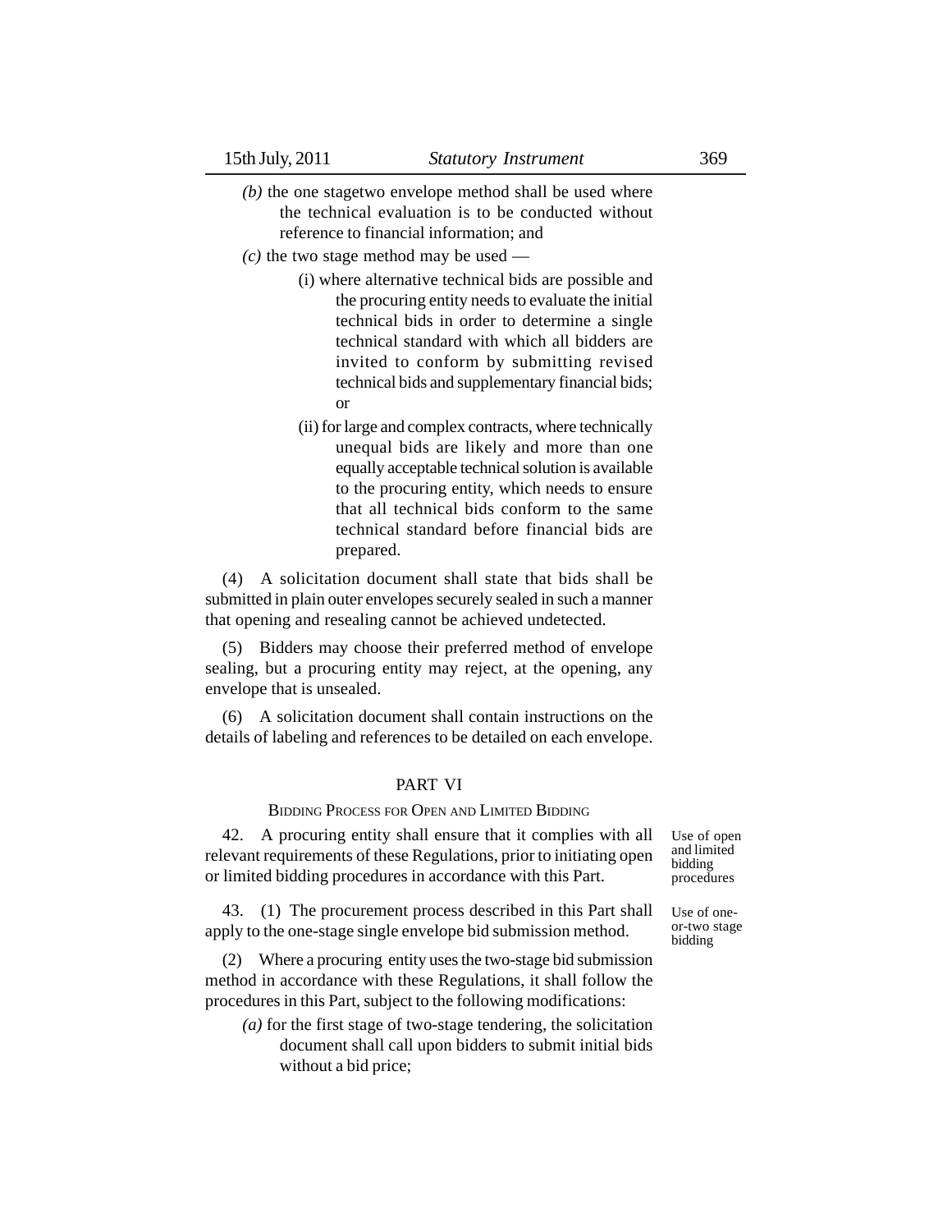*(b)* the one stagetwo envelope method shall be used where the technical evaluation is to be conducted without reference to financial information; and

*(c)* the two stage method may be used —

(i) where alternative technical bids are possible and the procuring entity needs to evaluate the initial technical bids in order to determine a single technical standard with which all bidders are invited to conform by submitting revised technical bids and supplementary financial bids; or

(ii) for large and complex contracts, where technically unequal bids are likely and more than one equally acceptable technical solution is available to the procuring entity, which needs to ensure that all technical bids conform to the same technical standard before financial bids are prepared.

(4) A solicitation document shall state that bids shall be submitted in plain outer envelopes securely sealed in such a manner that opening and resealing cannot be achieved undetected.

(5) Bidders may choose their preferred method of envelope sealing, but a procuring entity may reject, at the opening, any envelope that is unsealed.

(6) A solicitation document shall contain instructions on the details of labeling and references to be detailed on each envelope.

## PART VI

### Bidding Process for Open and Limited Bidding

*Use of open and limited bidding procedures*

42. A procuring entity shall ensure that it complies with all relevant requirements of these Regulations, prior to initiating open or limited bidding procedures in accordance with this Part.

*Use of one-or-two stage bidding*

43. (1) The procurement process described in this Part shall apply to the one-stage single envelope bid submission method.

(2) Where a procuring entity uses the two-stage bid submission method in accordance with these Regulations, it shall follow the procedures in this Part, subject to the following modifications:

*(a)* for the first stage of two-stage tendering, the solicitation document shall call upon bidders to submit initial bids without a bid price;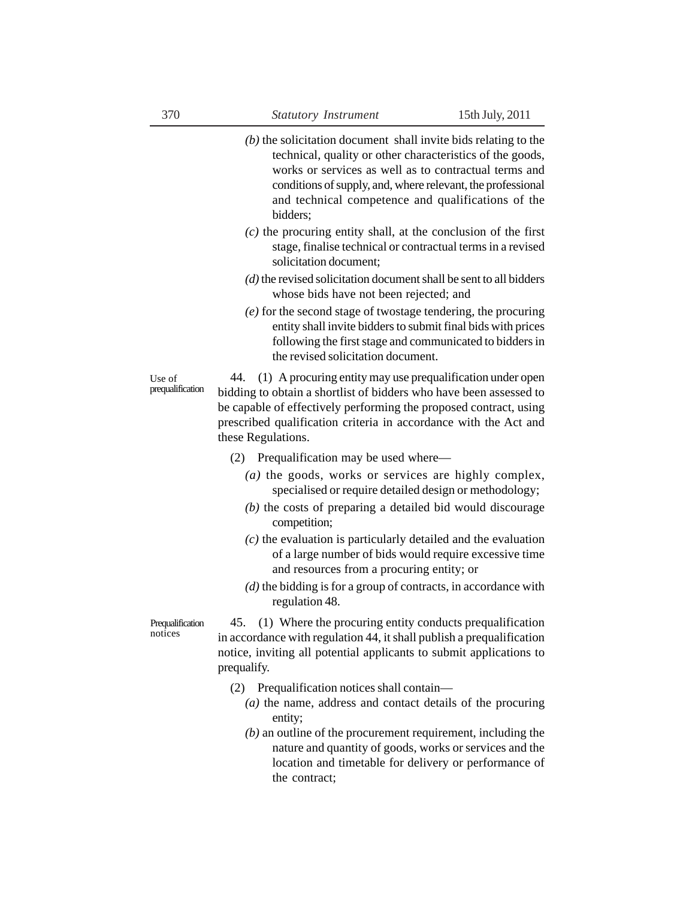*(b)* the solicitation document shall invite bids relating to the technical, quality or other characteristics of the goods, works or services as well as to contractual terms and conditions of supply, and, where relevant, the professional and technical competence and qualifications of the bidders;

*(c)* the procuring entity shall, at the conclusion of the first stage, finalise technical or contractual terms in a revised solicitation document;

*(d)* the revised solicitation document shall be sent to all bidders whose bids have not been rejected; and

*(e)* for the second stage of twostage tendering, the procuring entity shall invite bidders to submit final bids with prices following the first stage and communicated to bidders in the revised solicitation document.

Use of prequalification

44. (1) A procuring entity may use prequalification under open bidding to obtain a shortlist of bidders who have been assessed to be capable of effectively performing the proposed contract, using prescribed qualification criteria in accordance with the Act and these Regulations.

(2) Prequalification may be used where—

*(a)* the goods, works or services are highly complex, specialised or require detailed design or methodology;

*(b)* the costs of preparing a detailed bid would discourage competition;

*(c)* the evaluation is particularly detailed and the evaluation of a large number of bids would require excessive time and resources from a procuring entity; or

*(d)* the bidding is for a group of contracts, in accordance with regulation 48.

Prequalification notices

45. (1) Where the procuring entity conducts prequalification in accordance with regulation 44, it shall publish a prequalification notice, inviting all potential applicants to submit applications to prequalify.

(2) Prequalification notices shall contain—

*(a)* the name, address and contact details of the procuring entity;

*(b)* an outline of the procurement requirement, including the nature and quantity of goods, works or services and the location and timetable for delivery or performance of the contract;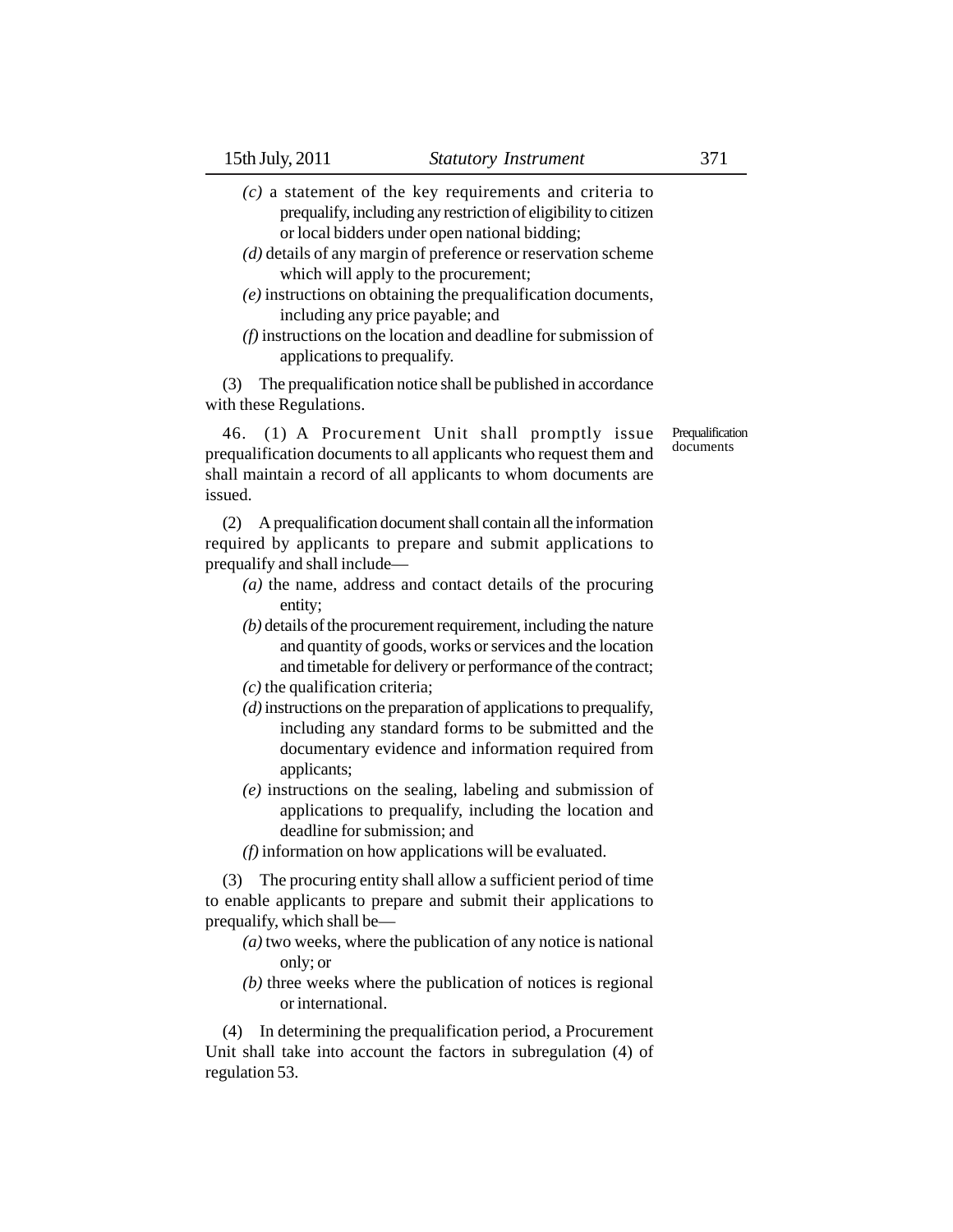*(c)* a statement of the key requirements and criteria to prequalify, including any restriction of eligibility to citizen or local bidders under open national bidding;

*(d)* details of any margin of preference or reservation scheme which will apply to the procurement;

*(e)* instructions on obtaining the prequalification documents, including any price payable; and

*(f)* instructions on the location and deadline for submission of applications to prequalify.

(3) The prequalification notice shall be published in accordance with these Regulations.

Prequalification documents

46. (1) A Procurement Unit shall promptly issue prequalification documents to all applicants who request them and shall maintain a record of all applicants to whom documents are issued.

(2) A prequalification document shall contain all the information required by applicants to prepare and submit applications to prequalify and shall include—

*(a)* the name, address and contact details of the procuring entity;

*(b)* details of the procurement requirement, including the nature and quantity of goods, works or services and the location and timetable for delivery or performance of the contract;

*(c)* the qualification criteria;

*(d)* instructions on the preparation of applications to prequalify, including any standard forms to be submitted and the documentary evidence and information required from applicants;

*(e)* instructions on the sealing, labeling and submission of applications to prequalify, including the location and deadline for submission; and

*(f)* information on how applications will be evaluated.

(3) The procuring entity shall allow a sufficient period of time to enable applicants to prepare and submit their applications to prequalify, which shall be—

*(a)* two weeks, where the publication of any notice is national only; or

*(b)* three weeks where the publication of notices is regional or international.

(4) In determining the prequalification period, a Procurement Unit shall take into account the factors in subregulation (4) of regulation 53.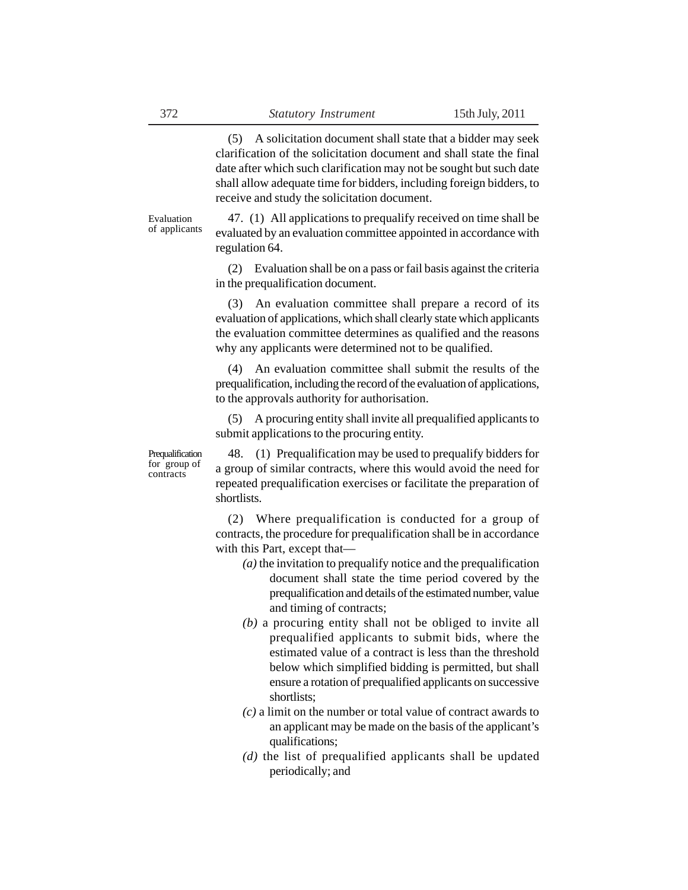(5) A solicitation document shall state that a bidder may seek clarification of the solicitation document and shall state the final date after which such clarification may not be sought but such date shall allow adequate time for bidders, including foreign bidders, to receive and study the solicitation document.

**Evaluation of applicants**

47. (1) All applications to prequalify received on time shall be evaluated by an evaluation committee appointed in accordance with regulation 64.

(2) Evaluation shall be on a pass or fail basis against the criteria in the prequalification document.

(3) An evaluation committee shall prepare a record of its evaluation of applications, which shall clearly state which applicants the evaluation committee determines as qualified and the reasons why any applicants were determined not to be qualified.

(4) An evaluation committee shall submit the results of the prequalification, including the record of the evaluation of applications, to the approvals authority for authorisation.

(5) A procuring entity shall invite all prequalified applicants to submit applications to the procuring entity.

**Prequalification for group of contracts**

48. (1) Prequalification may be used to prequalify bidders for a group of similar contracts, where this would avoid the need for repeated prequalification exercises or facilitate the preparation of shortlists.

(2) Where prequalification is conducted for a group of contracts, the procedure for prequalification shall be in accordance with this Part, except that—

*(a)* the invitation to prequalify notice and the prequalification document shall state the time period covered by the prequalification and details of the estimated number, value and timing of contracts;

*(b)* a procuring entity shall not be obliged to invite all prequalified applicants to submit bids, where the estimated value of a contract is less than the threshold below which simplified bidding is permitted, but shall ensure a rotation of prequalified applicants on successive shortlists;

*(c)* a limit on the number or total value of contract awards to an applicant may be made on the basis of the applicant's qualifications;

*(d)* the list of prequalified applicants shall be updated periodically; and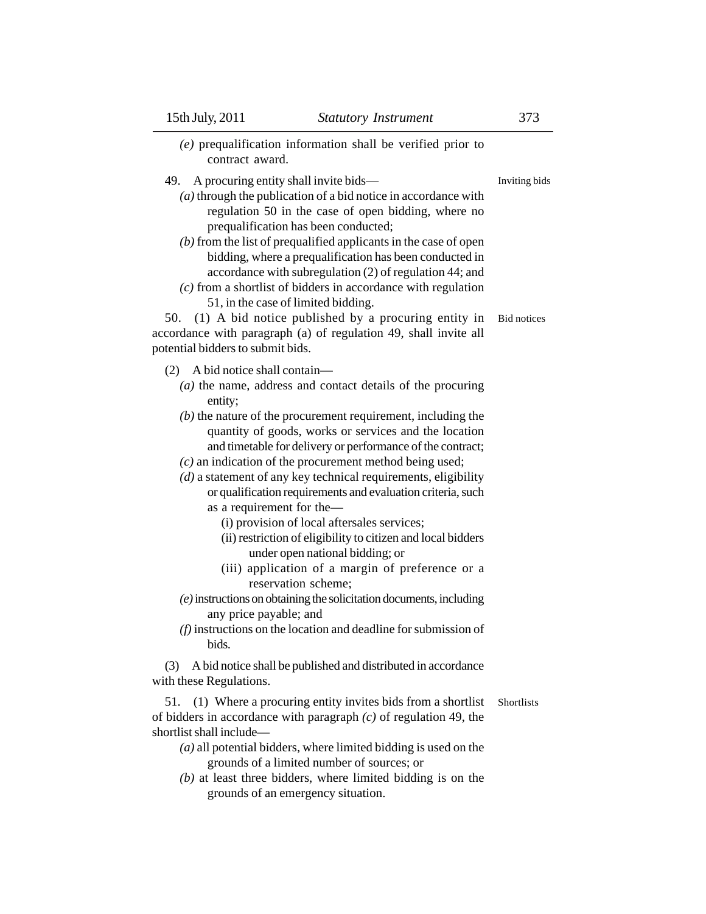*(e)* prequalification information shall be verified prior to contract award.

Inviting bids

49. A procuring entity shall invite bids—

*(a)* through the publication of a bid notice in accordance with regulation 50 in the case of open bidding, where no prequalification has been conducted;

*(b)* from the list of prequalified applicants in the case of open bidding, where a prequalification has been conducted in accordance with subregulation (2) of regulation 44; and

*(c)* from a shortlist of bidders in accordance with regulation 51, in the case of limited bidding.

Bid notices

50. (1) A bid notice published by a procuring entity in accordance with paragraph (a) of regulation 49, shall invite all potential bidders to submit bids.

(2) A bid notice shall contain—

*(a)* the name, address and contact details of the procuring entity;

*(b)* the nature of the procurement requirement, including the quantity of goods, works or services and the location and timetable for delivery or performance of the contract;

*(c)* an indication of the procurement method being used;

*(d)* a statement of any key technical requirements, eligibility or qualification requirements and evaluation criteria, such as a requirement for the—

(i) provision of local aftersales services;

(ii) restriction of eligibility to citizen and local bidders under open national bidding; or

(iii) application of a margin of preference or a reservation scheme;

*(e)* instructions on obtaining the solicitation documents, including any price payable; and

*(f)* instructions on the location and deadline for submission of bids.

(3) A bid notice shall be published and distributed in accordance with these Regulations.

Shortlists

51. (1) Where a procuring entity invites bids from a shortlist of bidders in accordance with paragraph *(c)* of regulation 49, the shortlist shall include—

*(a)* all potential bidders, where limited bidding is used on the grounds of a limited number of sources; or

*(b)* at least three bidders, where limited bidding is on the grounds of an emergency situation.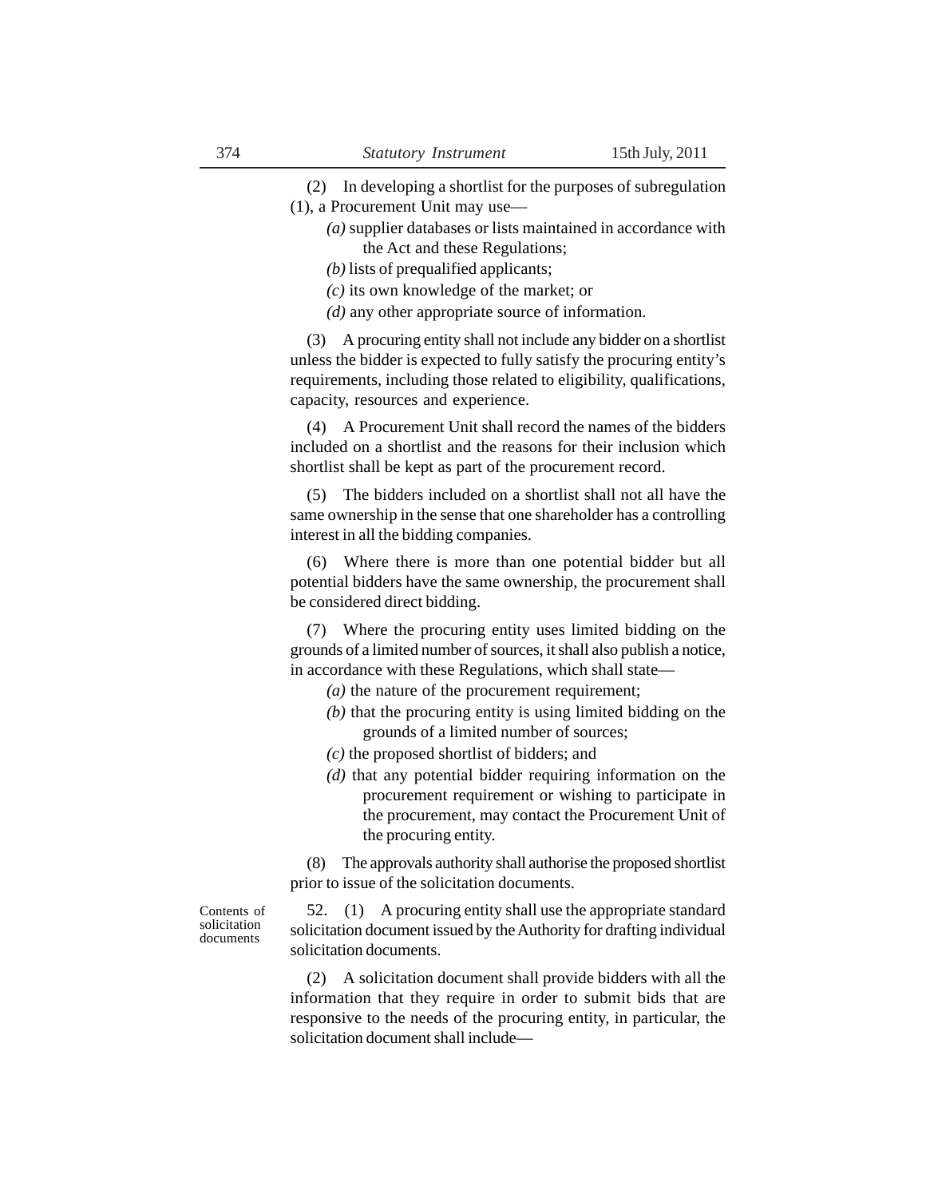(2) In developing a shortlist for the purposes of subregulation (1), a Procurement Unit may use—

*(a)* supplier databases or lists maintained in accordance with the Act and these Regulations;

*(b)* lists of prequalified applicants;

*(c)* its own knowledge of the market; or

*(d)* any other appropriate source of information.

(3) A procuring entity shall not include any bidder on a shortlist unless the bidder is expected to fully satisfy the procuring entity's requirements, including those related to eligibility, qualifications, capacity, resources and experience.

(4) A Procurement Unit shall record the names of the bidders included on a shortlist and the reasons for their inclusion which shortlist shall be kept as part of the procurement record.

(5) The bidders included on a shortlist shall not all have the same ownership in the sense that one shareholder has a controlling interest in all the bidding companies.

(6) Where there is more than one potential bidder but all potential bidders have the same ownership, the procurement shall be considered direct bidding.

(7) Where the procuring entity uses limited bidding on the grounds of a limited number of sources, it shall also publish a notice, in accordance with these Regulations, which shall state—

*(a)* the nature of the procurement requirement;

*(b)* that the procuring entity is using limited bidding on the grounds of a limited number of sources;

*(c)* the proposed shortlist of bidders; and

*(d)* that any potential bidder requiring information on the procurement requirement or wishing to participate in the procurement, may contact the Procurement Unit of the procuring entity.

(8) The approvals authority shall authorise the proposed shortlist prior to issue of the solicitation documents.

Contents of solicitation documents

52. (1) A procuring entity shall use the appropriate standard solicitation document issued by the Authority for drafting individual solicitation documents.

(2) A solicitation document shall provide bidders with all the information that they require in order to submit bids that are responsive to the needs of the procuring entity, in particular, the solicitation document shall include—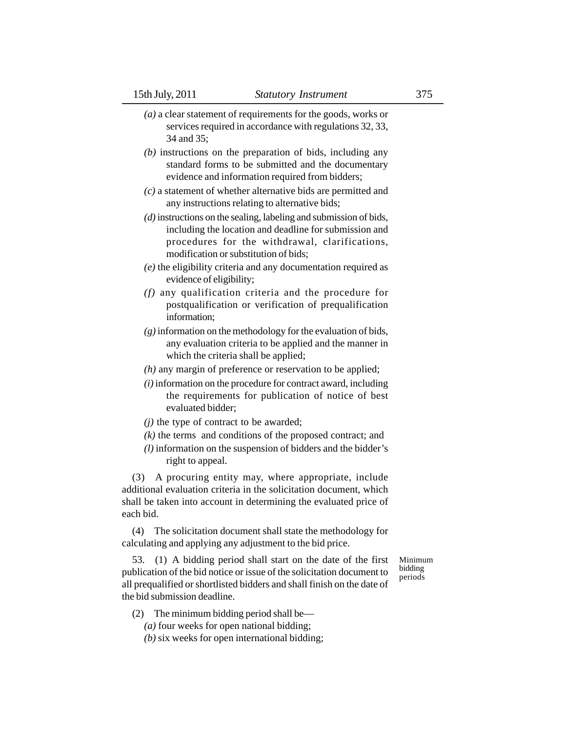*(a)* a clear statement of requirements for the goods, works or services required in accordance with regulations 32, 33, 34 and 35;

*(b)* instructions on the preparation of bids, including any standard forms to be submitted and the documentary evidence and information required from bidders;

*(c)* a statement of whether alternative bids are permitted and any instructions relating to alternative bids;

*(d)* instructions on the sealing, labeling and submission of bids, including the location and deadline for submission and procedures for the withdrawal, clarifications, modification or substitution of bids;

*(e)* the eligibility criteria and any documentation required as evidence of eligibility;

*(f)* any qualification criteria and the procedure for postqualification or verification of prequalification information;

*(g)* information on the methodology for the evaluation of bids, any evaluation criteria to be applied and the manner in which the criteria shall be applied;

*(h)* any margin of preference or reservation to be applied;

*(i)* information on the procedure for contract award, including the requirements for publication of notice of best evaluated bidder;

*(j)* the type of contract to be awarded;

*(k)* the terms and conditions of the proposed contract; and

*(l)* information on the suspension of bidders and the bidder's right to appeal.

(3) A procuring entity may, where appropriate, include additional evaluation criteria in the solicitation document, which shall be taken into account in determining the evaluated price of each bid.

(4) The solicitation document shall state the methodology for calculating and applying any adjustment to the bid price.

Minimum bidding periods

53. (1) A bidding period shall start on the date of the first publication of the bid notice or issue of the solicitation document to all prequalified or shortlisted bidders and shall finish on the date of the bid submission deadline.

(2) The minimum bidding period shall be—

*(a)* four weeks for open national bidding;

*(b)* six weeks for open international bidding;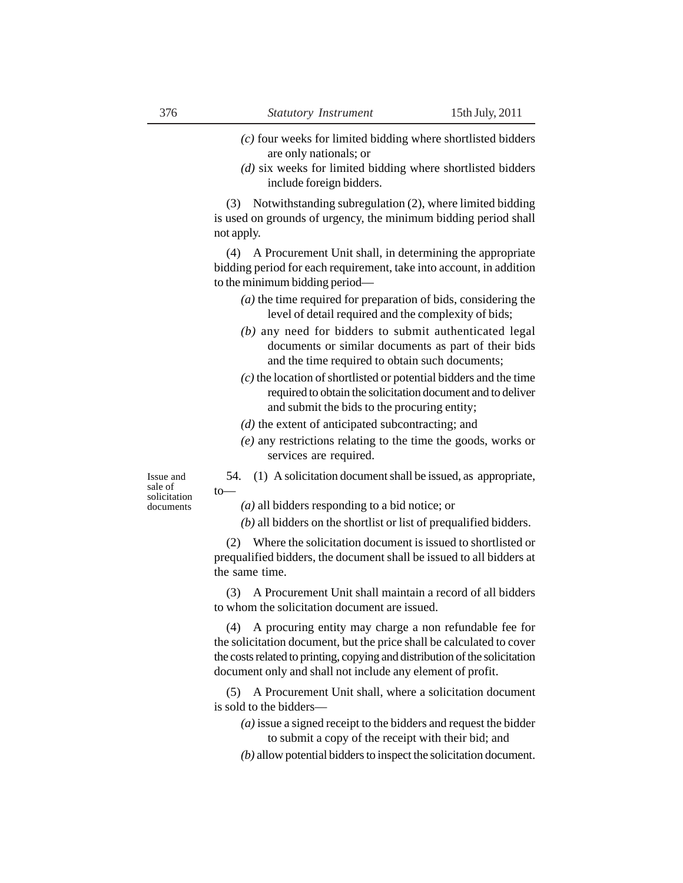*(c)* four weeks for limited bidding where shortlisted bidders are only nationals; or

*(d)* six weeks for limited bidding where shortlisted bidders include foreign bidders.

(3) Notwithstanding subregulation (2), where limited bidding is used on grounds of urgency, the minimum bidding period shall not apply.

(4) A Procurement Unit shall, in determining the appropriate bidding period for each requirement, take into account, in addition to the minimum bidding period—

*(a)* the time required for preparation of bids, considering the level of detail required and the complexity of bids;

*(b)* any need for bidders to submit authenticated legal documents or similar documents as part of their bids and the time required to obtain such documents;

*(c)* the location of shortlisted or potential bidders and the time required to obtain the solicitation document and to deliver and submit the bids to the procuring entity;

*(d)* the extent of anticipated subcontracting; and

*(e)* any restrictions relating to the time the goods, works or services are required.

Issue and sale of solicitation documents

54. (1) A solicitation document shall be issued, as appropriate, to—

*(a)* all bidders responding to a bid notice; or

*(b)* all bidders on the shortlist or list of prequalified bidders.

(2) Where the solicitation document is issued to shortlisted or prequalified bidders, the document shall be issued to all bidders at the same time.

(3) A Procurement Unit shall maintain a record of all bidders to whom the solicitation document are issued.

(4) A procuring entity may charge a non refundable fee for the solicitation document, but the price shall be calculated to cover the costs related to printing, copying and distribution of the solicitation document only and shall not include any element of profit.

(5) A Procurement Unit shall, where a solicitation document is sold to the bidders—

*(a)* issue a signed receipt to the bidders and request the bidder to submit a copy of the receipt with their bid; and

*(b)* allow potential bidders to inspect the solicitation document.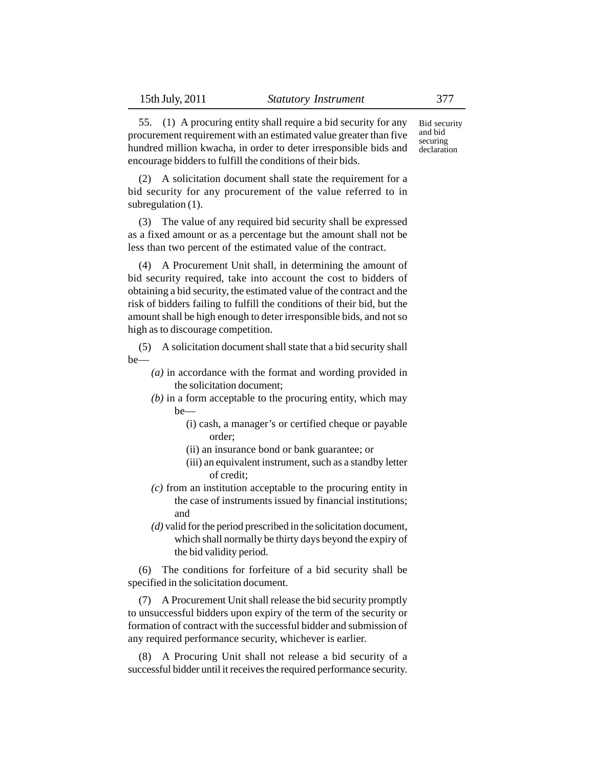**Bid security and bid securing declaration**

55. (1) A procuring entity shall require a bid security for any procurement requirement with an estimated value greater than five hundred million kwacha, in order to deter irresponsible bids and encourage bidders to fulfill the conditions of their bids.

(2) A solicitation document shall state the requirement for a bid security for any procurement of the value referred to in subregulation (1).

(3) The value of any required bid security shall be expressed as a fixed amount or as a percentage but the amount shall not be less than two percent of the estimated value of the contract.

(4) A Procurement Unit shall, in determining the amount of bid security required, take into account the cost to bidders of obtaining a bid security, the estimated value of the contract and the risk of bidders failing to fulfill the conditions of their bid, but the amount shall be high enough to deter irresponsible bids, and not so high as to discourage competition.

(5) A solicitation document shall state that a bid security shall be—

*(a)* in accordance with the format and wording provided in the solicitation document;

*(b)* in a form acceptable to the procuring entity, which may be—

(i) cash, a manager's or certified cheque or payable order;

(ii) an insurance bond or bank guarantee; or

(iii) an equivalent instrument, such as a standby letter of credit;

*(c)* from an institution acceptable to the procuring entity in the case of instruments issued by financial institutions; and

*(d)* valid for the period prescribed in the solicitation document, which shall normally be thirty days beyond the expiry of the bid validity period.

(6) The conditions for forfeiture of a bid security shall be specified in the solicitation document.

(7) A Procurement Unit shall release the bid security promptly to unsuccessful bidders upon expiry of the term of the security or formation of contract with the successful bidder and submission of any required performance security, whichever is earlier.

(8) A Procuring Unit shall not release a bid security of a successful bidder until it receives the required performance security.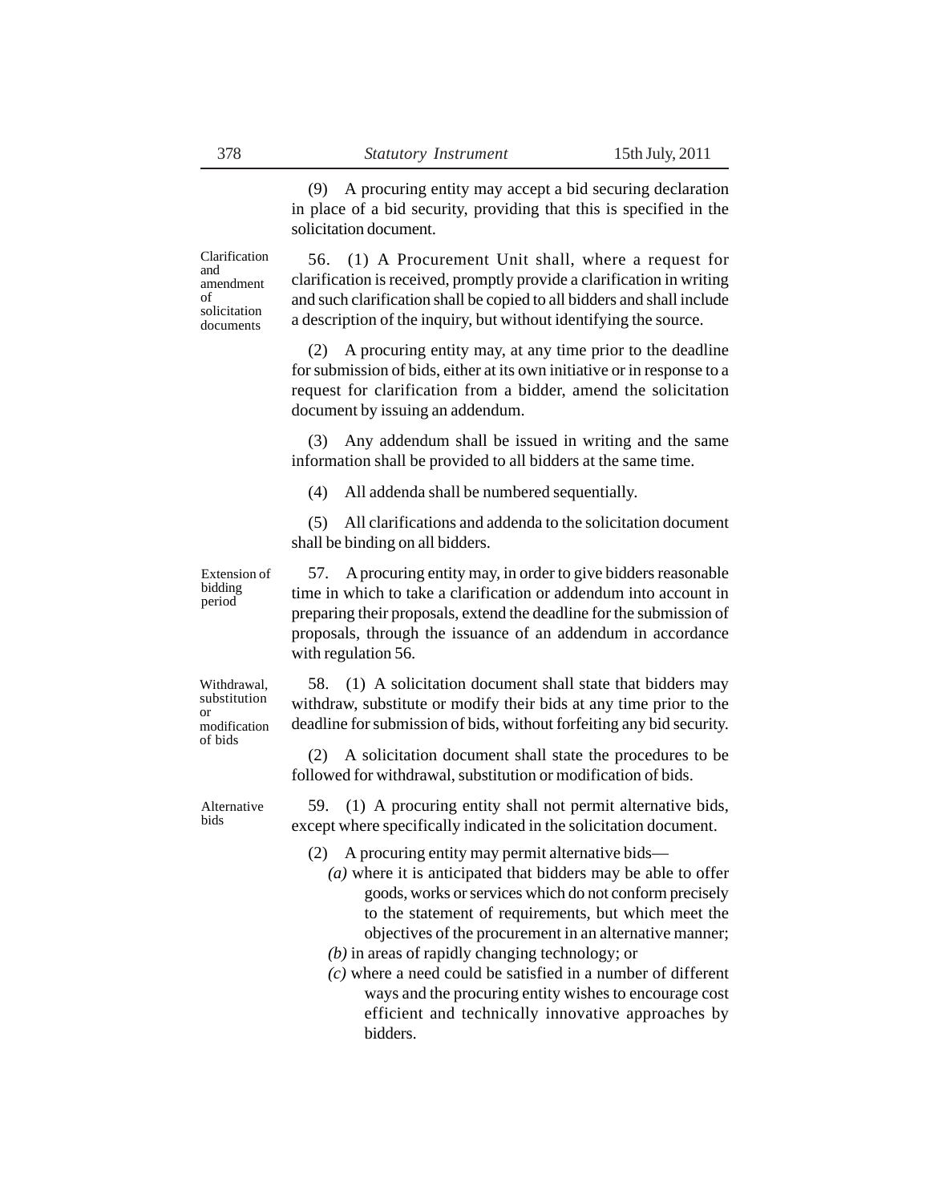(9) A procuring entity may accept a bid securing declaration in place of a bid security, providing that this is specified in the solicitation document.

**Clarification and amendment of solicitation documents**

56. (1) A Procurement Unit shall, where a request for clarification is received, promptly provide a clarification in writing and such clarification shall be copied to all bidders and shall include a description of the inquiry, but without identifying the source.

(2) A procuring entity may, at any time prior to the deadline for submission of bids, either at its own initiative or in response to a request for clarification from a bidder, amend the solicitation document by issuing an addendum.

(3) Any addendum shall be issued in writing and the same information shall be provided to all bidders at the same time.

(4) All addenda shall be numbered sequentially.

(5) All clarifications and addenda to the solicitation document shall be binding on all bidders.

**Extension of bidding period**

57. A procuring entity may, in order to give bidders reasonable time in which to take a clarification or addendum into account in preparing their proposals, extend the deadline for the submission of proposals, through the issuance of an addendum in accordance with regulation 56.

**Withdrawal, substitution or modification of bids**

58. (1) A solicitation document shall state that bidders may withdraw, substitute or modify their bids at any time prior to the deadline for submission of bids, without forfeiting any bid security.

(2) A solicitation document shall state the procedures to be followed for withdrawal, substitution or modification of bids.

**Alternative bids**

59. (1) A procuring entity shall not permit alternative bids, except where specifically indicated in the solicitation document.

(2) A procuring entity may permit alternative bids—

*(a)* where it is anticipated that bidders may be able to offer goods, works or services which do not conform precisely to the statement of requirements, but which meet the objectives of the procurement in an alternative manner;

*(b)* in areas of rapidly changing technology; or

*(c)* where a need could be satisfied in a number of different ways and the procuring entity wishes to encourage cost efficient and technically innovative approaches by bidders.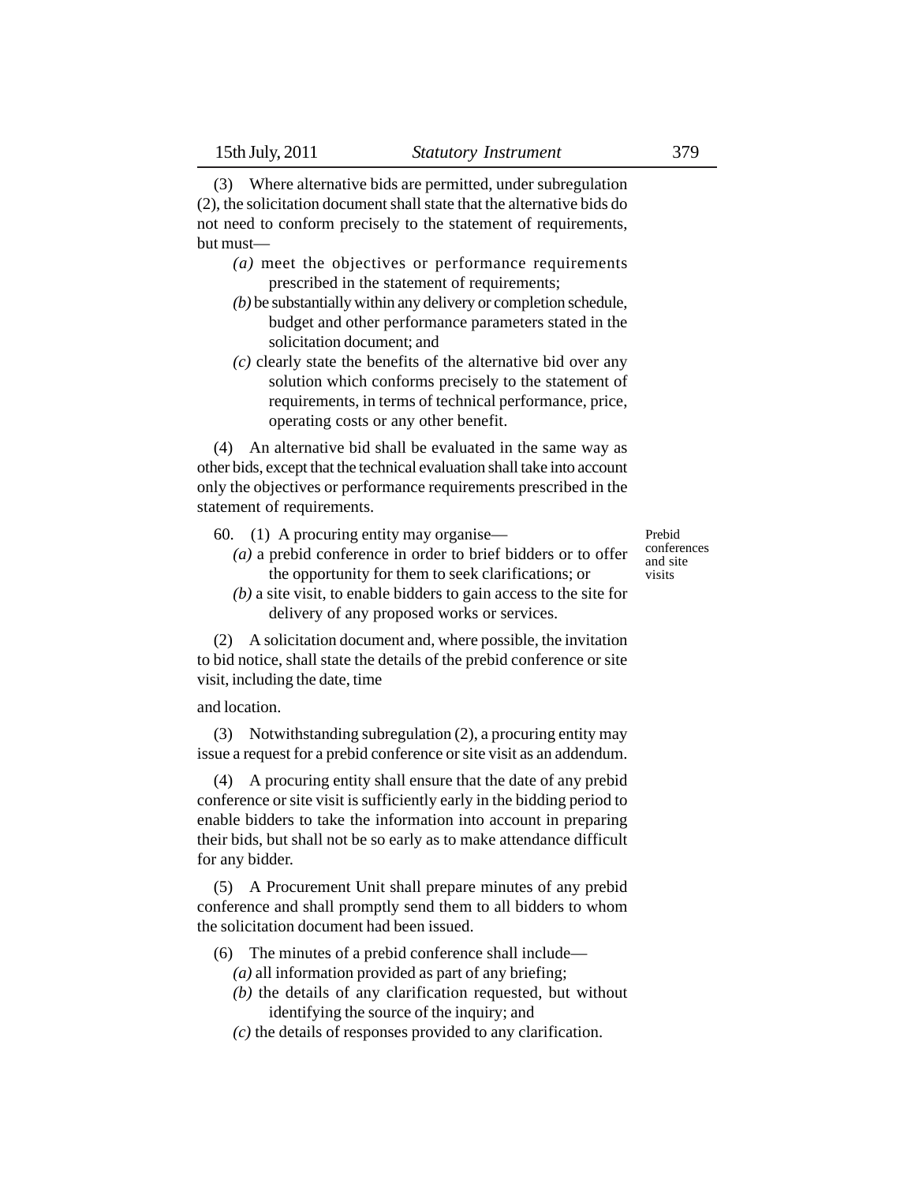(3) Where alternative bids are permitted, under subregulation (2), the solicitation document shall state that the alternative bids do not need to conform precisely to the statement of requirements, but must—

*(a)* meet the objectives or performance requirements prescribed in the statement of requirements;

*(b)* be substantially within any delivery or completion schedule, budget and other performance parameters stated in the solicitation document; and

*(c)* clearly state the benefits of the alternative bid over any solution which conforms precisely to the statement of requirements, in terms of technical performance, price, operating costs or any other benefit.

(4) An alternative bid shall be evaluated in the same way as other bids, except that the technical evaluation shall take into account only the objectives or performance requirements prescribed in the statement of requirements.

**Prebid conferences and site visits**

60. (1) A procuring entity may organise—

*(a)* a prebid conference in order to brief bidders or to offer the opportunity for them to seek clarifications; or

*(b)* a site visit, to enable bidders to gain access to the site for delivery of any proposed works or services.

(2) A solicitation document and, where possible, the invitation to bid notice, shall state the details of the prebid conference or site visit, including the date, time

and location.

(3) Notwithstanding subregulation (2), a procuring entity may issue a request for a prebid conference or site visit as an addendum.

(4) A procuring entity shall ensure that the date of any prebid conference or site visit is sufficiently early in the bidding period to enable bidders to take the information into account in preparing their bids, but shall not be so early as to make attendance difficult for any bidder.

(5) A Procurement Unit shall prepare minutes of any prebid conference and shall promptly send them to all bidders to whom the solicitation document had been issued.

(6) The minutes of a prebid conference shall include—

*(a)* all information provided as part of any briefing;

*(b)* the details of any clarification requested, but without identifying the source of the inquiry; and

*(c)* the details of responses provided to any clarification.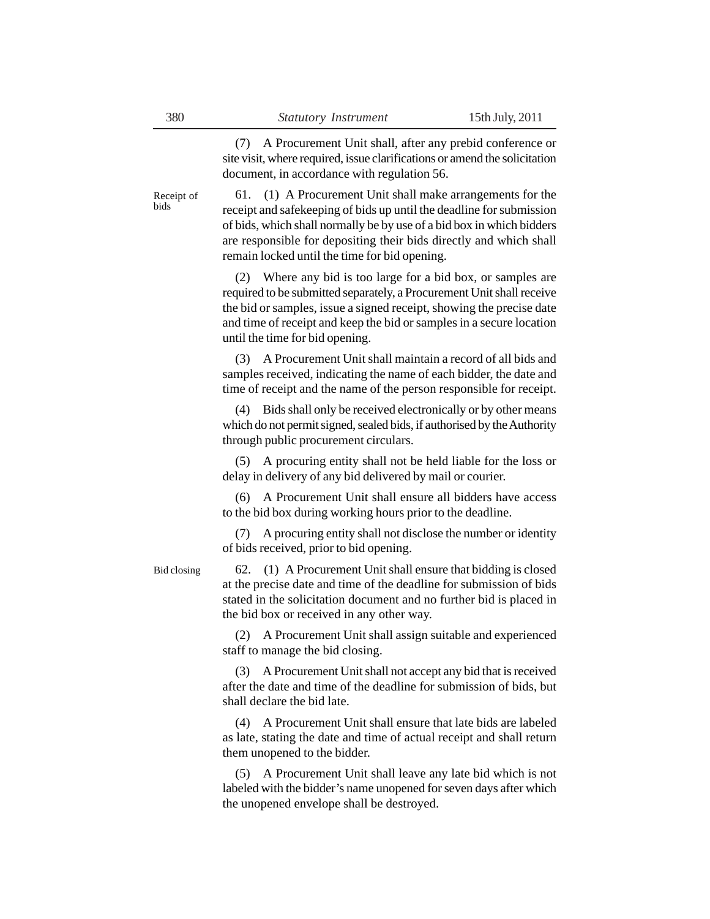(7) A Procurement Unit shall, after any prebid conference or site visit, where required, issue clarifications or amend the solicitation document, in accordance with regulation 56.

Receipt of bids

61. (1) A Procurement Unit shall make arrangements for the receipt and safekeeping of bids up until the deadline for submission of bids, which shall normally be by use of a bid box in which bidders are responsible for depositing their bids directly and which shall remain locked until the time for bid opening.

(2) Where any bid is too large for a bid box, or samples are required to be submitted separately, a Procurement Unit shall receive the bid or samples, issue a signed receipt, showing the precise date and time of receipt and keep the bid or samples in a secure location until the time for bid opening.

(3) A Procurement Unit shall maintain a record of all bids and samples received, indicating the name of each bidder, the date and time of receipt and the name of the person responsible for receipt.

(4) Bids shall only be received electronically or by other means which do not permit signed, sealed bids, if authorised by the Authority through public procurement circulars.

(5) A procuring entity shall not be held liable for the loss or delay in delivery of any bid delivered by mail or courier.

(6) A Procurement Unit shall ensure all bidders have access to the bid box during working hours prior to the deadline.

(7) A procuring entity shall not disclose the number or identity of bids received, prior to bid opening.

Bid closing

62. (1) A Procurement Unit shall ensure that bidding is closed at the precise date and time of the deadline for submission of bids stated in the solicitation document and no further bid is placed in the bid box or received in any other way.

(2) A Procurement Unit shall assign suitable and experienced staff to manage the bid closing.

(3) A Procurement Unit shall not accept any bid that is received after the date and time of the deadline for submission of bids, but shall declare the bid late.

(4) A Procurement Unit shall ensure that late bids are labeled as late, stating the date and time of actual receipt and shall return them unopened to the bidder.

(5) A Procurement Unit shall leave any late bid which is not labeled with the bidder's name unopened for seven days after which the unopened envelope shall be destroyed.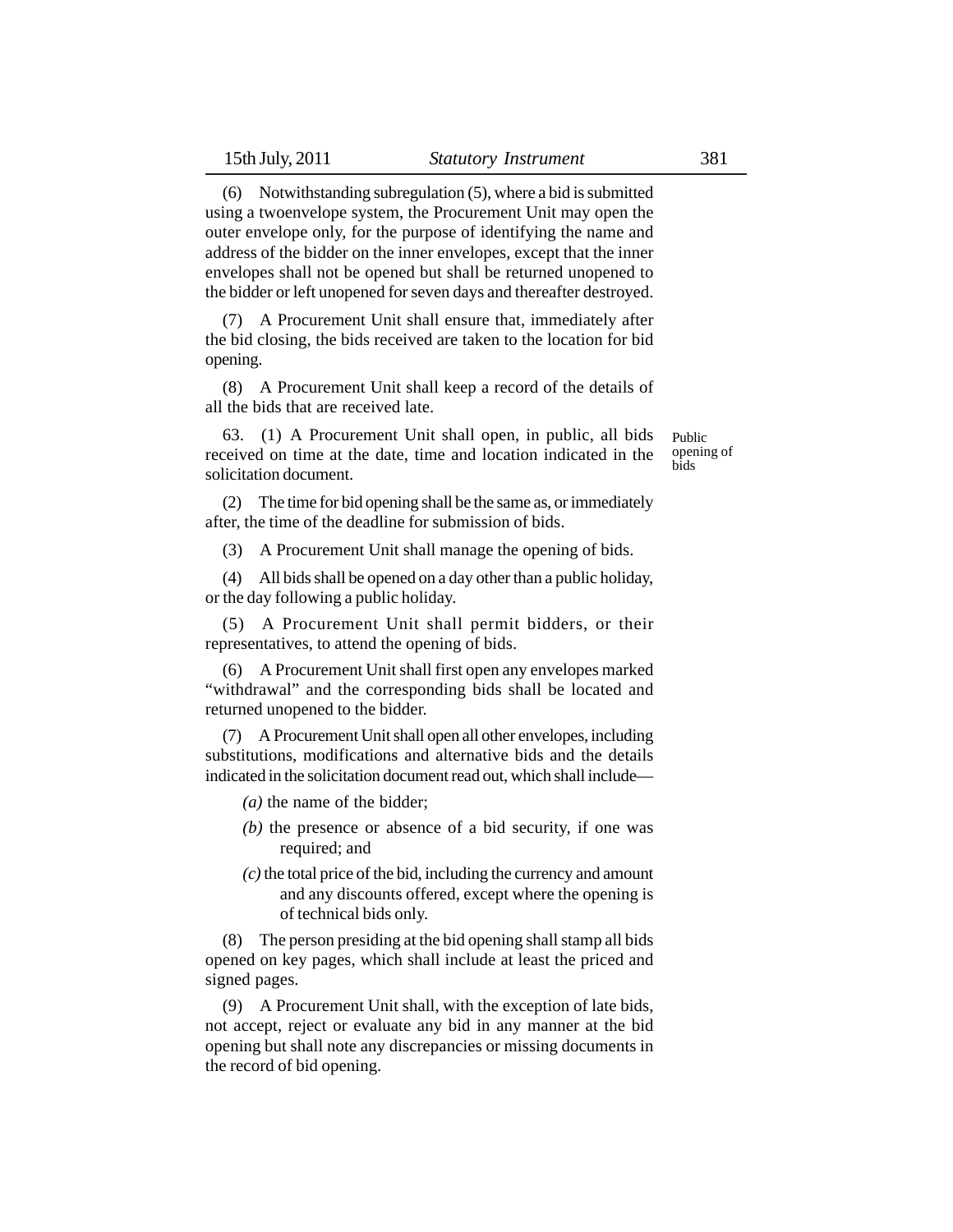(6) Notwithstanding subregulation (5), where a bid is submitted using a twoenvelope system, the Procurement Unit may open the outer envelope only, for the purpose of identifying the name and address of the bidder on the inner envelopes, except that the inner envelopes shall not be opened but shall be returned unopened to the bidder or left unopened for seven days and thereafter destroyed.

(7) A Procurement Unit shall ensure that, immediately after the bid closing, the bids received are taken to the location for bid opening.

(8) A Procurement Unit shall keep a record of the details of all the bids that are received late.

Public opening of bids

63. (1) A Procurement Unit shall open, in public, all bids received on time at the date, time and location indicated in the solicitation document.

(2) The time for bid opening shall be the same as, or immediately after, the time of the deadline for submission of bids.

(3) A Procurement Unit shall manage the opening of bids.

(4) All bids shall be opened on a day other than a public holiday, or the day following a public holiday.

(5) A Procurement Unit shall permit bidders, or their representatives, to attend the opening of bids.

(6) A Procurement Unit shall first open any envelopes marked "withdrawal" and the corresponding bids shall be located and returned unopened to the bidder.

(7) A Procurement Unit shall open all other envelopes, including substitutions, modifications and alternative bids and the details indicated in the solicitation document read out, which shall include—

*(a)* the name of the bidder;

*(b)* the presence or absence of a bid security, if one was required; and

*(c)* the total price of the bid, including the currency and amount and any discounts offered, except where the opening is of technical bids only.

(8) The person presiding at the bid opening shall stamp all bids opened on key pages, which shall include at least the priced and signed pages.

(9) A Procurement Unit shall, with the exception of late bids, not accept, reject or evaluate any bid in any manner at the bid opening but shall note any discrepancies or missing documents in the record of bid opening.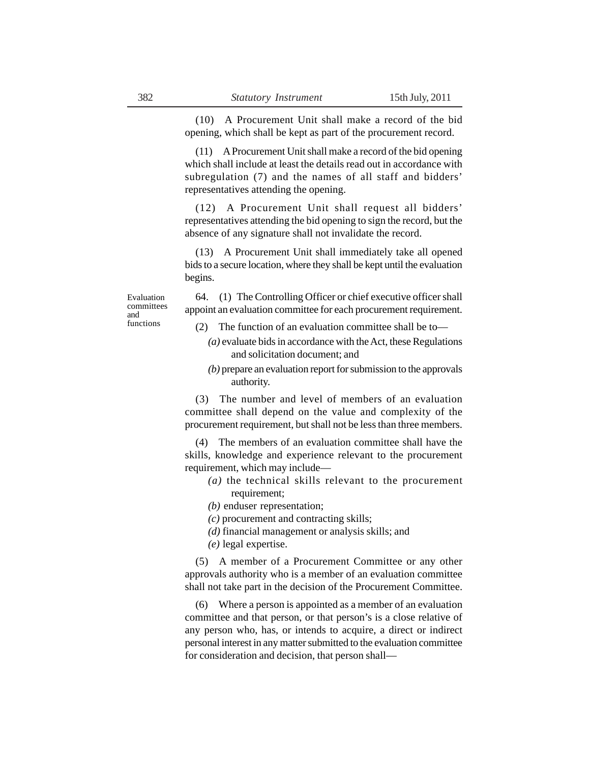(10) A Procurement Unit shall make a record of the bid opening, which shall be kept as part of the procurement record.

(11) A Procurement Unit shall make a record of the bid opening which shall include at least the details read out in accordance with subregulation (7) and the names of all staff and bidders' representatives attending the opening.

(12) A Procurement Unit shall request all bidders' representatives attending the bid opening to sign the record, but the absence of any signature shall not invalidate the record.

(13) A Procurement Unit shall immediately take all opened bids to a secure location, where they shall be kept until the evaluation begins.

Evaluation committees and functions

64. (1) The Controlling Officer or chief executive officer shall appoint an evaluation committee for each procurement requirement.

(2) The function of an evaluation committee shall be to—

*(a)* evaluate bids in accordance with the Act, these Regulations and solicitation document; and

*(b)* prepare an evaluation report for submission to the approvals authority.

(3) The number and level of members of an evaluation committee shall depend on the value and complexity of the procurement requirement, but shall not be less than three members.

(4) The members of an evaluation committee shall have the skills, knowledge and experience relevant to the procurement requirement, which may include—

*(a)* the technical skills relevant to the procurement requirement;

*(b)* enduser representation;

*(c)* procurement and contracting skills;

*(d)* financial management or analysis skills; and

*(e)* legal expertise.

(5) A member of a Procurement Committee or any other approvals authority who is a member of an evaluation committee shall not take part in the decision of the Procurement Committee.

(6) Where a person is appointed as a member of an evaluation committee and that person, or that person's is a close relative of any person who, has, or intends to acquire, a direct or indirect personal interest in any matter submitted to the evaluation committee for consideration and decision, that person shall—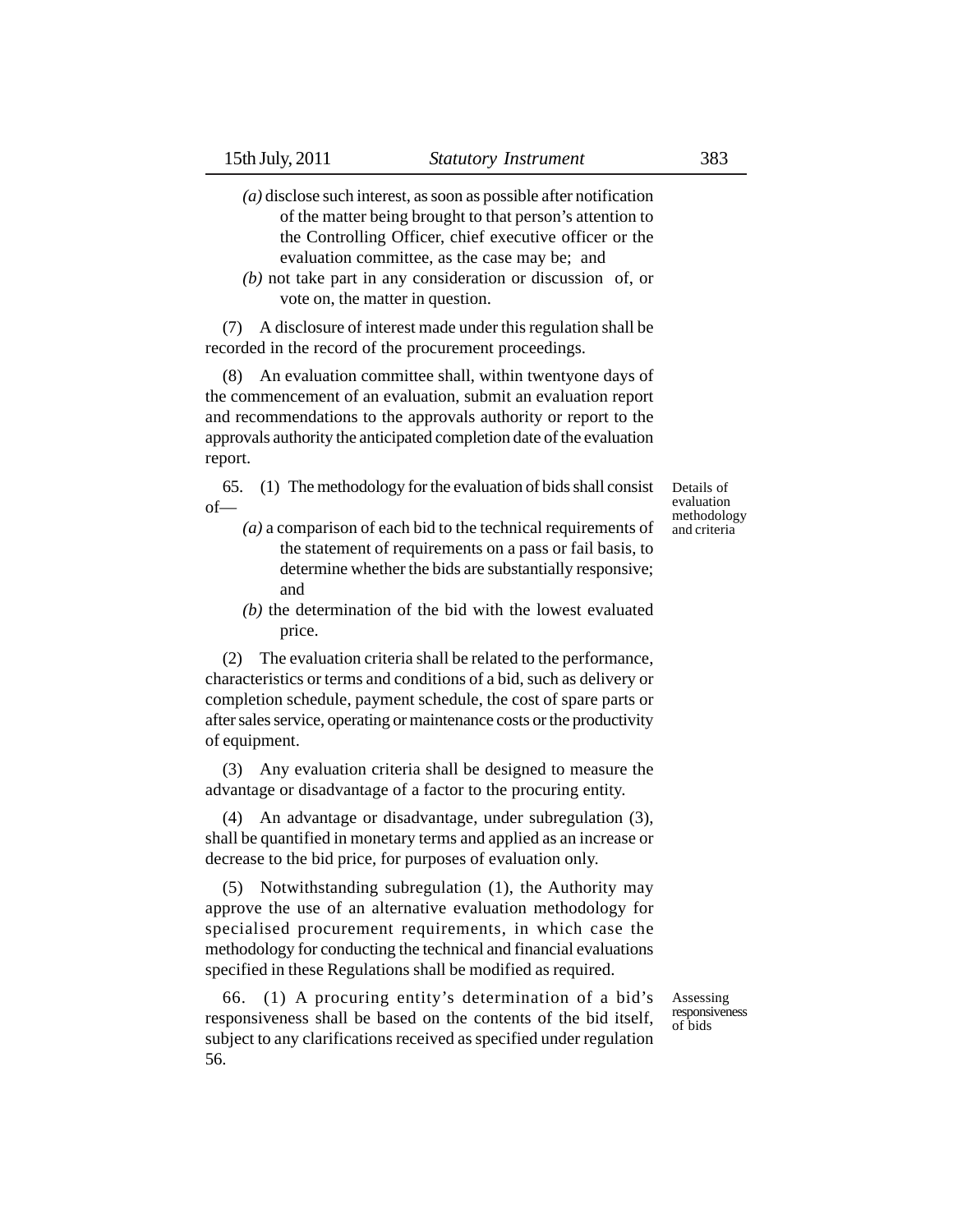*(a)* disclose such interest, as soon as possible after notification of the matter being brought to that person's attention to the Controlling Officer, chief executive officer or the evaluation committee, as the case may be; and

*(b)* not take part in any consideration or discussion of, or vote on, the matter in question.

(7) A disclosure of interest made under this regulation shall be recorded in the record of the procurement proceedings.

(8) An evaluation committee shall, within twentyone days of the commencement of an evaluation, submit an evaluation report and recommendations to the approvals authority or report to the approvals authority the anticipated completion date of the evaluation report.

**Details of evaluation methodology and criteria**

65. (1) The methodology for the evaluation of bids shall consist of—

*(a)* a comparison of each bid to the technical requirements of the statement of requirements on a pass or fail basis, to determine whether the bids are substantially responsive; and

*(b)* the determination of the bid with the lowest evaluated price.

(2) The evaluation criteria shall be related to the performance, characteristics or terms and conditions of a bid, such as delivery or completion schedule, payment schedule, the cost of spare parts or after sales service, operating or maintenance costs or the productivity of equipment.

(3) Any evaluation criteria shall be designed to measure the advantage or disadvantage of a factor to the procuring entity.

(4) An advantage or disadvantage, under subregulation (3), shall be quantified in monetary terms and applied as an increase or decrease to the bid price, for purposes of evaluation only.

(5) Notwithstanding subregulation (1), the Authority may approve the use of an alternative evaluation methodology for specialised procurement requirements, in which case the methodology for conducting the technical and financial evaluations specified in these Regulations shall be modified as required.

**Assessing responsiveness of bids**

66. (1) A procuring entity's determination of a bid's responsiveness shall be based on the contents of the bid itself, subject to any clarifications received as specified under regulation 56.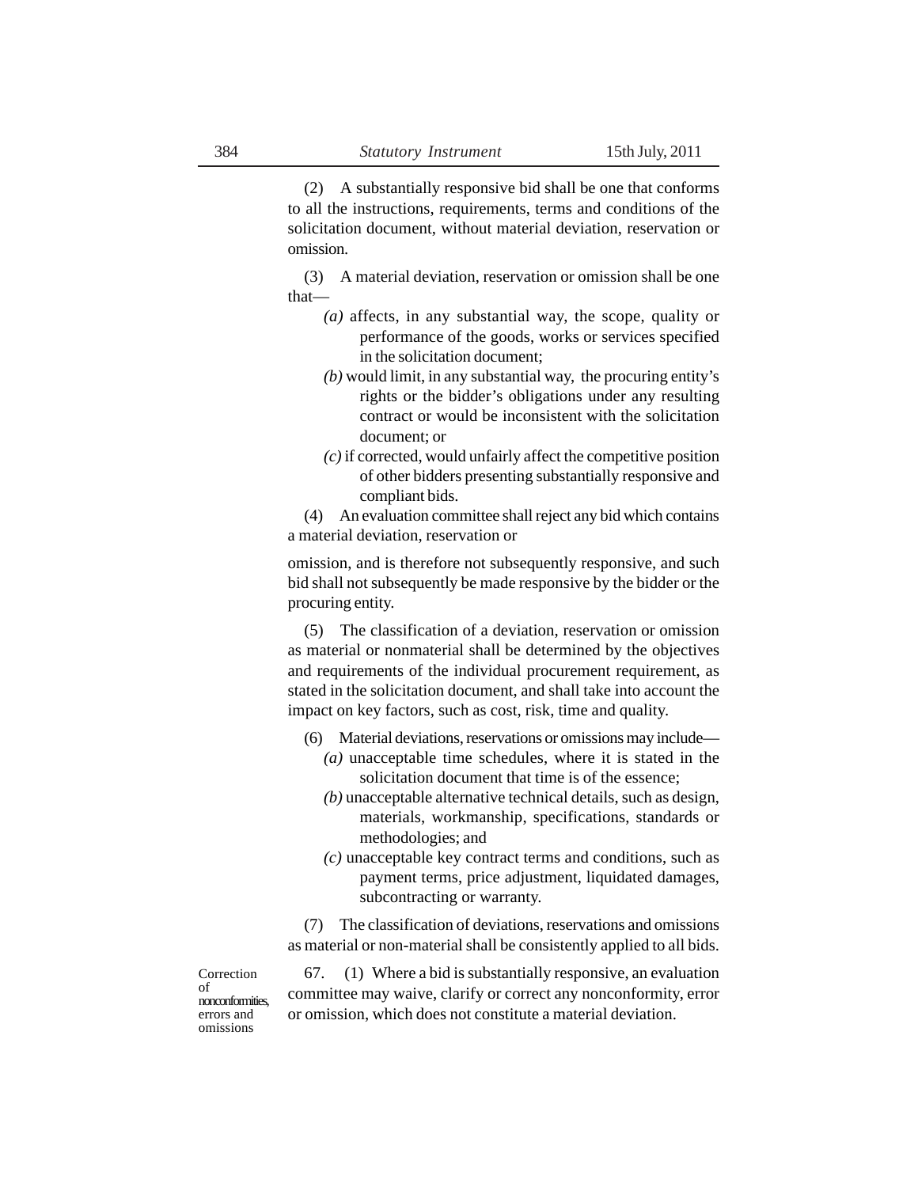(2) A substantially responsive bid shall be one that conforms to all the instructions, requirements, terms and conditions of the solicitation document, without material deviation, reservation or omission.

(3) A material deviation, reservation or omission shall be one that—

*(a)* affects, in any substantial way, the scope, quality or performance of the goods, works or services specified in the solicitation document;

*(b)* would limit, in any substantial way, the procuring entity's rights or the bidder's obligations under any resulting contract or would be inconsistent with the solicitation document; or

*(c)* if corrected, would unfairly affect the competitive position of other bidders presenting substantially responsive and compliant bids.

(4) An evaluation committee shall reject any bid which contains a material deviation, reservation or omission, and is therefore not subsequently responsive, and such bid shall not subsequently be made responsive by the bidder or the procuring entity.

(5) The classification of a deviation, reservation or omission as material or nonmaterial shall be determined by the objectives and requirements of the individual procurement requirement, as stated in the solicitation document, and shall take into account the impact on key factors, such as cost, risk, time and quality.

(6) Material deviations, reservations or omissions may include—

*(a)* unacceptable time schedules, where it is stated in the solicitation document that time is of the essence;

*(b)* unacceptable alternative technical details, such as design, materials, workmanship, specifications, standards or methodologies; and

*(c)* unacceptable key contract terms and conditions, such as payment terms, price adjustment, liquidated damages, subcontracting or warranty.

(7) The classification of deviations, reservations and omissions as material or non-material shall be consistently applied to all bids.

Correction of nonconformities, errors and omissions

67. (1) Where a bid is substantially responsive, an evaluation committee may waive, clarify or correct any nonconformity, error or omission, which does not constitute a material deviation.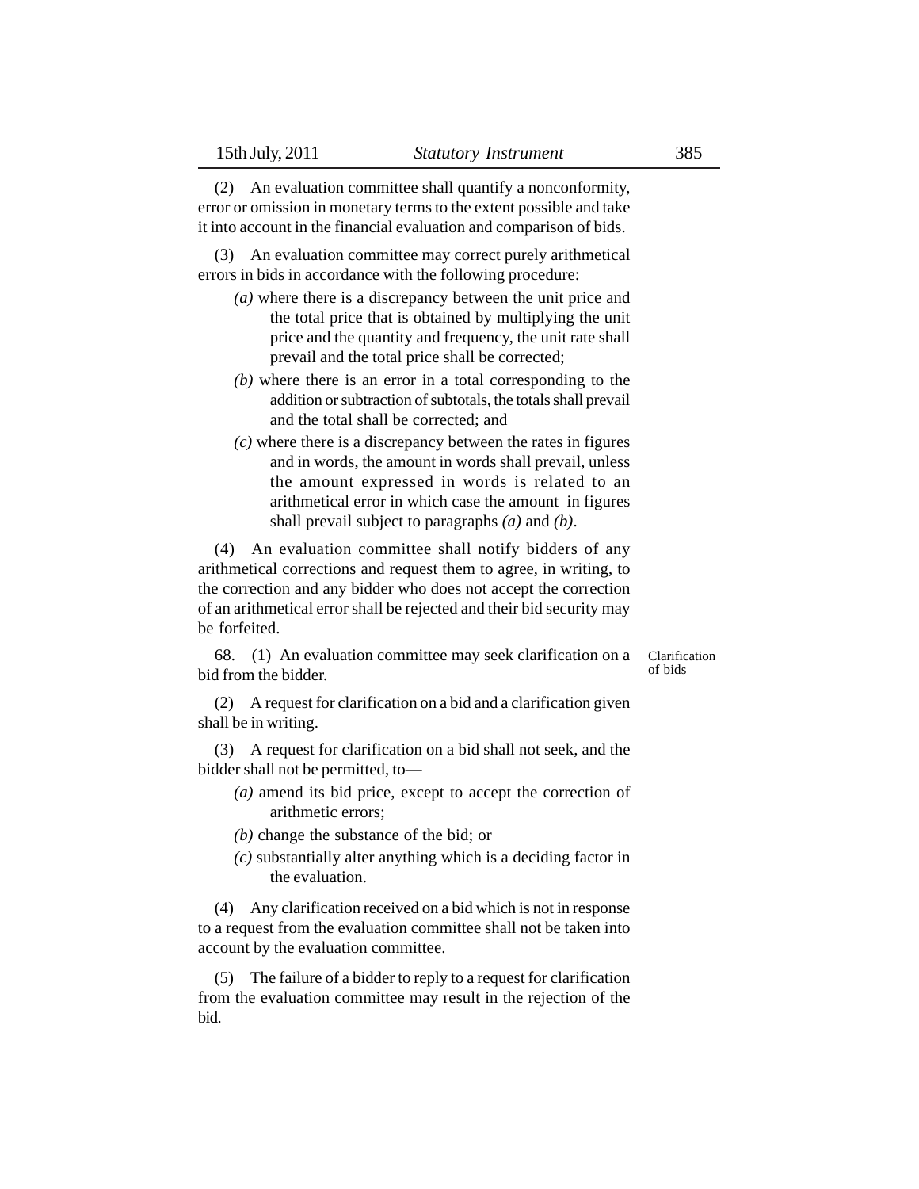(2) An evaluation committee shall quantify a nonconformity, error or omission in monetary terms to the extent possible and take it into account in the financial evaluation and comparison of bids.

(3) An evaluation committee may correct purely arithmetical errors in bids in accordance with the following procedure:

*(a)* where there is a discrepancy between the unit price and the total price that is obtained by multiplying the unit price and the quantity and frequency, the unit rate shall prevail and the total price shall be corrected;

*(b)* where there is an error in a total corresponding to the addition or subtraction of subtotals, the totals shall prevail and the total shall be corrected; and

*(c)* where there is a discrepancy between the rates in figures and in words, the amount in words shall prevail, unless the amount expressed in words is related to an arithmetical error in which case the amount in figures shall prevail subject to paragraphs *(a)* and *(b)*.

(4) An evaluation committee shall notify bidders of any arithmetical corrections and request them to agree, in writing, to the correction and any bidder who does not accept the correction of an arithmetical error shall be rejected and their bid security may be forfeited.

**Clarification of bids**

68. (1) An evaluation committee may seek clarification on a bid from the bidder.

(2) A request for clarification on a bid and a clarification given shall be in writing.

(3) A request for clarification on a bid shall not seek, and the bidder shall not be permitted, to—

*(a)* amend its bid price, except to accept the correction of arithmetic errors;

*(b)* change the substance of the bid; or

*(c)* substantially alter anything which is a deciding factor in the evaluation.

(4) Any clarification received on a bid which is not in response to a request from the evaluation committee shall not be taken into account by the evaluation committee.

(5) The failure of a bidder to reply to a request for clarification from the evaluation committee may result in the rejection of the bid.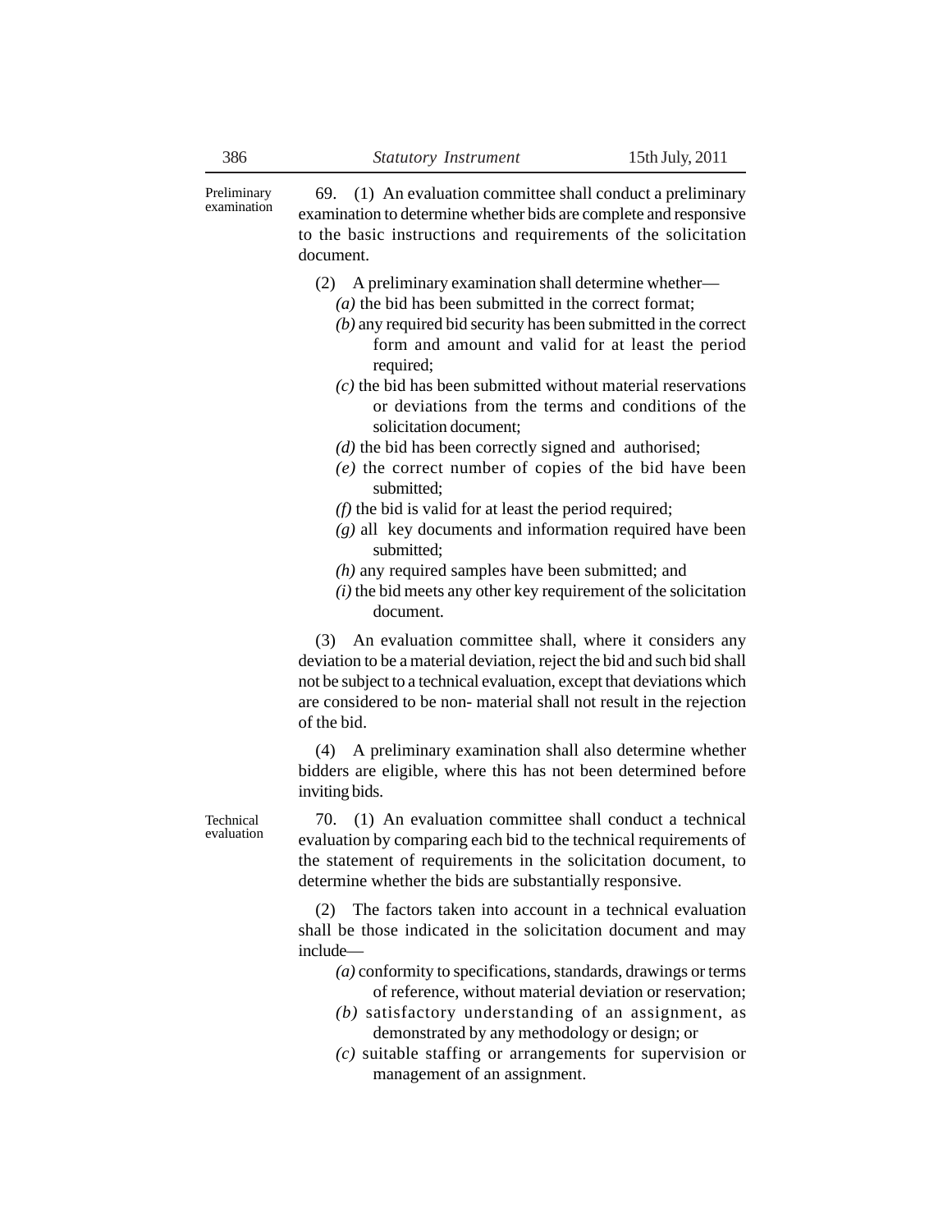**Preliminary examination**

69. (1) An evaluation committee shall conduct a preliminary examination to determine whether bids are complete and responsive to the basic instructions and requirements of the solicitation document.

(2) A preliminary examination shall determine whether—

*(a)* the bid has been submitted in the correct format;

*(b)* any required bid security has been submitted in the correct form and amount and valid for at least the period required;

*(c)* the bid has been submitted without material reservations or deviations from the terms and conditions of the solicitation document;

*(d)* the bid has been correctly signed and authorised;

*(e)* the correct number of copies of the bid have been submitted;

*(f)* the bid is valid for at least the period required;

*(g)* all key documents and information required have been submitted;

*(h)* any required samples have been submitted; and

*(i)* the bid meets any other key requirement of the solicitation document.

(3) An evaluation committee shall, where it considers any deviation to be a material deviation, reject the bid and such bid shall not be subject to a technical evaluation, except that deviations which are considered to be non- material shall not result in the rejection of the bid.

(4) A preliminary examination shall also determine whether bidders are eligible, where this has not been determined before inviting bids.

**Technical evaluation**

70. (1) An evaluation committee shall conduct a technical evaluation by comparing each bid to the technical requirements of the statement of requirements in the solicitation document, to determine whether the bids are substantially responsive.

(2) The factors taken into account in a technical evaluation shall be those indicated in the solicitation document and may include—

*(a)* conformity to specifications, standards, drawings or terms of reference, without material deviation or reservation;

*(b)* satisfactory understanding of an assignment, as demonstrated by any methodology or design; or

*(c)* suitable staffing or arrangements for supervision or management of an assignment.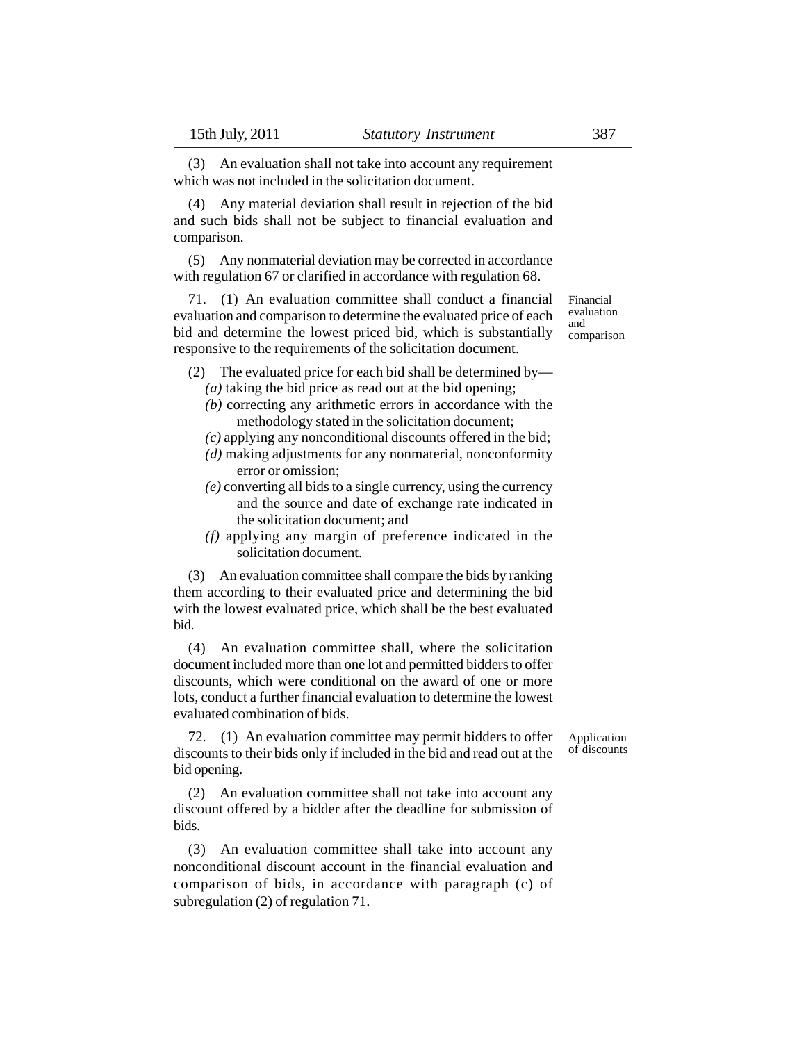(3) An evaluation shall not take into account any requirement which was not included in the solicitation document.

(4) Any material deviation shall result in rejection of the bid and such bids shall not be subject to financial evaluation and comparison.

(5) Any nonmaterial deviation may be corrected in accordance with regulation 67 or clarified in accordance with regulation 68.

**Financial evaluation and comparison**

71. (1) An evaluation committee shall conduct a financial evaluation and comparison to determine the evaluated price of each bid and determine the lowest priced bid, which is substantially responsive to the requirements of the solicitation document.

(2) The evaluated price for each bid shall be determined by—

*(a)* taking the bid price as read out at the bid opening;

*(b)* correcting any arithmetic errors in accordance with the methodology stated in the solicitation document;

*(c)* applying any nonconditional discounts offered in the bid;

*(d)* making adjustments for any nonmaterial, nonconformity error or omission;

*(e)* converting all bids to a single currency, using the currency and the source and date of exchange rate indicated in the solicitation document; and

*(f)* applying any margin of preference indicated in the solicitation document.

(3) An evaluation committee shall compare the bids by ranking them according to their evaluated price and determining the bid with the lowest evaluated price, which shall be the best evaluated bid.

(4) An evaluation committee shall, where the solicitation document included more than one lot and permitted bidders to offer discounts, which were conditional on the award of one or more lots, conduct a further financial evaluation to determine the lowest evaluated combination of bids.

**Application of discounts**

72. (1) An evaluation committee may permit bidders to offer discounts to their bids only if included in the bid and read out at the bid opening.

(2) An evaluation committee shall not take into account any discount offered by a bidder after the deadline for submission of bids.

(3) An evaluation committee shall take into account any nonconditional discount account in the financial evaluation and comparison of bids, in accordance with paragraph (c) of subregulation (2) of regulation 71.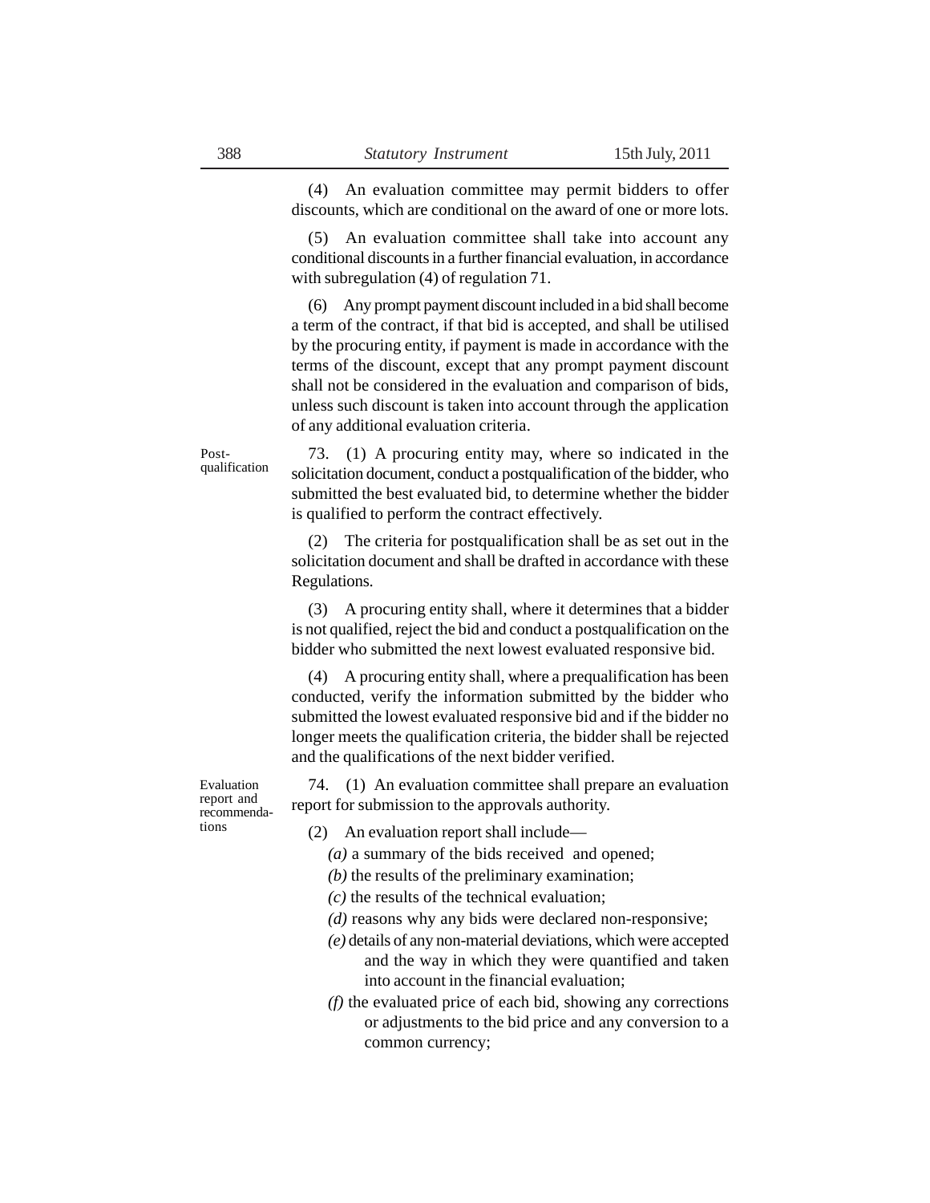(4) An evaluation committee may permit bidders to offer discounts, which are conditional on the award of one or more lots.

(5) An evaluation committee shall take into account any conditional discounts in a further financial evaluation, in accordance with subregulation (4) of regulation 71.

(6) Any prompt payment discount included in a bid shall become a term of the contract, if that bid is accepted, and shall be utilised by the procuring entity, if payment is made in accordance with the terms of the discount, except that any prompt payment discount shall not be considered in the evaluation and comparison of bids, unless such discount is taken into account through the application of any additional evaluation criteria.

**Post-qualification**

73. (1) A procuring entity may, where so indicated in the solicitation document, conduct a postqualification of the bidder, who submitted the best evaluated bid, to determine whether the bidder is qualified to perform the contract effectively.

(2) The criteria for postqualification shall be as set out in the solicitation document and shall be drafted in accordance with these Regulations.

(3) A procuring entity shall, where it determines that a bidder is not qualified, reject the bid and conduct a postqualification on the bidder who submitted the next lowest evaluated responsive bid.

(4) A procuring entity shall, where a prequalification has been conducted, verify the information submitted by the bidder who submitted the lowest evaluated responsive bid and if the bidder no longer meets the qualification criteria, the bidder shall be rejected and the qualifications of the next bidder verified.

**Evaluation report and recommendations**

74. (1) An evaluation committee shall prepare an evaluation report for submission to the approvals authority.

(2) An evaluation report shall include—

*(a)* a summary of the bids received and opened;

*(b)* the results of the preliminary examination;

*(c)* the results of the technical evaluation;

*(d)* reasons why any bids were declared non-responsive;

*(e)* details of any non-material deviations, which were accepted and the way in which they were quantified and taken into account in the financial evaluation;

*(f)* the evaluated price of each bid, showing any corrections or adjustments to the bid price and any conversion to a common currency;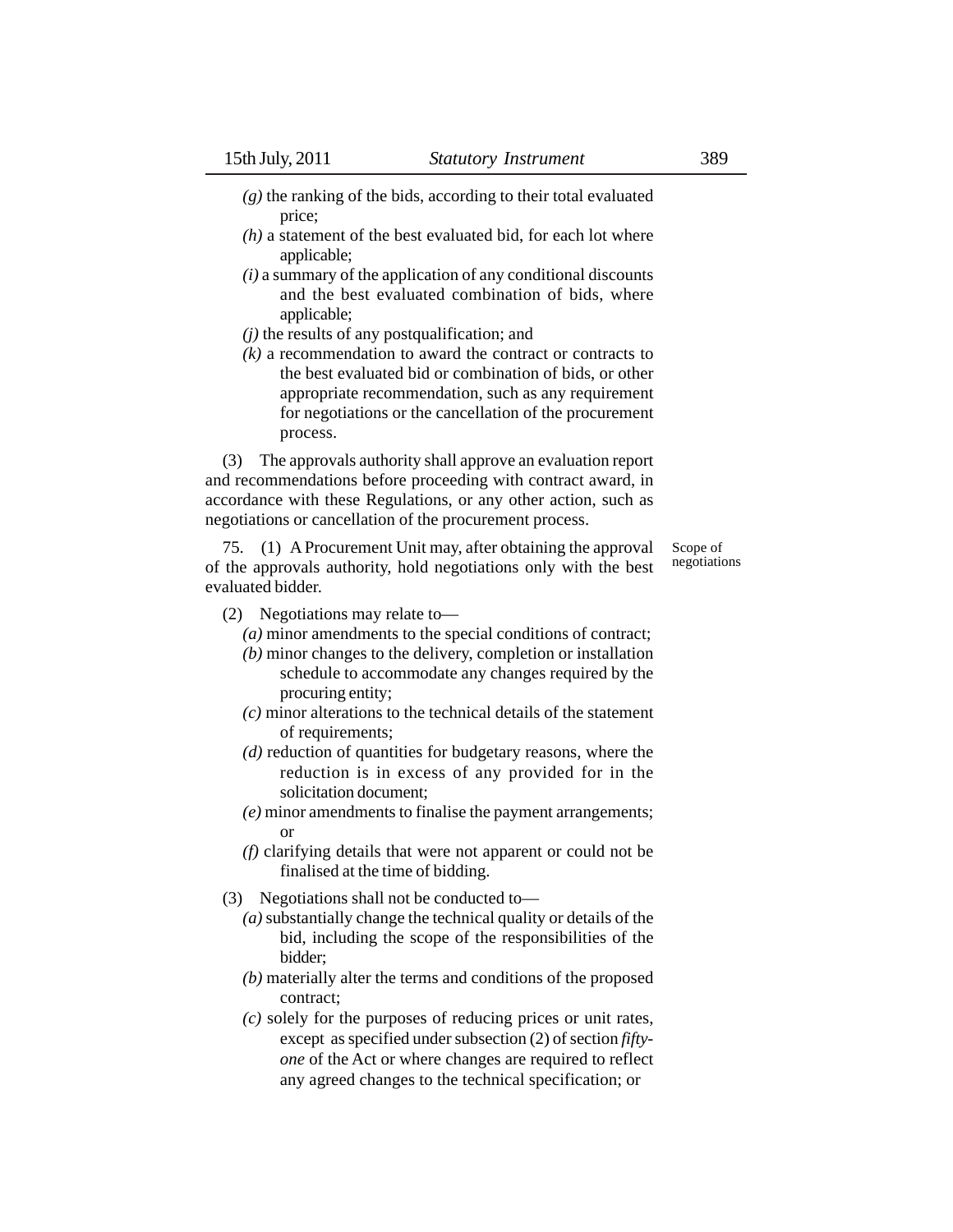*(g)* the ranking of the bids, according to their total evaluated price;

*(h)* a statement of the best evaluated bid, for each lot where applicable;

*(i)* a summary of the application of any conditional discounts and the best evaluated combination of bids, where applicable;

*(j)* the results of any postqualification; and

*(k)* a recommendation to award the contract or contracts to the best evaluated bid or combination of bids, or other appropriate recommendation, such as any requirement for negotiations or the cancellation of the procurement process.

(3) The approvals authority shall approve an evaluation report and recommendations before proceeding with contract award, in accordance with these Regulations, or any other action, such as negotiations or cancellation of the procurement process.

Scope of negotiations

75. (1) A Procurement Unit may, after obtaining the approval of the approvals authority, hold negotiations only with the best evaluated bidder.

(2) Negotiations may relate to—

*(a)* minor amendments to the special conditions of contract;

*(b)* minor changes to the delivery, completion or installation schedule to accommodate any changes required by the procuring entity;

*(c)* minor alterations to the technical details of the statement of requirements;

*(d)* reduction of quantities for budgetary reasons, where the reduction is in excess of any provided for in the solicitation document;

*(e)* minor amendments to finalise the payment arrangements; or

*(f)* clarifying details that were not apparent or could not be finalised at the time of bidding.

(3) Negotiations shall not be conducted to—

*(a)* substantially change the technical quality or details of the bid, including the scope of the responsibilities of the bidder;

*(b)* materially alter the terms and conditions of the proposed contract;

*(c)* solely for the purposes of reducing prices or unit rates, except as specified under subsection (2) of section *fifty-one* of the Act or where changes are required to reflect any agreed changes to the technical specification; or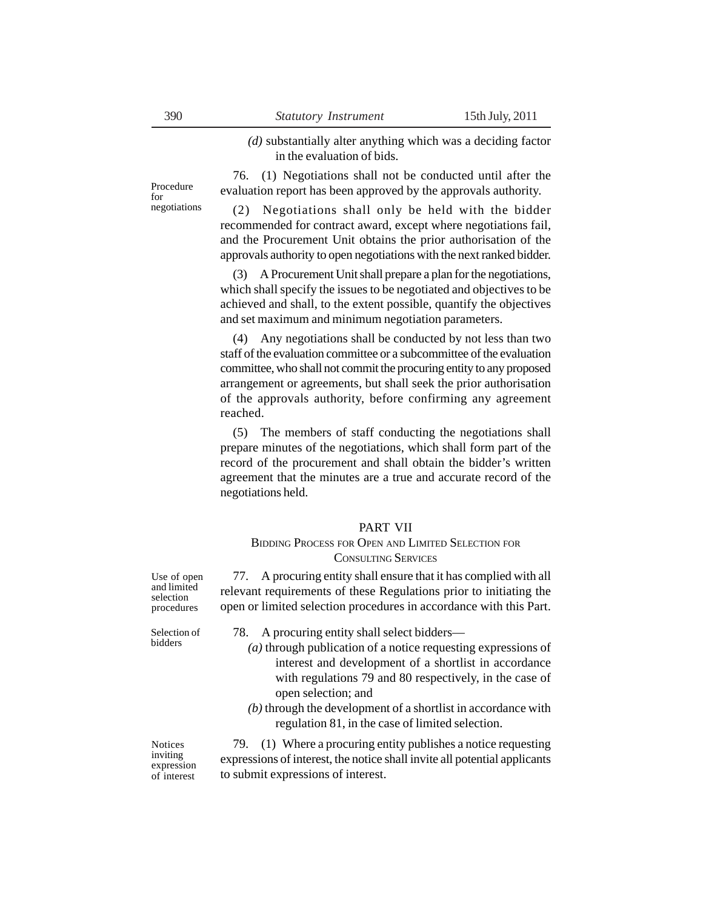*(d)* substantially alter anything which was a deciding factor in the evaluation of bids.

Procedure for negotiations

76. (1) Negotiations shall not be conducted until after the evaluation report has been approved by the approvals authority.

(2) Negotiations shall only be held with the bidder recommended for contract award, except where negotiations fail, and the Procurement Unit obtains the prior authorisation of the approvals authority to open negotiations with the next ranked bidder.

(3) A Procurement Unit shall prepare a plan for the negotiations, which shall specify the issues to be negotiated and objectives to be achieved and shall, to the extent possible, quantify the objectives and set maximum and minimum negotiation parameters.

(4) Any negotiations shall be conducted by not less than two staff of the evaluation committee or a subcommittee of the evaluation committee, who shall not commit the procuring entity to any proposed arrangement or agreements, but shall seek the prior authorisation of the approvals authority, before confirming any agreement reached.

(5) The members of staff conducting the negotiations shall prepare minutes of the negotiations, which shall form part of the record of the procurement and shall obtain the bidder's written agreement that the minutes are a true and accurate record of the negotiations held.

## PART VII

### BIDDING PROCESS FOR OPEN AND LIMITED SELECTION FOR CONSULTING SERVICES

Use of open and limited selection procedures

77. A procuring entity shall ensure that it has complied with all relevant requirements of these Regulations prior to initiating the open or limited selection procedures in accordance with this Part.

Selection of bidders

78. A procuring entity shall select bidders—

*(a)* through publication of a notice requesting expressions of interest and development of a shortlist in accordance with regulations 79 and 80 respectively, in the case of open selection; and

*(b)* through the development of a shortlist in accordance with regulation 81, in the case of limited selection.

Notices inviting expression of interest

79. (1) Where a procuring entity publishes a notice requesting expressions of interest, the notice shall invite all potential applicants to submit expressions of interest.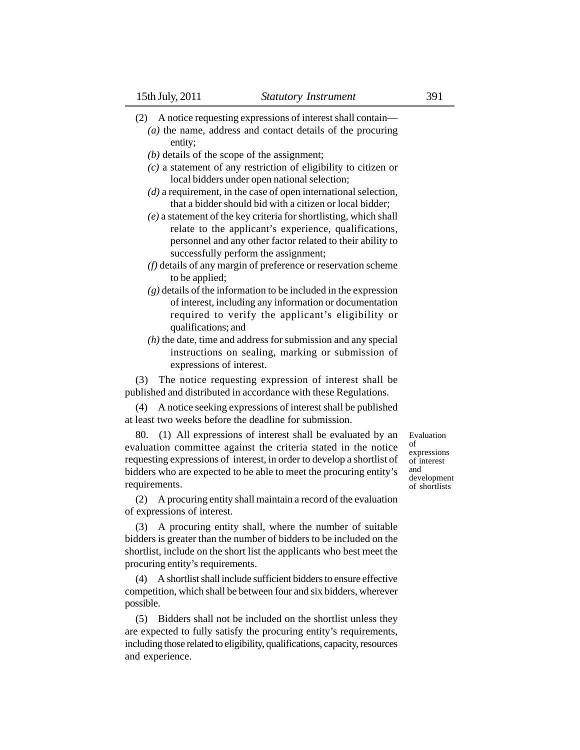(2) A notice requesting expressions of interest shall contain—

*(a)* the name, address and contact details of the procuring entity;

*(b)* details of the scope of the assignment;

*(c)* a statement of any restriction of eligibility to citizen or local bidders under open national selection;

*(d)* a requirement, in the case of open international selection, that a bidder should bid with a citizen or local bidder;

*(e)* a statement of the key criteria for shortlisting, which shall relate to the applicant's experience, qualifications, personnel and any other factor related to their ability to successfully perform the assignment;

*(f)* details of any margin of preference or reservation scheme to be applied;

*(g)* details of the information to be included in the expression of interest, including any information or documentation required to verify the applicant's eligibility or qualifications; and

*(h)* the date, time and address for submission and any special instructions on sealing, marking or submission of expressions of interest.

(3) The notice requesting expression of interest shall be published and distributed in accordance with these Regulations.

(4) A notice seeking expressions of interest shall be published at least two weeks before the deadline for submission.

*Evaluation of expressions of interest and development of shortlists*

80. (1) All expressions of interest shall be evaluated by an evaluation committee against the criteria stated in the notice requesting expressions of interest, in order to develop a shortlist of bidders who are expected to be able to meet the procuring entity's requirements.

(2) A procuring entity shall maintain a record of the evaluation of expressions of interest.

(3) A procuring entity shall, where the number of suitable bidders is greater than the number of bidders to be included on the shortlist, include on the short list the applicants who best meet the procuring entity's requirements.

(4) A shortlist shall include sufficient bidders to ensure effective competition, which shall be between four and six bidders, wherever possible.

(5) Bidders shall not be included on the shortlist unless they are expected to fully satisfy the procuring entity's requirements, including those related to eligibility, qualifications, capacity, resources and experience.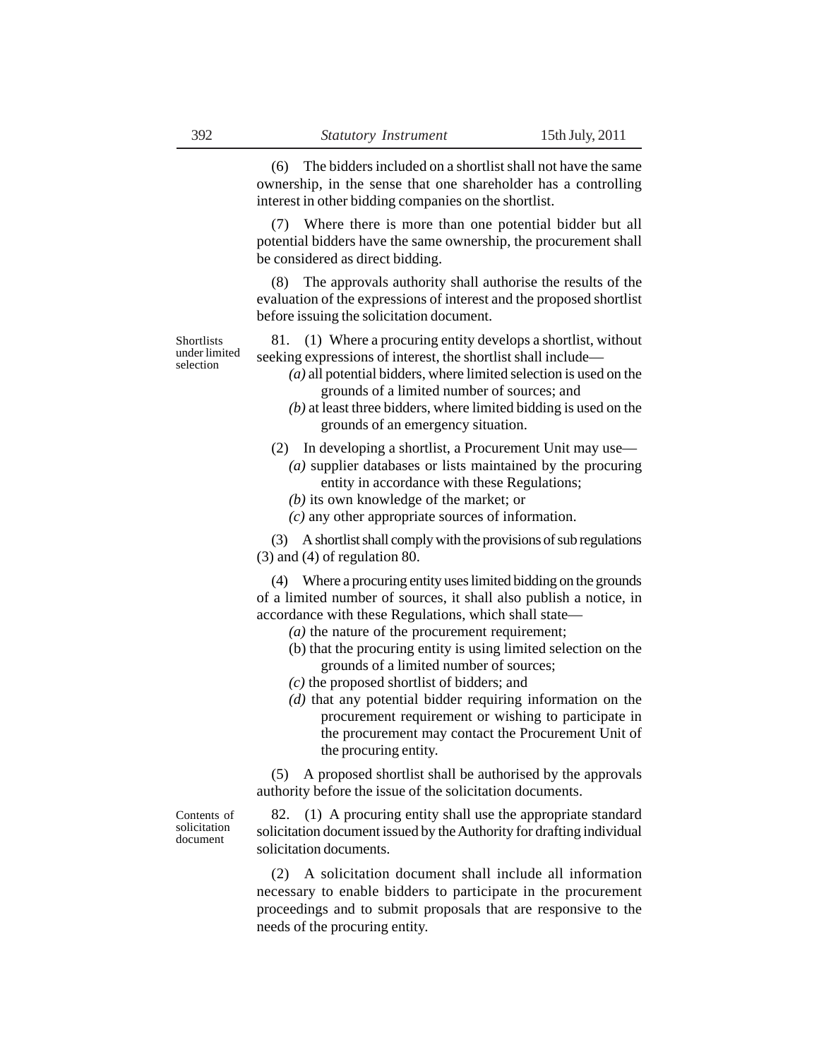(6) The bidders included on a shortlist shall not have the same ownership, in the sense that one shareholder has a controlling interest in other bidding companies on the shortlist.

(7) Where there is more than one potential bidder but all potential bidders have the same ownership, the procurement shall be considered as direct bidding.

(8) The approvals authority shall authorise the results of the evaluation of the expressions of interest and the proposed shortlist before issuing the solicitation document.

**Shortlists under limited selection**

81. (1) Where a procuring entity develops a shortlist, without seeking expressions of interest, the shortlist shall include—

*(a)* all potential bidders, where limited selection is used on the grounds of a limited number of sources; and

*(b)* at least three bidders, where limited bidding is used on the grounds of an emergency situation.

(2) In developing a shortlist, a Procurement Unit may use—

*(a)* supplier databases or lists maintained by the procuring entity in accordance with these Regulations;

*(b)* its own knowledge of the market; or

*(c)* any other appropriate sources of information.

(3) A shortlist shall comply with the provisions of sub regulations (3) and (4) of regulation 80.

(4) Where a procuring entity uses limited bidding on the grounds of a limited number of sources, it shall also publish a notice, in accordance with these Regulations, which shall state—

*(a)* the nature of the procurement requirement;

(b) that the procuring entity is using limited selection on the grounds of a limited number of sources;

*(c)* the proposed shortlist of bidders; and

*(d)* that any potential bidder requiring information on the procurement requirement or wishing to participate in the procurement may contact the Procurement Unit of the procuring entity.

(5) A proposed shortlist shall be authorised by the approvals authority before the issue of the solicitation documents.

**Contents of solicitation document**

82. (1) A procuring entity shall use the appropriate standard solicitation document issued by the Authority for drafting individual solicitation documents.

(2) A solicitation document shall include all information necessary to enable bidders to participate in the procurement proceedings and to submit proposals that are responsive to the needs of the procuring entity.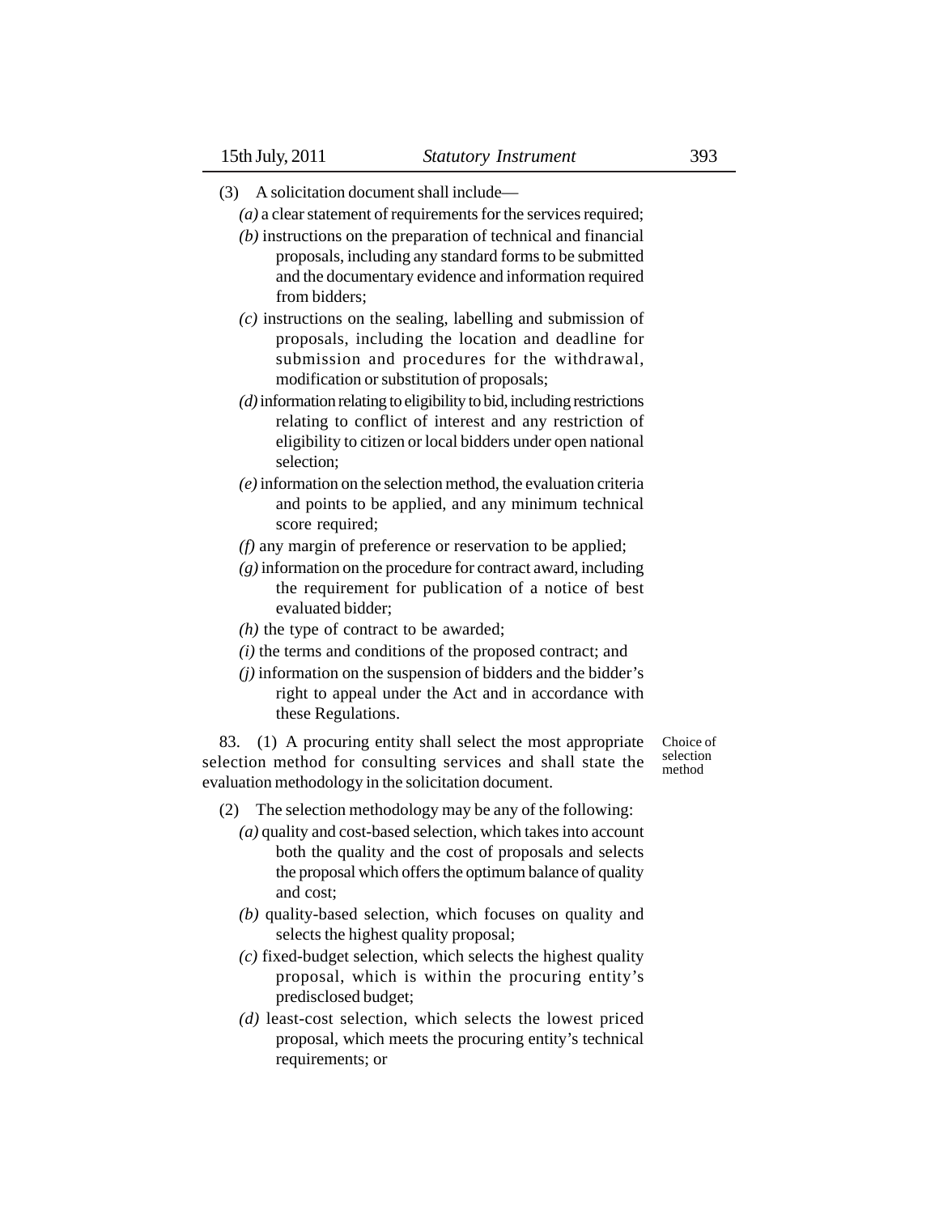(3) A solicitation document shall include—

*(a)* a clear statement of requirements for the services required;

*(b)* instructions on the preparation of technical and financial proposals, including any standard forms to be submitted and the documentary evidence and information required from bidders;

*(c)* instructions on the sealing, labelling and submission of proposals, including the location and deadline for submission and procedures for the withdrawal, modification or substitution of proposals;

*(d)* information relating to eligibility to bid, including restrictions relating to conflict of interest and any restriction of eligibility to citizen or local bidders under open national selection;

*(e)* information on the selection method, the evaluation criteria and points to be applied, and any minimum technical score required;

*(f)* any margin of preference or reservation to be applied;

*(g)* information on the procedure for contract award, including the requirement for publication of a notice of best evaluated bidder;

*(h)* the type of contract to be awarded;

*(i)* the terms and conditions of the proposed contract; and

*(j)* information on the suspension of bidders and the bidder's right to appeal under the Act and in accordance with these Regulations.

**Choice of selection method**

83. (1) A procuring entity shall select the most appropriate selection method for consulting services and shall state the evaluation methodology in the solicitation document.

(2) The selection methodology may be any of the following:

*(a)* quality and cost-based selection, which takes into account both the quality and the cost of proposals and selects the proposal which offers the optimum balance of quality and cost;

*(b)* quality-based selection, which focuses on quality and selects the highest quality proposal;

*(c)* fixed-budget selection, which selects the highest quality proposal, which is within the procuring entity's predisclosed budget;

*(d)* least-cost selection, which selects the lowest priced proposal, which meets the procuring entity's technical requirements; or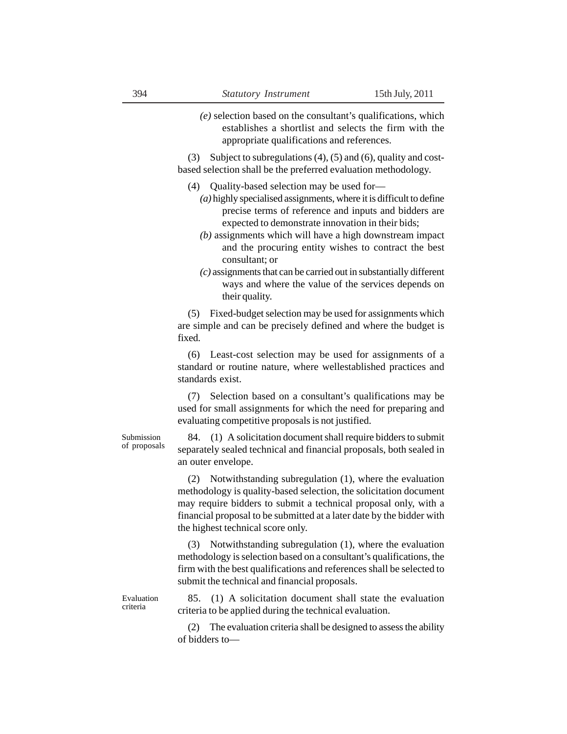*(e)* selection based on the consultant's qualifications, which establishes a shortlist and selects the firm with the appropriate qualifications and references.

(3) Subject to subregulations (4), (5) and (6), quality and cost-based selection shall be the preferred evaluation methodology.

(4) Quality-based selection may be used for—

*(a)* highly specialised assignments, where it is difficult to define precise terms of reference and inputs and bidders are expected to demonstrate innovation in their bids;

*(b)* assignments which will have a high downstream impact and the procuring entity wishes to contract the best consultant; or

*(c)* assignments that can be carried out in substantially different ways and where the value of the services depends on their quality.

(5) Fixed-budget selection may be used for assignments which are simple and can be precisely defined and where the budget is fixed.

(6) Least-cost selection may be used for assignments of a standard or routine nature, where wellestablished practices and standards exist.

(7) Selection based on a consultant's qualifications may be used for small assignments for which the need for preparing and evaluating competitive proposals is not justified.

**Submission of proposals**

84. (1) A solicitation document shall require bidders to submit separately sealed technical and financial proposals, both sealed in an outer envelope.

(2) Notwithstanding subregulation (1), where the evaluation methodology is quality-based selection, the solicitation document may require bidders to submit a technical proposal only, with a financial proposal to be submitted at a later date by the bidder with the highest technical score only.

(3) Notwithstanding subregulation (1), where the evaluation methodology is selection based on a consultant's qualifications, the firm with the best qualifications and references shall be selected to submit the technical and financial proposals.

**Evaluation criteria**

85. (1) A solicitation document shall state the evaluation criteria to be applied during the technical evaluation.

(2) The evaluation criteria shall be designed to assess the ability of bidders to—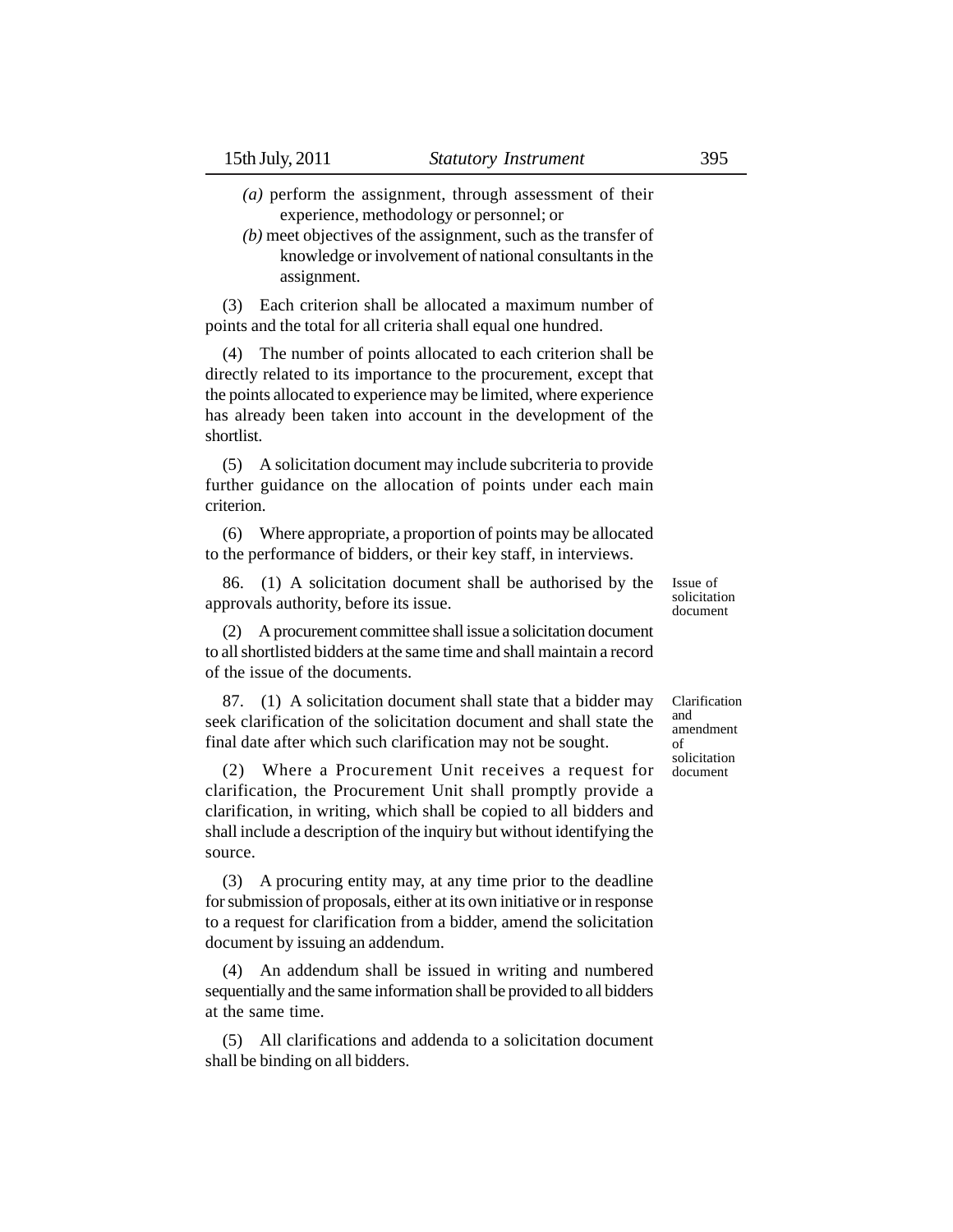*(a)* perform the assignment, through assessment of their experience, methodology or personnel; or

*(b)* meet objectives of the assignment, such as the transfer of knowledge or involvement of national consultants in the assignment.

(3) Each criterion shall be allocated a maximum number of points and the total for all criteria shall equal one hundred.

(4) The number of points allocated to each criterion shall be directly related to its importance to the procurement, except that the points allocated to experience may be limited, where experience has already been taken into account in the development of the shortlist.

(5) A solicitation document may include subcriteria to provide further guidance on the allocation of points under each main criterion.

(6) Where appropriate, a proportion of points may be allocated to the performance of bidders, or their key staff, in interviews.

Issue of solicitation document

86. (1) A solicitation document shall be authorised by the approvals authority, before its issue.

(2) A procurement committee shall issue a solicitation document to all shortlisted bidders at the same time and shall maintain a record of the issue of the documents.

Clarification and amendment of solicitation document

87. (1) A solicitation document shall state that a bidder may seek clarification of the solicitation document and shall state the final date after which such clarification may not be sought.

(2) Where a Procurement Unit receives a request for clarification, the Procurement Unit shall promptly provide a clarification, in writing, which shall be copied to all bidders and shall include a description of the inquiry but without identifying the source.

(3) A procuring entity may, at any time prior to the deadline for submission of proposals, either at its own initiative or in response to a request for clarification from a bidder, amend the solicitation document by issuing an addendum.

(4) An addendum shall be issued in writing and numbered sequentially and the same information shall be provided to all bidders at the same time.

(5) All clarifications and addenda to a solicitation document shall be binding on all bidders.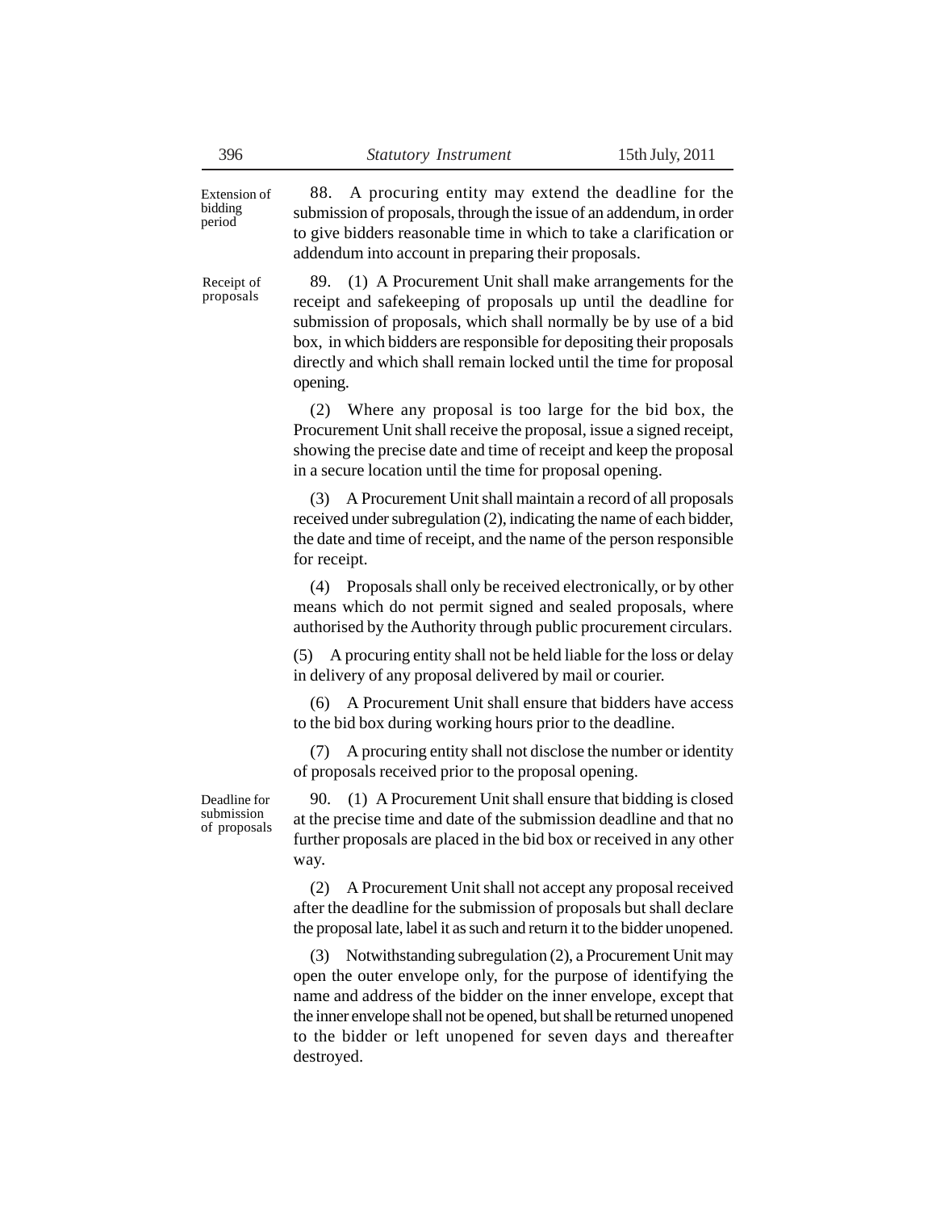**Extension of bidding period**

88. A procuring entity may extend the deadline for the submission of proposals, through the issue of an addendum, in order to give bidders reasonable time in which to take a clarification or addendum into account in preparing their proposals.

**Receipt of proposals**

89. (1) A Procurement Unit shall make arrangements for the receipt and safekeeping of proposals up until the deadline for submission of proposals, which shall normally be by use of a bid box, in which bidders are responsible for depositing their proposals directly and which shall remain locked until the time for proposal opening.

(2) Where any proposal is too large for the bid box, the Procurement Unit shall receive the proposal, issue a signed receipt, showing the precise date and time of receipt and keep the proposal in a secure location until the time for proposal opening.

(3) A Procurement Unit shall maintain a record of all proposals received under subregulation (2), indicating the name of each bidder, the date and time of receipt, and the name of the person responsible for receipt.

(4) Proposals shall only be received electronically, or by other means which do not permit signed and sealed proposals, where authorised by the Authority through public procurement circulars.

(5) A procuring entity shall not be held liable for the loss or delay in delivery of any proposal delivered by mail or courier.

(6) A Procurement Unit shall ensure that bidders have access to the bid box during working hours prior to the deadline.

(7) A procuring entity shall not disclose the number or identity of proposals received prior to the proposal opening.

**Deadline for submission of proposals**

90. (1) A Procurement Unit shall ensure that bidding is closed at the precise time and date of the submission deadline and that no further proposals are placed in the bid box or received in any other way.

(2) A Procurement Unit shall not accept any proposal received after the deadline for the submission of proposals but shall declare the proposal late, label it as such and return it to the bidder unopened.

(3) Notwithstanding subregulation (2), a Procurement Unit may open the outer envelope only, for the purpose of identifying the name and address of the bidder on the inner envelope, except that the inner envelope shall not be opened, but shall be returned unopened to the bidder or left unopened for seven days and thereafter destroyed.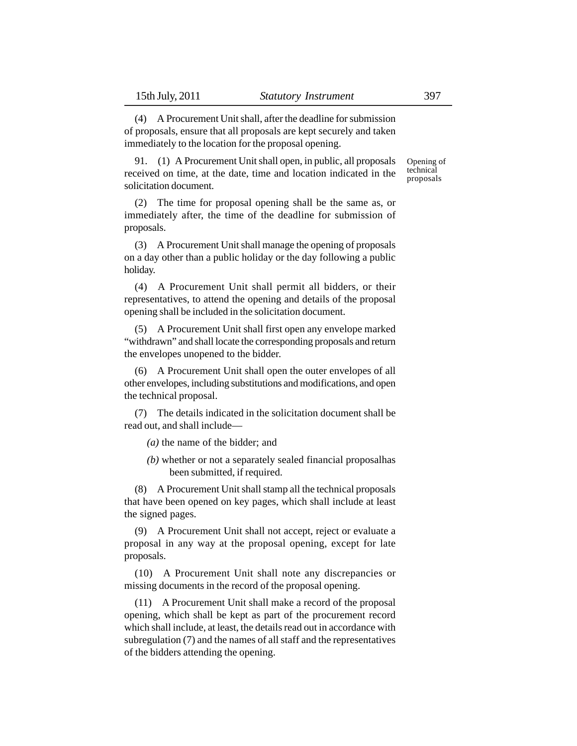(4) A Procurement Unit shall, after the deadline for submission of proposals, ensure that all proposals are kept securely and taken immediately to the location for the proposal opening.

**Opening of technical proposals**

91. (1) A Procurement Unit shall open, in public, all proposals received on time, at the date, time and location indicated in the solicitation document.

(2) The time for proposal opening shall be the same as, or immediately after, the time of the deadline for submission of proposals.

(3) A Procurement Unit shall manage the opening of proposals on a day other than a public holiday or the day following a public holiday.

(4) A Procurement Unit shall permit all bidders, or their representatives, to attend the opening and details of the proposal opening shall be included in the solicitation document.

(5) A Procurement Unit shall first open any envelope marked "withdrawn" and shall locate the corresponding proposals and return the envelopes unopened to the bidder.

(6) A Procurement Unit shall open the outer envelopes of all other envelopes, including substitutions and modifications, and open the technical proposal.

(7) The details indicated in the solicitation document shall be read out, and shall include—

*(a)* the name of the bidder; and

*(b)* whether or not a separately sealed financial proposalhas been submitted, if required.

(8) A Procurement Unit shall stamp all the technical proposals that have been opened on key pages, which shall include at least the signed pages.

(9) A Procurement Unit shall not accept, reject or evaluate a proposal in any way at the proposal opening, except for late proposals.

(10) A Procurement Unit shall note any discrepancies or missing documents in the record of the proposal opening.

(11) A Procurement Unit shall make a record of the proposal opening, which shall be kept as part of the procurement record which shall include, at least, the details read out in accordance with subregulation (7) and the names of all staff and the representatives of the bidders attending the opening.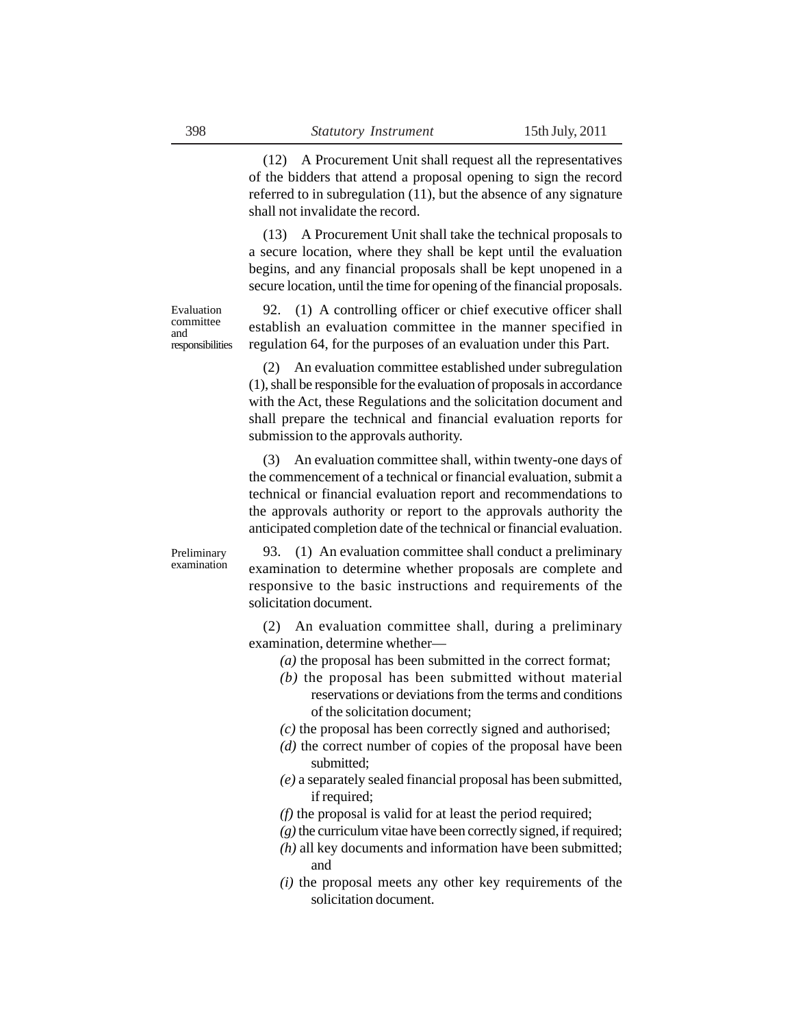(12) A Procurement Unit shall request all the representatives of the bidders that attend a proposal opening to sign the record referred to in subregulation (11), but the absence of any signature shall not invalidate the record.

(13) A Procurement Unit shall take the technical proposals to a secure location, where they shall be kept until the evaluation begins, and any financial proposals shall be kept unopened in a secure location, until the time for opening of the financial proposals.

Evaluation committee and responsibilities

92. (1) A controlling officer or chief executive officer shall establish an evaluation committee in the manner specified in regulation 64, for the purposes of an evaluation under this Part.

(2) An evaluation committee established under subregulation (1), shall be responsible for the evaluation of proposals in accordance with the Act, these Regulations and the solicitation document and shall prepare the technical and financial evaluation reports for submission to the approvals authority.

(3) An evaluation committee shall, within twenty-one days of the commencement of a technical or financial evaluation, submit a technical or financial evaluation report and recommendations to the approvals authority or report to the approvals authority the anticipated completion date of the technical or financial evaluation.

Preliminary examination

93. (1) An evaluation committee shall conduct a preliminary examination to determine whether proposals are complete and responsive to the basic instructions and requirements of the solicitation document.

(2) An evaluation committee shall, during a preliminary examination, determine whether—

*(a)* the proposal has been submitted in the correct format;

*(b)* the proposal has been submitted without material reservations or deviations from the terms and conditions of the solicitation document;

*(c)* the proposal has been correctly signed and authorised;

*(d)* the correct number of copies of the proposal have been submitted;

*(e)* a separately sealed financial proposal has been submitted, if required;

*(f)* the proposal is valid for at least the period required;

*(g)* the curriculum vitae have been correctly signed, if required;

*(h)* all key documents and information have been submitted; and

*(i)* the proposal meets any other key requirements of the solicitation document.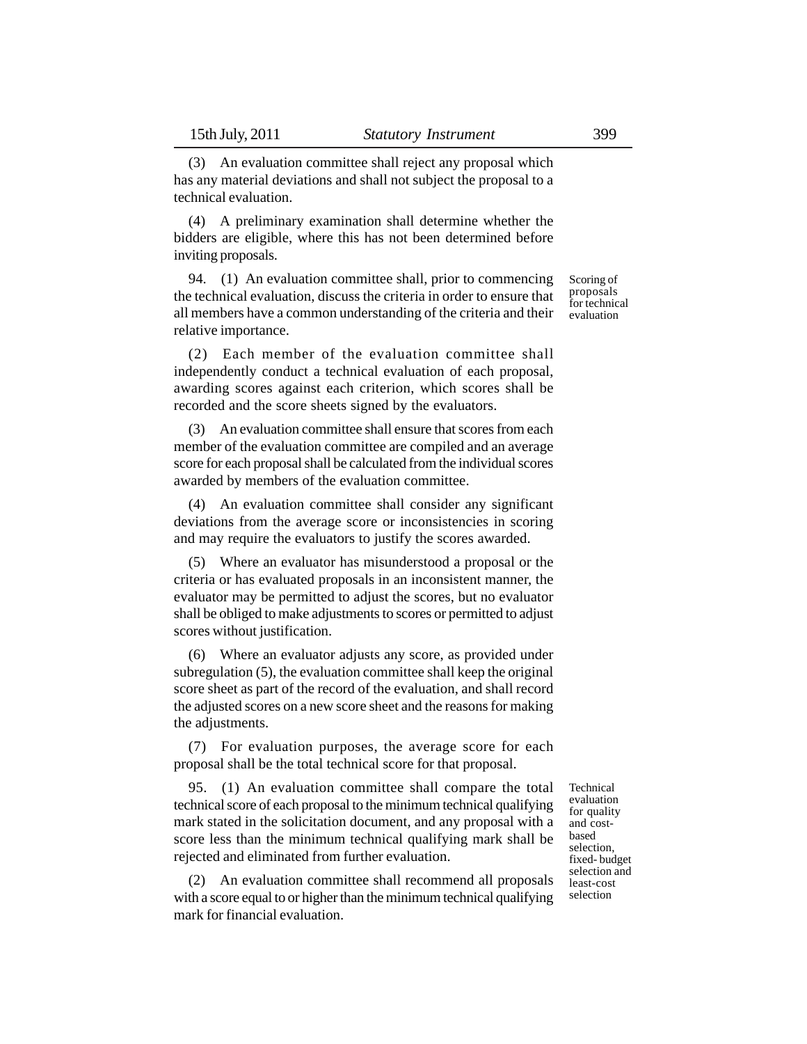(3) An evaluation committee shall reject any proposal which has any material deviations and shall not subject the proposal to a technical evaluation.

(4) A preliminary examination shall determine whether the bidders are eligible, where this has not been determined before inviting proposals.

**Scoring of proposals for technical evaluation**

94. (1) An evaluation committee shall, prior to commencing the technical evaluation, discuss the criteria in order to ensure that all members have a common understanding of the criteria and their relative importance.

(2) Each member of the evaluation committee shall independently conduct a technical evaluation of each proposal, awarding scores against each criterion, which scores shall be recorded and the score sheets signed by the evaluators.

(3) An evaluation committee shall ensure that scores from each member of the evaluation committee are compiled and an average score for each proposal shall be calculated from the individual scores awarded by members of the evaluation committee.

(4) An evaluation committee shall consider any significant deviations from the average score or inconsistencies in scoring and may require the evaluators to justify the scores awarded.

(5) Where an evaluator has misunderstood a proposal or the criteria or has evaluated proposals in an inconsistent manner, the evaluator may be permitted to adjust the scores, but no evaluator shall be obliged to make adjustments to scores or permitted to adjust scores without justification.

(6) Where an evaluator adjusts any score, as provided under subregulation (5), the evaluation committee shall keep the original score sheet as part of the record of the evaluation, and shall record the adjusted scores on a new score sheet and the reasons for making the adjustments.

(7) For evaluation purposes, the average score for each proposal shall be the total technical score for that proposal.

**Technical evaluation for quality and cost-based selection, fixed-budget selection and least-cost selection**

95. (1) An evaluation committee shall compare the total technical score of each proposal to the minimum technical qualifying mark stated in the solicitation document, and any proposal with a score less than the minimum technical qualifying mark shall be rejected and eliminated from further evaluation.

(2) An evaluation committee shall recommend all proposals with a score equal to or higher than the minimum technical qualifying mark for financial evaluation.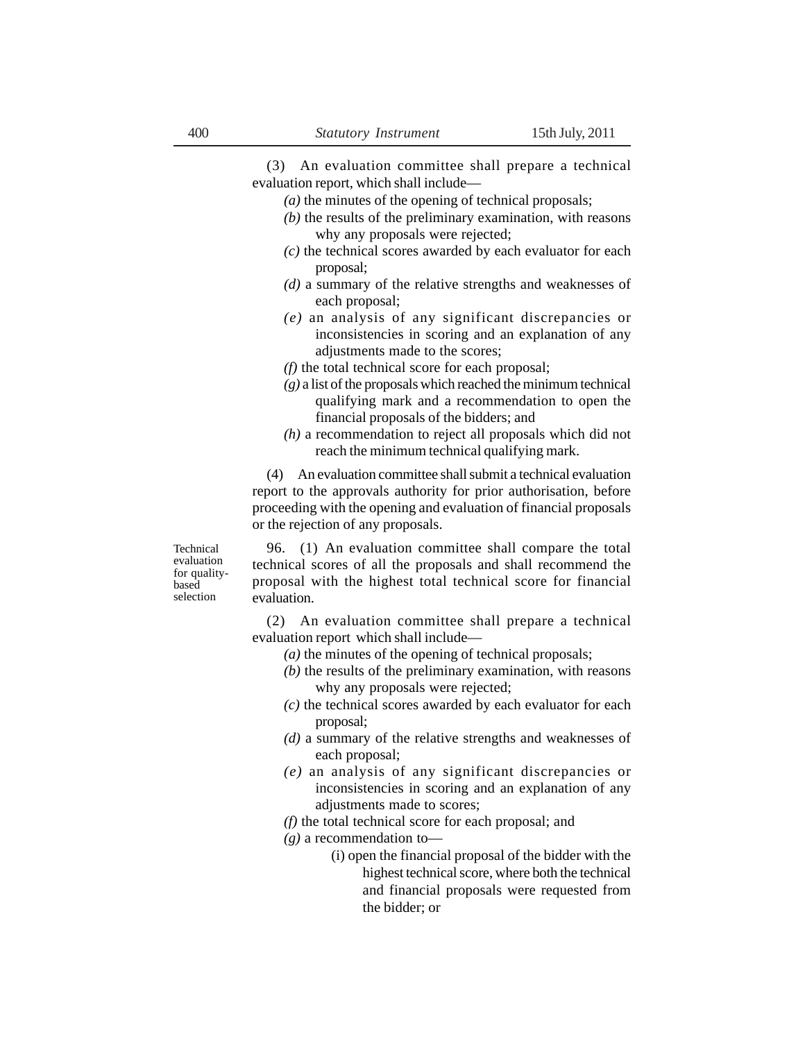(3) An evaluation committee shall prepare a technical evaluation report, which shall include—

*(a)* the minutes of the opening of technical proposals;

*(b)* the results of the preliminary examination, with reasons why any proposals were rejected;

*(c)* the technical scores awarded by each evaluator for each proposal;

*(d)* a summary of the relative strengths and weaknesses of each proposal;

*(e)* an analysis of any significant discrepancies or inconsistencies in scoring and an explanation of any adjustments made to the scores;

*(f)* the total technical score for each proposal;

*(g)* a list of the proposals which reached the minimum technical qualifying mark and a recommendation to open the financial proposals of the bidders; and

*(h)* a recommendation to reject all proposals which did not reach the minimum technical qualifying mark.

(4) An evaluation committee shall submit a technical evaluation report to the approvals authority for prior authorisation, before proceeding with the opening and evaluation of financial proposals or the rejection of any proposals.

Technical evaluation for quality-based selection

96. (1) An evaluation committee shall compare the total technical scores of all the proposals and shall recommend the proposal with the highest total technical score for financial evaluation.

(2) An evaluation committee shall prepare a technical evaluation report which shall include—

*(a)* the minutes of the opening of technical proposals;

*(b)* the results of the preliminary examination, with reasons why any proposals were rejected;

*(c)* the technical scores awarded by each evaluator for each proposal;

*(d)* a summary of the relative strengths and weaknesses of each proposal;

*(e)* an analysis of any significant discrepancies or inconsistencies in scoring and an explanation of any adjustments made to scores;

*(f)* the total technical score for each proposal; and

*(g)* a recommendation to—

(i) open the financial proposal of the bidder with the highest technical score, where both the technical and financial proposals were requested from the bidder; or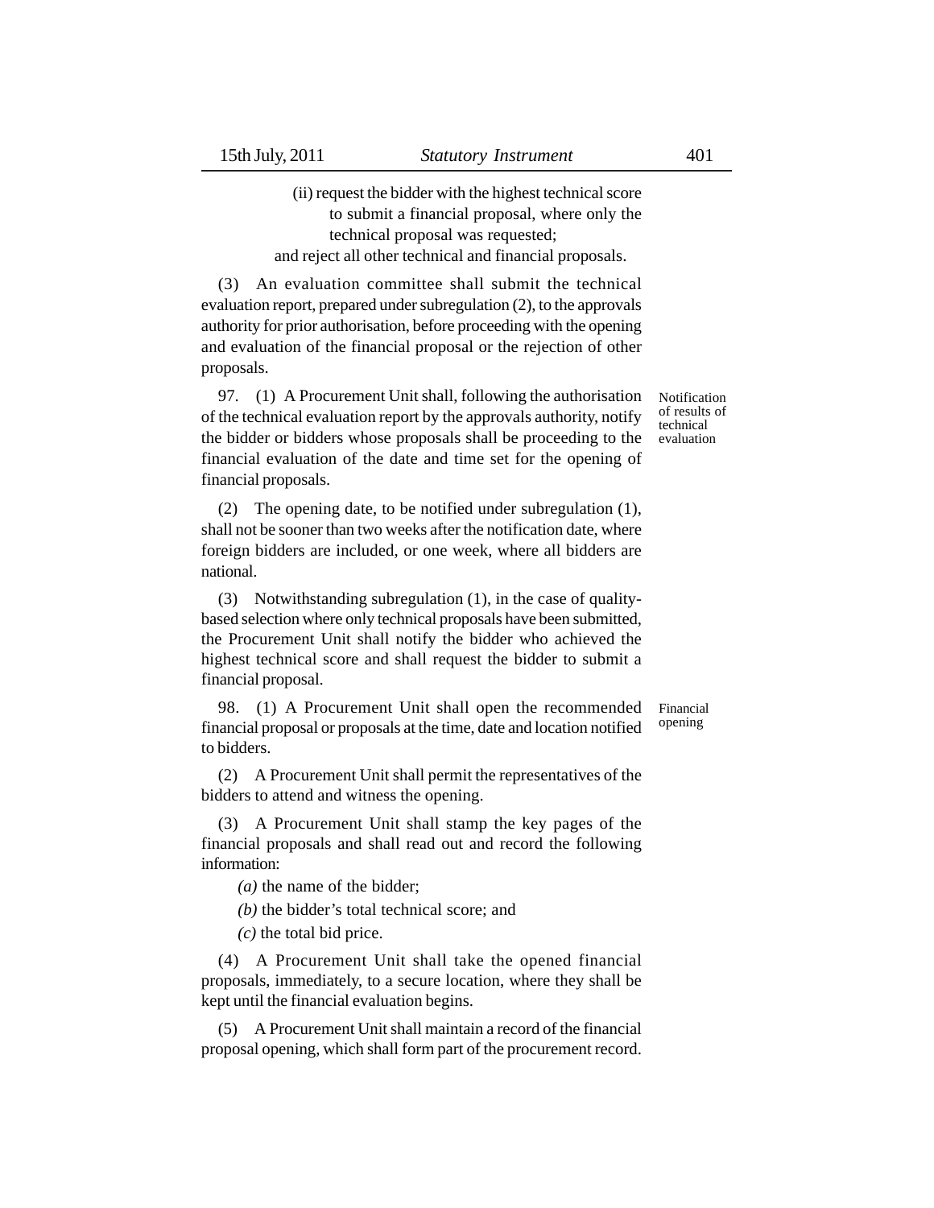(ii) request the bidder with the highest technical score to submit a financial proposal, where only the technical proposal was requested;

and reject all other technical and financial proposals.

(3) An evaluation committee shall submit the technical evaluation report, prepared under subregulation (2), to the approvals authority for prior authorisation, before proceeding with the opening and evaluation of the financial proposal or the rejection of other proposals.

**Notification of results of technical evaluation**

97. (1) A Procurement Unit shall, following the authorisation of the technical evaluation report by the approvals authority, notify the bidder or bidders whose proposals shall be proceeding to the financial evaluation of the date and time set for the opening of financial proposals.

(2) The opening date, to be notified under subregulation (1), shall not be sooner than two weeks after the notification date, where foreign bidders are included, or one week, where all bidders are national.

(3) Notwithstanding subregulation (1), in the case of quality-based selection where only technical proposals have been submitted, the Procurement Unit shall notify the bidder who achieved the highest technical score and shall request the bidder to submit a financial proposal.

**Financial opening**

98. (1) A Procurement Unit shall open the recommended financial proposal or proposals at the time, date and location notified to bidders.

(2) A Procurement Unit shall permit the representatives of the bidders to attend and witness the opening.

(3) A Procurement Unit shall stamp the key pages of the financial proposals and shall read out and record the following information:

*(a)* the name of the bidder;

*(b)* the bidder's total technical score; and

*(c)* the total bid price.

(4) A Procurement Unit shall take the opened financial proposals, immediately, to a secure location, where they shall be kept until the financial evaluation begins.

(5) A Procurement Unit shall maintain a record of the financial proposal opening, which shall form part of the procurement record.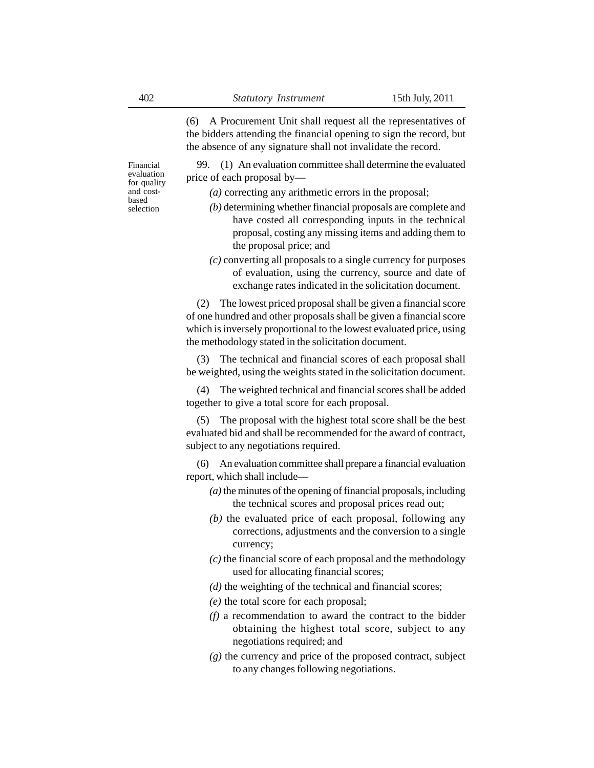(6) A Procurement Unit shall request all the representatives of the bidders attending the financial opening to sign the record, but the absence of any signature shall not invalidate the record.

Financial evaluation for quality and cost-based selection

99. (1) An evaluation committee shall determine the evaluated price of each proposal by—

*(a)* correcting any arithmetic errors in the proposal;

*(b)* determining whether financial proposals are complete and have costed all corresponding inputs in the technical proposal, costing any missing items and adding them to the proposal price; and

*(c)* converting all proposals to a single currency for purposes of evaluation, using the currency, source and date of exchange rates indicated in the solicitation document.

(2) The lowest priced proposal shall be given a financial score of one hundred and other proposals shall be given a financial score which is inversely proportional to the lowest evaluated price, using the methodology stated in the solicitation document.

(3) The technical and financial scores of each proposal shall be weighted, using the weights stated in the solicitation document.

(4) The weighted technical and financial scores shall be added together to give a total score for each proposal.

(5) The proposal with the highest total score shall be the best evaluated bid and shall be recommended for the award of contract, subject to any negotiations required.

(6) An evaluation committee shall prepare a financial evaluation report, which shall include—

*(a)* the minutes of the opening of financial proposals, including the technical scores and proposal prices read out;

*(b)* the evaluated price of each proposal, following any corrections, adjustments and the conversion to a single currency;

*(c)* the financial score of each proposal and the methodology used for allocating financial scores;

*(d)* the weighting of the technical and financial scores;

*(e)* the total score for each proposal;

*(f)* a recommendation to award the contract to the bidder obtaining the highest total score, subject to any negotiations required; and

*(g)* the currency and price of the proposed contract, subject to any changes following negotiations.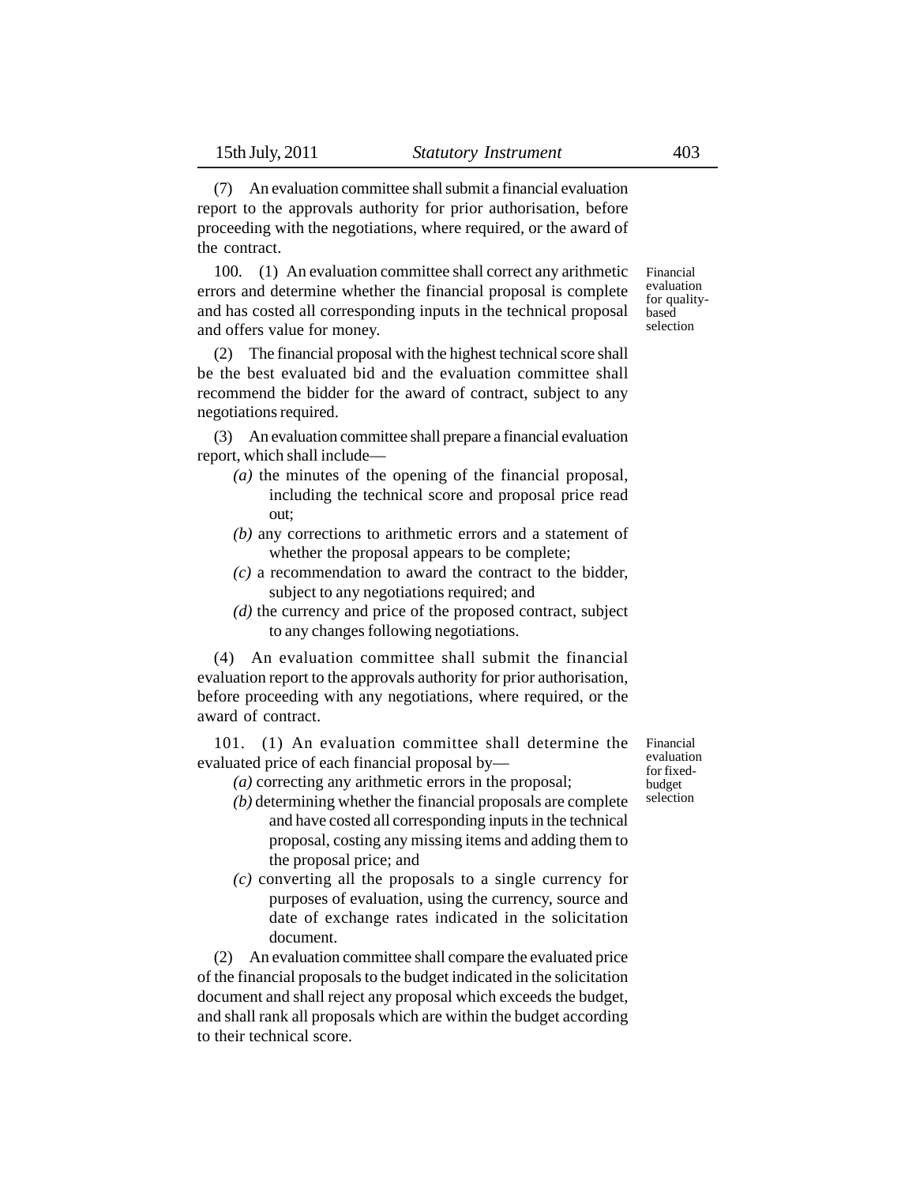(7) An evaluation committee shall submit a financial evaluation report to the approvals authority for prior authorisation, before proceeding with the negotiations, where required, or the award of the contract.

**Financial evaluation for quality-based selection**

100. (1) An evaluation committee shall correct any arithmetic errors and determine whether the financial proposal is complete and has costed all corresponding inputs in the technical proposal and offers value for money.

(2) The financial proposal with the highest technical score shall be the best evaluated bid and the evaluation committee shall recommend the bidder for the award of contract, subject to any negotiations required.

(3) An evaluation committee shall prepare a financial evaluation report, which shall include—

*(a)* the minutes of the opening of the financial proposal, including the technical score and proposal price read out;

*(b)* any corrections to arithmetic errors and a statement of whether the proposal appears to be complete;

*(c)* a recommendation to award the contract to the bidder, subject to any negotiations required; and

*(d)* the currency and price of the proposed contract, subject to any changes following negotiations.

(4) An evaluation committee shall submit the financial evaluation report to the approvals authority for prior authorisation, before proceeding with any negotiations, where required, or the award of contract.

**Financial evaluation for fixed-budget selection**

101. (1) An evaluation committee shall determine the evaluated price of each financial proposal by—

*(a)* correcting any arithmetic errors in the proposal;

*(b)* determining whether the financial proposals are complete and have costed all corresponding inputs in the technical proposal, costing any missing items and adding them to the proposal price; and

*(c)* converting all the proposals to a single currency for purposes of evaluation, using the currency, source and date of exchange rates indicated in the solicitation document.

(2) An evaluation committee shall compare the evaluated price of the financial proposals to the budget indicated in the solicitation document and shall reject any proposal which exceeds the budget, and shall rank all proposals which are within the budget according to their technical score.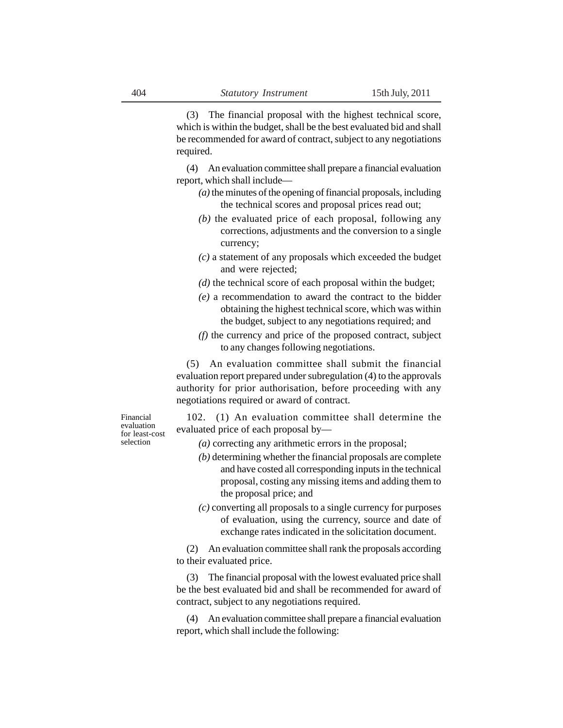(3) The financial proposal with the highest technical score, which is within the budget, shall be the best evaluated bid and shall be recommended for award of contract, subject to any negotiations required.

(4) An evaluation committee shall prepare a financial evaluation report, which shall include—

*(a)* the minutes of the opening of financial proposals, including the technical scores and proposal prices read out;

*(b)* the evaluated price of each proposal, following any corrections, adjustments and the conversion to a single currency;

*(c)* a statement of any proposals which exceeded the budget and were rejected;

*(d)* the technical score of each proposal within the budget;

*(e)* a recommendation to award the contract to the bidder obtaining the highest technical score, which was within the budget, subject to any negotiations required; and

*(f)* the currency and price of the proposed contract, subject to any changes following negotiations.

(5) An evaluation committee shall submit the financial evaluation report prepared under subregulation (4) to the approvals authority for prior authorisation, before proceeding with any negotiations required or award of contract.

Financial evaluation for least-cost selection

102. (1) An evaluation committee shall determine the evaluated price of each proposal by—

*(a)* correcting any arithmetic errors in the proposal;

*(b)* determining whether the financial proposals are complete and have costed all corresponding inputs in the technical proposal, costing any missing items and adding them to the proposal price; and

*(c)* converting all proposals to a single currency for purposes of evaluation, using the currency, source and date of exchange rates indicated in the solicitation document.

(2) An evaluation committee shall rank the proposals according to their evaluated price.

(3) The financial proposal with the lowest evaluated price shall be the best evaluated bid and shall be recommended for award of contract, subject to any negotiations required.

(4) An evaluation committee shall prepare a financial evaluation report, which shall include the following: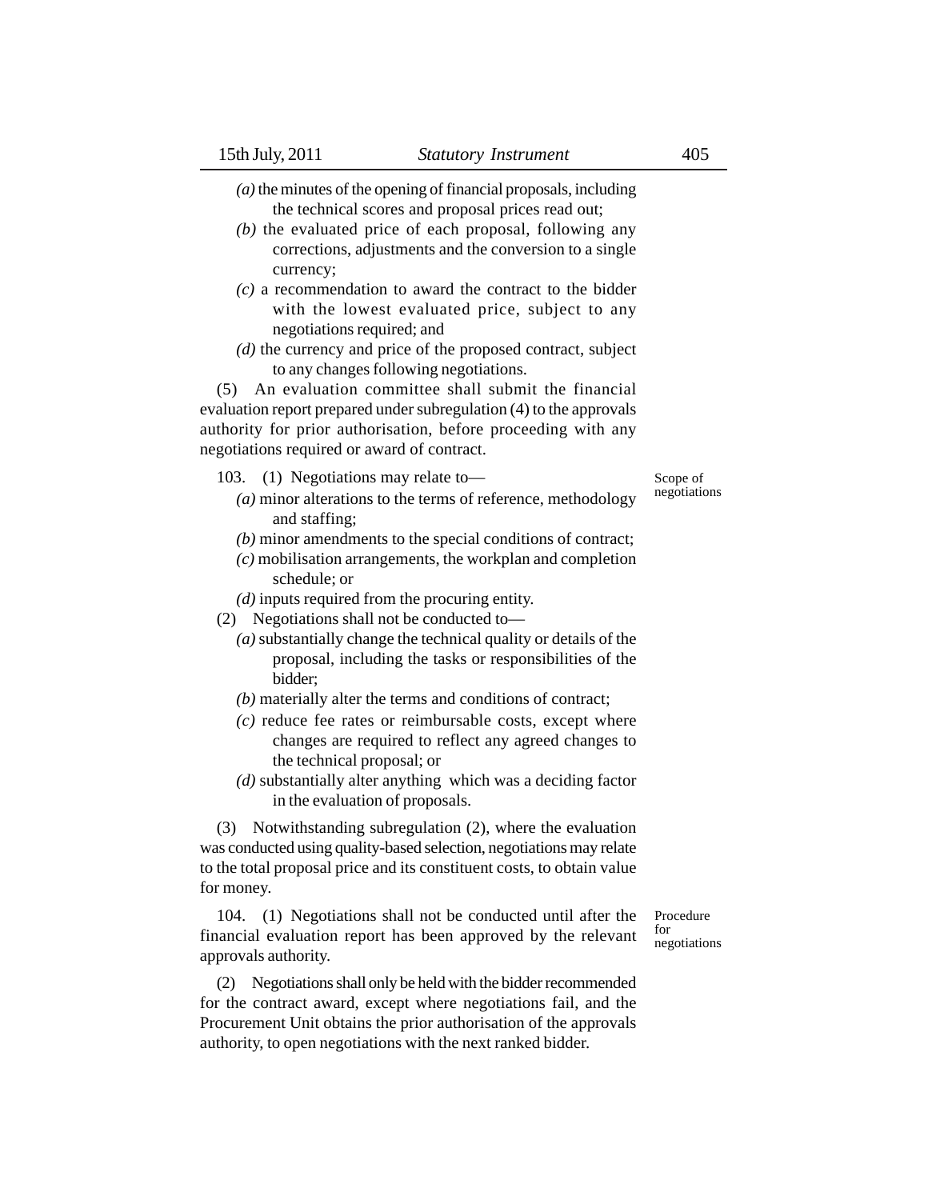*(a)* the minutes of the opening of financial proposals, including the technical scores and proposal prices read out;

*(b)* the evaluated price of each proposal, following any corrections, adjustments and the conversion to a single currency;

*(c)* a recommendation to award the contract to the bidder with the lowest evaluated price, subject to any negotiations required; and

*(d)* the currency and price of the proposed contract, subject to any changes following negotiations.

(5) An evaluation committee shall submit the financial evaluation report prepared under subregulation (4) to the approvals authority for prior authorisation, before proceeding with any negotiations required or award of contract.

**Scope of negotiations**

103. (1) Negotiations may relate to—

*(a)* minor alterations to the terms of reference, methodology and staffing;

*(b)* minor amendments to the special conditions of contract;

*(c)* mobilisation arrangements, the workplan and completion schedule; or

*(d)* inputs required from the procuring entity.

(2) Negotiations shall not be conducted to—

*(a)* substantially change the technical quality or details of the proposal, including the tasks or responsibilities of the bidder;

*(b)* materially alter the terms and conditions of contract;

*(c)* reduce fee rates or reimbursable costs, except where changes are required to reflect any agreed changes to the technical proposal; or

*(d)* substantially alter anything which was a deciding factor in the evaluation of proposals.

(3) Notwithstanding subregulation (2), where the evaluation was conducted using quality-based selection, negotiations may relate to the total proposal price and its constituent costs, to obtain value for money.

**Procedure for negotiations**

104. (1) Negotiations shall not be conducted until after the financial evaluation report has been approved by the relevant approvals authority.

(2) Negotiations shall only be held with the bidder recommended for the contract award, except where negotiations fail, and the Procurement Unit obtains the prior authorisation of the approvals authority, to open negotiations with the next ranked bidder.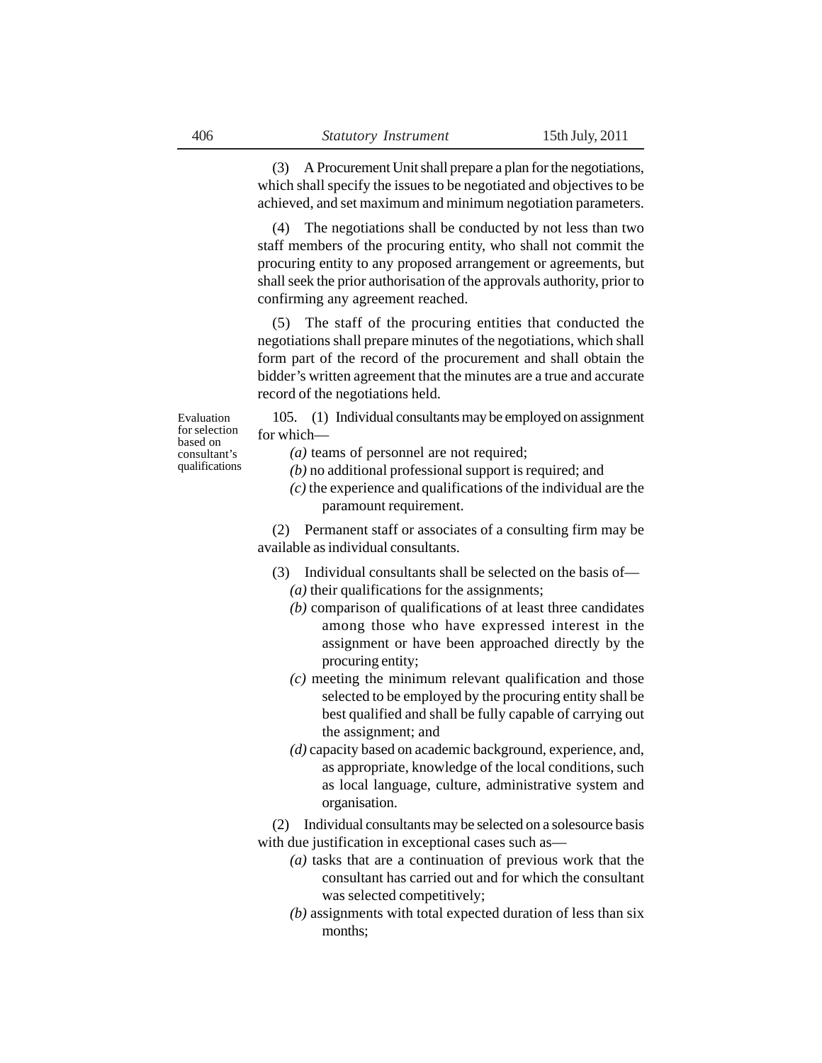(3) A Procurement Unit shall prepare a plan for the negotiations, which shall specify the issues to be negotiated and objectives to be achieved, and set maximum and minimum negotiation parameters.

(4) The negotiations shall be conducted by not less than two staff members of the procuring entity, who shall not commit the procuring entity to any proposed arrangement or agreements, but shall seek the prior authorisation of the approvals authority, prior to confirming any agreement reached.

(5) The staff of the procuring entities that conducted the negotiations shall prepare minutes of the negotiations, which shall form part of the record of the procurement and shall obtain the bidder's written agreement that the minutes are a true and accurate record of the negotiations held.

Evaluation for selection based on consultant's qualifications

105. (1) Individual consultants may be employed on assignment for which—

*(a)* teams of personnel are not required;

*(b)* no additional professional support is required; and

*(c)* the experience and qualifications of the individual are the paramount requirement.

(2) Permanent staff or associates of a consulting firm may be available as individual consultants.

(3) Individual consultants shall be selected on the basis of—

*(a)* their qualifications for the assignments;

*(b)* comparison of qualifications of at least three candidates among those who have expressed interest in the assignment or have been approached directly by the procuring entity;

*(c)* meeting the minimum relevant qualification and those selected to be employed by the procuring entity shall be best qualified and shall be fully capable of carrying out the assignment; and

*(d)* capacity based on academic background, experience, and, as appropriate, knowledge of the local conditions, such as local language, culture, administrative system and organisation.

(2) Individual consultants may be selected on a solesource basis with due justification in exceptional cases such as—

*(a)* tasks that are a continuation of previous work that the consultant has carried out and for which the consultant was selected competitively;

*(b)* assignments with total expected duration of less than six months;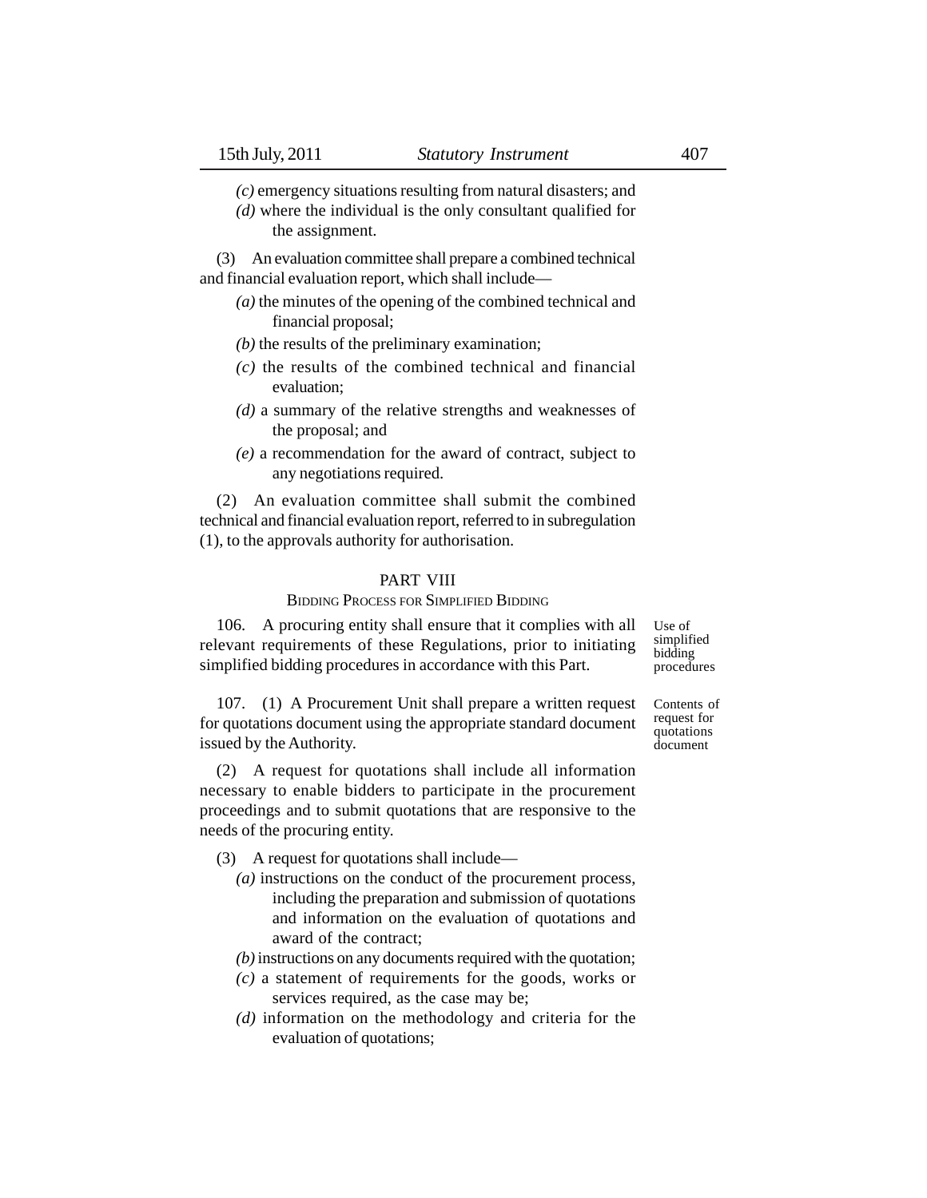*(c)* emergency situations resulting from natural disasters; and

*(d)* where the individual is the only consultant qualified for the assignment.

(3) An evaluation committee shall prepare a combined technical and financial evaluation report, which shall include—

*(a)* the minutes of the opening of the combined technical and financial proposal;

*(b)* the results of the preliminary examination;

*(c)* the results of the combined technical and financial evaluation;

*(d)* a summary of the relative strengths and weaknesses of the proposal; and

*(e)* a recommendation for the award of contract, subject to any negotiations required.

(2) An evaluation committee shall submit the combined technical and financial evaluation report, referred to in subregulation (1), to the approvals authority for authorisation.

## PART VIII

### BIDDING PROCESS FOR SIMPLIFIED BIDDING

*Use of simplified bidding procedures*

106. A procuring entity shall ensure that it complies with all relevant requirements of these Regulations, prior to initiating simplified bidding procedures in accordance with this Part.

*Contents of request for quotations document*

107. (1) A Procurement Unit shall prepare a written request for quotations document using the appropriate standard document issued by the Authority.

(2) A request for quotations shall include all information necessary to enable bidders to participate in the procurement proceedings and to submit quotations that are responsive to the needs of the procuring entity.

(3) A request for quotations shall include—

*(a)* instructions on the conduct of the procurement process, including the preparation and submission of quotations and information on the evaluation of quotations and award of the contract;

*(b)* instructions on any documents required with the quotation;

*(c)* a statement of requirements for the goods, works or services required, as the case may be;

*(d)* information on the methodology and criteria for the evaluation of quotations;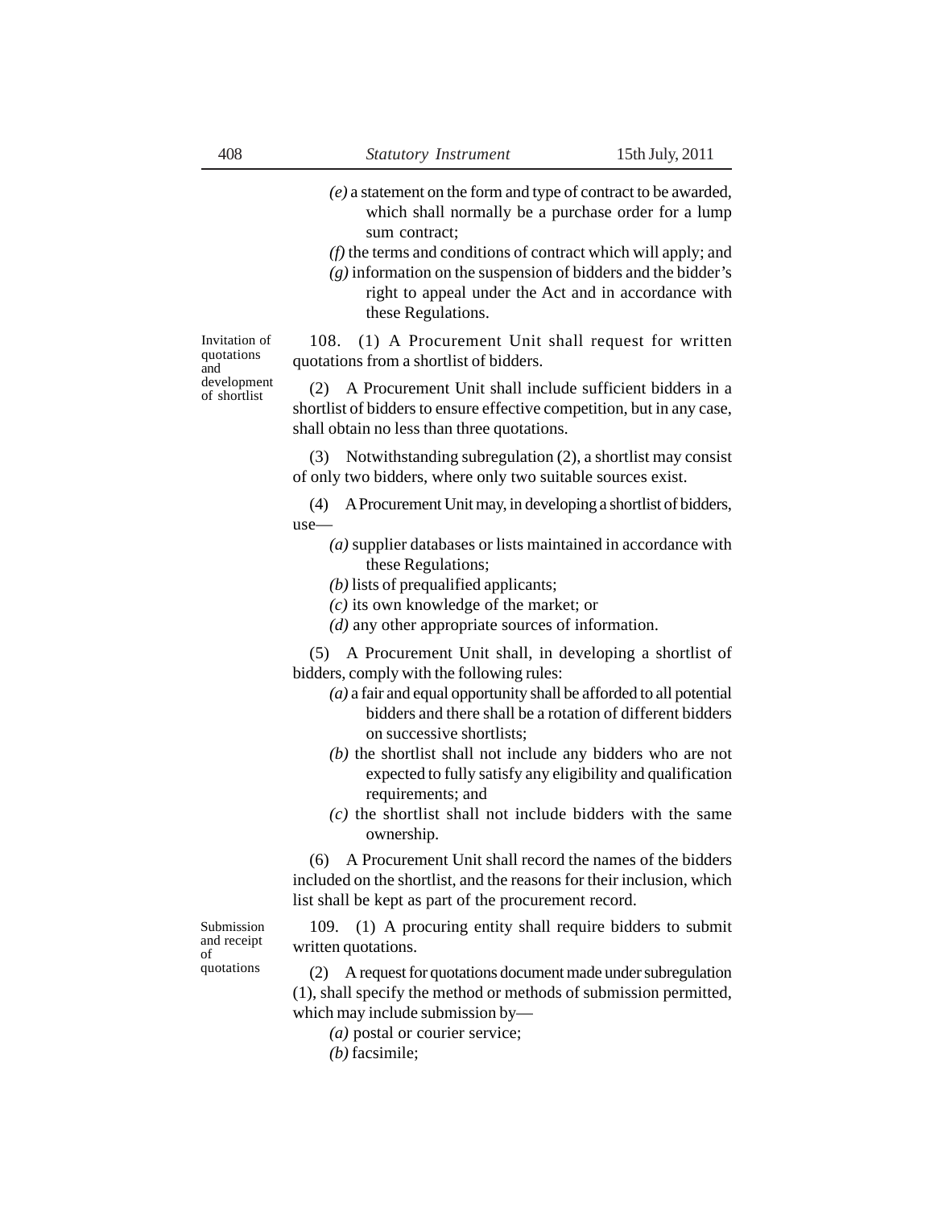*(e)* a statement on the form and type of contract to be awarded, which shall normally be a purchase order for a lump sum contract;

*(f)* the terms and conditions of contract which will apply; and

*(g)* information on the suspension of bidders and the bidder's right to appeal under the Act and in accordance with these Regulations.

Invitation of quotations and development of shortlist

108. (1) A Procurement Unit shall request for written quotations from a shortlist of bidders.

(2) A Procurement Unit shall include sufficient bidders in a shortlist of bidders to ensure effective competition, but in any case, shall obtain no less than three quotations.

(3) Notwithstanding subregulation (2), a shortlist may consist of only two bidders, where only two suitable sources exist.

(4) A Procurement Unit may, in developing a shortlist of bidders, use—

*(a)* supplier databases or lists maintained in accordance with these Regulations;

*(b)* lists of prequalified applicants;

*(c)* its own knowledge of the market; or

*(d)* any other appropriate sources of information.

(5) A Procurement Unit shall, in developing a shortlist of bidders, comply with the following rules:

*(a)* a fair and equal opportunity shall be afforded to all potential bidders and there shall be a rotation of different bidders on successive shortlists;

*(b)* the shortlist shall not include any bidders who are not expected to fully satisfy any eligibility and qualification requirements; and

*(c)* the shortlist shall not include bidders with the same ownership.

(6) A Procurement Unit shall record the names of the bidders included on the shortlist, and the reasons for their inclusion, which list shall be kept as part of the procurement record.

Submission and receipt of quotations

109. (1) A procuring entity shall require bidders to submit written quotations.

(2) A request for quotations document made under subregulation (1), shall specify the method or methods of submission permitted, which may include submission by—

*(a)* postal or courier service;

*(b)* facsimile;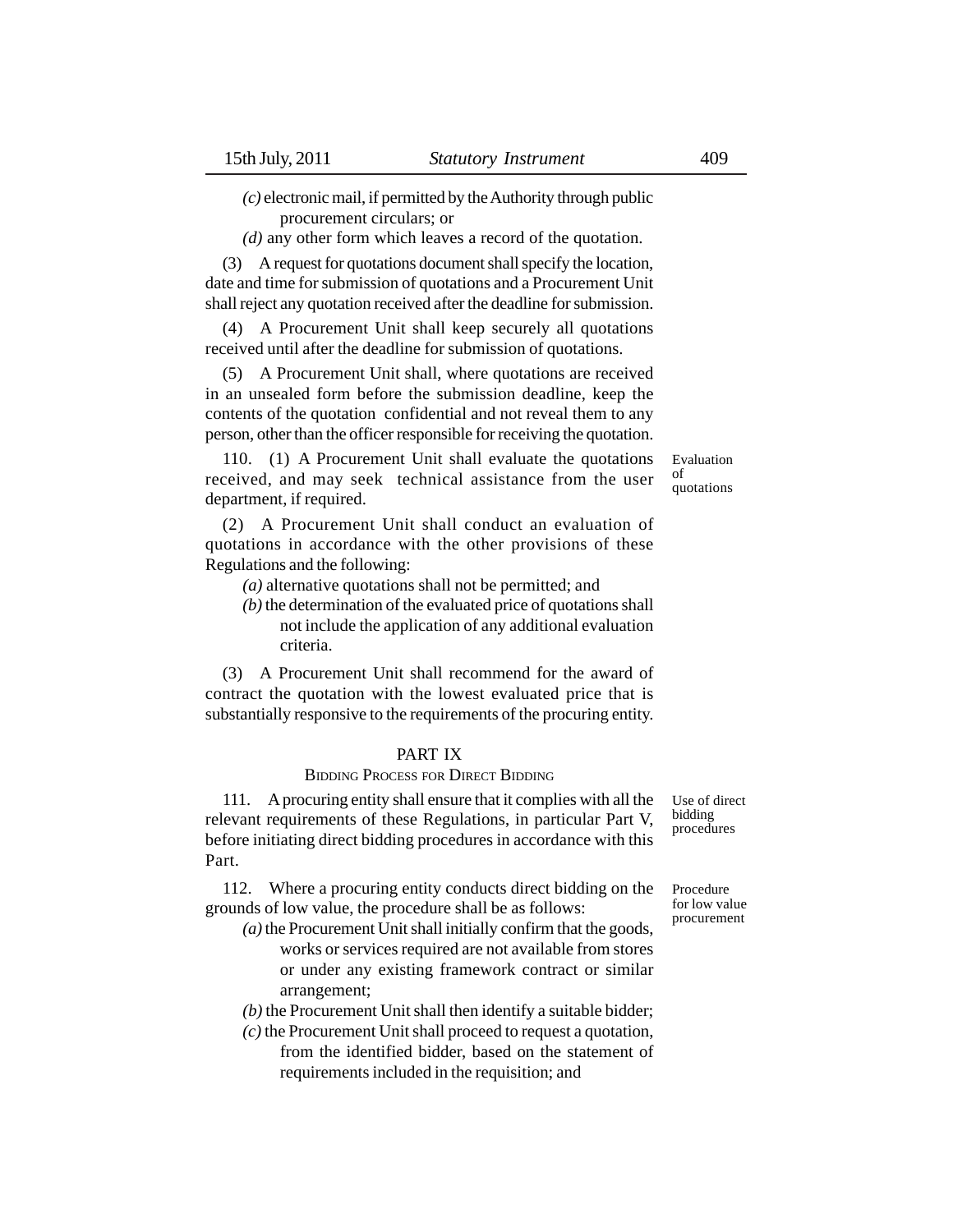*(c)* electronic mail, if permitted by the Authority through public procurement circulars; or

*(d)* any other form which leaves a record of the quotation.

(3) A request for quotations document shall specify the location, date and time for submission of quotations and a Procurement Unit shall reject any quotation received after the deadline for submission.

(4) A Procurement Unit shall keep securely all quotations received until after the deadline for submission of quotations.

(5) A Procurement Unit shall, where quotations are received in an unsealed form before the submission deadline, keep the contents of the quotation confidential and not reveal them to any person, other than the officer responsible for receiving the quotation.

Evaluation of quotations

110. (1) A Procurement Unit shall evaluate the quotations received, and may seek technical assistance from the user department, if required.

(2) A Procurement Unit shall conduct an evaluation of quotations in accordance with the other provisions of these Regulations and the following:

*(a)* alternative quotations shall not be permitted; and

*(b)* the determination of the evaluated price of quotations shall not include the application of any additional evaluation criteria.

(3) A Procurement Unit shall recommend for the award of contract the quotation with the lowest evaluated price that is substantially responsive to the requirements of the procuring entity.

## PART IX

### BIDDING PROCESS FOR DIRECT BIDDING

Use of direct bidding procedures

111. A procuring entity shall ensure that it complies with all the relevant requirements of these Regulations, in particular Part V, before initiating direct bidding procedures in accordance with this Part.

Procedure for low value procurement

112. Where a procuring entity conducts direct bidding on the grounds of low value, the procedure shall be as follows:

*(a)* the Procurement Unit shall initially confirm that the goods, works or services required are not available from stores or under any existing framework contract or similar arrangement;

*(b)* the Procurement Unit shall then identify a suitable bidder;

*(c)* the Procurement Unit shall proceed to request a quotation, from the identified bidder, based on the statement of requirements included in the requisition; and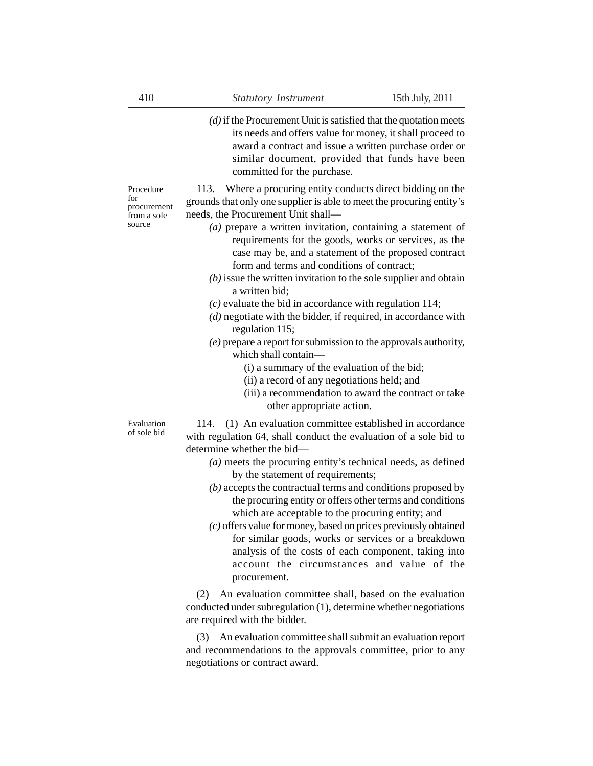*(d)* if the Procurement Unit is satisfied that the quotation meets its needs and offers value for money, it shall proceed to award a contract and issue a written purchase order or similar document, provided that funds have been committed for the purchase.

**Procedure for procurement from a sole source**

113. Where a procuring entity conducts direct bidding on the grounds that only one supplier is able to meet the procuring entity's needs, the Procurement Unit shall—

*(a)* prepare a written invitation, containing a statement of requirements for the goods, works or services, as the case may be, and a statement of the proposed contract form and terms and conditions of contract;

*(b)* issue the written invitation to the sole supplier and obtain a written bid;

*(c)* evaluate the bid in accordance with regulation 114;

*(d)* negotiate with the bidder, if required, in accordance with regulation 115;

*(e)* prepare a report for submission to the approvals authority, which shall contain—

(i) a summary of the evaluation of the bid;

(ii) a record of any negotiations held; and

(iii) a recommendation to award the contract or take other appropriate action.

**Evaluation of sole bid**

114. (1) An evaluation committee established in accordance with regulation 64, shall conduct the evaluation of a sole bid to determine whether the bid—

*(a)* meets the procuring entity's technical needs, as defined by the statement of requirements;

*(b)* accepts the contractual terms and conditions proposed by the procuring entity or offers other terms and conditions which are acceptable to the procuring entity; and

*(c)* offers value for money, based on prices previously obtained for similar goods, works or services or a breakdown analysis of the costs of each component, taking into account the circumstances and value of the procurement.

(2) An evaluation committee shall, based on the evaluation conducted under subregulation (1), determine whether negotiations are required with the bidder.

(3) An evaluation committee shall submit an evaluation report and recommendations to the approvals committee, prior to any negotiations or contract award.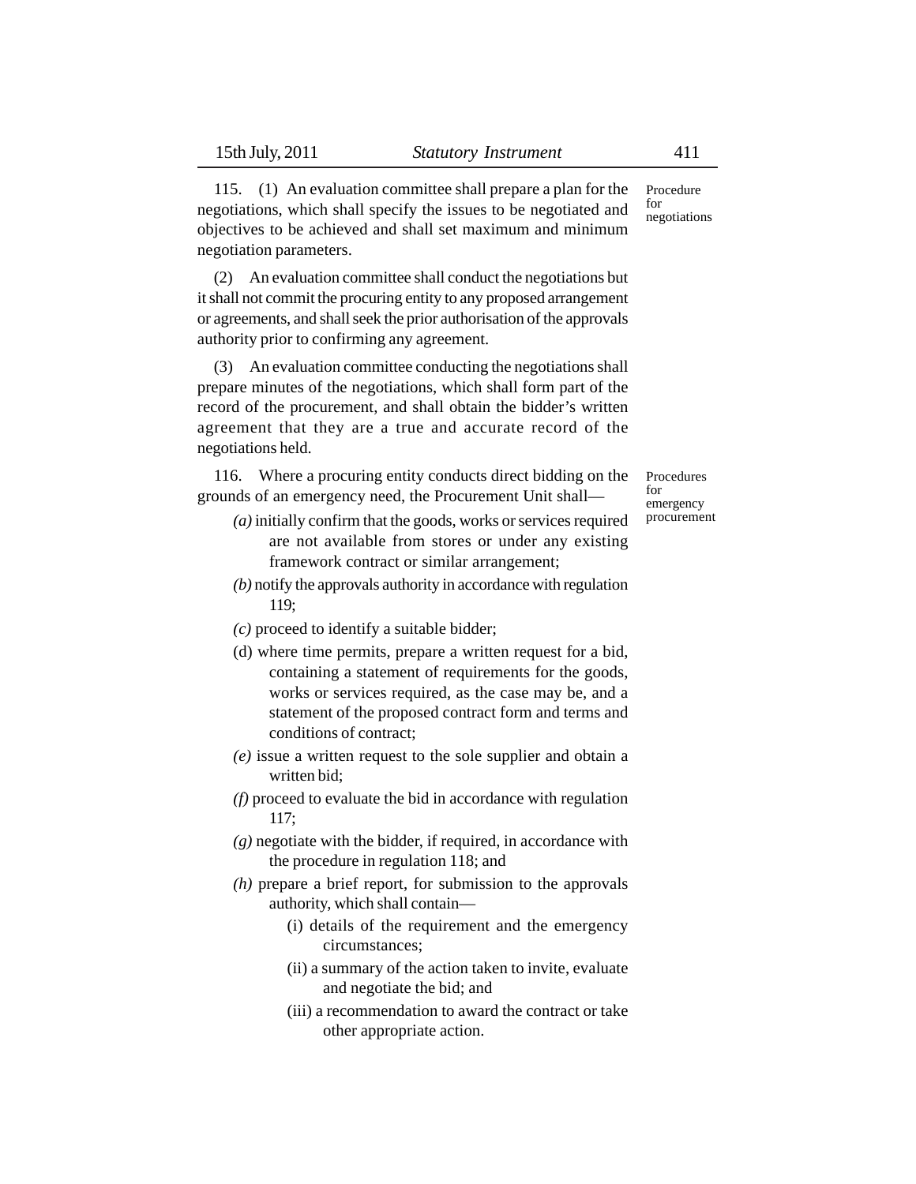**Procedure for negotiations**

115. (1) An evaluation committee shall prepare a plan for the negotiations, which shall specify the issues to be negotiated and objectives to be achieved and shall set maximum and minimum negotiation parameters.

(2) An evaluation committee shall conduct the negotiations but it shall not commit the procuring entity to any proposed arrangement or agreements, and shall seek the prior authorisation of the approvals authority prior to confirming any agreement.

(3) An evaluation committee conducting the negotiations shall prepare minutes of the negotiations, which shall form part of the record of the procurement, and shall obtain the bidder's written agreement that they are a true and accurate record of the negotiations held.

**Procedures for emergency procurement**

116. Where a procuring entity conducts direct bidding on the grounds of an emergency need, the Procurement Unit shall—

*(a)* initially confirm that the goods, works or services required are not available from stores or under any existing framework contract or similar arrangement;

*(b)* notify the approvals authority in accordance with regulation 119;

*(c)* proceed to identify a suitable bidder;

(d) where time permits, prepare a written request for a bid, containing a statement of requirements for the goods, works or services required, as the case may be, and a statement of the proposed contract form and terms and conditions of contract;

*(e)* issue a written request to the sole supplier and obtain a written bid;

*(f)* proceed to evaluate the bid in accordance with regulation 117;

*(g)* negotiate with the bidder, if required, in accordance with the procedure in regulation 118; and

*(h)* prepare a brief report, for submission to the approvals authority, which shall contain—

(i) details of the requirement and the emergency circumstances;

(ii) a summary of the action taken to invite, evaluate and negotiate the bid; and

(iii) a recommendation to award the contract or take other appropriate action.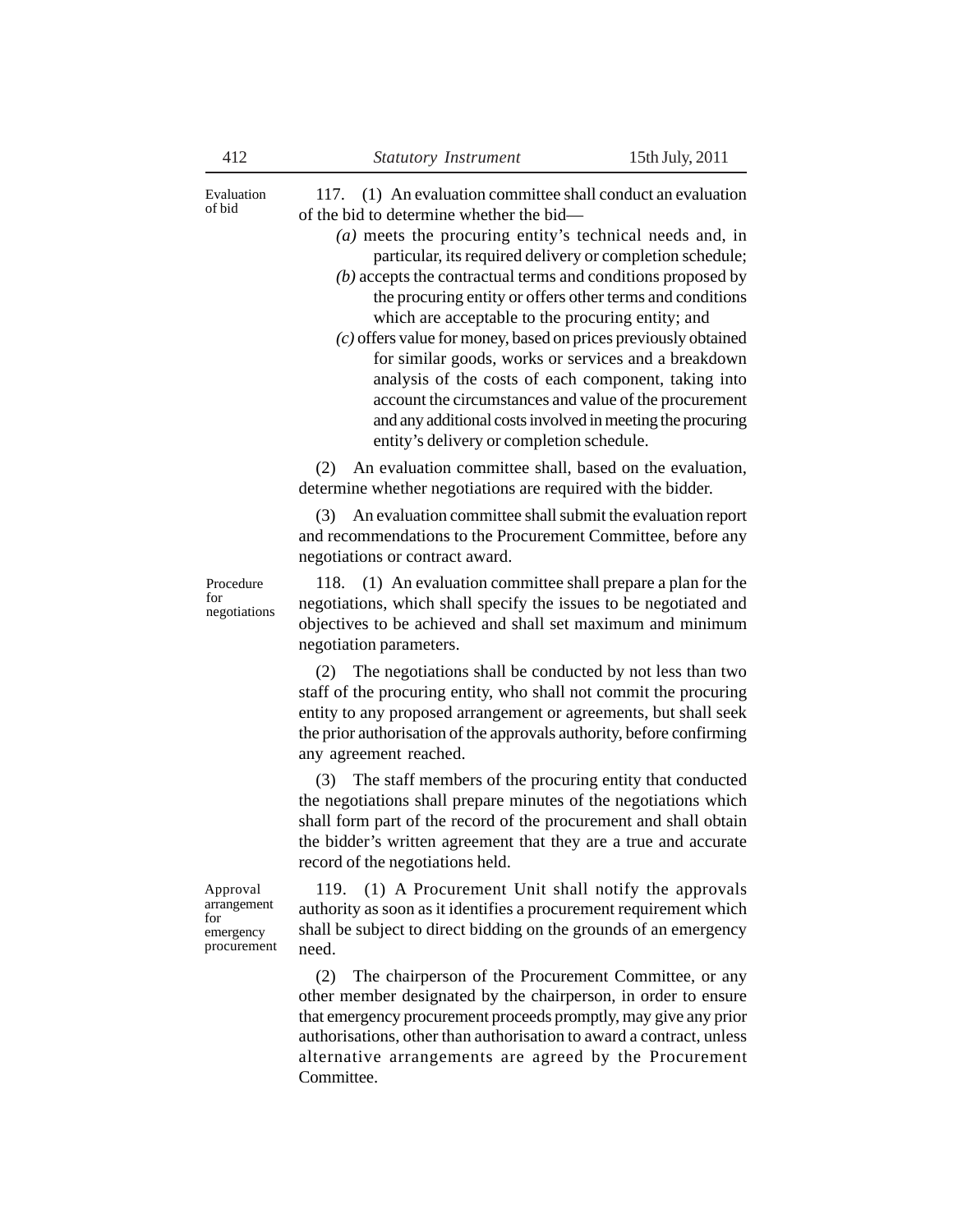**Evaluation of bid**

117. (1) An evaluation committee shall conduct an evaluation of the bid to determine whether the bid—

*(a)* meets the procuring entity's technical needs and, in particular, its required delivery or completion schedule;

*(b)* accepts the contractual terms and conditions proposed by the procuring entity or offers other terms and conditions which are acceptable to the procuring entity; and

*(c)* offers value for money, based on prices previously obtained for similar goods, works or services and a breakdown analysis of the costs of each component, taking into account the circumstances and value of the procurement and any additional costs involved in meeting the procuring entity's delivery or completion schedule.

(2) An evaluation committee shall, based on the evaluation, determine whether negotiations are required with the bidder.

(3) An evaluation committee shall submit the evaluation report and recommendations to the Procurement Committee, before any negotiations or contract award.

**Procedure for negotiations**

118. (1) An evaluation committee shall prepare a plan for the negotiations, which shall specify the issues to be negotiated and objectives to be achieved and shall set maximum and minimum negotiation parameters.

(2) The negotiations shall be conducted by not less than two staff of the procuring entity, who shall not commit the procuring entity to any proposed arrangement or agreements, but shall seek the prior authorisation of the approvals authority, before confirming any agreement reached.

(3) The staff members of the procuring entity that conducted the negotiations shall prepare minutes of the negotiations which shall form part of the record of the procurement and shall obtain the bidder's written agreement that they are a true and accurate record of the negotiations held.

**Approval arrangement for emergency procurement**

119. (1) A Procurement Unit shall notify the approvals authority as soon as it identifies a procurement requirement which shall be subject to direct bidding on the grounds of an emergency need.

(2) The chairperson of the Procurement Committee, or any other member designated by the chairperson, in order to ensure that emergency procurement proceeds promptly, may give any prior authorisations, other than authorisation to award a contract, unless alternative arrangements are agreed by the Procurement Committee.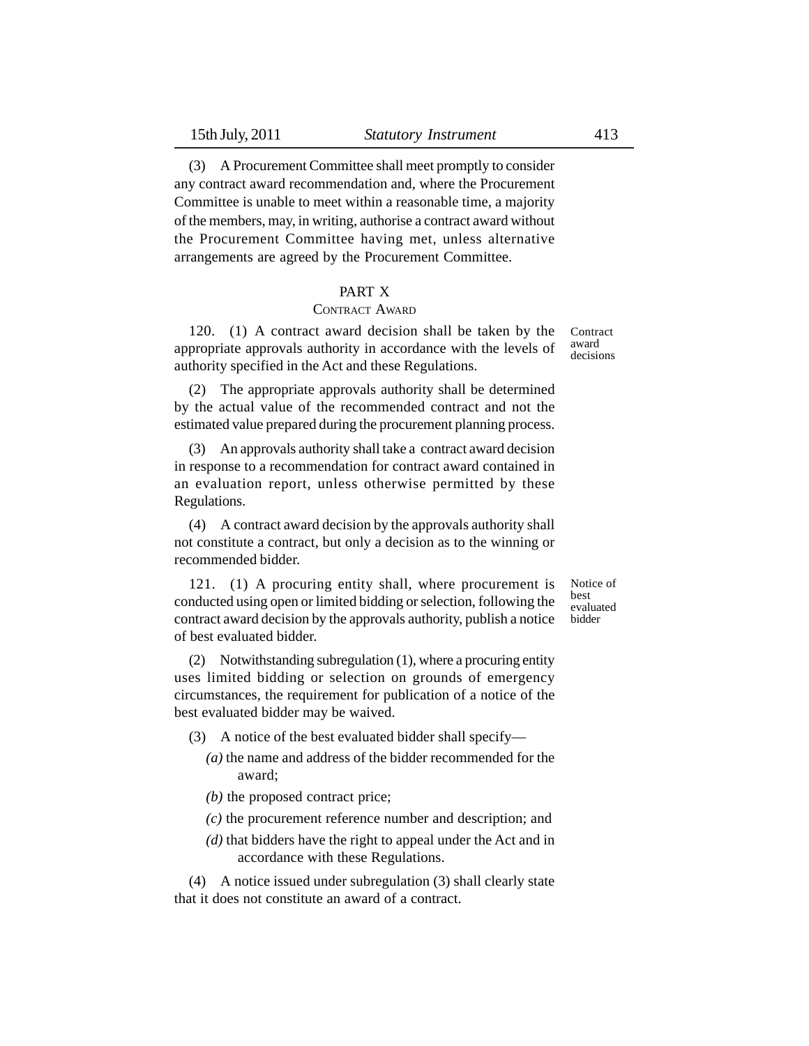(3) A Procurement Committee shall meet promptly to consider any contract award recommendation and, where the Procurement Committee is unable to meet within a reasonable time, a majority of the members, may, in writing, authorise a contract award without the Procurement Committee having met, unless alternative arrangements are agreed by the Procurement Committee.

## PART X

### CONTRACT AWARD

**Contract award decisions**

120. (1) A contract award decision shall be taken by the appropriate approvals authority in accordance with the levels of authority specified in the Act and these Regulations.

(2) The appropriate approvals authority shall be determined by the actual value of the recommended contract and not the estimated value prepared during the procurement planning process.

(3) An approvals authority shall take a contract award decision in response to a recommendation for contract award contained in an evaluation report, unless otherwise permitted by these Regulations.

(4) A contract award decision by the approvals authority shall not constitute a contract, but only a decision as to the winning or recommended bidder.

**Notice of best evaluated bidder**

121. (1) A procuring entity shall, where procurement is conducted using open or limited bidding or selection, following the contract award decision by the approvals authority, publish a notice of best evaluated bidder.

(2) Notwithstanding subregulation (1), where a procuring entity uses limited bidding or selection on grounds of emergency circumstances, the requirement for publication of a notice of the best evaluated bidder may be waived.

(3) A notice of the best evaluated bidder shall specify—

*(a)* the name and address of the bidder recommended for the award;

*(b)* the proposed contract price;

*(c)* the procurement reference number and description; and

*(d)* that bidders have the right to appeal under the Act and in accordance with these Regulations.

(4) A notice issued under subregulation (3) shall clearly state that it does not constitute an award of a contract.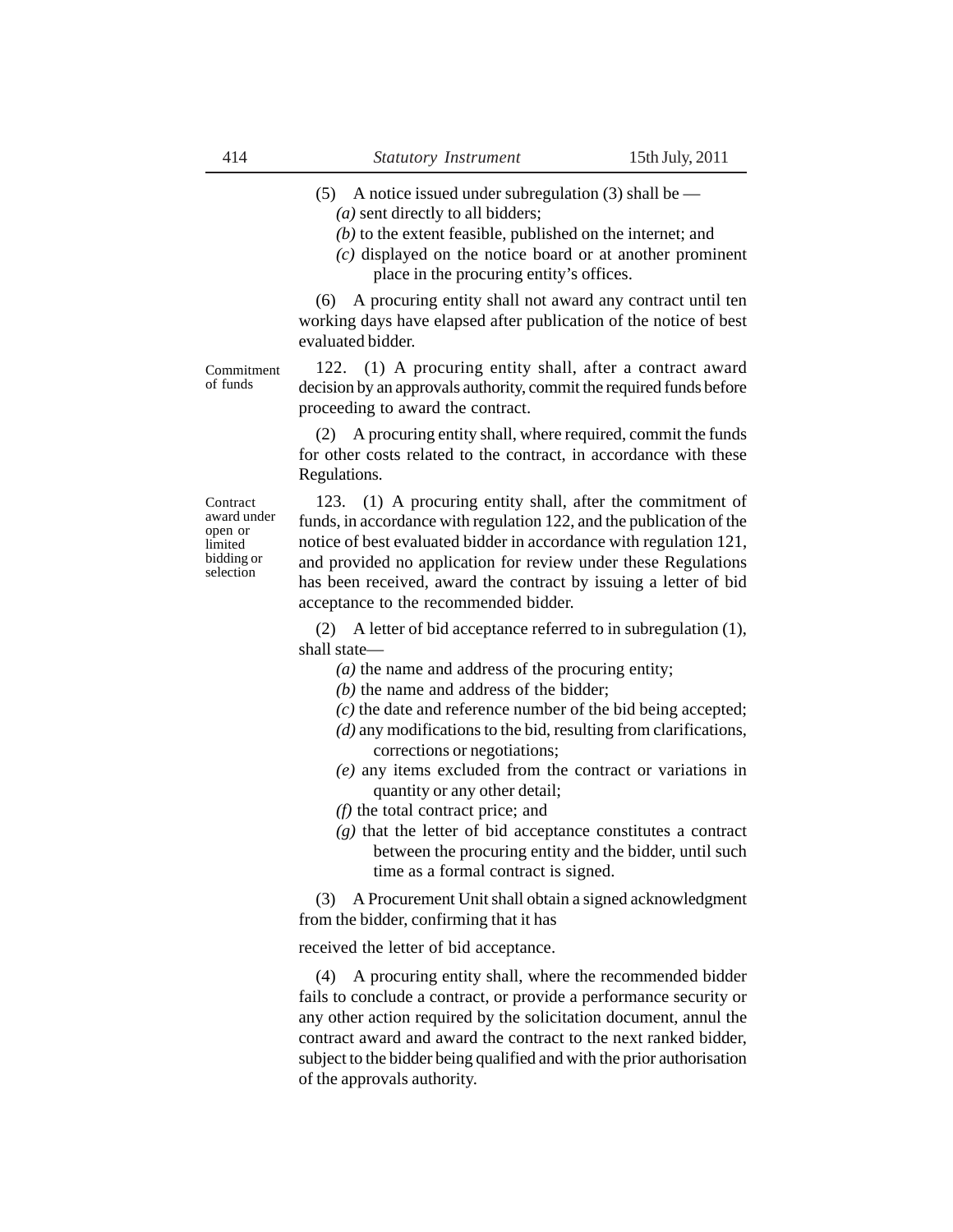(5) A notice issued under subregulation (3) shall be —

*(a)* sent directly to all bidders;

*(b)* to the extent feasible, published on the internet; and

*(c)* displayed on the notice board or at another prominent place in the procuring entity's offices.

(6) A procuring entity shall not award any contract until ten working days have elapsed after publication of the notice of best evaluated bidder.

**Commitment of funds**

122. (1) A procuring entity shall, after a contract award decision by an approvals authority, commit the required funds before proceeding to award the contract.

(2) A procuring entity shall, where required, commit the funds for other costs related to the contract, in accordance with these Regulations.

**Contract award under open or limited bidding or selection**

123. (1) A procuring entity shall, after the commitment of funds, in accordance with regulation 122, and the publication of the notice of best evaluated bidder in accordance with regulation 121, and provided no application for review under these Regulations has been received, award the contract by issuing a letter of bid acceptance to the recommended bidder.

(2) A letter of bid acceptance referred to in subregulation (1), shall state—

*(a)* the name and address of the procuring entity;

*(b)* the name and address of the bidder;

*(c)* the date and reference number of the bid being accepted;

*(d)* any modifications to the bid, resulting from clarifications, corrections or negotiations;

*(e)* any items excluded from the contract or variations in quantity or any other detail;

*(f)* the total contract price; and

*(g)* that the letter of bid acceptance constitutes a contract between the procuring entity and the bidder, until such time as a formal contract is signed.

(3) A Procurement Unit shall obtain a signed acknowledgment from the bidder, confirming that it has

received the letter of bid acceptance.

(4) A procuring entity shall, where the recommended bidder fails to conclude a contract, or provide a performance security or any other action required by the solicitation document, annul the contract award and award the contract to the next ranked bidder, subject to the bidder being qualified and with the prior authorisation of the approvals authority.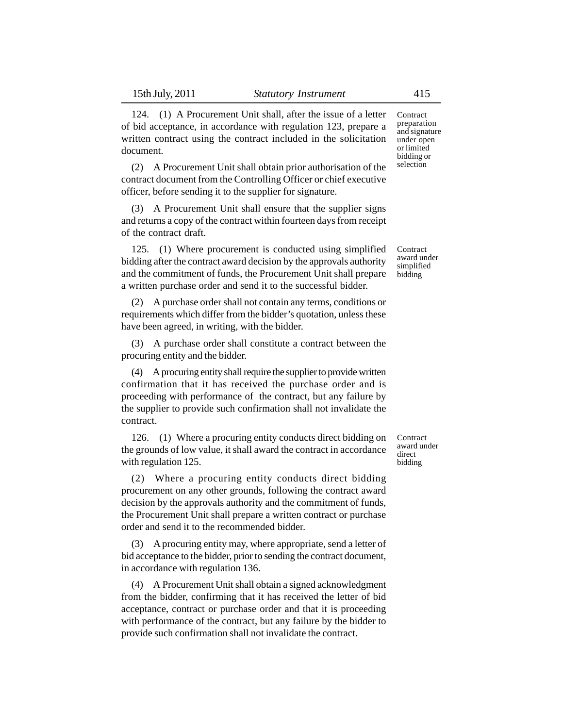**Contract preparation and signature under open or limited bidding or selection**

124. (1) A Procurement Unit shall, after the issue of a letter of bid acceptance, in accordance with regulation 123, prepare a written contract using the contract included in the solicitation document.

(2) A Procurement Unit shall obtain prior authorisation of the contract document from the Controlling Officer or chief executive officer, before sending it to the supplier for signature.

(3) A Procurement Unit shall ensure that the supplier signs and returns a copy of the contract within fourteen days from receipt of the contract draft.

**Contract award under simplified bidding**

125. (1) Where procurement is conducted using simplified bidding after the contract award decision by the approvals authority and the commitment of funds, the Procurement Unit shall prepare a written purchase order and send it to the successful bidder.

(2) A purchase order shall not contain any terms, conditions or requirements which differ from the bidder's quotation, unless these have been agreed, in writing, with the bidder.

(3) A purchase order shall constitute a contract between the procuring entity and the bidder.

(4) A procuring entity shall require the supplier to provide written confirmation that it has received the purchase order and is proceeding with performance of the contract, but any failure by the supplier to provide such confirmation shall not invalidate the contract.

**Contract award under direct bidding**

126. (1) Where a procuring entity conducts direct bidding on the grounds of low value, it shall award the contract in accordance with regulation 125.

(2) Where a procuring entity conducts direct bidding procurement on any other grounds, following the contract award decision by the approvals authority and the commitment of funds, the Procurement Unit shall prepare a written contract or purchase order and send it to the recommended bidder.

(3) A procuring entity may, where appropriate, send a letter of bid acceptance to the bidder, prior to sending the contract document, in accordance with regulation 136.

(4) A Procurement Unit shall obtain a signed acknowledgment from the bidder, confirming that it has received the letter of bid acceptance, contract or purchase order and that it is proceeding with performance of the contract, but any failure by the bidder to provide such confirmation shall not invalidate the contract.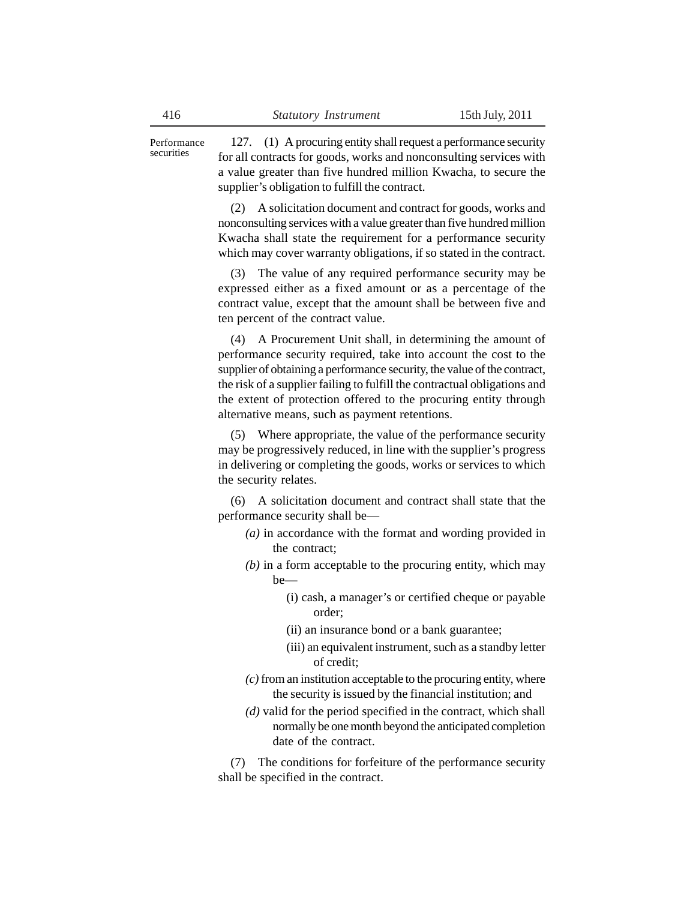Performance securities

127. (1) A procuring entity shall request a performance security for all contracts for goods, works and nonconsulting services with a value greater than five hundred million Kwacha, to secure the supplier's obligation to fulfill the contract.

(2) A solicitation document and contract for goods, works and nonconsulting services with a value greater than five hundred million Kwacha shall state the requirement for a performance security which may cover warranty obligations, if so stated in the contract.

(3) The value of any required performance security may be expressed either as a fixed amount or as a percentage of the contract value, except that the amount shall be between five and ten percent of the contract value.

(4) A Procurement Unit shall, in determining the amount of performance security required, take into account the cost to the supplier of obtaining a performance security, the value of the contract, the risk of a supplier failing to fulfill the contractual obligations and the extent of protection offered to the procuring entity through alternative means, such as payment retentions.

(5) Where appropriate, the value of the performance security may be progressively reduced, in line with the supplier's progress in delivering or completing the goods, works or services to which the security relates.

(6) A solicitation document and contract shall state that the performance security shall be—

*(a)* in accordance with the format and wording provided in the contract;

*(b)* in a form acceptable to the procuring entity, which may be—

(i) cash, a manager's or certified cheque or payable order;

(ii) an insurance bond or a bank guarantee;

(iii) an equivalent instrument, such as a standby letter of credit;

*(c)* from an institution acceptable to the procuring entity, where the security is issued by the financial institution; and

*(d)* valid for the period specified in the contract, which shall normally be one month beyond the anticipated completion date of the contract.

(7) The conditions for forfeiture of the performance security shall be specified in the contract.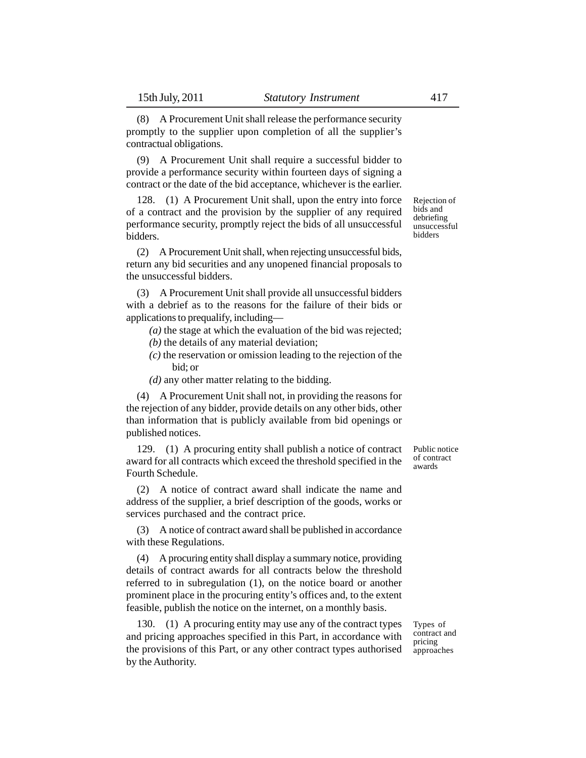(8) A Procurement Unit shall release the performance security promptly to the supplier upon completion of all the supplier's contractual obligations.

(9) A Procurement Unit shall require a successful bidder to provide a performance security within fourteen days of signing a contract or the date of the bid acceptance, whichever is the earlier.

**Rejection of bids and debriefing unsuccessful bidders**

128. (1) A Procurement Unit shall, upon the entry into force of a contract and the provision by the supplier of any required performance security, promptly reject the bids of all unsuccessful bidders.

(2) A Procurement Unit shall, when rejecting unsuccessful bids, return any bid securities and any unopened financial proposals to the unsuccessful bidders.

(3) A Procurement Unit shall provide all unsuccessful bidders with a debrief as to the reasons for the failure of their bids or applications to prequalify, including—

*(a)* the stage at which the evaluation of the bid was rejected;

*(b)* the details of any material deviation;

*(c)* the reservation or omission leading to the rejection of the bid; or

*(d)* any other matter relating to the bidding.

(4) A Procurement Unit shall not, in providing the reasons for the rejection of any bidder, provide details on any other bids, other than information that is publicly available from bid openings or published notices.

**Public notice of contract awards**

129. (1) A procuring entity shall publish a notice of contract award for all contracts which exceed the threshold specified in the Fourth Schedule.

(2) A notice of contract award shall indicate the name and address of the supplier, a brief description of the goods, works or services purchased and the contract price.

(3) A notice of contract award shall be published in accordance with these Regulations.

(4) A procuring entity shall display a summary notice, providing details of contract awards for all contracts below the threshold referred to in subregulation (1), on the notice board or another prominent place in the procuring entity's offices and, to the extent feasible, publish the notice on the internet, on a monthly basis.

**Types of contract and pricing approaches**

130. (1) A procuring entity may use any of the contract types and pricing approaches specified in this Part, in accordance with the provisions of this Part, or any other contract types authorised by the Authority.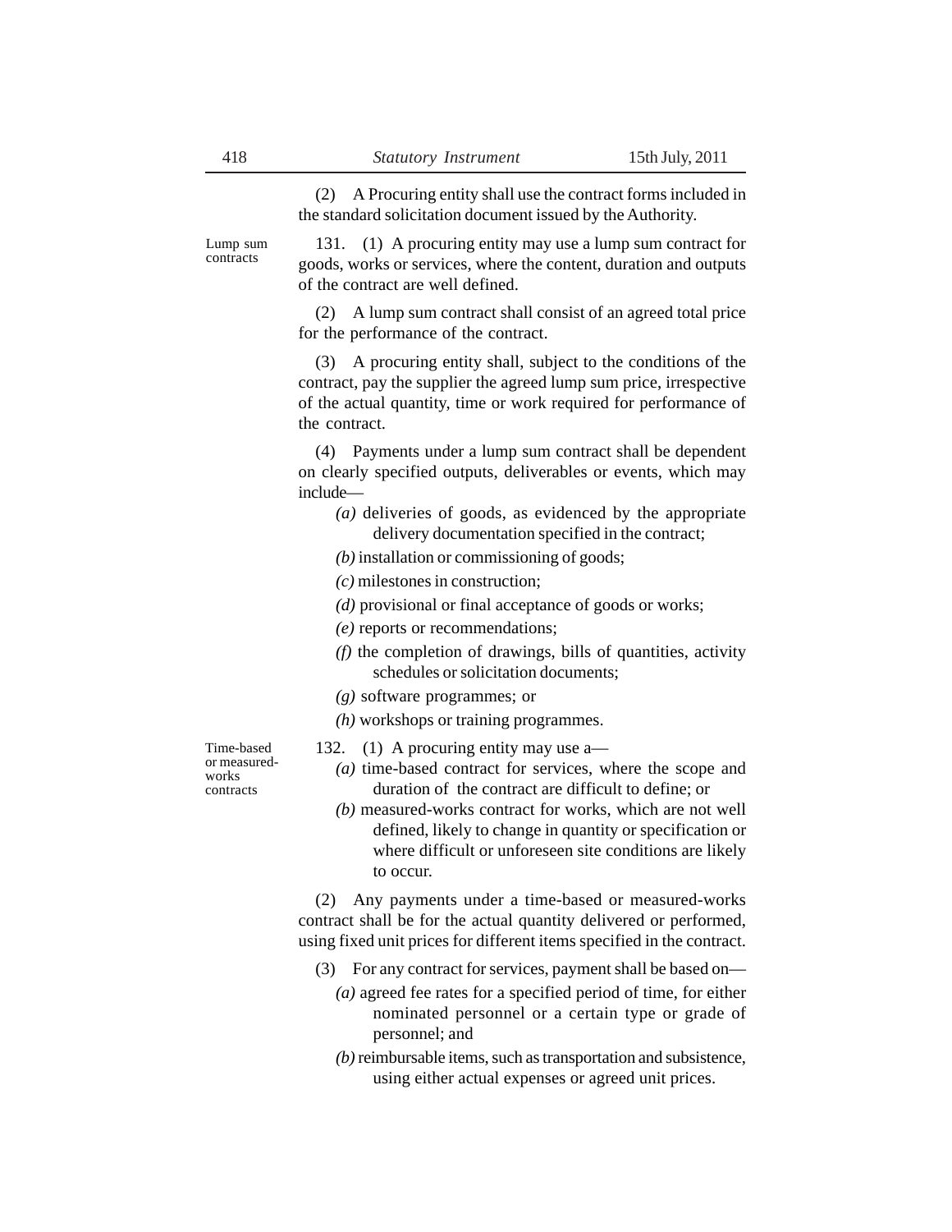(2) A Procuring entity shall use the contract forms included in the standard solicitation document issued by the Authority.

Lump sum contracts

131. (1) A procuring entity may use a lump sum contract for goods, works or services, where the content, duration and outputs of the contract are well defined.

(2) A lump sum contract shall consist of an agreed total price for the performance of the contract.

(3) A procuring entity shall, subject to the conditions of the contract, pay the supplier the agreed lump sum price, irrespective of the actual quantity, time or work required for performance of the contract.

(4) Payments under a lump sum contract shall be dependent on clearly specified outputs, deliverables or events, which may include—

*(a)* deliveries of goods, as evidenced by the appropriate delivery documentation specified in the contract;

*(b)* installation or commissioning of goods;

*(c)* milestones in construction;

*(d)* provisional or final acceptance of goods or works;

*(e)* reports or recommendations;

*(f)* the completion of drawings, bills of quantities, activity schedules or solicitation documents;

*(g)* software programmes; or

*(h)* workshops or training programmes.

Time-based or measured-works contracts

132. (1) A procuring entity may use a—

*(a)* time-based contract for services, where the scope and duration of the contract are difficult to define; or

*(b)* measured-works contract for works, which are not well defined, likely to change in quantity or specification or where difficult or unforeseen site conditions are likely to occur.

(2) Any payments under a time-based or measured-works contract shall be for the actual quantity delivered or performed, using fixed unit prices for different items specified in the contract.

(3) For any contract for services, payment shall be based on—

*(a)* agreed fee rates for a specified period of time, for either nominated personnel or a certain type or grade of personnel; and

*(b)* reimbursable items, such as transportation and subsistence, using either actual expenses or agreed unit prices.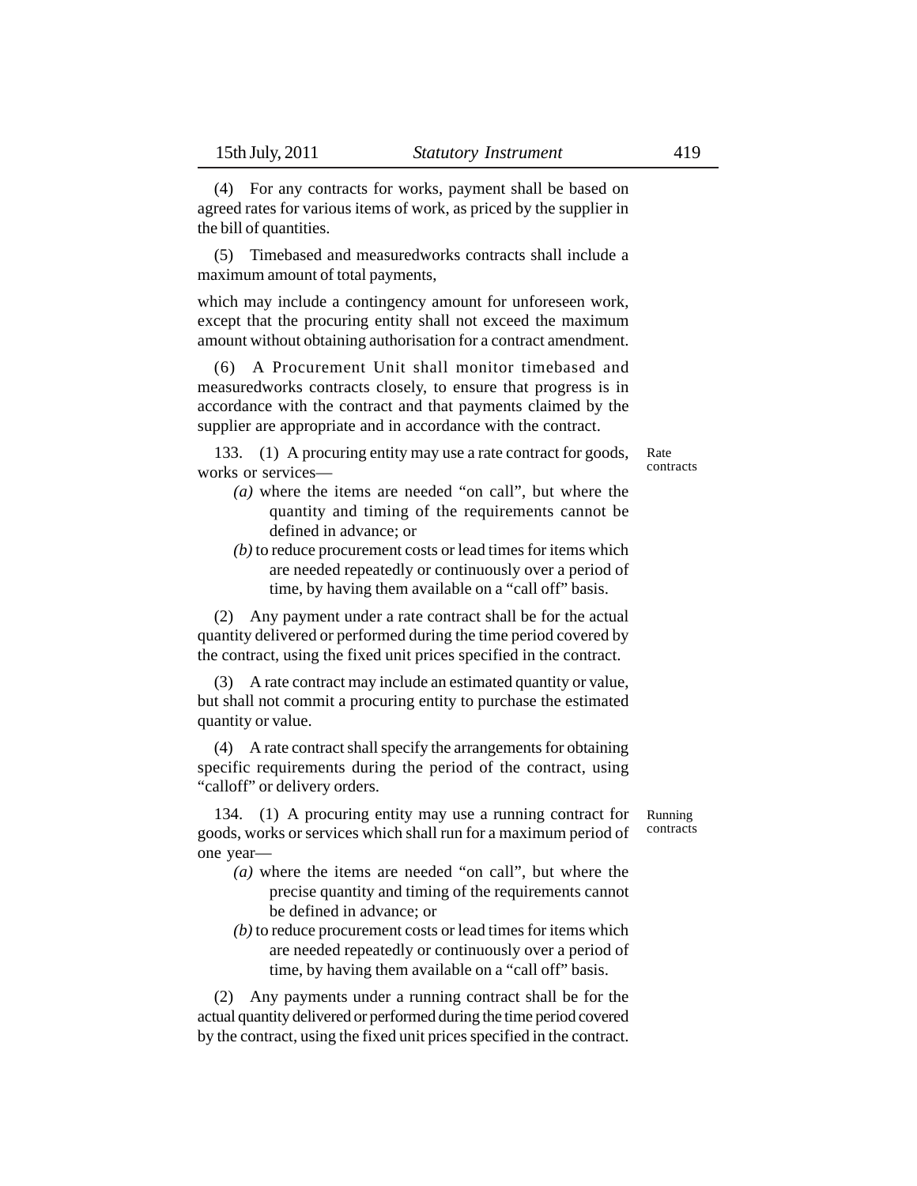(4) For any contracts for works, payment shall be based on agreed rates for various items of work, as priced by the supplier in the bill of quantities.

(5) Timebased and measuredworks contracts shall include a maximum amount of total payments,

which may include a contingency amount for unforeseen work, except that the procuring entity shall not exceed the maximum amount without obtaining authorisation for a contract amendment.

(6) A Procurement Unit shall monitor timebased and measuredworks contracts closely, to ensure that progress is in accordance with the contract and that payments claimed by the supplier are appropriate and in accordance with the contract.

**Rate contracts**

133. (1) A procuring entity may use a rate contract for goods, works or services—

*(a)* where the items are needed "on call", but where the quantity and timing of the requirements cannot be defined in advance; or

*(b)* to reduce procurement costs or lead times for items which are needed repeatedly or continuously over a period of time, by having them available on a "call off" basis.

(2) Any payment under a rate contract shall be for the actual quantity delivered or performed during the time period covered by the contract, using the fixed unit prices specified in the contract.

(3) A rate contract may include an estimated quantity or value, but shall not commit a procuring entity to purchase the estimated quantity or value.

(4) A rate contract shall specify the arrangements for obtaining specific requirements during the period of the contract, using "calloff" or delivery orders.

**Running contracts**

134. (1) A procuring entity may use a running contract for goods, works or services which shall run for a maximum period of one year—

*(a)* where the items are needed "on call", but where the precise quantity and timing of the requirements cannot be defined in advance; or

*(b)* to reduce procurement costs or lead times for items which are needed repeatedly or continuously over a period of time, by having them available on a "call off" basis.

(2) Any payments under a running contract shall be for the actual quantity delivered or performed during the time period covered by the contract, using the fixed unit prices specified in the contract.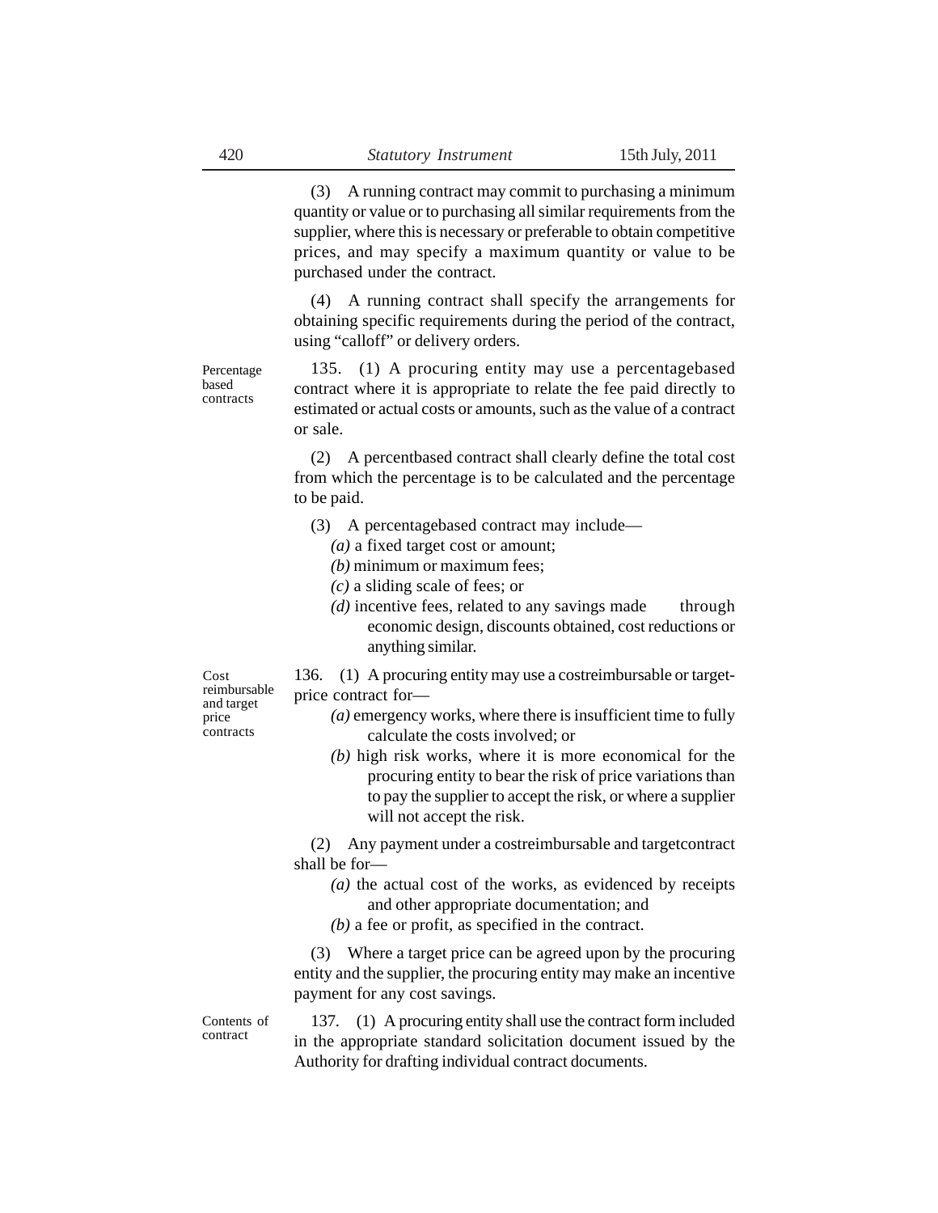(3) A running contract may commit to purchasing a minimum quantity or value or to purchasing all similar requirements from the supplier, where this is necessary or preferable to obtain competitive prices, and may specify a maximum quantity or value to be purchased under the contract.

(4) A running contract shall specify the arrangements for obtaining specific requirements during the period of the contract, using "calloff" or delivery orders.

**Percentage based contracts**

135. (1) A procuring entity may use a percentagebased contract where it is appropriate to relate the fee paid directly to estimated or actual costs or amounts, such as the value of a contract or sale.

(2) A percentbased contract shall clearly define the total cost from which the percentage is to be calculated and the percentage to be paid.

(3) A percentagebased contract may include—

*(a)* a fixed target cost or amount;

*(b)* minimum or maximum fees;

*(c)* a sliding scale of fees; or

*(d)* incentive fees, related to any savings made through economic design, discounts obtained, cost reductions or anything similar.

**Cost reimbursable and target price contracts**

136. (1) A procuring entity may use a costreimbursable or target-price contract for—

*(a)* emergency works, where there is insufficient time to fully calculate the costs involved; or

*(b)* high risk works, where it is more economical for the procuring entity to bear the risk of price variations than to pay the supplier to accept the risk, or where a supplier will not accept the risk.

(2) Any payment under a costreimbursable and targetcontract shall be for—

*(a)* the actual cost of the works, as evidenced by receipts and other appropriate documentation; and

*(b)* a fee or profit, as specified in the contract.

(3) Where a target price can be agreed upon by the procuring entity and the supplier, the procuring entity may make an incentive payment for any cost savings.

**Contents of contract**

137. (1) A procuring entity shall use the contract form included in the appropriate standard solicitation document issued by the Authority for drafting individual contract documents.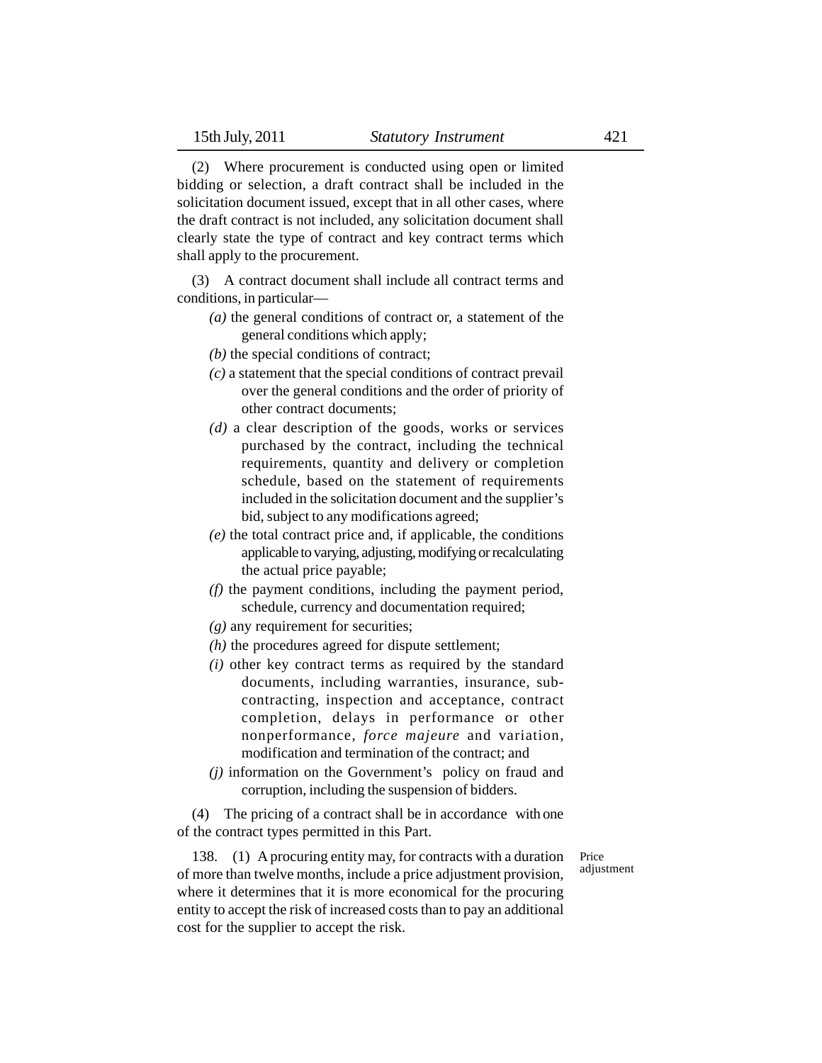(2) Where procurement is conducted using open or limited bidding or selection, a draft contract shall be included in the solicitation document issued, except that in all other cases, where the draft contract is not included, any solicitation document shall clearly state the type of contract and key contract terms which shall apply to the procurement.

(3) A contract document shall include all contract terms and conditions, in particular—

*(a)* the general conditions of contract or, a statement of the general conditions which apply;

*(b)* the special conditions of contract;

*(c)* a statement that the special conditions of contract prevail over the general conditions and the order of priority of other contract documents;

*(d)* a clear description of the goods, works or services purchased by the contract, including the technical requirements, quantity and delivery or completion schedule, based on the statement of requirements included in the solicitation document and the supplier's bid, subject to any modifications agreed;

*(e)* the total contract price and, if applicable, the conditions applicable to varying, adjusting, modifying or recalculating the actual price payable;

*(f)* the payment conditions, including the payment period, schedule, currency and documentation required;

*(g)* any requirement for securities;

*(h)* the procedures agreed for dispute settlement;

*(i)* other key contract terms as required by the standard documents, including warranties, insurance, sub-contracting, inspection and acceptance, contract completion, delays in performance or other nonperformance, *force majeure* and variation, modification and termination of the contract; and

*(j)* information on the Government's policy on fraud and corruption, including the suspension of bidders.

(4) The pricing of a contract shall be in accordance with one of the contract types permitted in this Part.

Price adjustment

138. (1) A procuring entity may, for contracts with a duration of more than twelve months, include a price adjustment provision, where it determines that it is more economical for the procuring entity to accept the risk of increased costs than to pay an additional cost for the supplier to accept the risk.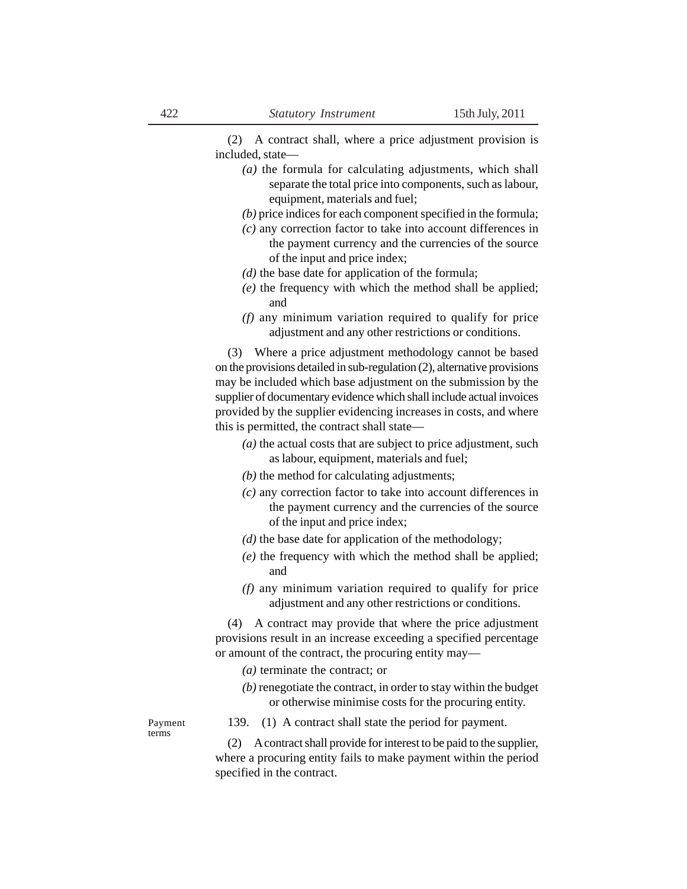(2) A contract shall, where a price adjustment provision is included, state—

*(a)* the formula for calculating adjustments, which shall separate the total price into components, such as labour, equipment, materials and fuel;

*(b)* price indices for each component specified in the formula;

*(c)* any correction factor to take into account differences in the payment currency and the currencies of the source of the input and price index;

*(d)* the base date for application of the formula;

*(e)* the frequency with which the method shall be applied; and

*(f)* any minimum variation required to qualify for price adjustment and any other restrictions or conditions.

(3) Where a price adjustment methodology cannot be based on the provisions detailed in sub-regulation (2), alternative provisions may be included which base adjustment on the submission by the supplier of documentary evidence which shall include actual invoices provided by the supplier evidencing increases in costs, and where this is permitted, the contract shall state—

*(a)* the actual costs that are subject to price adjustment, such as labour, equipment, materials and fuel;

*(b)* the method for calculating adjustments;

*(c)* any correction factor to take into account differences in the payment currency and the currencies of the source of the input and price index;

*(d)* the base date for application of the methodology;

*(e)* the frequency with which the method shall be applied; and

*(f)* any minimum variation required to qualify for price adjustment and any other restrictions or conditions.

(4) A contract may provide that where the price adjustment provisions result in an increase exceeding a specified percentage or amount of the contract, the procuring entity may—

*(a)* terminate the contract; or

*(b)* renegotiate the contract, in order to stay within the budget or otherwise minimise costs for the procuring entity.

Payment terms

139. (1) A contract shall state the period for payment.

(2) A contract shall provide for interest to be paid to the supplier, where a procuring entity fails to make payment within the period specified in the contract.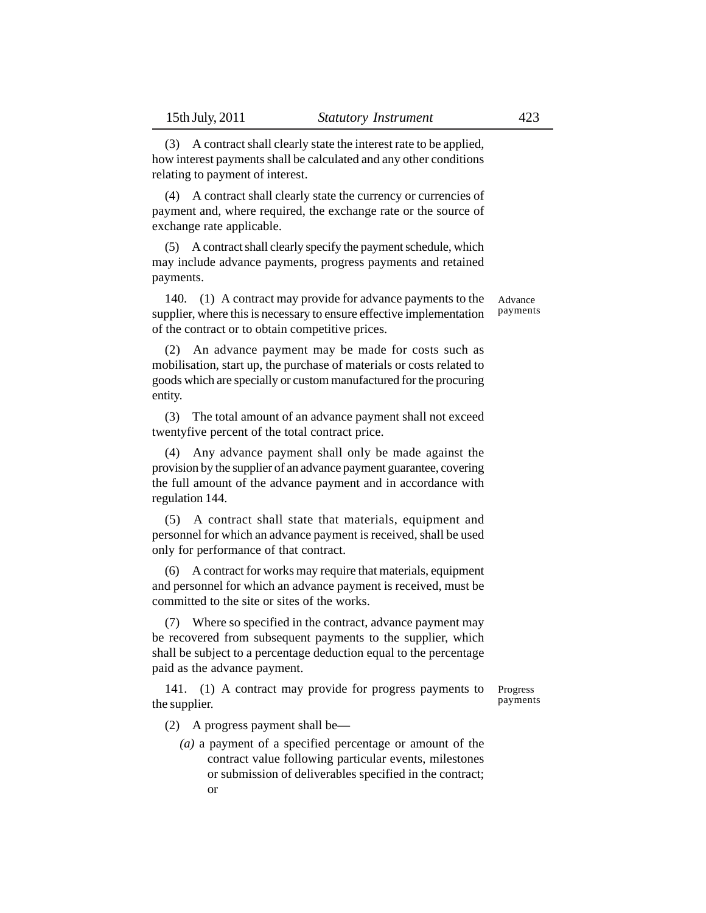(3) A contract shall clearly state the interest rate to be applied, how interest payments shall be calculated and any other conditions relating to payment of interest.

(4) A contract shall clearly state the currency or currencies of payment and, where required, the exchange rate or the source of exchange rate applicable.

(5) A contract shall clearly specify the payment schedule, which may include advance payments, progress payments and retained payments.

**Advance payments**

140. (1) A contract may provide for advance payments to the supplier, where this is necessary to ensure effective implementation of the contract or to obtain competitive prices.

(2) An advance payment may be made for costs such as mobilisation, start up, the purchase of materials or costs related to goods which are specially or custom manufactured for the procuring entity.

(3) The total amount of an advance payment shall not exceed twentyfive percent of the total contract price.

(4) Any advance payment shall only be made against the provision by the supplier of an advance payment guarantee, covering the full amount of the advance payment and in accordance with regulation 144.

(5) A contract shall state that materials, equipment and personnel for which an advance payment is received, shall be used only for performance of that contract.

(6) A contract for works may require that materials, equipment and personnel for which an advance payment is received, must be committed to the site or sites of the works.

(7) Where so specified in the contract, advance payment may be recovered from subsequent payments to the supplier, which shall be subject to a percentage deduction equal to the percentage paid as the advance payment.

**Progress payments**

141. (1) A contract may provide for progress payments to the supplier.

(2) A progress payment shall be—

*(a)* a payment of a specified percentage or amount of the contract value following particular events, milestones or submission of deliverables specified in the contract; or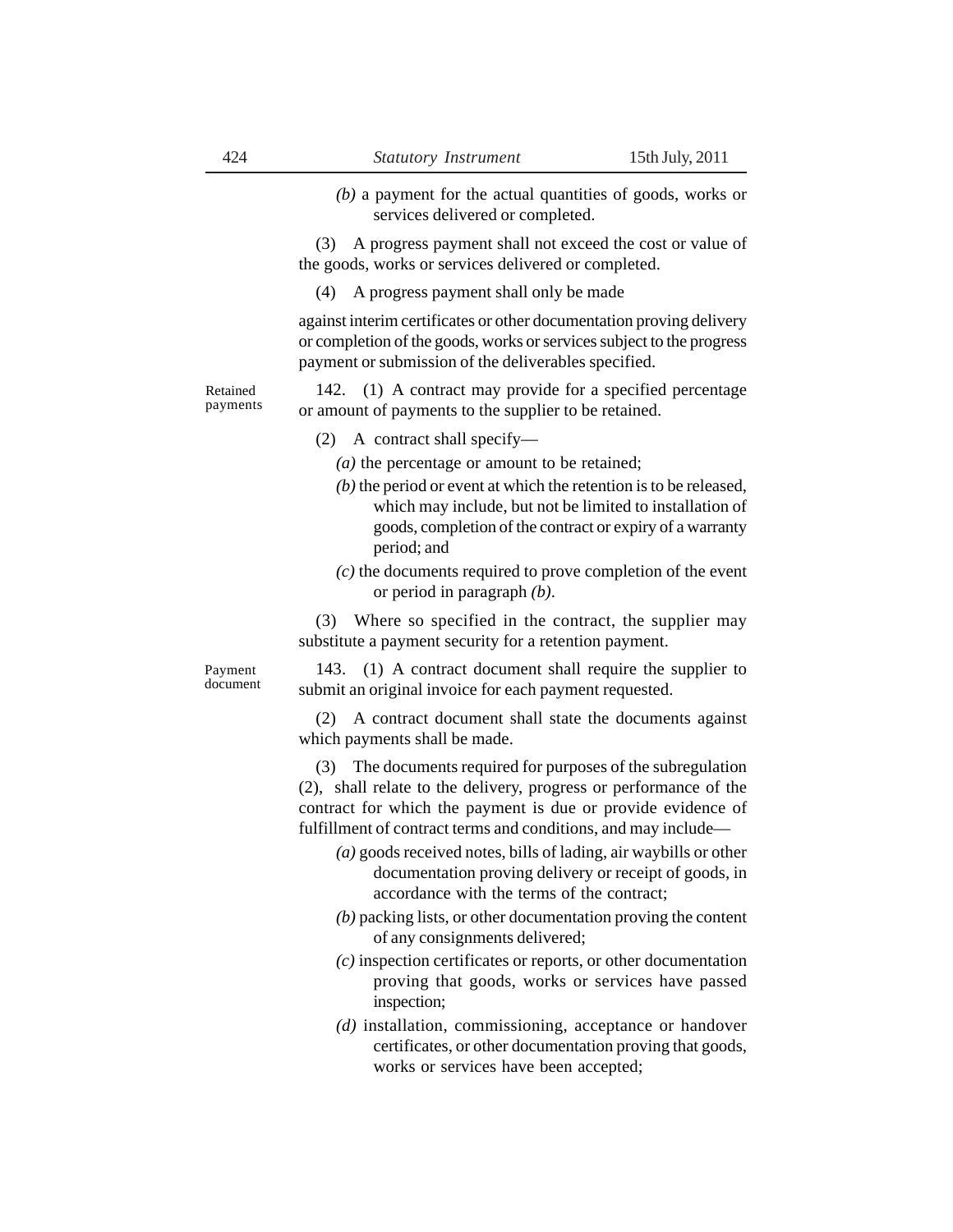*(b)* a payment for the actual quantities of goods, works or services delivered or completed.

(3) A progress payment shall not exceed the cost or value of the goods, works or services delivered or completed.

(4) A progress payment shall only be made

against interim certificates or other documentation proving delivery or completion of the goods, works or services subject to the progress payment or submission of the deliverables specified.

**Retained payments**

142. (1) A contract may provide for a specified percentage or amount of payments to the supplier to be retained.

(2) A contract shall specify—

*(a)* the percentage or amount to be retained;

*(b)* the period or event at which the retention is to be released, which may include, but not be limited to installation of goods, completion of the contract or expiry of a warranty period; and

*(c)* the documents required to prove completion of the event or period in paragraph *(b)*.

(3) Where so specified in the contract, the supplier may substitute a payment security for a retention payment.

**Payment document**

143. (1) A contract document shall require the supplier to submit an original invoice for each payment requested.

(2) A contract document shall state the documents against which payments shall be made.

(3) The documents required for purposes of the subregulation (2), shall relate to the delivery, progress or performance of the contract for which the payment is due or provide evidence of fulfillment of contract terms and conditions, and may include—

*(a)* goods received notes, bills of lading, air waybills or other documentation proving delivery or receipt of goods, in accordance with the terms of the contract;

*(b)* packing lists, or other documentation proving the content of any consignments delivered;

*(c)* inspection certificates or reports, or other documentation proving that goods, works or services have passed inspection;

*(d)* installation, commissioning, acceptance or handover certificates, or other documentation proving that goods, works or services have been accepted;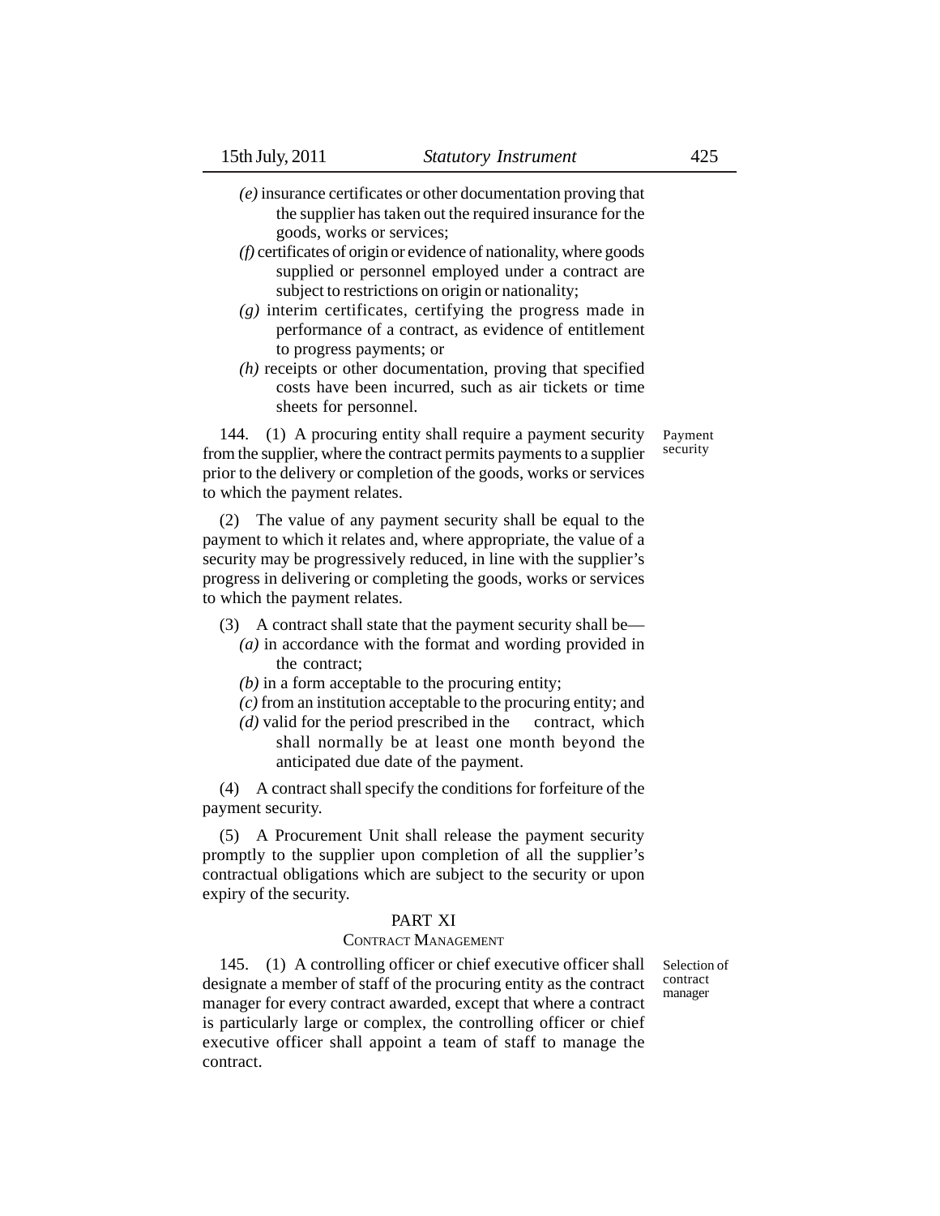*(e)* insurance certificates or other documentation proving that the supplier has taken out the required insurance for the goods, works or services;

*(f)* certificates of origin or evidence of nationality, where goods supplied or personnel employed under a contract are subject to restrictions on origin or nationality;

*(g)* interim certificates, certifying the progress made in performance of a contract, as evidence of entitlement to progress payments; or

*(h)* receipts or other documentation, proving that specified costs have been incurred, such as air tickets or time sheets for personnel.

Payment security

144. (1) A procuring entity shall require a payment security from the supplier, where the contract permits payments to a supplier prior to the delivery or completion of the goods, works or services to which the payment relates.

(2) The value of any payment security shall be equal to the payment to which it relates and, where appropriate, the value of a security may be progressively reduced, in line with the supplier's progress in delivering or completing the goods, works or services to which the payment relates.

(3) A contract shall state that the payment security shall be—

*(a)* in accordance with the format and wording provided in the contract;

*(b)* in a form acceptable to the procuring entity;

*(c)* from an institution acceptable to the procuring entity; and

*(d)* valid for the period prescribed in the contract, which shall normally be at least one month beyond the anticipated due date of the payment.

(4) A contract shall specify the conditions for forfeiture of the payment security.

(5) A Procurement Unit shall release the payment security promptly to the supplier upon completion of all the supplier's contractual obligations which are subject to the security or upon expiry of the security.

## PART XI

### CONTRACT MANAGEMENT

Selection of contract manager

145. (1) A controlling officer or chief executive officer shall designate a member of staff of the procuring entity as the contract manager for every contract awarded, except that where a contract is particularly large or complex, the controlling officer or chief executive officer shall appoint a team of staff to manage the contract.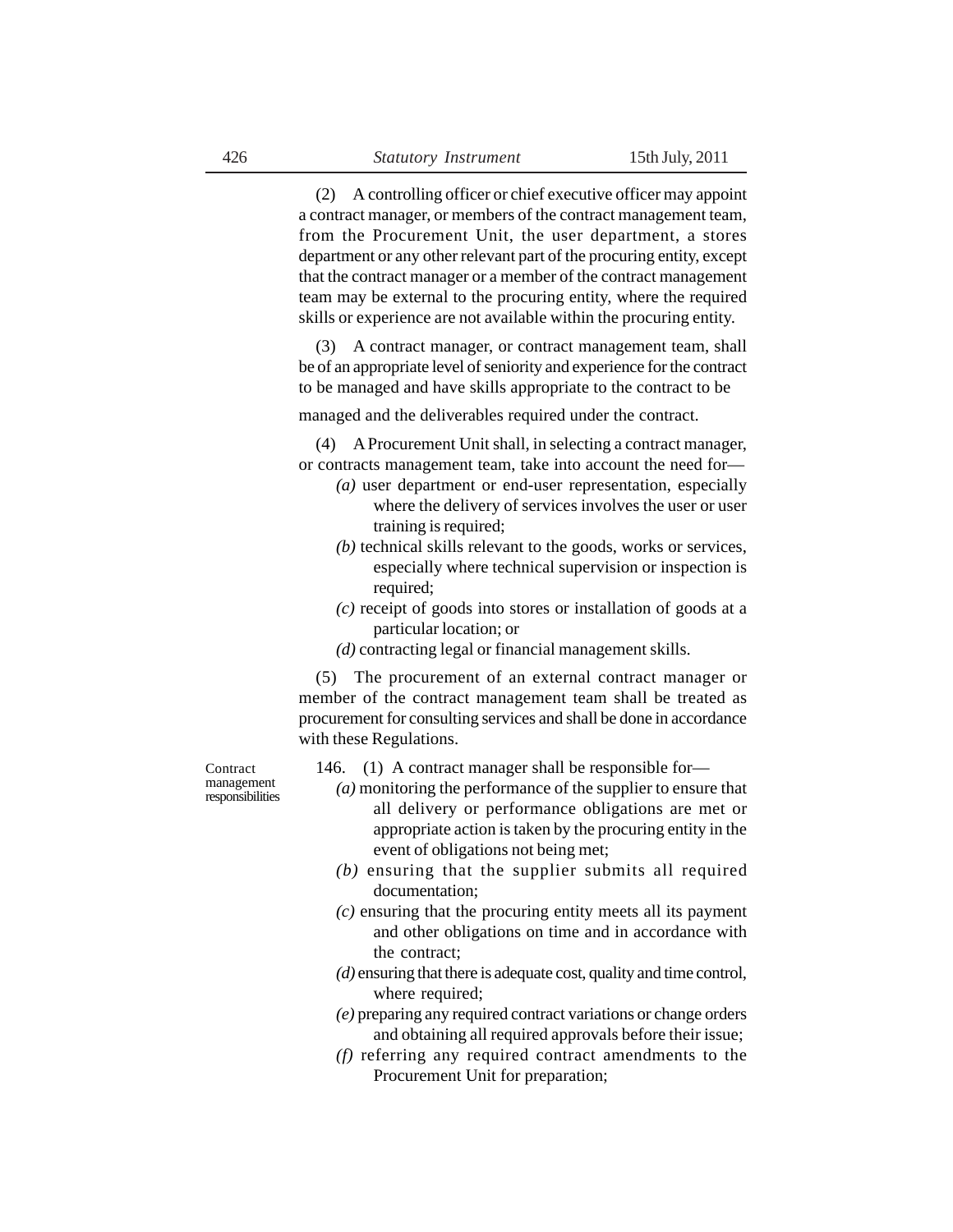(2) A controlling officer or chief executive officer may appoint a contract manager, or members of the contract management team, from the Procurement Unit, the user department, a stores department or any other relevant part of the procuring entity, except that the contract manager or a member of the contract management team may be external to the procuring entity, where the required skills or experience are not available within the procuring entity.

(3) A contract manager, or contract management team, shall be of an appropriate level of seniority and experience for the contract to be managed and have skills appropriate to the contract to be managed and the deliverables required under the contract.

(4) A Procurement Unit shall, in selecting a contract manager, or contracts management team, take into account the need for—

*(a)* user department or end-user representation, especially where the delivery of services involves the user or user training is required;

*(b)* technical skills relevant to the goods, works or services, especially where technical supervision or inspection is required;

*(c)* receipt of goods into stores or installation of goods at a particular location; or

*(d)* contracting legal or financial management skills.

(5) The procurement of an external contract manager or member of the contract management team shall be treated as procurement for consulting services and shall be done in accordance with these Regulations.

Contract management responsibilities

146. (1) A contract manager shall be responsible for—

*(a)* monitoring the performance of the supplier to ensure that all delivery or performance obligations are met or appropriate action is taken by the procuring entity in the event of obligations not being met;

*(b)* ensuring that the supplier submits all required documentation;

*(c)* ensuring that the procuring entity meets all its payment and other obligations on time and in accordance with the contract;

*(d)* ensuring that there is adequate cost, quality and time control, where required;

*(e)* preparing any required contract variations or change orders and obtaining all required approvals before their issue;

*(f)* referring any required contract amendments to the Procurement Unit for preparation;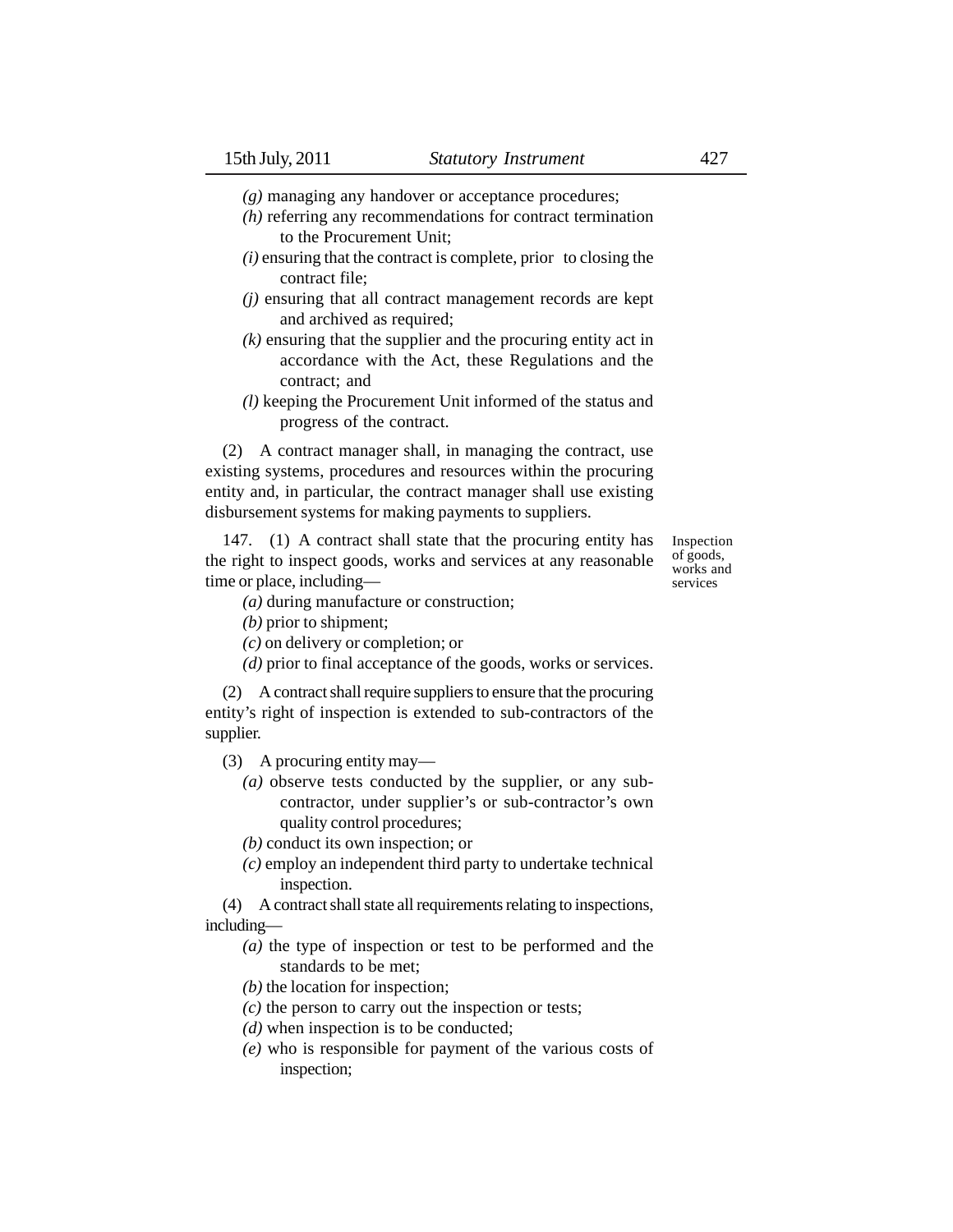*(g)* managing any handover or acceptance procedures;

*(h)* referring any recommendations for contract termination to the Procurement Unit;

*(i)* ensuring that the contract is complete, prior to closing the contract file;

*(j)* ensuring that all contract management records are kept and archived as required;

*(k)* ensuring that the supplier and the procuring entity act in accordance with the Act, these Regulations and the contract; and

*(l)* keeping the Procurement Unit informed of the status and progress of the contract.

(2) A contract manager shall, in managing the contract, use existing systems, procedures and resources within the procuring entity and, in particular, the contract manager shall use existing disbursement systems for making payments to suppliers.

**Inspection of goods, works and services**

147. (1) A contract shall state that the procuring entity has the right to inspect goods, works and services at any reasonable time or place, including—

*(a)* during manufacture or construction;

*(b)* prior to shipment;

*(c)* on delivery or completion; or

*(d)* prior to final acceptance of the goods, works or services.

(2) A contract shall require suppliers to ensure that the procuring entity's right of inspection is extended to sub-contractors of the supplier.

(3) A procuring entity may—

*(a)* observe tests conducted by the supplier, or any sub-contractor, under supplier's or sub-contractor's own quality control procedures;

*(b)* conduct its own inspection; or

*(c)* employ an independent third party to undertake technical inspection.

(4) A contract shall state all requirements relating to inspections, including—

*(a)* the type of inspection or test to be performed and the standards to be met;

*(b)* the location for inspection;

*(c)* the person to carry out the inspection or tests;

*(d)* when inspection is to be conducted;

*(e)* who is responsible for payment of the various costs of inspection;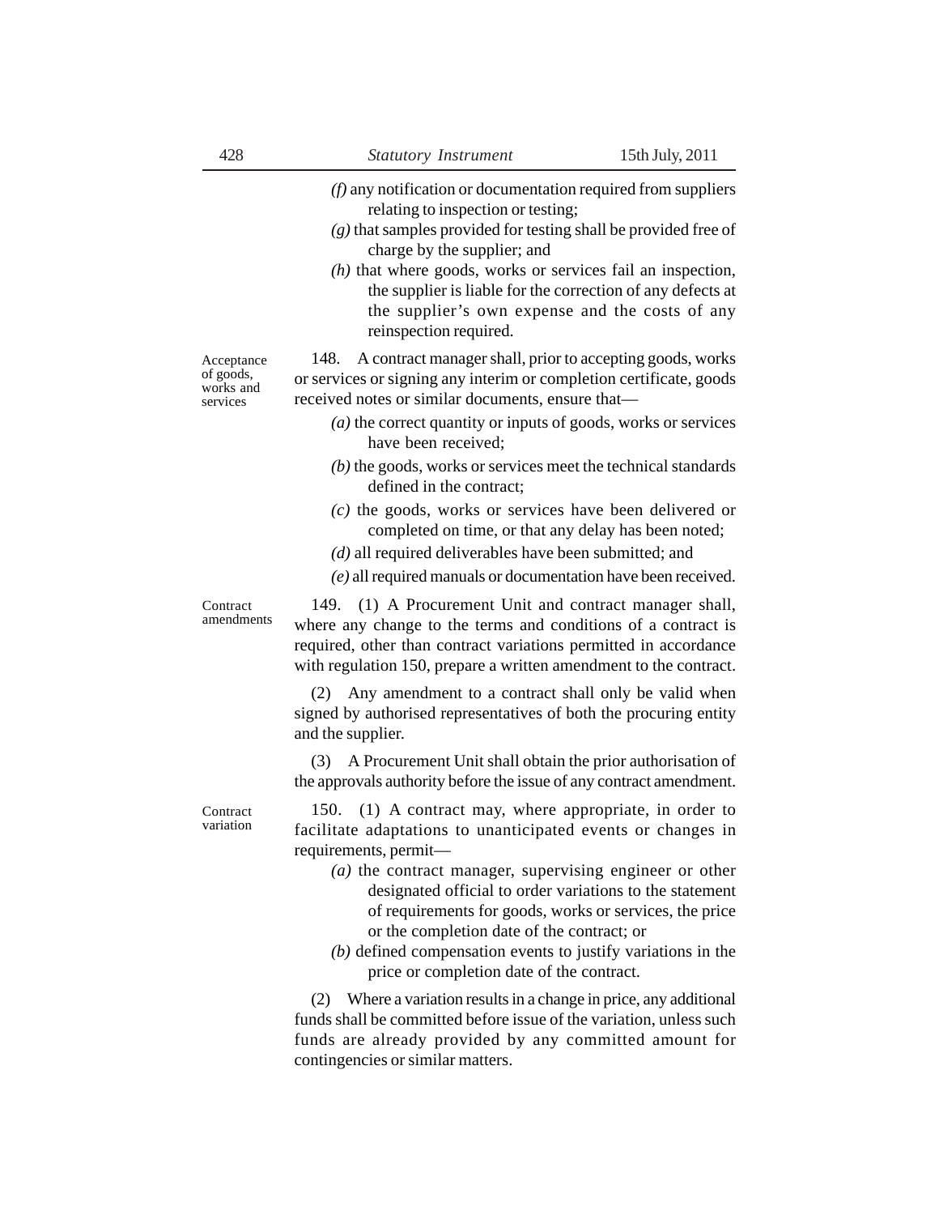*(f)* any notification or documentation required from suppliers relating to inspection or testing;

*(g)* that samples provided for testing shall be provided free of charge by the supplier; and

*(h)* that where goods, works or services fail an inspection, the supplier is liable for the correction of any defects at the supplier's own expense and the costs of any reinspection required.

Acceptance of goods, works and services

148. A contract manager shall, prior to accepting goods, works or services or signing any interim or completion certificate, goods received notes or similar documents, ensure that—

*(a)* the correct quantity or inputs of goods, works or services have been received;

*(b)* the goods, works or services meet the technical standards defined in the contract;

*(c)* the goods, works or services have been delivered or completed on time, or that any delay has been noted;

*(d)* all required deliverables have been submitted; and

*(e)* all required manuals or documentation have been received.

Contract amendments

149. (1) A Procurement Unit and contract manager shall, where any change to the terms and conditions of a contract is required, other than contract variations permitted in accordance with regulation 150, prepare a written amendment to the contract.

(2) Any amendment to a contract shall only be valid when signed by authorised representatives of both the procuring entity and the supplier.

(3) A Procurement Unit shall obtain the prior authorisation of the approvals authority before the issue of any contract amendment.

Contract variation

150. (1) A contract may, where appropriate, in order to facilitate adaptations to unanticipated events or changes in requirements, permit—

*(a)* the contract manager, supervising engineer or other designated official to order variations to the statement of requirements for goods, works or services, the price or the completion date of the contract; or

*(b)* defined compensation events to justify variations in the price or completion date of the contract.

(2) Where a variation results in a change in price, any additional funds shall be committed before issue of the variation, unless such funds are already provided by any committed amount for contingencies or similar matters.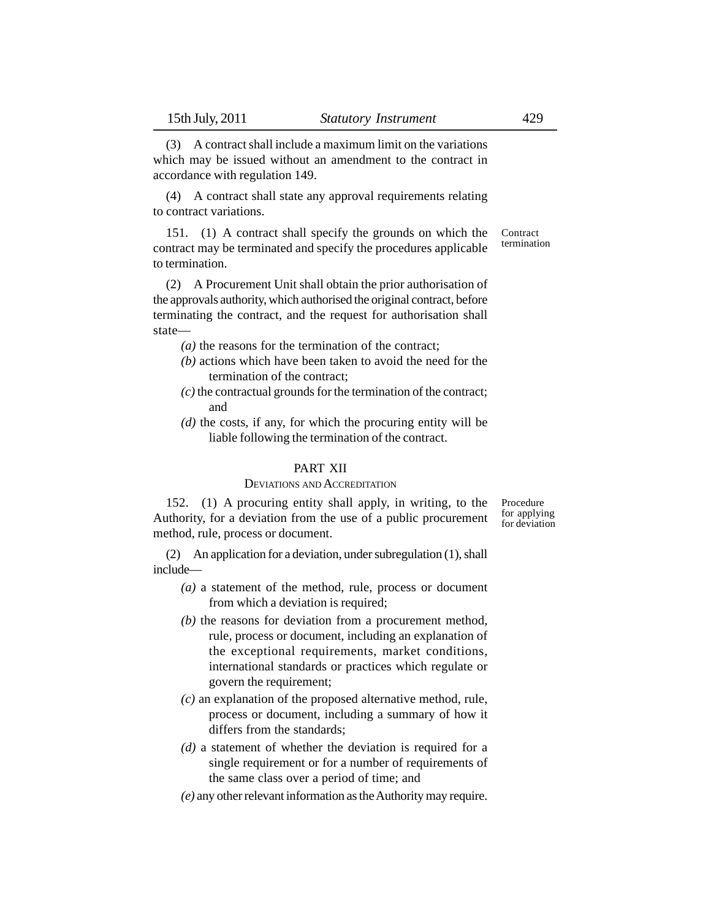(3) A contract shall include a maximum limit on the variations which may be issued without an amendment to the contract in accordance with regulation 149.

(4) A contract shall state any approval requirements relating to contract variations.

Contract termination

151. (1) A contract shall specify the grounds on which the contract may be terminated and specify the procedures applicable to termination.

(2) A Procurement Unit shall obtain the prior authorisation of the approvals authority, which authorised the original contract, before terminating the contract, and the request for authorisation shall state—

*(a)* the reasons for the termination of the contract;

*(b)* actions which have been taken to avoid the need for the termination of the contract;

*(c)* the contractual grounds for the termination of the contract; and

*(d)* the costs, if any, for which the procuring entity will be liable following the termination of the contract.

## PART XII

### DEVIATIONS AND ACCREDITATION

Procedure for applying for deviation

152. (1) A procuring entity shall apply, in writing, to the Authority, for a deviation from the use of a public procurement method, rule, process or document.

(2) An application for a deviation, under subregulation (1), shall include—

*(a)* a statement of the method, rule, process or document from which a deviation is required;

*(b)* the reasons for deviation from a procurement method, rule, process or document, including an explanation of the exceptional requirements, market conditions, international standards or practices which regulate or govern the requirement;

*(c)* an explanation of the proposed alternative method, rule, process or document, including a summary of how it differs from the standards;

*(d)* a statement of whether the deviation is required for a single requirement or for a number of requirements of the same class over a period of time; and

*(e)* any other relevant information as the Authority may require.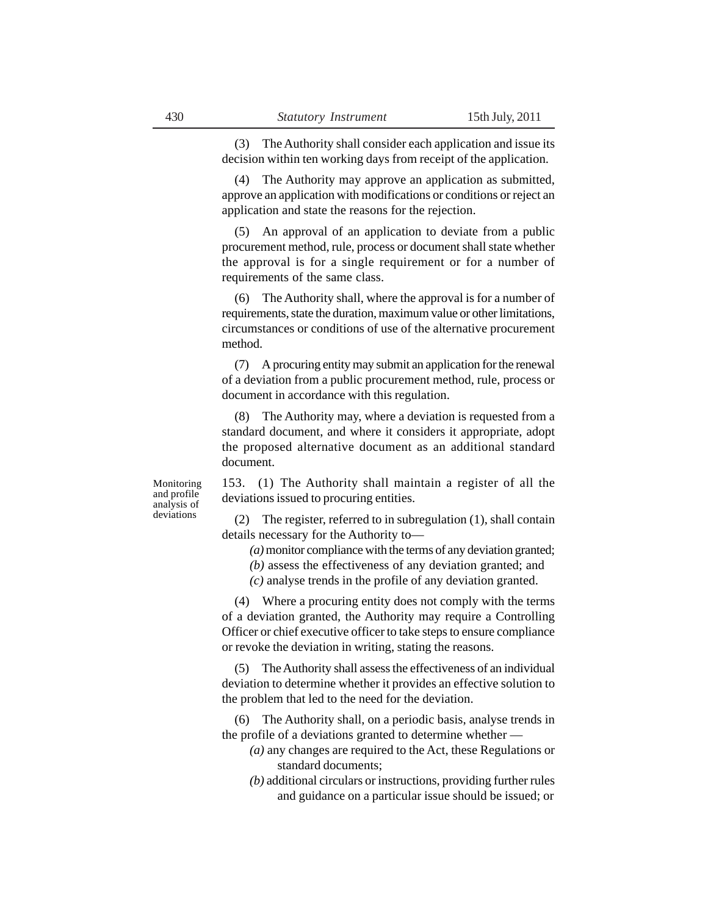(3) The Authority shall consider each application and issue its decision within ten working days from receipt of the application.

(4) The Authority may approve an application as submitted, approve an application with modifications or conditions or reject an application and state the reasons for the rejection.

(5) An approval of an application to deviate from a public procurement method, rule, process or document shall state whether the approval is for a single requirement or for a number of requirements of the same class.

(6) The Authority shall, where the approval is for a number of requirements, state the duration, maximum value or other limitations, circumstances or conditions of use of the alternative procurement method.

(7) A procuring entity may submit an application for the renewal of a deviation from a public procurement method, rule, process or document in accordance with this regulation.

(8) The Authority may, where a deviation is requested from a standard document, and where it considers it appropriate, adopt the proposed alternative document as an additional standard document.

**Monitoring and profile analysis of deviations**

153. (1) The Authority shall maintain a register of all the deviations issued to procuring entities.

(2) The register, referred to in subregulation (1), shall contain details necessary for the Authority to—

*(a)* monitor compliance with the terms of any deviation granted;

*(b)* assess the effectiveness of any deviation granted; and

*(c)* analyse trends in the profile of any deviation granted.

(4) Where a procuring entity does not comply with the terms of a deviation granted, the Authority may require a Controlling Officer or chief executive officer to take steps to ensure compliance or revoke the deviation in writing, stating the reasons.

(5) The Authority shall assess the effectiveness of an individual deviation to determine whether it provides an effective solution to the problem that led to the need for the deviation.

(6) The Authority shall, on a periodic basis, analyse trends in the profile of a deviations granted to determine whether —

*(a)* any changes are required to the Act, these Regulations or standard documents;

*(b)* additional circulars or instructions, providing further rules and guidance on a particular issue should be issued; or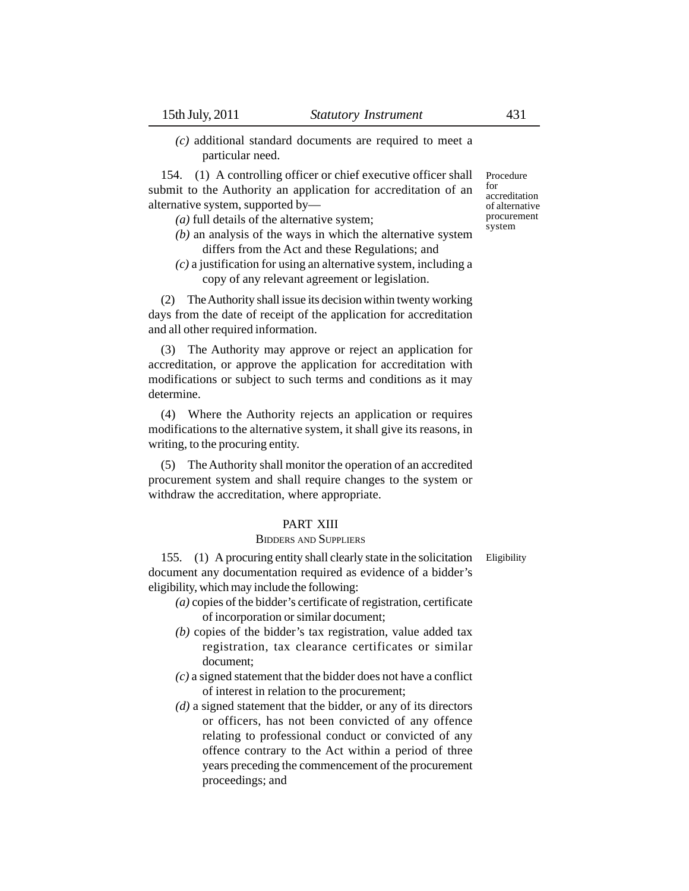*(c)* additional standard documents are required to meet a particular need.

**Procedure for accreditation of alternative procurement system**

154. (1) A controlling officer or chief executive officer shall submit to the Authority an application for accreditation of an alternative system, supported by—

*(a)* full details of the alternative system;

*(b)* an analysis of the ways in which the alternative system differs from the Act and these Regulations; and

*(c)* a justification for using an alternative system, including a copy of any relevant agreement or legislation.

(2) The Authority shall issue its decision within twenty working days from the date of receipt of the application for accreditation and all other required information.

(3) The Authority may approve or reject an application for accreditation, or approve the application for accreditation with modifications or subject to such terms and conditions as it may determine.

(4) Where the Authority rejects an application or requires modifications to the alternative system, it shall give its reasons, in writing, to the procuring entity.

(5) The Authority shall monitor the operation of an accredited procurement system and shall require changes to the system or withdraw the accreditation, where appropriate.

## PART XIII

### BIDDERS AND SUPPLIERS

**Eligibility**

155. (1) A procuring entity shall clearly state in the solicitation document any documentation required as evidence of a bidder's eligibility, which may include the following:

*(a)* copies of the bidder's certificate of registration, certificate of incorporation or similar document;

*(b)* copies of the bidder's tax registration, value added tax registration, tax clearance certificates or similar document;

*(c)* a signed statement that the bidder does not have a conflict of interest in relation to the procurement;

*(d)* a signed statement that the bidder, or any of its directors or officers, has not been convicted of any offence relating to professional conduct or convicted of any offence contrary to the Act within a period of three years preceding the commencement of the procurement proceedings; and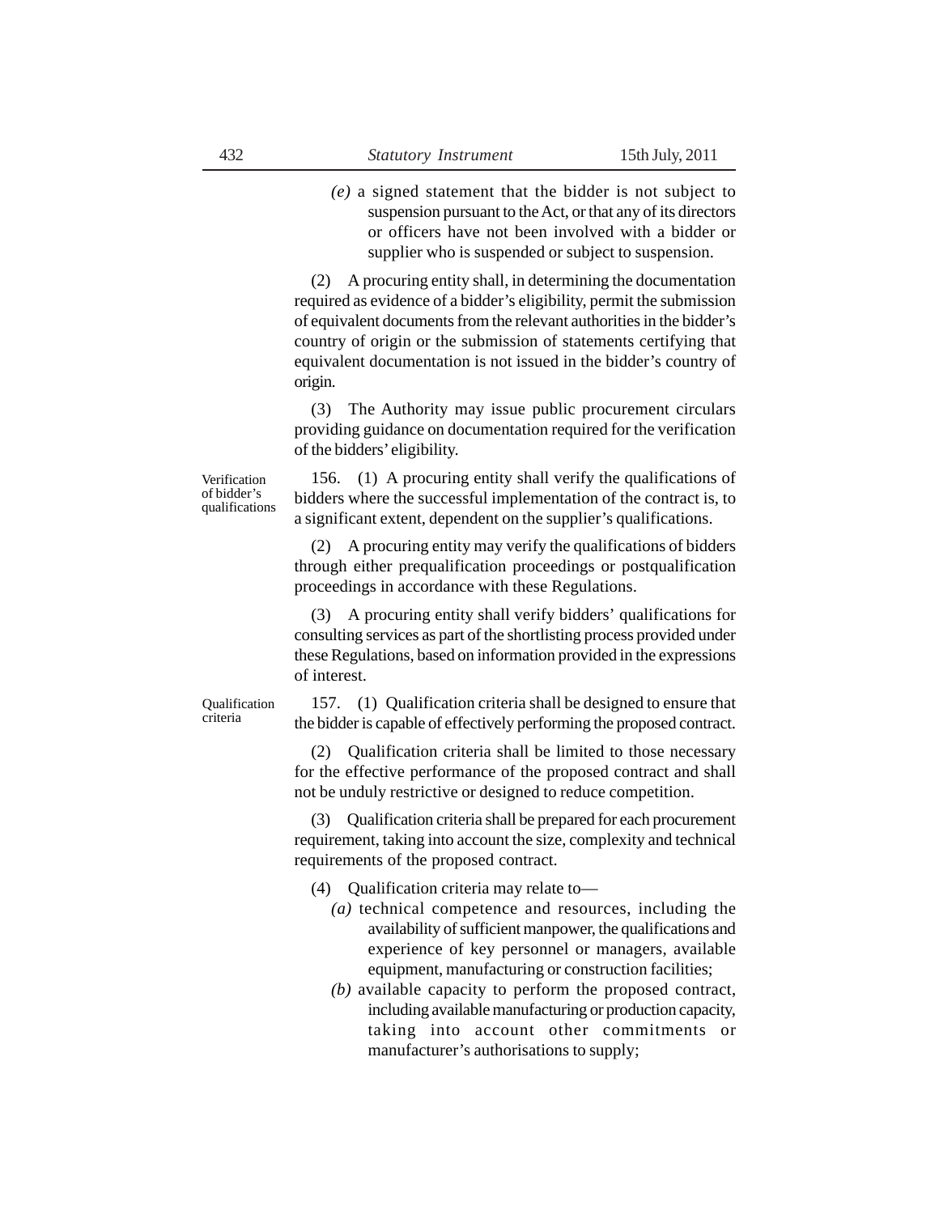*(e)* a signed statement that the bidder is not subject to suspension pursuant to the Act, or that any of its directors or officers have not been involved with a bidder or supplier who is suspended or subject to suspension.

(2) A procuring entity shall, in determining the documentation required as evidence of a bidder's eligibility, permit the submission of equivalent documents from the relevant authorities in the bidder's country of origin or the submission of statements certifying that equivalent documentation is not issued in the bidder's country of origin.

(3) The Authority may issue public procurement circulars providing guidance on documentation required for the verification of the bidders' eligibility.

**Verification of bidder's qualifications**

156. (1) A procuring entity shall verify the qualifications of bidders where the successful implementation of the contract is, to a significant extent, dependent on the supplier's qualifications.

(2) A procuring entity may verify the qualifications of bidders through either prequalification proceedings or postqualification proceedings in accordance with these Regulations.

(3) A procuring entity shall verify bidders' qualifications for consulting services as part of the shortlisting process provided under these Regulations, based on information provided in the expressions of interest.

**Qualification criteria**

157. (1) Qualification criteria shall be designed to ensure that the bidder is capable of effectively performing the proposed contract.

(2) Qualification criteria shall be limited to those necessary for the effective performance of the proposed contract and shall not be unduly restrictive or designed to reduce competition.

(3) Qualification criteria shall be prepared for each procurement requirement, taking into account the size, complexity and technical requirements of the proposed contract.

(4) Qualification criteria may relate to—

*(a)* technical competence and resources, including the availability of sufficient manpower, the qualifications and experience of key personnel or managers, available equipment, manufacturing or construction facilities;

*(b)* available capacity to perform the proposed contract, including available manufacturing or production capacity, taking into account other commitments or manufacturer's authorisations to supply;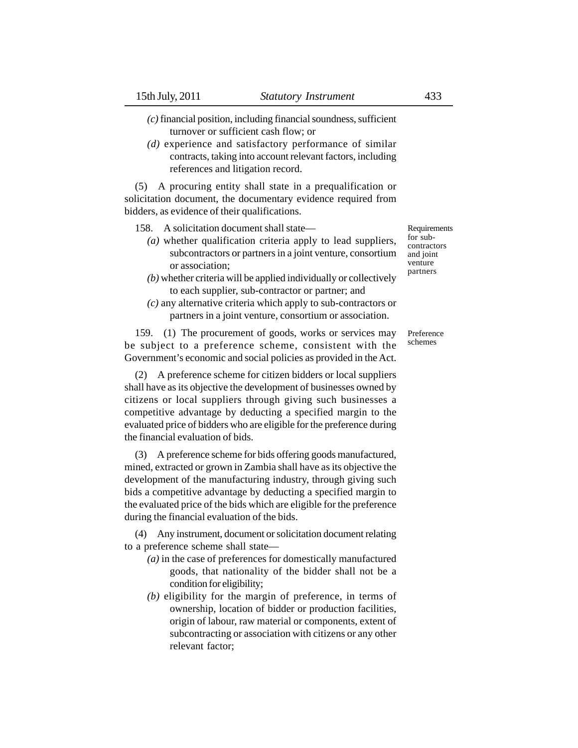*(c)* financial position, including financial soundness, sufficient turnover or sufficient cash flow; or

*(d)* experience and satisfactory performance of similar contracts, taking into account relevant factors, including references and litigation record.

(5) A procuring entity shall state in a prequalification or solicitation document, the documentary evidence required from bidders, as evidence of their qualifications.

Requirements for sub-contractors and joint venture partners

158. A solicitation document shall state—

*(a)* whether qualification criteria apply to lead suppliers, subcontractors or partners in a joint venture, consortium or association;

*(b)* whether criteria will be applied individually or collectively to each supplier, sub-contractor or partner; and

*(c)* any alternative criteria which apply to sub-contractors or partners in a joint venture, consortium or association.

Preference schemes

159. (1) The procurement of goods, works or services may be subject to a preference scheme, consistent with the Government's economic and social policies as provided in the Act.

(2) A preference scheme for citizen bidders or local suppliers shall have as its objective the development of businesses owned by citizens or local suppliers through giving such businesses a competitive advantage by deducting a specified margin to the evaluated price of bidders who are eligible for the preference during the financial evaluation of bids.

(3) A preference scheme for bids offering goods manufactured, mined, extracted or grown in Zambia shall have as its objective the development of the manufacturing industry, through giving such bids a competitive advantage by deducting a specified margin to the evaluated price of the bids which are eligible for the preference during the financial evaluation of the bids.

(4) Any instrument, document or solicitation document relating to a preference scheme shall state—

*(a)* in the case of preferences for domestically manufactured goods, that nationality of the bidder shall not be a condition for eligibility;

*(b)* eligibility for the margin of preference, in terms of ownership, location of bidder or production facilities, origin of labour, raw material or components, extent of subcontracting or association with citizens or any other relevant factor;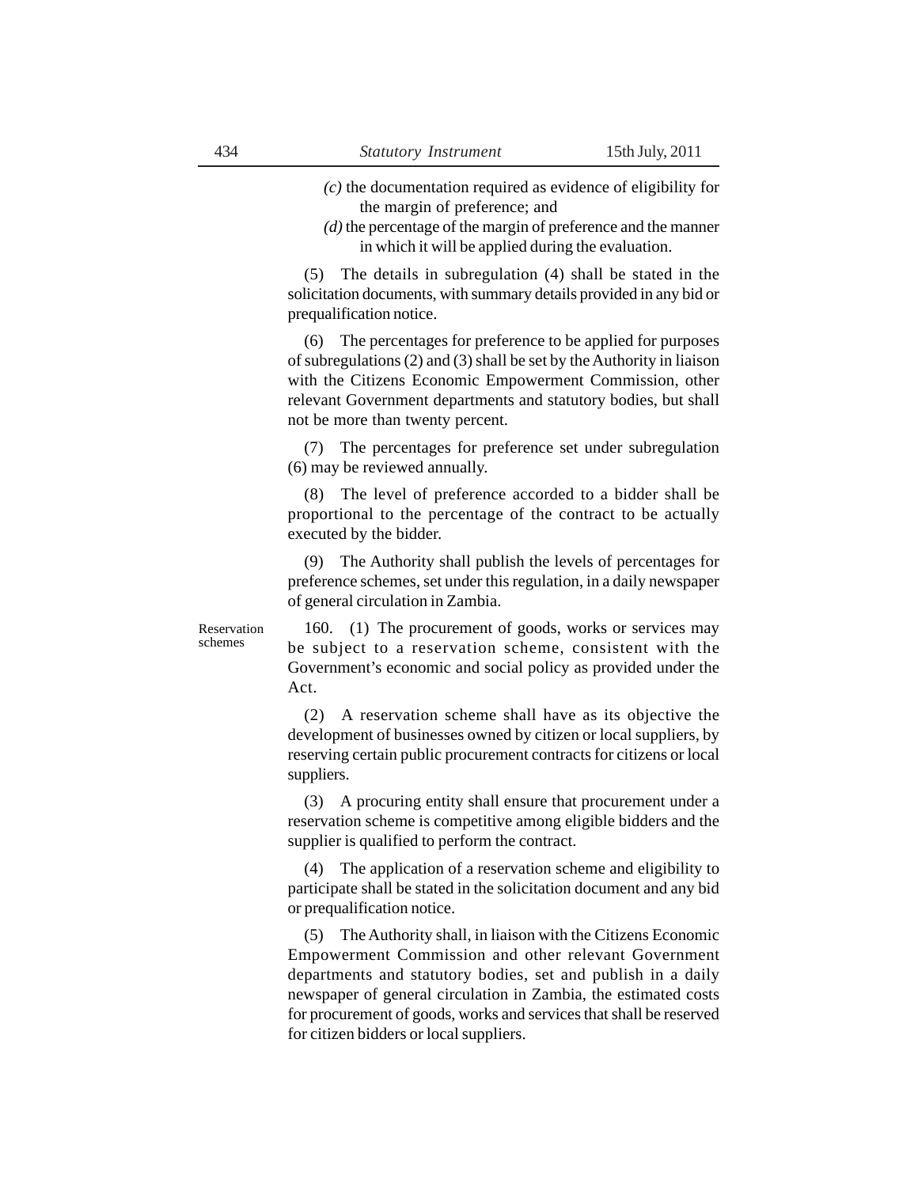(c) the documentation required as evidence of eligibility for the margin of preference; and

(d) the percentage of the margin of preference and the manner in which it will be applied during the evaluation.

(5) The details in subregulation (4) shall be stated in the solicitation documents, with summary details provided in any bid or prequalification notice.

(6) The percentages for preference to be applied for purposes of subregulations (2) and (3) shall be set by the Authority in liaison with the Citizens Economic Empowerment Commission, other relevant Government departments and statutory bodies, but shall not be more than twenty percent.

(7) The percentages for preference set under subregulation (6) may be reviewed annually.

(8) The level of preference accorded to a bidder shall be proportional to the percentage of the contract to be actually executed by the bidder.

(9) The Authority shall publish the levels of percentages for preference schemes, set under this regulation, in a daily newspaper of general circulation in Zambia.

Reservation schemes

160. (1) The procurement of goods, works or services may be subject to a reservation scheme, consistent with the Government's economic and social policy as provided under the Act.

(2) A reservation scheme shall have as its objective the development of businesses owned by citizen or local suppliers, by reserving certain public procurement contracts for citizens or local suppliers.

(3) A procuring entity shall ensure that procurement under a reservation scheme is competitive among eligible bidders and the supplier is qualified to perform the contract.

(4) The application of a reservation scheme and eligibility to participate shall be stated in the solicitation document and any bid or prequalification notice.

(5) The Authority shall, in liaison with the Citizens Economic Empowerment Commission and other relevant Government departments and statutory bodies, set and publish in a daily newspaper of general circulation in Zambia, the estimated costs for procurement of goods, works and services that shall be reserved for citizen bidders or local suppliers.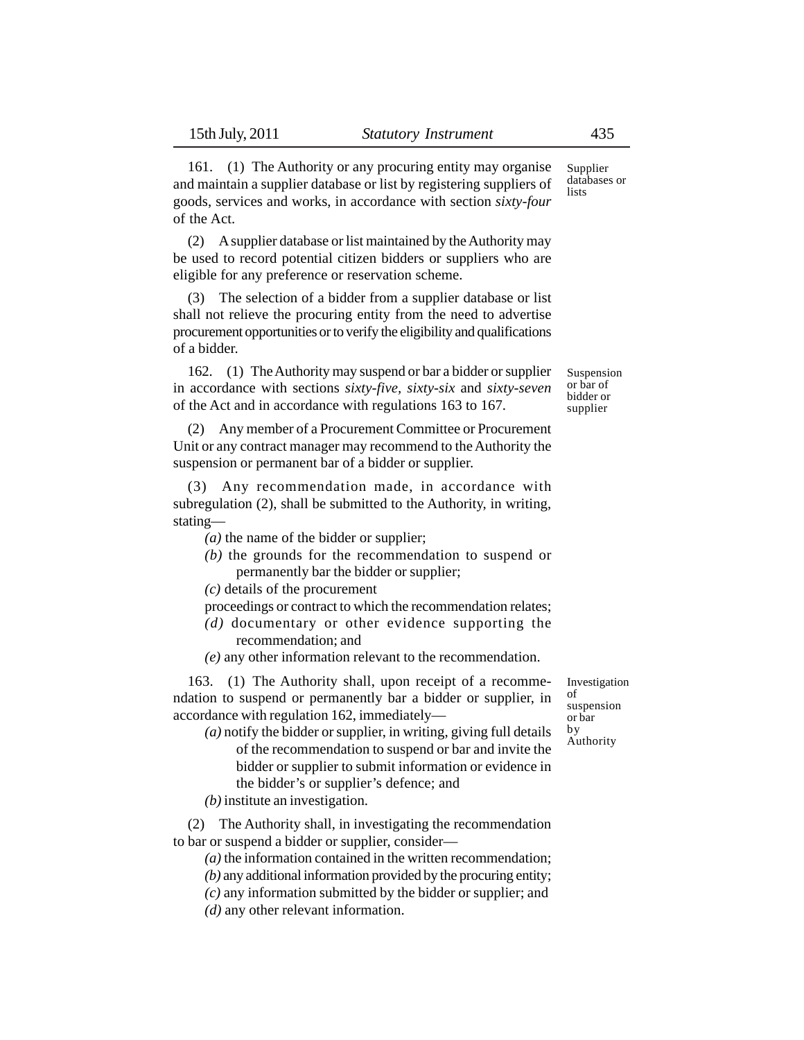161. (1) The Authority or any procuring entity may organise and maintain a supplier database or list by registering suppliers of goods, services and works, in accordance with section *sixty-four* of the Act.

Supplier databases or lists

(2) A supplier database or list maintained by the Authority may be used to record potential citizen bidders or suppliers who are eligible for any preference or reservation scheme.

(3) The selection of a bidder from a supplier database or list shall not relieve the procuring entity from the need to advertise procurement opportunities or to verify the eligibility and qualifications of a bidder.

162. (1) The Authority may suspend or bar a bidder or supplier in accordance with sections *sixty-five, sixty-six* and *sixty-seven* of the Act and in accordance with regulations 163 to 167.

Suspension or bar of bidder or supplier

(2) Any member of a Procurement Committee or Procurement Unit or any contract manager may recommend to the Authority the suspension or permanent bar of a bidder or supplier.

(3) Any recommendation made, in accordance with subregulation (2), shall be submitted to the Authority, in writing, stating—

*(a)* the name of the bidder or supplier;

*(b)* the grounds for the recommendation to suspend or permanently bar the bidder or supplier;

*(c)* details of the procurement proceedings or contract to which the recommendation relates;

*(d)* documentary or other evidence supporting the recommendation; and

*(e)* any other information relevant to the recommendation.

163. (1) The Authority shall, upon receipt of a recommendation to suspend or permanently bar a bidder or supplier, in accordance with regulation 162, immediately—

Investigation of suspension or bar by Authority

*(a)* notify the bidder or supplier, in writing, giving full details of the recommendation to suspend or bar and invite the bidder or supplier to submit information or evidence in the bidder's or supplier's defence; and

*(b)* institute an investigation.

(2) The Authority shall, in investigating the recommendation to bar or suspend a bidder or supplier, consider—

*(a)* the information contained in the written recommendation;

*(b)* any additional information provided by the procuring entity;

*(c)* any information submitted by the bidder or supplier; and

*(d)* any other relevant information.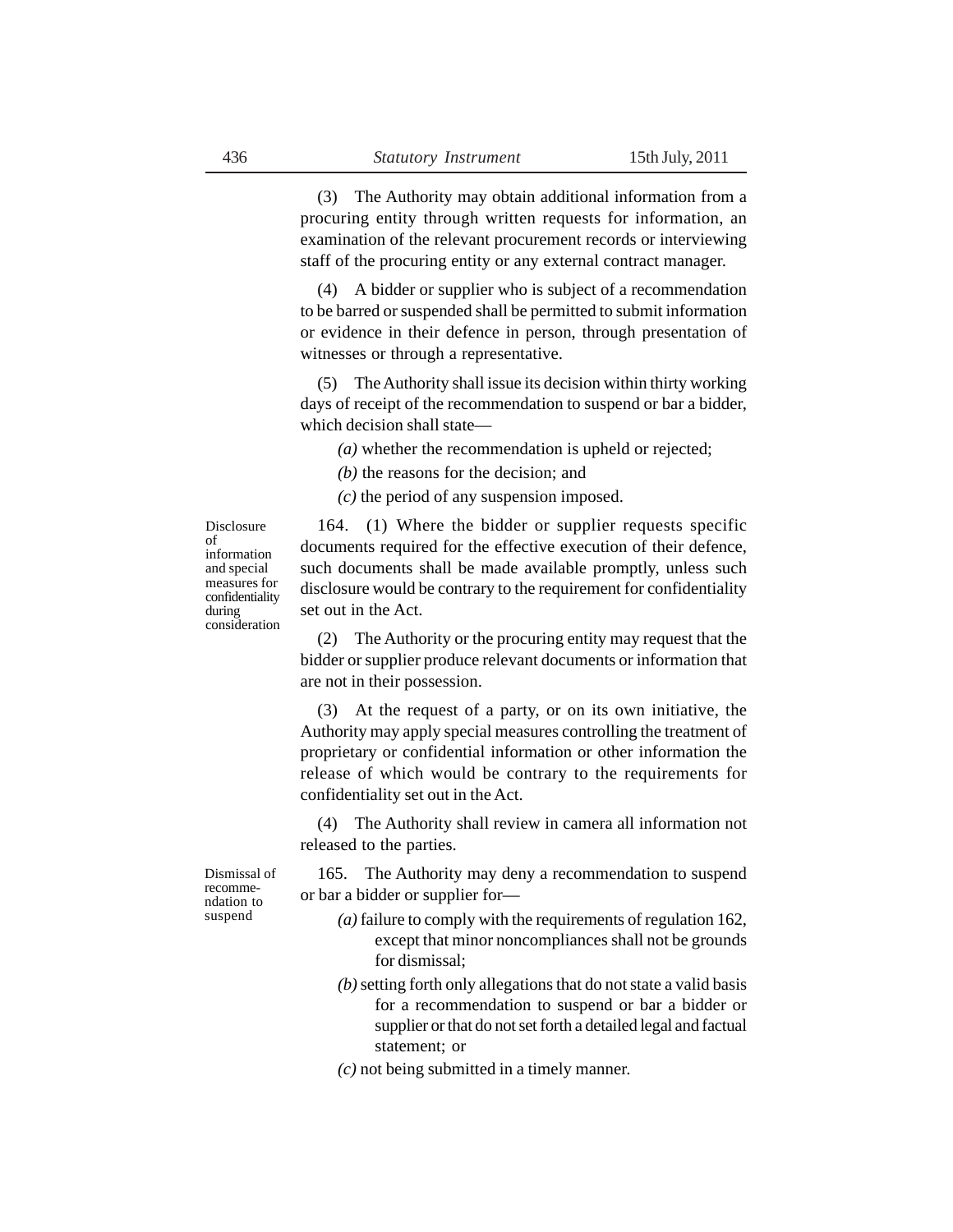(3) The Authority may obtain additional information from a procuring entity through written requests for information, an examination of the relevant procurement records or interviewing staff of the procuring entity or any external contract manager.

(4) A bidder or supplier who is subject of a recommendation to be barred or suspended shall be permitted to submit information or evidence in their defence in person, through presentation of witnesses or through a representative.

(5) The Authority shall issue its decision within thirty working days of receipt of the recommendation to suspend or bar a bidder, which decision shall state—

*(a)* whether the recommendation is upheld or rejected;

*(b)* the reasons for the decision; and

*(c)* the period of any suspension imposed.

**Disclosure of information and special measures for confidentiality during consideration**

164. (1) Where the bidder or supplier requests specific documents required for the effective execution of their defence, such documents shall be made available promptly, unless such disclosure would be contrary to the requirement for confidentiality set out in the Act.

(2) The Authority or the procuring entity may request that the bidder or supplier produce relevant documents or information that are not in their possession.

(3) At the request of a party, or on its own initiative, the Authority may apply special measures controlling the treatment of proprietary or confidential information or other information the release of which would be contrary to the requirements for confidentiality set out in the Act.

(4) The Authority shall review in camera all information not released to the parties.

**Dismissal of recommendation to suspend**

165. The Authority may deny a recommendation to suspend or bar a bidder or supplier for—

*(a)* failure to comply with the requirements of regulation 162, except that minor noncompliances shall not be grounds for dismissal;

*(b)* setting forth only allegations that do not state a valid basis for a recommendation to suspend or bar a bidder or supplier or that do not set forth a detailed legal and factual statement; or

*(c)* not being submitted in a timely manner.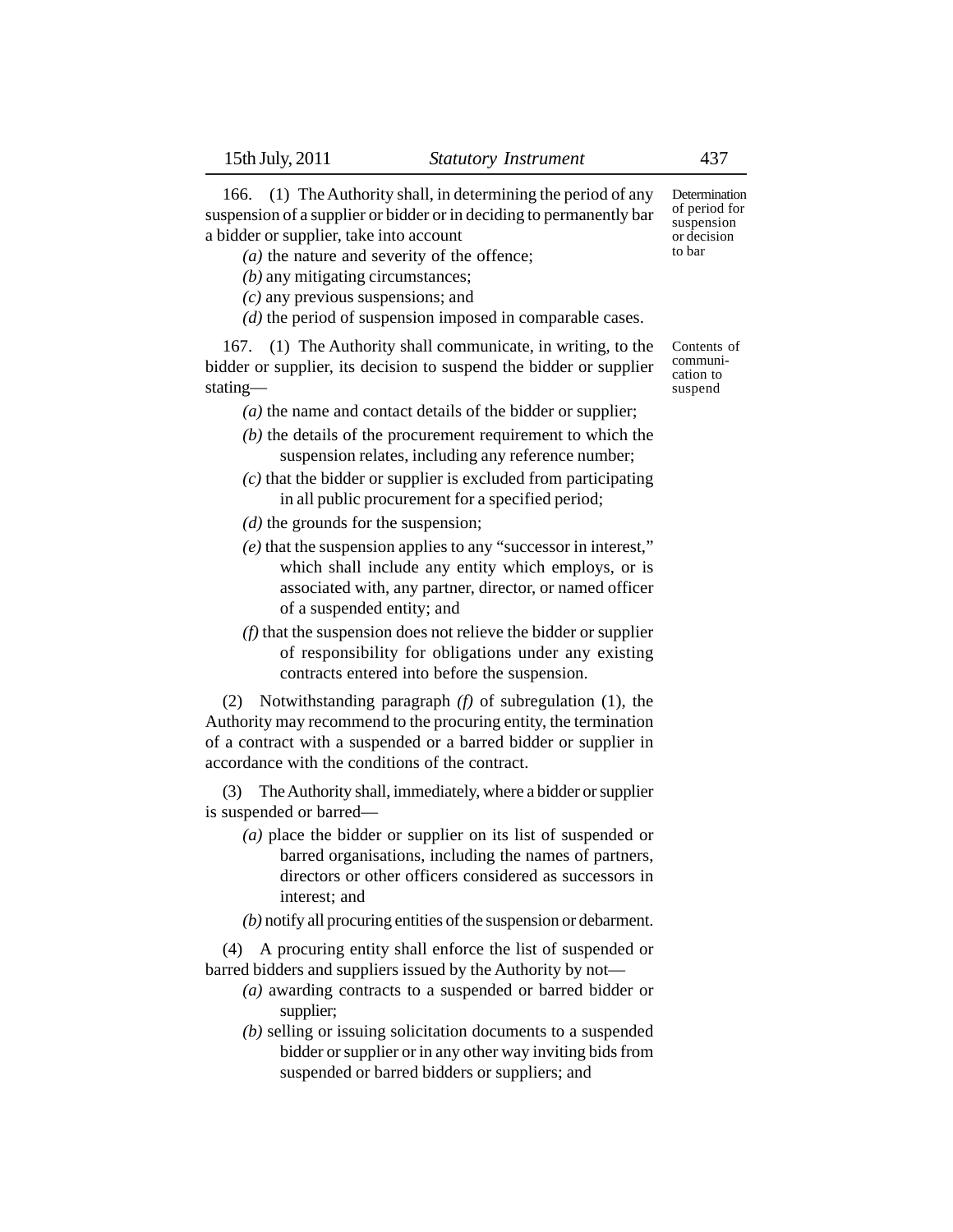**Determination of period for suspension or decision to bar**

166. (1) The Authority shall, in determining the period of any suspension of a supplier or bidder or in deciding to permanently bar a bidder or supplier, take into account

*(a)* the nature and severity of the offence;

*(b)* any mitigating circumstances;

*(c)* any previous suspensions; and

*(d)* the period of suspension imposed in comparable cases.

**Contents of communication to suspend**

167. (1) The Authority shall communicate, in writing, to the bidder or supplier, its decision to suspend the bidder or supplier stating—

*(a)* the name and contact details of the bidder or supplier;

*(b)* the details of the procurement requirement to which the suspension relates, including any reference number;

*(c)* that the bidder or supplier is excluded from participating in all public procurement for a specified period;

*(d)* the grounds for the suspension;

*(e)* that the suspension applies to any "successor in interest," which shall include any entity which employs, or is associated with, any partner, director, or named officer of a suspended entity; and

*(f)* that the suspension does not relieve the bidder or supplier of responsibility for obligations under any existing contracts entered into before the suspension.

(2) Notwithstanding paragraph *(f)* of subregulation (1), the Authority may recommend to the procuring entity, the termination of a contract with a suspended or a barred bidder or supplier in accordance with the conditions of the contract.

(3) The Authority shall, immediately, where a bidder or supplier is suspended or barred—

*(a)* place the bidder or supplier on its list of suspended or barred organisations, including the names of partners, directors or other officers considered as successors in interest; and

*(b)* notify all procuring entities of the suspension or debarment.

(4) A procuring entity shall enforce the list of suspended or barred bidders and suppliers issued by the Authority by not—

*(a)* awarding contracts to a suspended or barred bidder or supplier;

*(b)* selling or issuing solicitation documents to a suspended bidder or supplier or in any other way inviting bids from suspended or barred bidders or suppliers; and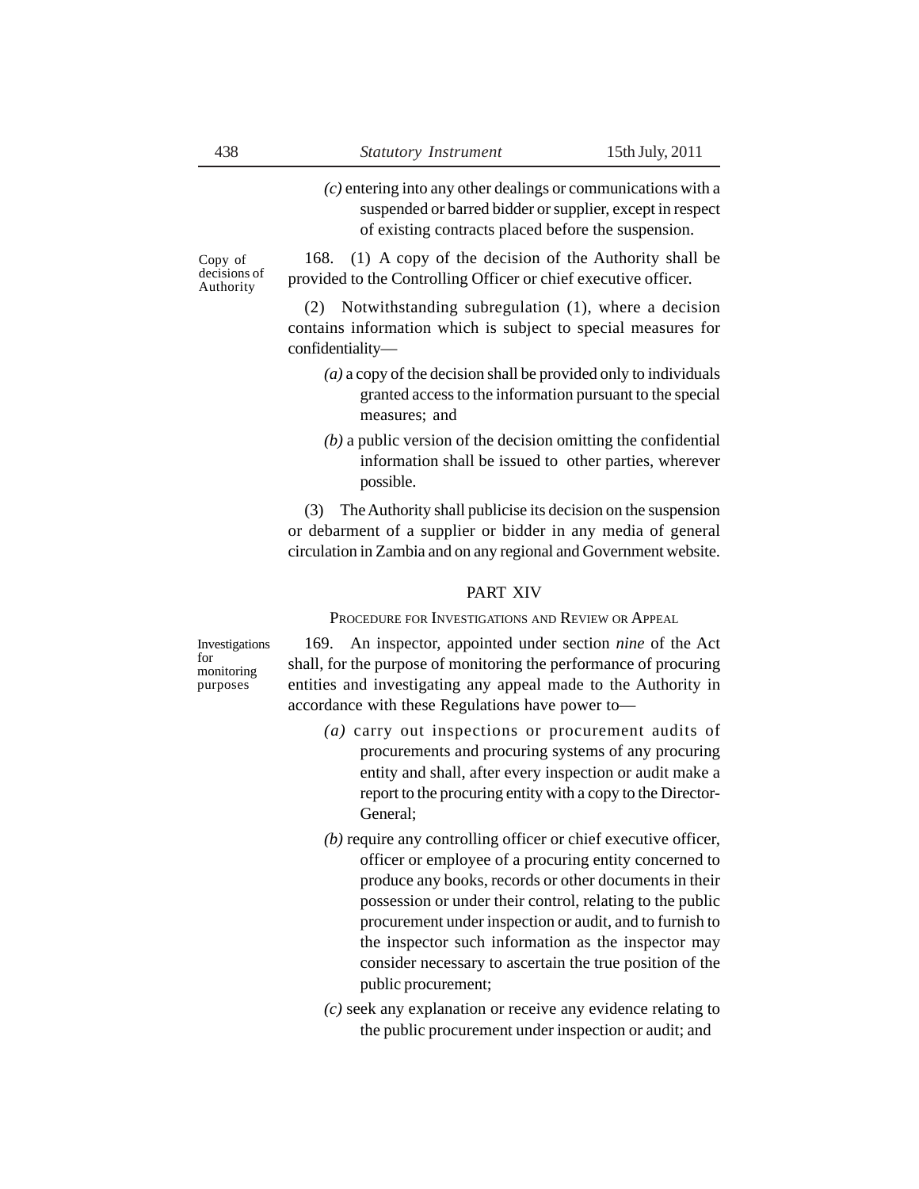*(c)* entering into any other dealings or communications with a suspended or barred bidder or supplier, except in respect of existing contracts placed before the suspension.

Copy of decisions of Authority

168. (1) A copy of the decision of the Authority shall be provided to the Controlling Officer or chief executive officer.

(2) Notwithstanding subregulation (1), where a decision contains information which is subject to special measures for confidentiality—

*(a)* a copy of the decision shall be provided only to individuals granted access to the information pursuant to the special measures; and

*(b)* a public version of the decision omitting the confidential information shall be issued to other parties, wherever possible.

(3) The Authority shall publicise its decision on the suspension or debarment of a supplier or bidder in any media of general circulation in Zambia and on any regional and Government website.

## PART XIV

### Procedure for Investigations and Review or Appeal

Investigations for monitoring purposes

169. An inspector, appointed under section *nine* of the Act shall, for the purpose of monitoring the performance of procuring entities and investigating any appeal made to the Authority in accordance with these Regulations have power to—

*(a)* carry out inspections or procurement audits of procurements and procuring systems of any procuring entity and shall, after every inspection or audit make a report to the procuring entity with a copy to the Director-General;

*(b)* require any controlling officer or chief executive officer, officer or employee of a procuring entity concerned to produce any books, records or other documents in their possession or under their control, relating to the public procurement under inspection or audit, and to furnish to the inspector such information as the inspector may consider necessary to ascertain the true position of the public procurement;

*(c)* seek any explanation or receive any evidence relating to the public procurement under inspection or audit; and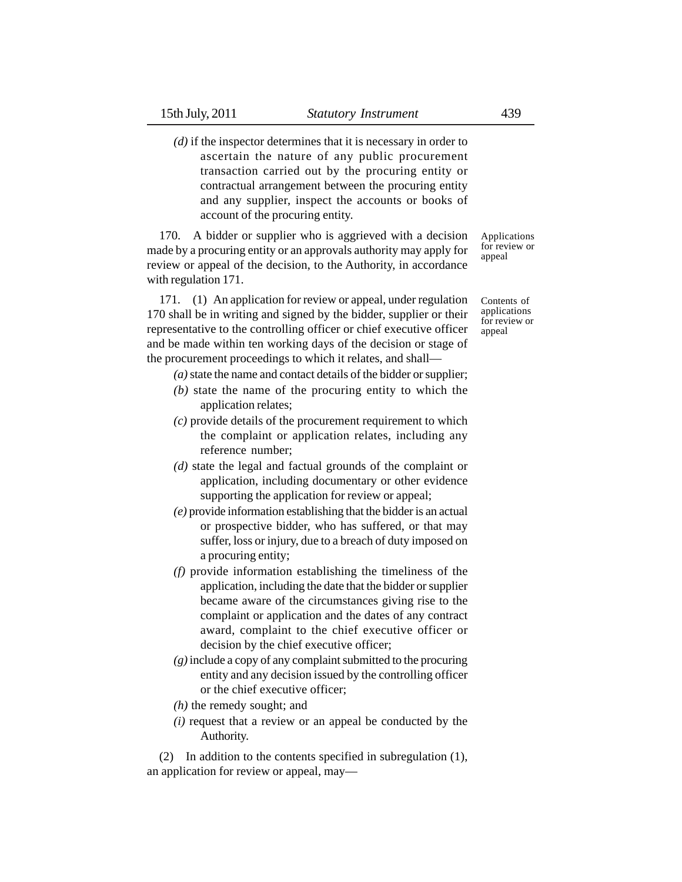*(d)* if the inspector determines that it is necessary in order to ascertain the nature of any public procurement transaction carried out by the procuring entity or contractual arrangement between the procuring entity and any supplier, inspect the accounts or books of account of the procuring entity.

Applications for review or appeal

170. A bidder or supplier who is aggrieved with a decision made by a procuring entity or an approvals authority may apply for review or appeal of the decision, to the Authority, in accordance with regulation 171.

Contents of applications for review or appeal

171. (1) An application for review or appeal, under regulation 170 shall be in writing and signed by the bidder, supplier or their representative to the controlling officer or chief executive officer and be made within ten working days of the decision or stage of the procurement proceedings to which it relates, and shall—

*(a)* state the name and contact details of the bidder or supplier;

*(b)* state the name of the procuring entity to which the application relates;

*(c)* provide details of the procurement requirement to which the complaint or application relates, including any reference number;

*(d)* state the legal and factual grounds of the complaint or application, including documentary or other evidence supporting the application for review or appeal;

*(e)* provide information establishing that the bidder is an actual or prospective bidder, who has suffered, or that may suffer, loss or injury, due to a breach of duty imposed on a procuring entity;

*(f)* provide information establishing the timeliness of the application, including the date that the bidder or supplier became aware of the circumstances giving rise to the complaint or application and the dates of any contract award, complaint to the chief executive officer or decision by the chief executive officer;

*(g)* include a copy of any complaint submitted to the procuring entity and any decision issued by the controlling officer or the chief executive officer;

*(h)* the remedy sought; and

*(i)* request that a review or an appeal be conducted by the Authority.

(2) In addition to the contents specified in subregulation (1), an application for review or appeal, may—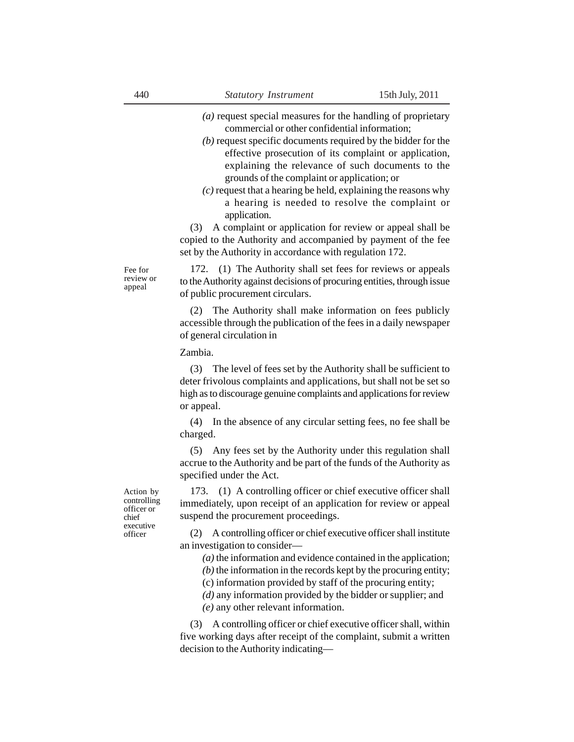*(a)* request special measures for the handling of proprietary commercial or other confidential information;

*(b)* request specific documents required by the bidder for the effective prosecution of its complaint or application, explaining the relevance of such documents to the grounds of the complaint or application; or

*(c)* request that a hearing be held, explaining the reasons why a hearing is needed to resolve the complaint or application.

(3) A complaint or application for review or appeal shall be copied to the Authority and accompanied by payment of the fee set by the Authority in accordance with regulation 172.

**Fee for review or appeal**

172. (1) The Authority shall set fees for reviews or appeals to the Authority against decisions of procuring entities, through issue of public procurement circulars.

(2) The Authority shall make information on fees publicly accessible through the publication of the fees in a daily newspaper of general circulation in

Zambia.

(3) The level of fees set by the Authority shall be sufficient to deter frivolous complaints and applications, but shall not be set so high as to discourage genuine complaints and applications for review or appeal.

(4) In the absence of any circular setting fees, no fee shall be charged.

(5) Any fees set by the Authority under this regulation shall accrue to the Authority and be part of the funds of the Authority as specified under the Act.

**Action by controlling officer or chief executive officer**

173. (1) A controlling officer or chief executive officer shall immediately, upon receipt of an application for review or appeal suspend the procurement proceedings.

(2) A controlling officer or chief executive officer shall institute an investigation to consider—

*(a)* the information and evidence contained in the application;

*(b)* the information in the records kept by the procuring entity;

(c) information provided by staff of the procuring entity;

*(d)* any information provided by the bidder or supplier; and

*(e)* any other relevant information.

(3) A controlling officer or chief executive officer shall, within five working days after receipt of the complaint, submit a written decision to the Authority indicating—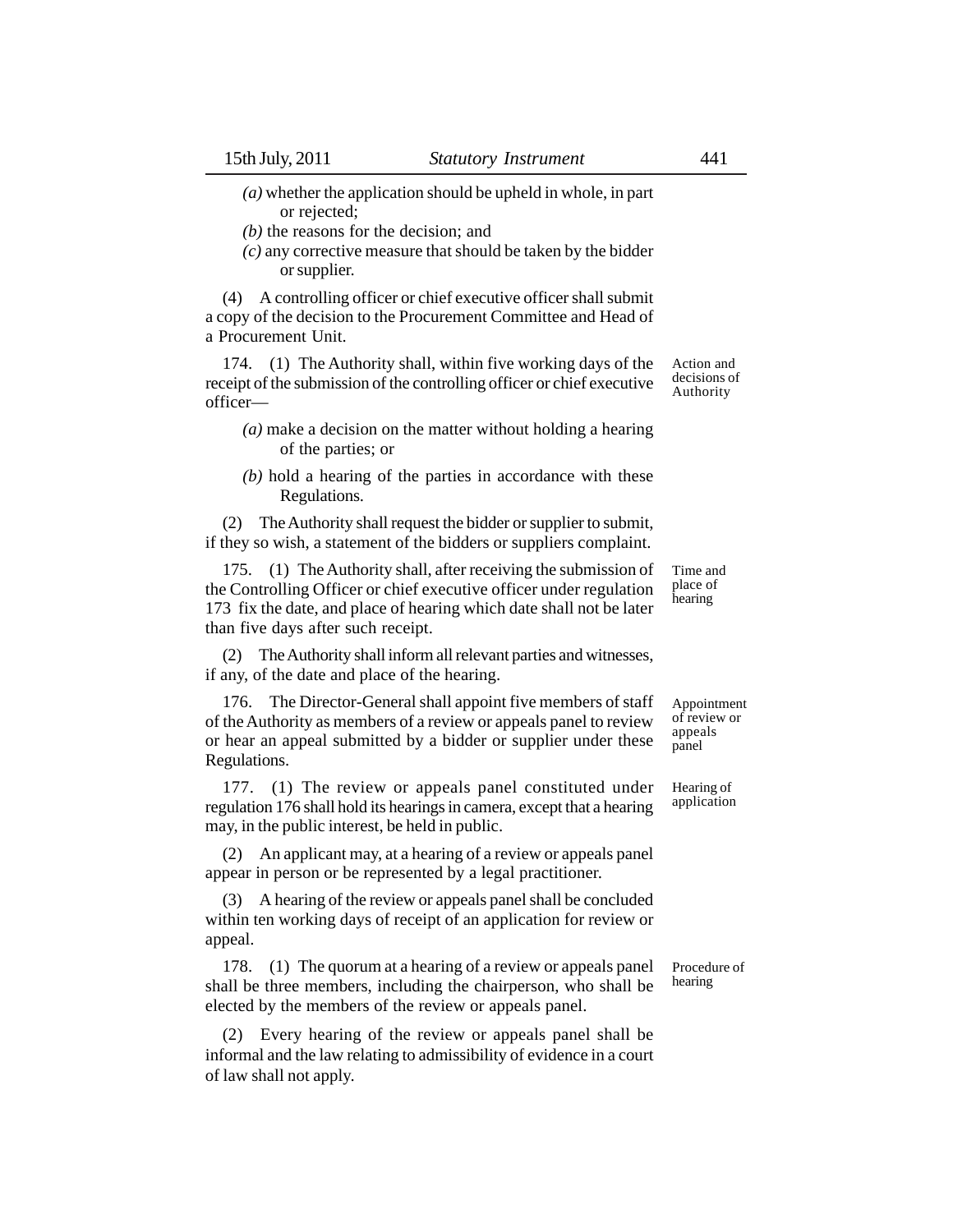*(a)* whether the application should be upheld in whole, in part or rejected;

*(b)* the reasons for the decision; and

*(c)* any corrective measure that should be taken by the bidder or supplier.

(4) A controlling officer or chief executive officer shall submit a copy of the decision to the Procurement Committee and Head of a Procurement Unit.

Action and decisions of Authority

174. (1) The Authority shall, within five working days of the receipt of the submission of the controlling officer or chief executive officer—

*(a)* make a decision on the matter without holding a hearing of the parties; or

*(b)* hold a hearing of the parties in accordance with these Regulations.

(2) The Authority shall request the bidder or supplier to submit, if they so wish, a statement of the bidders or suppliers complaint.

Time and place of hearing

175. (1) The Authority shall, after receiving the submission of the Controlling Officer or chief executive officer under regulation 173 fix the date, and place of hearing which date shall not be later than five days after such receipt.

(2) The Authority shall inform all relevant parties and witnesses, if any, of the date and place of the hearing.

Appointment of review or appeals panel

176. The Director-General shall appoint five members of staff of the Authority as members of a review or appeals panel to review or hear an appeal submitted by a bidder or supplier under these Regulations.

Hearing of application

177. (1) The review or appeals panel constituted under regulation 176 shall hold its hearings in camera, except that a hearing may, in the public interest, be held in public.

(2) An applicant may, at a hearing of a review or appeals panel appear in person or be represented by a legal practitioner.

(3) A hearing of the review or appeals panel shall be concluded within ten working days of receipt of an application for review or appeal.

Procedure of hearing

178. (1) The quorum at a hearing of a review or appeals panel shall be three members, including the chairperson, who shall be elected by the members of the review or appeals panel.

(2) Every hearing of the review or appeals panel shall be informal and the law relating to admissibility of evidence in a court of law shall not apply.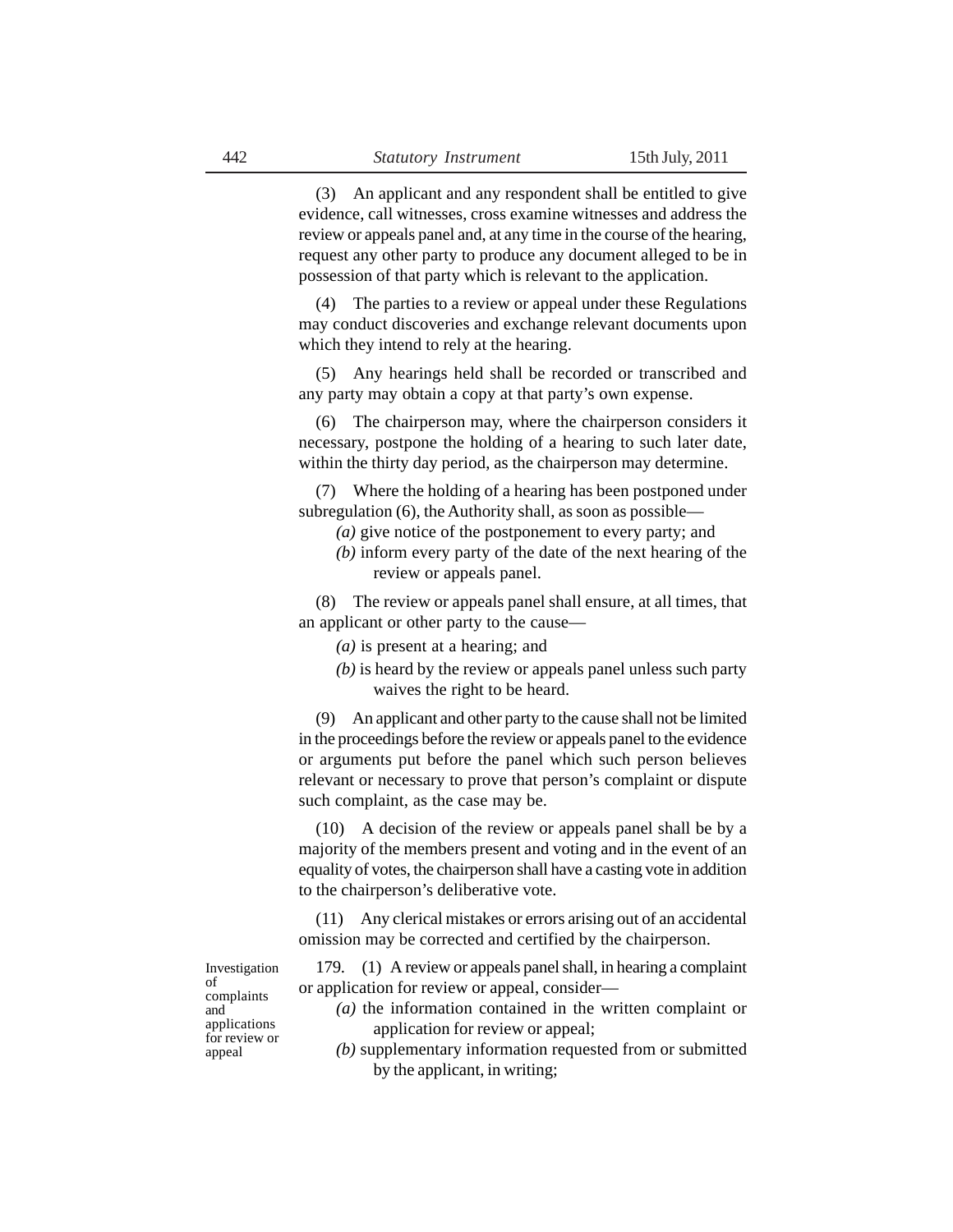(3) An applicant and any respondent shall be entitled to give evidence, call witnesses, cross examine witnesses and address the review or appeals panel and, at any time in the course of the hearing, request any other party to produce any document alleged to be in possession of that party which is relevant to the application.

(4) The parties to a review or appeal under these Regulations may conduct discoveries and exchange relevant documents upon which they intend to rely at the hearing.

(5) Any hearings held shall be recorded or transcribed and any party may obtain a copy at that party's own expense.

(6) The chairperson may, where the chairperson considers it necessary, postpone the holding of a hearing to such later date, within the thirty day period, as the chairperson may determine.

(7) Where the holding of a hearing has been postponed under subregulation (6), the Authority shall, as soon as possible—

*(a)* give notice of the postponement to every party; and

*(b)* inform every party of the date of the next hearing of the review or appeals panel.

(8) The review or appeals panel shall ensure, at all times, that an applicant or other party to the cause—

*(a)* is present at a hearing; and

*(b)* is heard by the review or appeals panel unless such party waives the right to be heard.

(9) An applicant and other party to the cause shall not be limited in the proceedings before the review or appeals panel to the evidence or arguments put before the panel which such person believes relevant or necessary to prove that person's complaint or dispute such complaint, as the case may be.

(10) A decision of the review or appeals panel shall be by a majority of the members present and voting and in the event of an equality of votes, the chairperson shall have a casting vote in addition to the chairperson's deliberative vote.

(11) Any clerical mistakes or errors arising out of an accidental omission may be corrected and certified by the chairperson.

Investigation of complaints and applications for review or appeal

179. (1) A review or appeals panel shall, in hearing a complaint or application for review or appeal, consider—

*(a)* the information contained in the written complaint or application for review or appeal;

*(b)* supplementary information requested from or submitted by the applicant, in writing;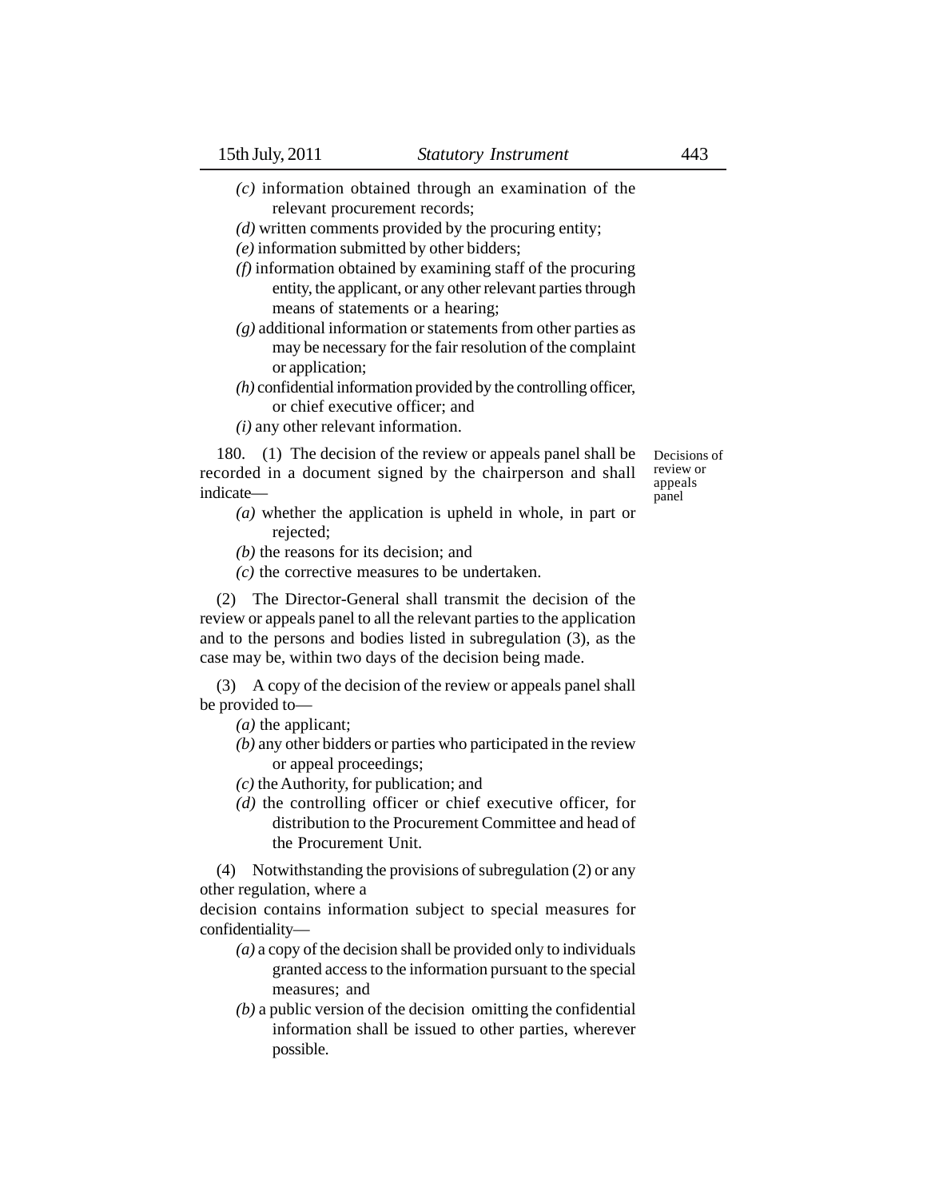*(c)* information obtained through an examination of the relevant procurement records;

*(d)* written comments provided by the procuring entity;

*(e)* information submitted by other bidders;

*(f)* information obtained by examining staff of the procuring entity, the applicant, or any other relevant parties through means of statements or a hearing;

*(g)* additional information or statements from other parties as may be necessary for the fair resolution of the complaint or application;

*(h)* confidential information provided by the controlling officer, or chief executive officer; and

*(i)* any other relevant information.

Decisions of review or appeals panel

180. (1) The decision of the review or appeals panel shall be recorded in a document signed by the chairperson and shall indicate—

*(a)* whether the application is upheld in whole, in part or rejected;

*(b)* the reasons for its decision; and

*(c)* the corrective measures to be undertaken.

(2) The Director-General shall transmit the decision of the review or appeals panel to all the relevant parties to the application and to the persons and bodies listed in subregulation (3), as the case may be, within two days of the decision being made.

(3) A copy of the decision of the review or appeals panel shall be provided to—

*(a)* the applicant;

*(b)* any other bidders or parties who participated in the review or appeal proceedings;

*(c)* the Authority, for publication; and

*(d)* the controlling officer or chief executive officer, for distribution to the Procurement Committee and head of the Procurement Unit.

(4) Notwithstanding the provisions of subregulation (2) or any other regulation, where a decision contains information subject to special measures for confidentiality—

*(a)* a copy of the decision shall be provided only to individuals granted access to the information pursuant to the special measures; and

*(b)* a public version of the decision omitting the confidential information shall be issued to other parties, wherever possible.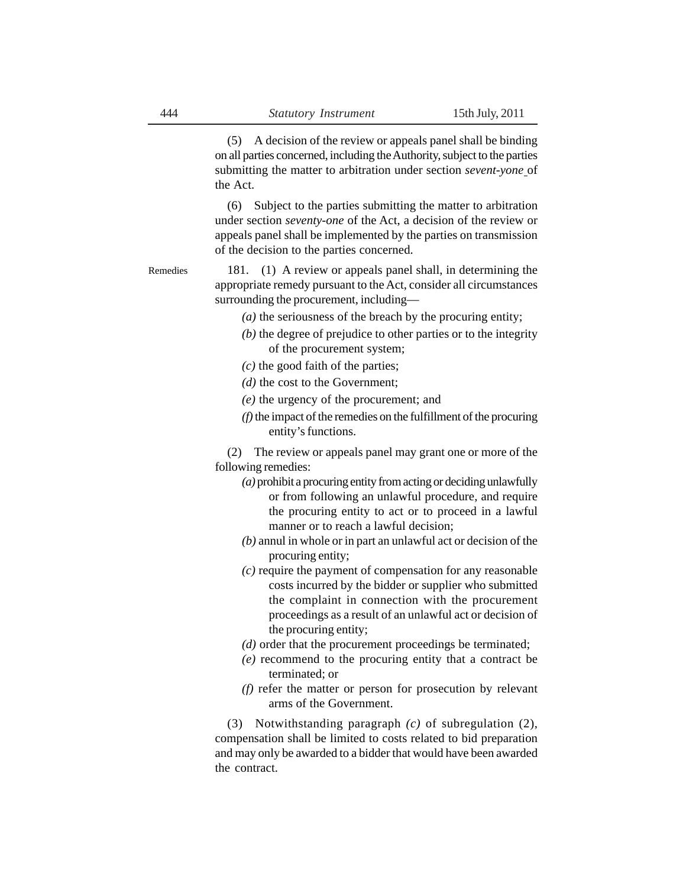(5) A decision of the review or appeals panel shall be binding on all parties concerned, including the Authority, subject to the parties submitting the matter to arbitration under section *sevent-yone* of the Act.

(6) Subject to the parties submitting the matter to arbitration under section *seventy-one* of the Act, a decision of the review or appeals panel shall be implemented by the parties on transmission of the decision to the parties concerned.

Remedies

181. (1) A review or appeals panel shall, in determining the appropriate remedy pursuant to the Act, consider all circumstances surrounding the procurement, including—

*(a)* the seriousness of the breach by the procuring entity;

*(b)* the degree of prejudice to other parties or to the integrity of the procurement system;

*(c)* the good faith of the parties;

*(d)* the cost to the Government;

*(e)* the urgency of the procurement; and

*(f)* the impact of the remedies on the fulfillment of the procuring entity's functions.

(2) The review or appeals panel may grant one or more of the following remedies:

*(a)* prohibit a procuring entity from acting or deciding unlawfully or from following an unlawful procedure, and require the procuring entity to act or to proceed in a lawful manner or to reach a lawful decision;

*(b)* annul in whole or in part an unlawful act or decision of the procuring entity;

*(c)* require the payment of compensation for any reasonable costs incurred by the bidder or supplier who submitted the complaint in connection with the procurement proceedings as a result of an unlawful act or decision of the procuring entity;

*(d)* order that the procurement proceedings be terminated;

*(e)* recommend to the procuring entity that a contract be terminated; or

*(f)* refer the matter or person for prosecution by relevant arms of the Government.

(3) Notwithstanding paragraph *(c)* of subregulation (2), compensation shall be limited to costs related to bid preparation and may only be awarded to a bidder that would have been awarded the contract.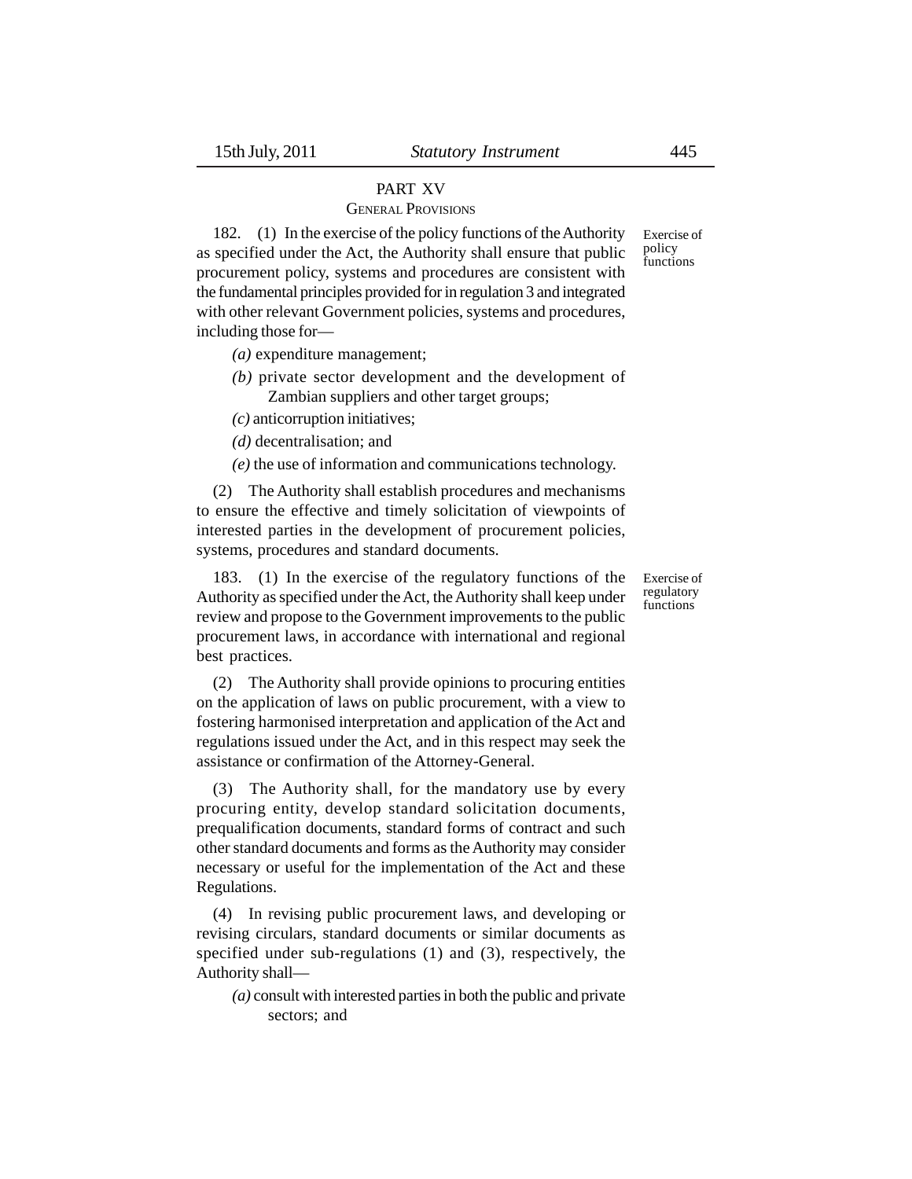## PART XV
### GENERAL PROVISIONS

Exercise of policy functions

182. (1) In the exercise of the policy functions of the Authority as specified under the Act, the Authority shall ensure that public procurement policy, systems and procedures are consistent with the fundamental principles provided for in regulation 3 and integrated with other relevant Government policies, systems and procedures, including those for—

*(a)* expenditure management;

*(b)* private sector development and the development of Zambian suppliers and other target groups;

*(c)* anticorruption initiatives;

*(d)* decentralisation; and

*(e)* the use of information and communications technology.

(2) The Authority shall establish procedures and mechanisms to ensure the effective and timely solicitation of viewpoints of interested parties in the development of procurement policies, systems, procedures and standard documents.

Exercise of regulatory functions

183. (1) In the exercise of the regulatory functions of the Authority as specified under the Act, the Authority shall keep under review and propose to the Government improvements to the public procurement laws, in accordance with international and regional best practices.

(2) The Authority shall provide opinions to procuring entities on the application of laws on public procurement, with a view to fostering harmonised interpretation and application of the Act and regulations issued under the Act, and in this respect may seek the assistance or confirmation of the Attorney-General.

(3) The Authority shall, for the mandatory use by every procuring entity, develop standard solicitation documents, prequalification documents, standard forms of contract and such other standard documents and forms as the Authority may consider necessary or useful for the implementation of the Act and these Regulations.

(4) In revising public procurement laws, and developing or revising circulars, standard documents or similar documents as specified under sub-regulations (1) and (3), respectively, the Authority shall—

*(a)* consult with interested parties in both the public and private sectors; and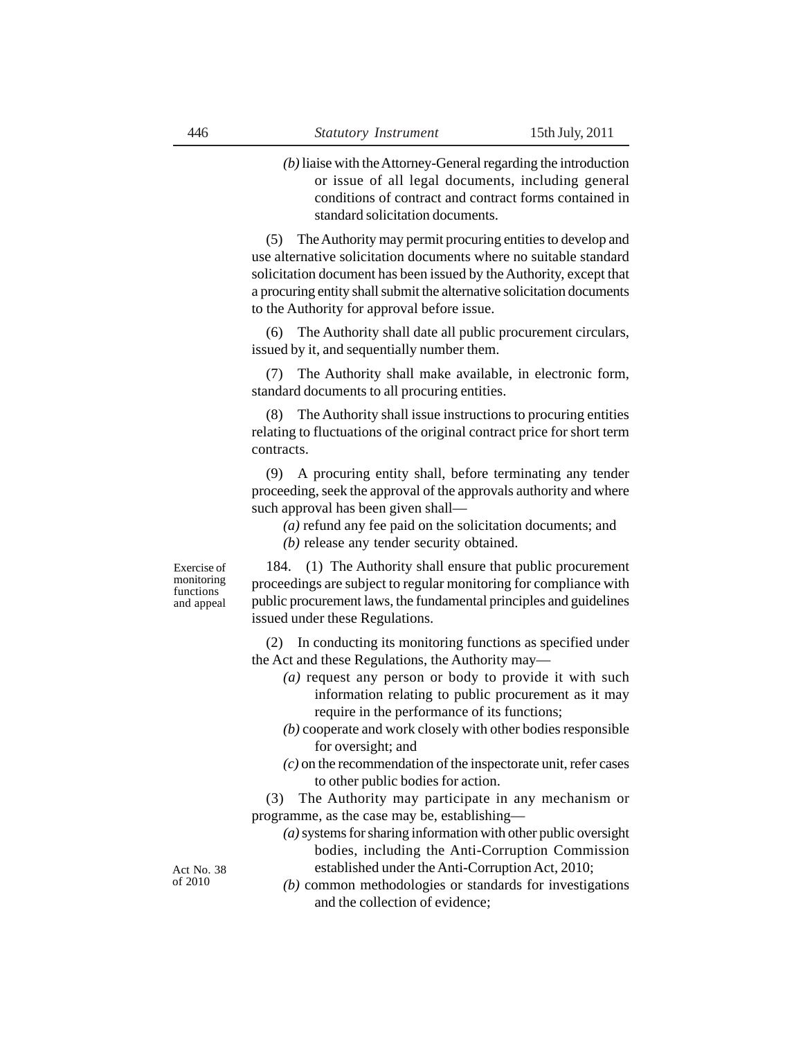*(b)* liaise with the Attorney-General regarding the introduction or issue of all legal documents, including general conditions of contract and contract forms contained in standard solicitation documents.

(5) The Authority may permit procuring entities to develop and use alternative solicitation documents where no suitable standard solicitation document has been issued by the Authority, except that a procuring entity shall submit the alternative solicitation documents to the Authority for approval before issue.

(6) The Authority shall date all public procurement circulars, issued by it, and sequentially number them.

(7) The Authority shall make available, in electronic form, standard documents to all procuring entities.

(8) The Authority shall issue instructions to procuring entities relating to fluctuations of the original contract price for short term contracts.

(9) A procuring entity shall, before terminating any tender proceeding, seek the approval of the approvals authority and where such approval has been given shall—

*(a)* refund any fee paid on the solicitation documents; and

*(b)* release any tender security obtained.

Exercise of monitoring functions and appeal

184. (1) The Authority shall ensure that public procurement proceedings are subject to regular monitoring for compliance with public procurement laws, the fundamental principles and guidelines issued under these Regulations.

(2) In conducting its monitoring functions as specified under the Act and these Regulations, the Authority may—

*(a)* request any person or body to provide it with such information relating to public procurement as it may require in the performance of its functions;

*(b)* cooperate and work closely with other bodies responsible for oversight; and

*(c)* on the recommendation of the inspectorate unit, refer cases to other public bodies for action.

(3) The Authority may participate in any mechanism or programme, as the case may be, establishing—

*(a)* systems for sharing information with other public oversight bodies, including the Anti-Corruption Commission established under the Anti-Corruption Act, 2010;

Act No. 38 of 2010

*(b)* common methodologies or standards for investigations and the collection of evidence;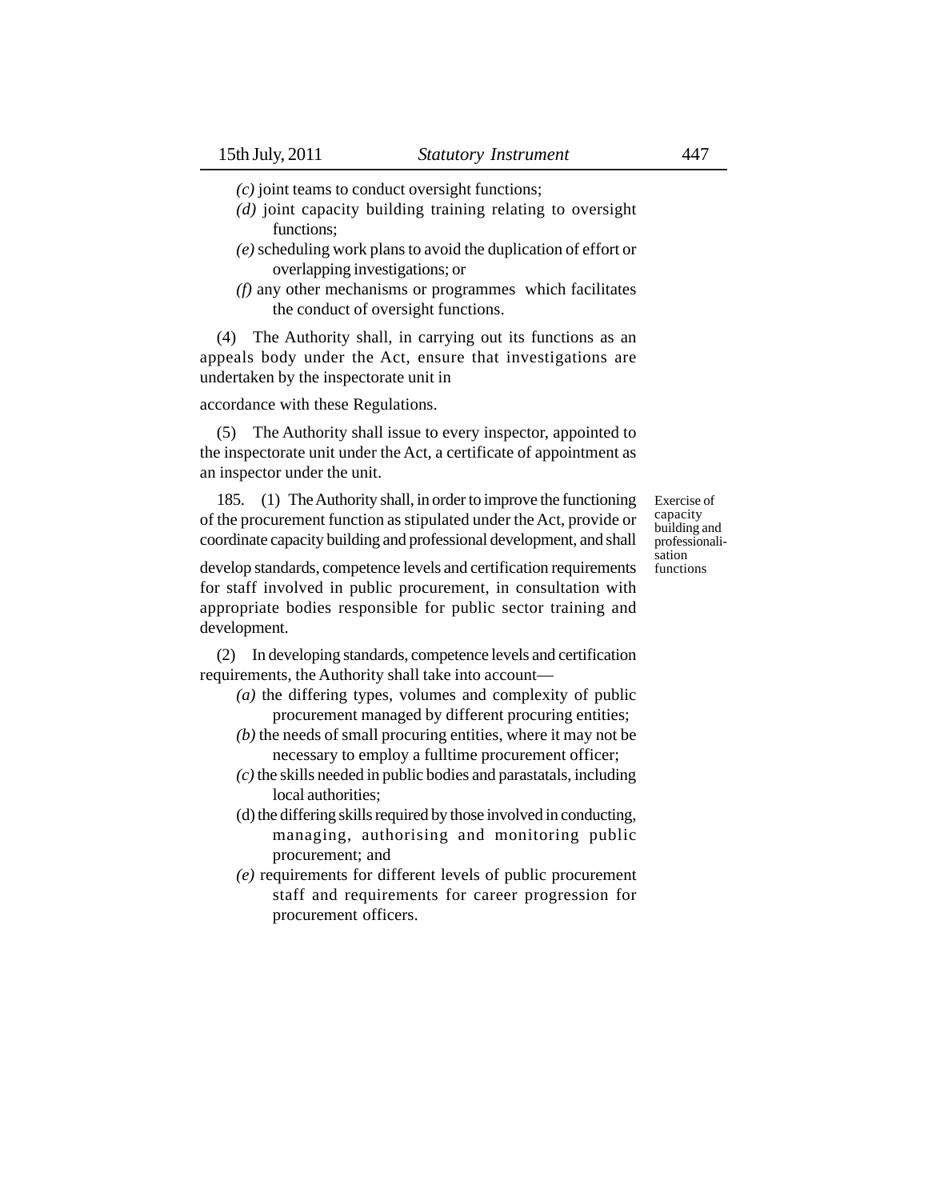*(c)* joint teams to conduct oversight functions;

*(d)* joint capacity building training relating to oversight functions;

*(e)* scheduling work plans to avoid the duplication of effort or overlapping investigations; or

*(f)* any other mechanisms or programmes which facilitates the conduct of oversight functions.

(4) The Authority shall, in carrying out its functions as an appeals body under the Act, ensure that investigations are undertaken by the inspectorate unit in

accordance with these Regulations.

(5) The Authority shall issue to every inspector, appointed to the inspectorate unit under the Act, a certificate of appointment as an inspector under the unit.

Exercise of capacity building and professionalisation functions

185. (1) The Authority shall, in order to improve the functioning of the procurement function as stipulated under the Act, provide or coordinate capacity building and professional development, and shall

develop standards, competence levels and certification requirements for staff involved in public procurement, in consultation with appropriate bodies responsible for public sector training and development.

(2) In developing standards, competence levels and certification requirements, the Authority shall take into account—

*(a)* the differing types, volumes and complexity of public procurement managed by different procuring entities;

*(b)* the needs of small procuring entities, where it may not be necessary to employ a fulltime procurement officer;

*(c)* the skills needed in public bodies and parastatals, including local authorities;

(d) the differing skills required by those involved in conducting, managing, authorising and monitoring public procurement; and

*(e)* requirements for different levels of public procurement staff and requirements for career progression for procurement officers.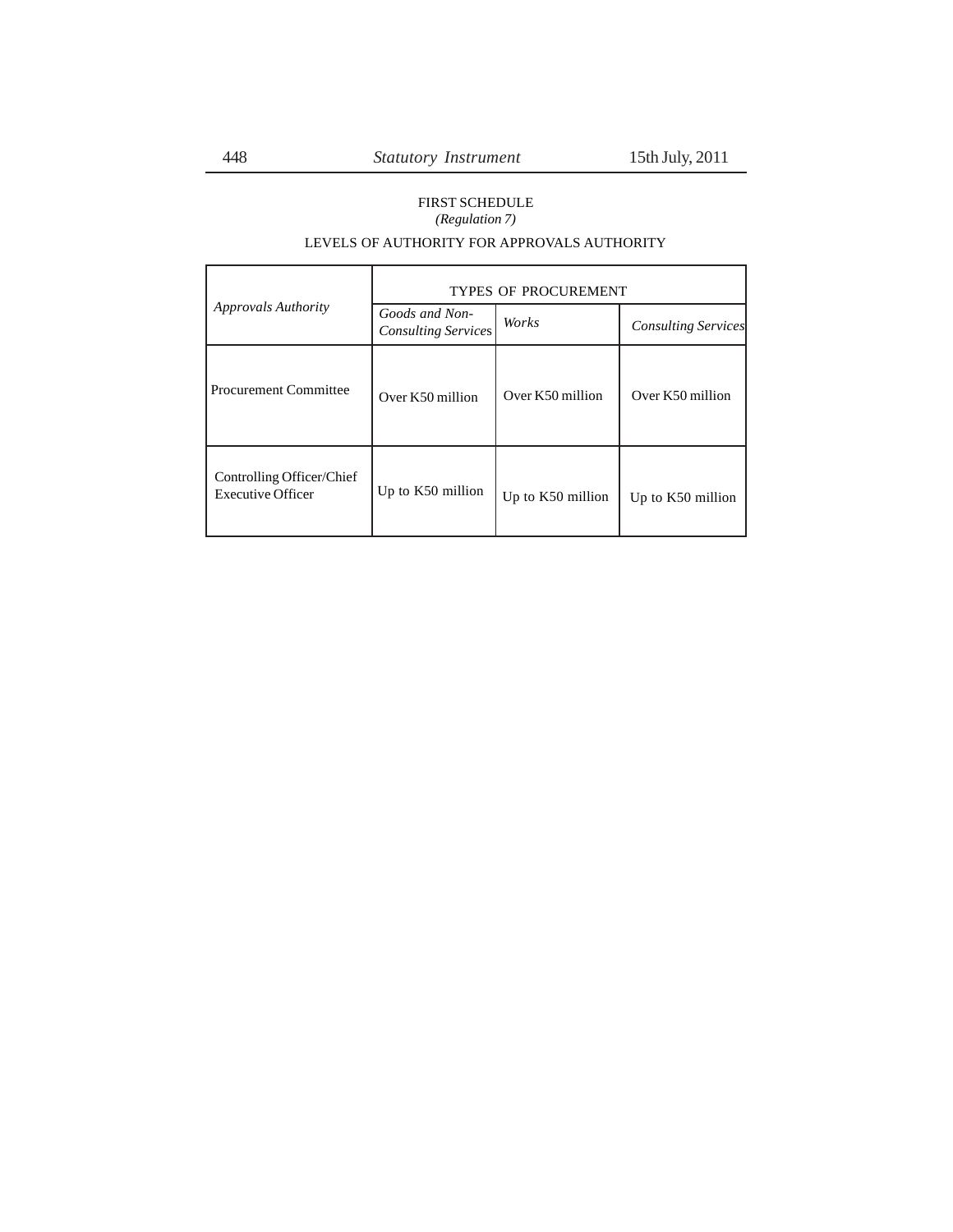FIRST SCHEDULE

*(Regulation 7)*

LEVELS OF AUTHORITY FOR APPROVALS AUTHORITY

| *Approvals Authority* | TYPES OF PROCUREMENT | | |
|---|---|---|---|
| | *Goods and Non-Consulting Services* | *Works* | *Consulting Services* |
| Procurement Committee | Over K50 million | Over K50 million | Over K50 million |
| Controlling Officer/Chief Executive Officer | Up to K50 million | Up to K50 million | Up to K50 million |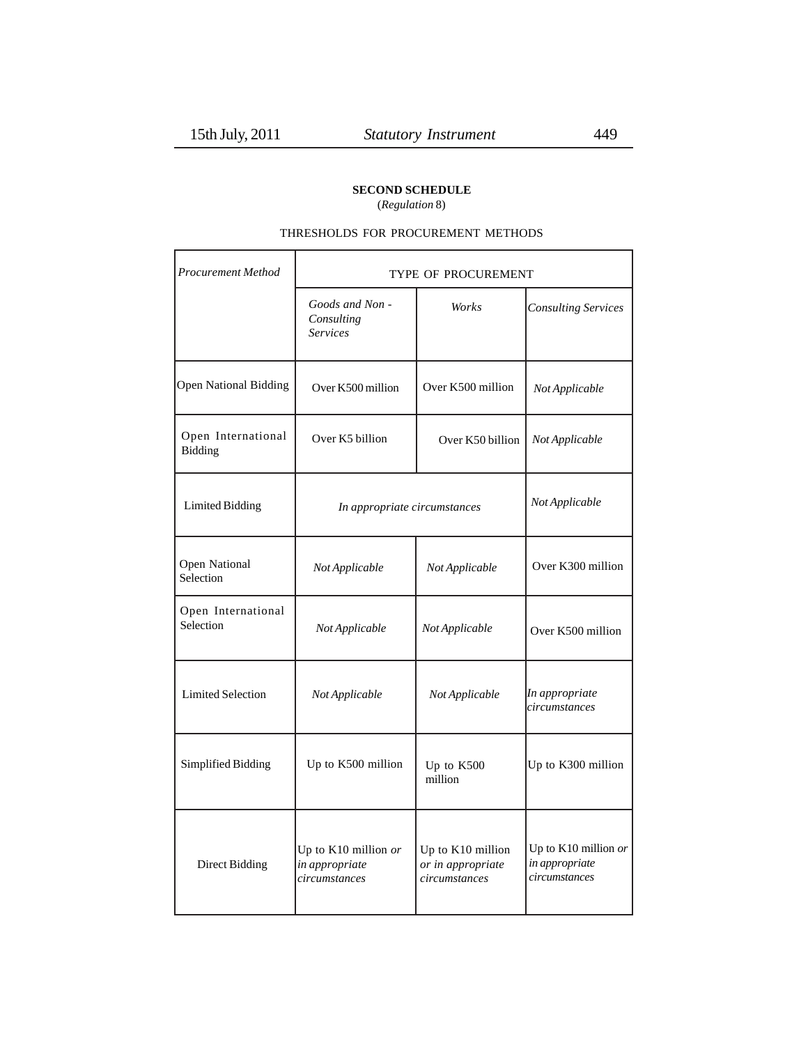**SECOND SCHEDULE**
(*Regulation* 8)

THRESHOLDS FOR PROCUREMENT METHODS

| *Procurement Method* | TYPE OF PROCUREMENT | | |
|---|---|---|---|
| | *Goods and Non - Consulting Services* | *Works* | *Consulting Services* |
| Open National Bidding | Over K500 million | Over K500 million | *Not Applicable* |
| Open International Bidding | Over K5 billion | Over K50 billion | *Not Applicable* |
| Limited Bidding | *In appropriate circumstances* | | *Not Applicable* |
| Open National Selection | *Not Applicable* | *Not Applicable* | Over K300 million |
| Open International Selection | *Not Applicable* | *Not Applicable* | Over K500 million |
| Limited Selection | *Not Applicable* | *Not Applicable* | *In appropriate circumstances* |
| Simplified Bidding | Up to K500 million | Up to K500 million | Up to K300 million |
| Direct Bidding | Up to K10 million *or in appropriate circumstances* | Up to K10 million *or in appropriate circumstances* | Up to K10 million *or in appropriate circumstances* |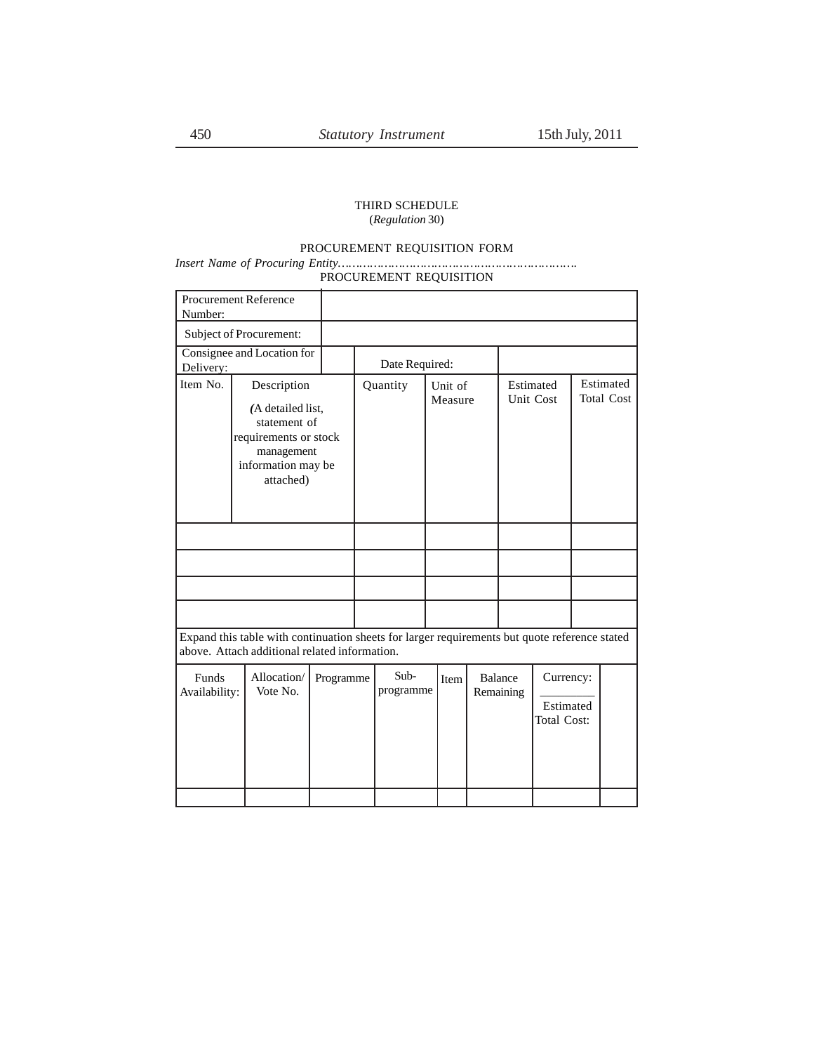THIRD SCHEDULE
(*Regulation* 30)

PROCUREMENT REQUISITION FORM

*Insert Name of Procuring Entity………………………………………………………….*

PROCUREMENT REQUISITION

| Procurement Reference Number: | | | | | |
|---|---|---|---|---|---|
| Subject of Procurement: | | | | | |
| Consignee and Location for Delivery: | | Date Required: | | | |
| Item No. | Description (A detailed list, statement of requirements or stock management information may be attached) | Quantity | Unit of Measure | Estimated Unit Cost | Estimated Total Cost |
| | | | | | |
| | | | | | |
| | | | | | |
| | | | | | |

Expand this table with continuation sheets for larger requirements but quote reference stated above. Attach additional related information.

| Funds Availability: | Allocation/ Vote No. | Programme | Sub-programme | Item | Balance Remaining | Currency: ________ Estimated Total Cost: | |
|---|---|---|---|---|---|---|---|
| | | | | | | | |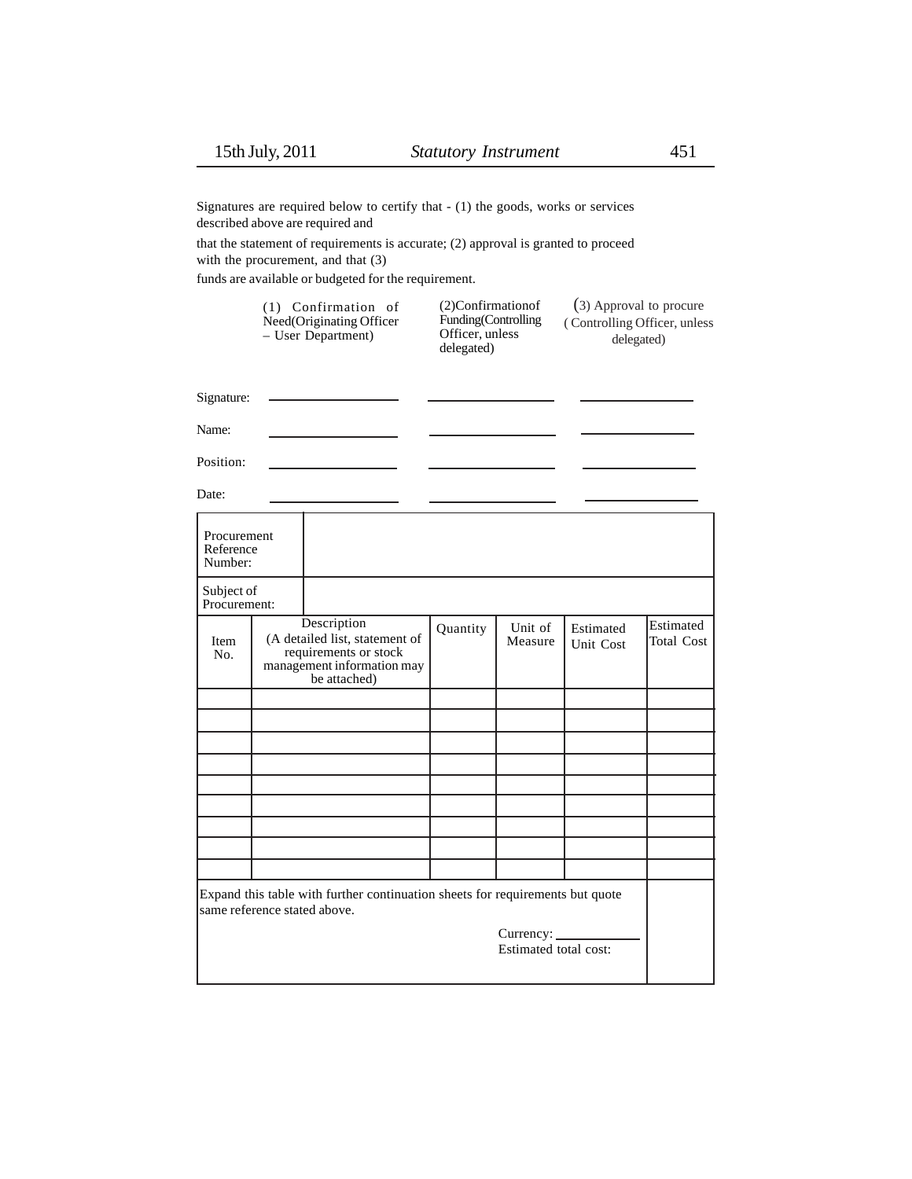Signatures are required below to certify that - (1) the goods, works or services described above are required and

that the statement of requirements is accurate; (2) approval is granted to proceed with the procurement, and that (3)

funds are available or budgeted for the requirement.

| | (1) Confirmation of Need(Originating Officer – User Department) | (2)Confirmationof Funding(Controlling Officer, unless delegated) | (3) Approval to procure ( Controlling Officer, unless delegated) |
|---|---|---|---|
| Signature: | | | |
| Name: | | | |
| Position: | | | |
| Date: | | | |

| Procurement Reference Number: | | | | | |
|---|---|---|---|---|---|
| Subject of Procurement: | | | | | |
| Item No. | Description (A detailed list, statement of requirements or stock management information may be attached) | Quantity | Unit of Measure | Estimated Unit Cost | Estimated Total Cost |
| | | | | | |
| | | | | | |
| | | | | | |
| | | | | | |
| | | | | | |
| | | | | | |
| | | | | | |
| | | | | | |
| | | | | | |
| Expand this table with further continuation sheets for requirements but quote same reference stated above. Currency: ________ Estimated total cost: | | | | | |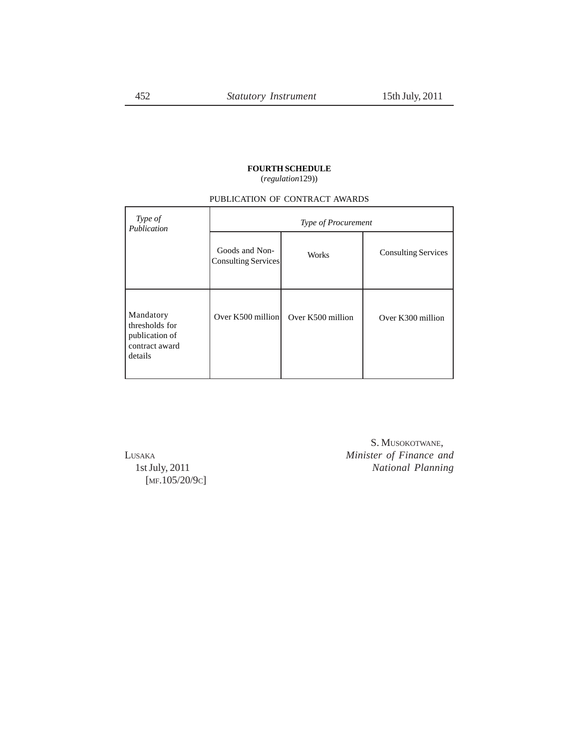## FOURTH SCHEDULE

(*regulation*129))

PUBLICATION OF CONTRACT AWARDS

| *Type of Publication* | *Type of Procurement* | | |
|---|---|---|---|
| | Goods and Non-Consulting Services | Works | Consulting Services |
| Mandatory thresholds for publication of contract award details | Over K500 million | Over K500 million | Over K300 million |

S. MUSOKOTWANE,
*Minister of Finance and National Planning*

LUSAKA
1st July, 2011
[MF.105/20/9C]